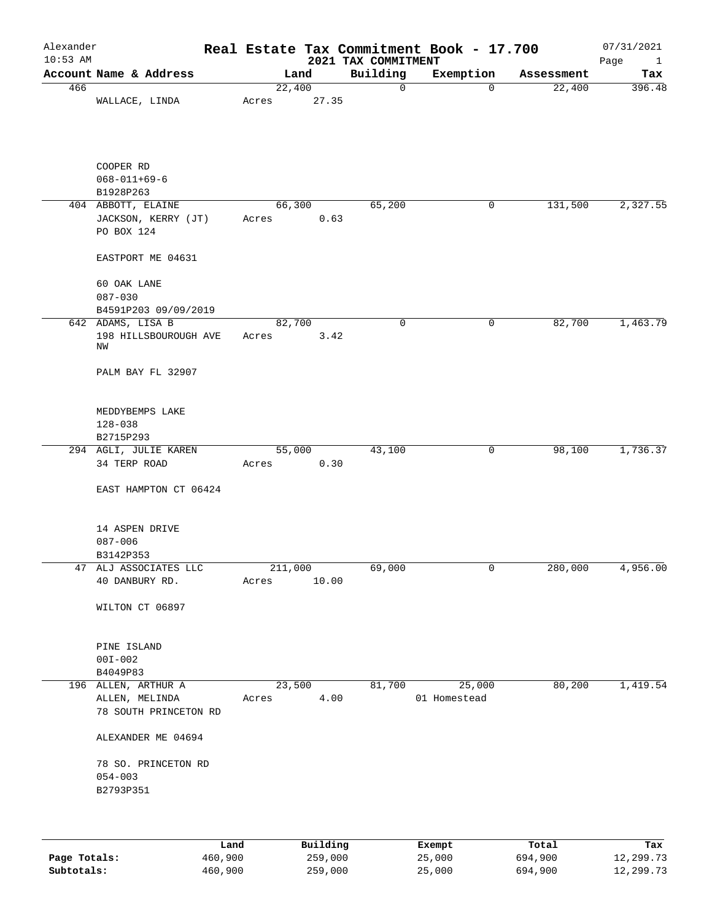# Real Estate Tax Commitment Book - 17.700

## 2021 TAX COMMITMENT

Alexander
10:53 AM

07/31/2021

| Account | Name & Address | Land | Building | Exemption | Assessment | Tax |
|---|---|---|---|---|---|---|
| 466 | WALLACE, LINDA<br>COOPER RD<br>068-011+69-6<br>B1928P263 | 22,400<br>Acres 27.35 | 0 | 0 | 22,400 | 396.48 |
| 404 | ABBOTT, ELAINE<br>JACKSON, KERRY (JT)<br>PO BOX 124<br>EASTPORT ME 04631<br>60 OAK LANE<br>087-030<br>B4591P203 09/09/2019 | 66,300<br>Acres 0.63 | 65,200 | 0 | 131,500 | 2,327.55 |
| 642 | ADAMS, LISA B<br>198 HILLSBOUROUGH AVE NW<br>PALM BAY FL 32907<br>MEDDYBEMPS LAKE<br>128-038<br>B2715P293 | 82,700<br>Acres 3.42 | 0 | 0 | 82,700 | 1,463.79 |
| 294 | AGLI, JULIE KAREN<br>34 TERP ROAD<br>EAST HAMPTON CT 06424<br>14 ASPEN DRIVE<br>087-006<br>B3142P353 | 55,000<br>Acres 0.30 | 43,100 | 0 | 98,100 | 1,736.37 |
| 47 | ALJ ASSOCIATES LLC<br>40 DANBURY RD.<br>WILTON CT 06897<br>PINE ISLAND<br>00I-002<br>B4049P83 | 211,000<br>Acres 10.00 | 69,000 | 0 | 280,000 | 4,956.00 |
| 196 | ALLEN, ARTHUR A<br>ALLEN, MELINDA<br>78 SOUTH PRINCETON RD<br>ALEXANDER ME 04694<br>78 SO. PRINCETON RD<br>054-003<br>B2793P351 | 23,500<br>Acres 4.00 | 81,700 | 25,000<br>01 Homestead | 80,200 | 1,419.54 |

| | Land | Building | Exempt | Total | Tax |
|---|---|---|---|---|---|
| Page Totals: | 460,900 | 259,000 | 25,000 | 694,900 | 12,299.73 |
| Subtotals: | 460,900 | 259,000 | 25,000 | 694,900 | 12,299.73 |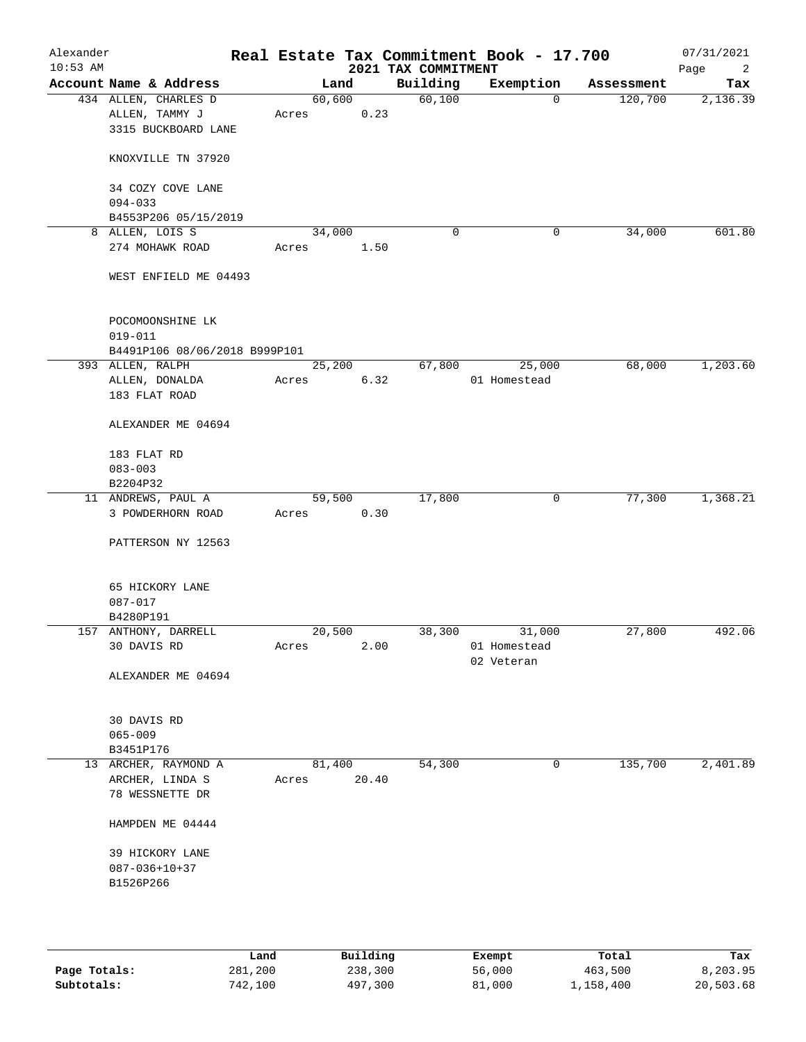Alexander 10:53 AM

# Real Estate Tax Commitment Book - 17.700

## 2021 TAX COMMITMENT

07/31/2021

| Account Name & Address | Land | Building | Exemption | Assessment | Tax |
|---|---|---|---|---|---|
| 434 ALLEN, CHARLES D<br>ALLEN, TAMMY J<br>3315 BUCKBOARD LANE<br><br>KNOXVILLE TN 37920<br><br>34 COZY COVE LANE<br>094-033<br>B4553P206 05/15/2019 | 60,600<br>Acres 0.23 | 60,100 | 0 | 120,700 | 2,136.39 |
| 8 ALLEN, LOIS S<br>274 MOHAWK ROAD<br><br>WEST ENFIELD ME 04493<br><br>POCOMOONSHINE LK<br>019-011<br>B4491P106 08/06/2018 B999P101 | 34,000<br>Acres 1.50 | 0 | 0 | 34,000 | 601.80 |
| 393 ALLEN, RALPH<br>ALLEN, DONALDA<br>183 FLAT ROAD<br><br>ALEXANDER ME 04694<br><br>183 FLAT RD<br>083-003<br>B2204P32 | 25,200<br>Acres 6.32 | 67,800 | 25,000<br>01 Homestead | 68,000 | 1,203.60 |
| 11 ANDREWS, PAUL A<br>3 POWDERHORN ROAD<br><br>PATTERSON NY 12563<br><br>65 HICKORY LANE<br>087-017<br>B4280P191 | 59,500<br>Acres 0.30 | 17,800 | 0 | 77,300 | 1,368.21 |
| 157 ANTHONY, DARRELL<br>30 DAVIS RD<br><br>ALEXANDER ME 04694<br><br>30 DAVIS RD<br>065-009<br>B3451P176 | 20,500<br>Acres 2.00 | 38,300 | 31,000<br>01 Homestead<br>02 Veteran | 27,800 | 492.06 |
| 13 ARCHER, RAYMOND A<br>ARCHER, LINDA S<br>78 WESSNETTE DR<br><br>HAMPDEN ME 04444<br><br>39 HICKORY LANE<br>087-036+10+37<br>B1526P266 | 81,400<br>Acres 20.40 | 54,300 | 0 | 135,700 | 2,401.89 |

| | Land | Building | Exempt | Total | Tax |
|---|---|---|---|---|---|
| **Page Totals:** | 281,200 | 238,300 | 56,000 | 463,500 | 8,203.95 |
| **Subtotals:** | 742,100 | 497,300 | 81,000 | 1,158,400 | 20,503.68 |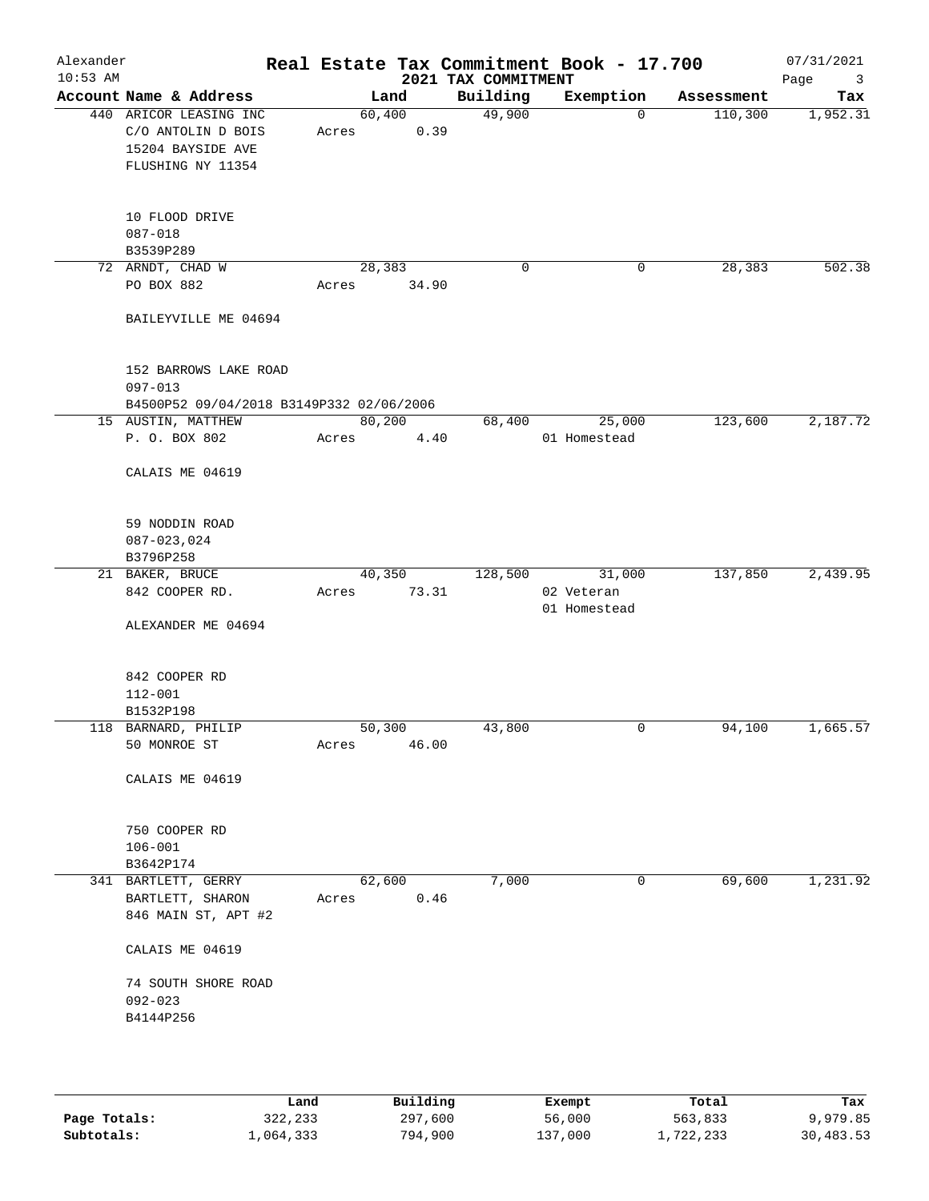Alexander 10:53 AM

# Real Estate Tax Commitment Book - 17.700

## 2021 TAX COMMITMENT

07/31/2021

| Account Name & Address | Land | Building | Exemption | Assessment | Tax |
|---|---|---|---|---|---|
| 440 ARICOR LEASING INC<br>C/O ANTOLIN D BOIS<br>15204 BAYSIDE AVE<br>FLUSHING NY 11354<br><br>10 FLOOD DRIVE<br>087-018<br>B3539P289 | 60,400<br>Acres 0.39 | 49,900 | 0 | 110,300 | 1,952.31 |
| 72 ARNDT, CHAD W<br>PO BOX 882<br><br>BAILEYVILLE ME 04694<br><br>152 BARROWS LAKE ROAD<br>097-013<br>B4500P52 09/04/2018 B3149P332 02/06/2006 | 28,383<br>Acres 34.90 | 0 | 0 | 28,383 | 502.38 |
| 15 AUSTIN, MATTHEW<br>P. O. BOX 802<br><br>CALAIS ME 04619<br><br>59 NODDIN ROAD<br>087-023,024<br>B3796P258 | 80,200<br>Acres 4.40 | 68,400 | 25,000<br>01 Homestead | 123,600 | 2,187.72 |
| 21 BAKER, BRUCE<br>842 COOPER RD.<br><br>ALEXANDER ME 04694<br><br>842 COOPER RD<br>112-001<br>B1532P198 | 40,350<br>Acres 73.31 | 128,500 | 31,000<br>02 Veteran<br>01 Homestead | 137,850 | 2,439.95 |
| 118 BARNARD, PHILIP<br>50 MONROE ST<br><br>CALAIS ME 04619<br><br>750 COOPER RD<br>106-001<br>B3642P174 | 50,300<br>Acres 46.00 | 43,800 | 0 | 94,100 | 1,665.57 |
| 341 BARTLETT, GERRY<br>BARTLETT, SHARON<br>846 MAIN ST, APT #2<br><br>CALAIS ME 04619<br><br>74 SOUTH SHORE ROAD<br>092-023<br>B4144P256 | 62,600<br>Acres 0.46 | 7,000 | 0 | 69,600 | 1,231.92 |

| | Land | Building | Exempt | Total | Tax |
|---|---|---|---|---|---|
| Page Totals: | 322,233 | 297,600 | 56,000 | 563,833 | 9,979.85 |
| Subtotals: | 1,064,333 | 794,900 | 137,000 | 1,722,233 | 30,483.53 |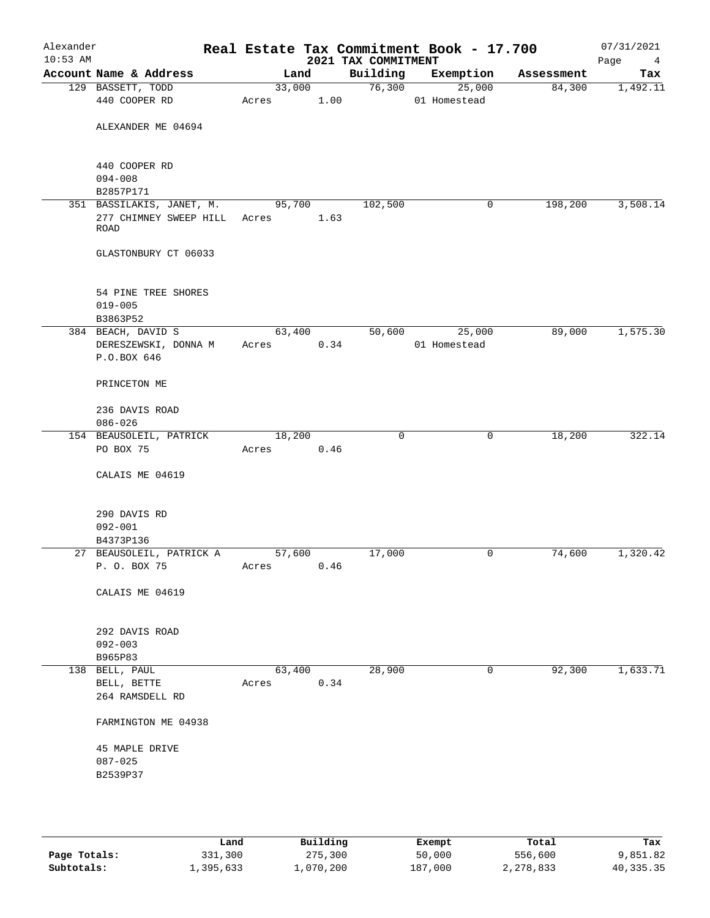# Alexander — Real Estate Tax Commitment Book - 17.700

10:53 AM — 2021 TAX COMMITMENT — 07/31/2021

| Account Name & Address | Land | Building | Exemption | Assessment | Tax |
|---|---|---|---|---|---|
| 129 BASSETT, TODD<br>440 COOPER RD<br><br>ALEXANDER ME 04694<br><br>440 COOPER RD<br>094-008<br>B2857P171 | 33,000<br>Acres 1.00 | 76,300 | 25,000<br>01 Homestead | 84,300 | 1,492.11 |
| 351 BASSILAKIS, JANET, M.<br>277 CHIMNEY SWEEP HILL ROAD<br><br>GLASTONBURY CT 06033<br><br>54 PINE TREE SHORES<br>019-005<br>B3863P52 | 95,700<br>Acres 1.63 | 102,500 | 0 | 198,200 | 3,508.14 |
| 384 BEACH, DAVID S<br>DERESZEWSKI, DONNA M<br>P.O.BOX 646<br><br>PRINCETON ME<br><br>236 DAVIS ROAD<br>086-026 | 63,400<br>Acres 0.34 | 50,600 | 25,000<br>01 Homestead | 89,000 | 1,575.30 |
| 154 BEAUSOLEIL, PATRICK<br>PO BOX 75<br><br>CALAIS ME 04619<br><br>290 DAVIS RD<br>092-001<br>B4373P136 | 18,200<br>Acres 0.46 | 0 | 0 | 18,200 | 322.14 |
| 27 BEAUSOLEIL, PATRICK A<br>P. O. BOX 75<br><br>CALAIS ME 04619<br><br>292 DAVIS ROAD<br>092-003<br>B965P83 | 57,600<br>Acres 0.46 | 17,000 | 0 | 74,600 | 1,320.42 |
| 138 BELL, PAUL<br>BELL, BETTE<br>264 RAMSDELL RD<br><br>FARMINGTON ME 04938<br><br>45 MAPLE DRIVE<br>087-025<br>B2539P37 | 63,400<br>Acres 0.34 | 28,900 | 0 | 92,300 | 1,633.71 |

| | Land | Building | Exempt | Total | Tax |
|---|---|---|---|---|---|
| **Page Totals:** | 331,300 | 275,300 | 50,000 | 556,600 | 9,851.82 |
| **Subtotals:** | 1,395,633 | 1,070,200 | 187,000 | 2,278,833 | 40,335.35 |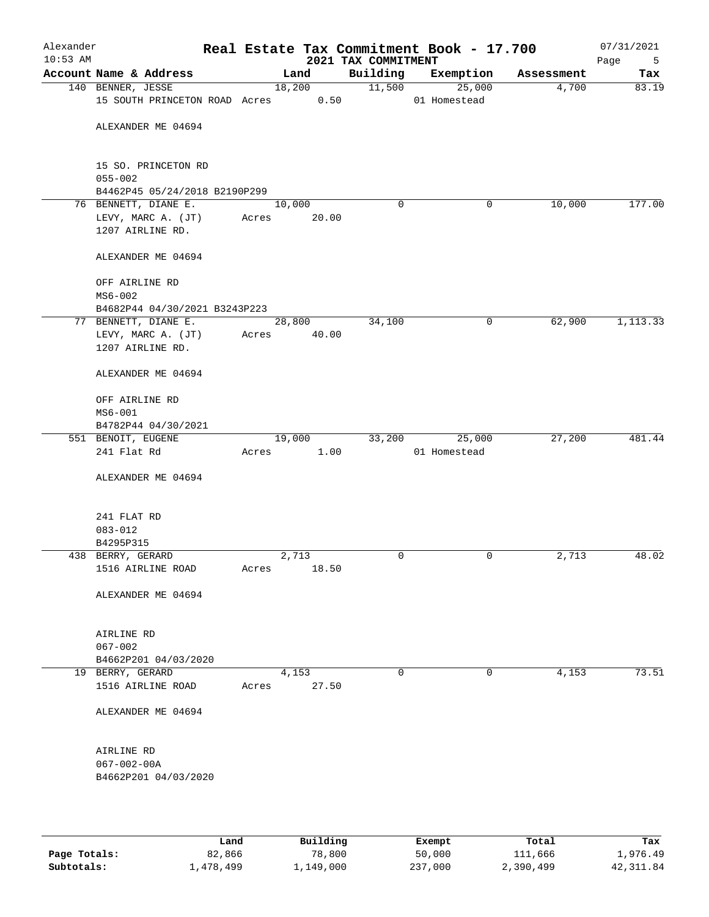# Real Estate Tax Commitment Book - 17.700

Alexander
10:53 AM

2021 TAX COMMITMENT

07/31/2021

| Account Name & Address | Land | Building | Exemption | Assessment | Tax |
|---|---|---|---|---|---|
| 140 BENNER, JESSE<br>15 SOUTH PRINCETON ROAD<br><br>ALEXANDER ME 04694<br><br>15 SO. PRINCETON RD<br>055-002<br>B4462P45 05/24/2018 B2190P299 | 18,200<br>Acres 0.50 | 11,500 | 25,000<br>01 Homestead | 4,700 | 83.19 |
| 76 BENNETT, DIANE E.<br>LEVY, MARC A. (JT)<br>1207 AIRLINE RD.<br><br>ALEXANDER ME 04694<br><br>OFF AIRLINE RD<br>MS6-002<br>B4682P44 04/30/2021 B3243P223 | 10,000<br>Acres 20.00 | 0 | 0 | 10,000 | 177.00 |
| 77 BENNETT, DIANE E.<br>LEVY, MARC A. (JT)<br>1207 AIRLINE RD.<br><br>ALEXANDER ME 04694<br><br>OFF AIRLINE RD<br>MS6-001<br>B4782P44 04/30/2021 | 28,800<br>Acres 40.00 | 34,100 | 0 | 62,900 | 1,113.33 |
| 551 BENOIT, EUGENE<br>241 Flat Rd<br><br>ALEXANDER ME 04694<br><br>241 FLAT RD<br>083-012<br>B4295P315 | 19,000<br>Acres 1.00 | 33,200 | 25,000<br>01 Homestead | 27,200 | 481.44 |
| 438 BERRY, GERARD<br>1516 AIRLINE ROAD<br><br>ALEXANDER ME 04694<br><br>AIRLINE RD<br>067-002<br>B4662P201 04/03/2020 | 2,713<br>Acres 18.50 | 0 | 0 | 2,713 | 48.02 |
| 19 BERRY, GERARD<br>1516 AIRLINE ROAD<br><br>ALEXANDER ME 04694<br><br>AIRLINE RD<br>067-002-00A<br>B4662P201 04/03/2020 | 4,153<br>Acres 27.50 | 0 | 0 | 4,153 | 73.51 |

| | Land | Building | Exempt | Total | Tax |
|---|---|---|---|---|---|
| Page Totals: | 82,866 | 78,800 | 50,000 | 111,666 | 1,976.49 |
| Subtotals: | 1,478,499 | 1,149,000 | 237,000 | 2,390,499 | 42,311.84 |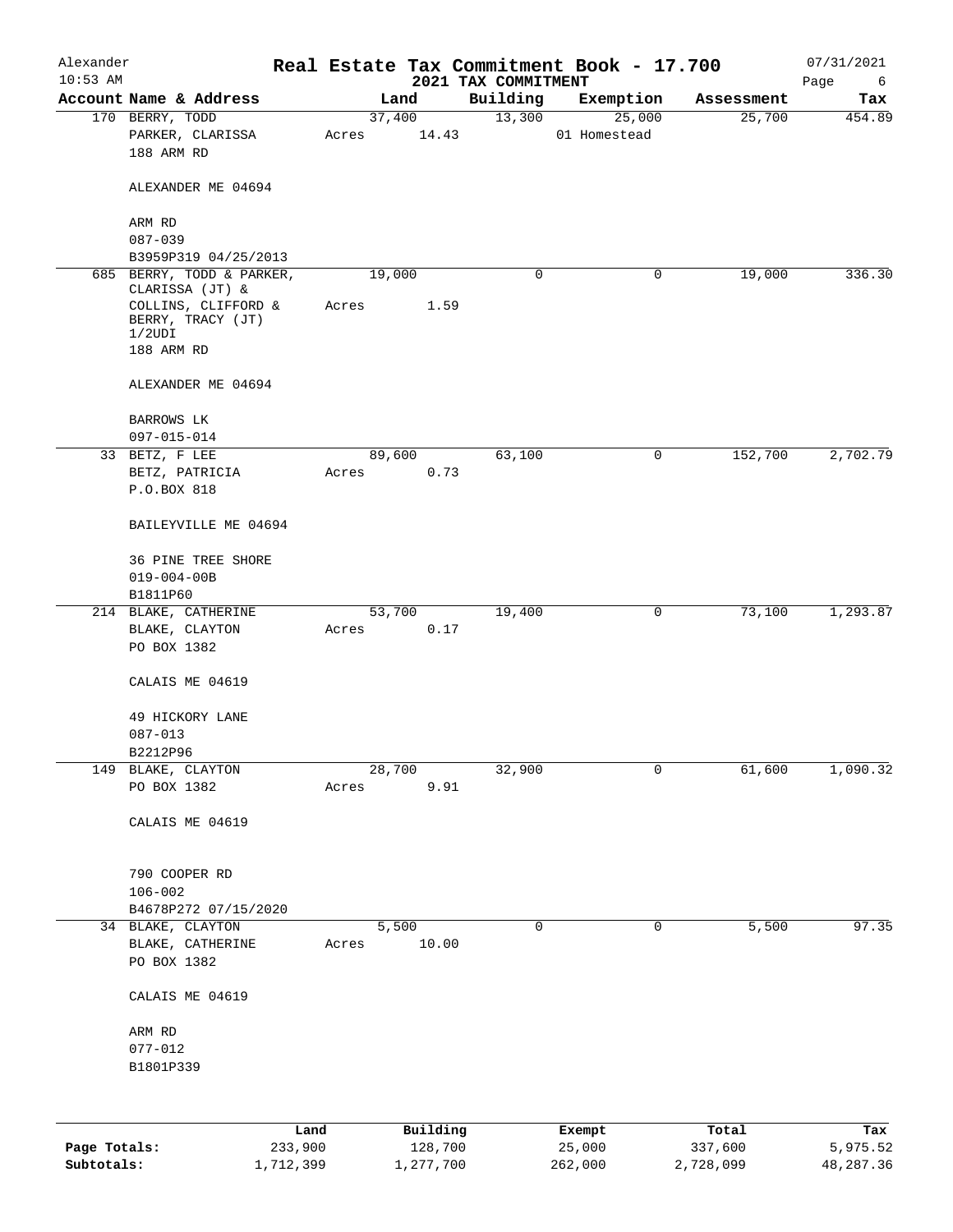Alexander
10:53 AM

# Real Estate Tax Commitment Book - 17.700

## 2021 TAX COMMITMENT

07/31/2021

| Account Name & Address | Land | Building | Exemption | Assessment | Tax |
|---|---|---|---|---|---|
| 170 BERRY, TODD<br>PARKER, CLARISSA<br>188 ARM RD<br><br>ALEXANDER ME 04694<br><br>ARM RD<br>087-039<br>B3959P319 04/25/2013 | 37,400<br>Acres 14.43 | 13,300 | 25,000<br>01 Homestead | 25,700 | 454.89 |
| 685 BERRY, TODD & PARKER, CLARISSA (JT) &<br>COLLINS, CLIFFORD & BERRY, TRACY (JT) 1/2UDI<br>188 ARM RD<br><br>ALEXANDER ME 04694<br><br>BARROWS LK<br>097-015-014 | 19,000<br>Acres 1.59 | 0 | 0 | 19,000 | 336.30 |
| 33 BETZ, F LEE<br>BETZ, PATRICIA<br>P.O.BOX 818<br><br>BAILEYVILLE ME 04694<br><br>36 PINE TREE SHORE<br>019-004-00B<br>B1811P60 | 89,600<br>Acres 0.73 | 63,100 | 0 | 152,700 | 2,702.79 |
| 214 BLAKE, CATHERINE<br>BLAKE, CLAYTON<br>PO BOX 1382<br><br>CALAIS ME 04619<br><br>49 HICKORY LANE<br>087-013<br>B2212P96 | 53,700<br>Acres 0.17 | 19,400 | 0 | 73,100 | 1,293.87 |
| 149 BLAKE, CLAYTON<br>PO BOX 1382<br><br>CALAIS ME 04619<br><br>790 COOPER RD<br>106-002<br>B4678P272 07/15/2020 | 28,700<br>Acres 9.91 | 32,900 | 0 | 61,600 | 1,090.32 |
| 34 BLAKE, CLAYTON<br>BLAKE, CATHERINE<br>PO BOX 1382<br><br>CALAIS ME 04619<br><br>ARM RD<br>077-012<br>B1801P339 | 5,500<br>Acres 10.00 | 0 | 0 | 5,500 | 97.35 |

| | Land | Building | Exempt | Total | Tax |
|---|---|---|---|---|---|
| Page Totals: | 233,900 | 128,700 | 25,000 | 337,600 | 5,975.52 |
| Subtotals: | 1,712,399 | 1,277,700 | 262,000 | 2,728,099 | 48,287.36 |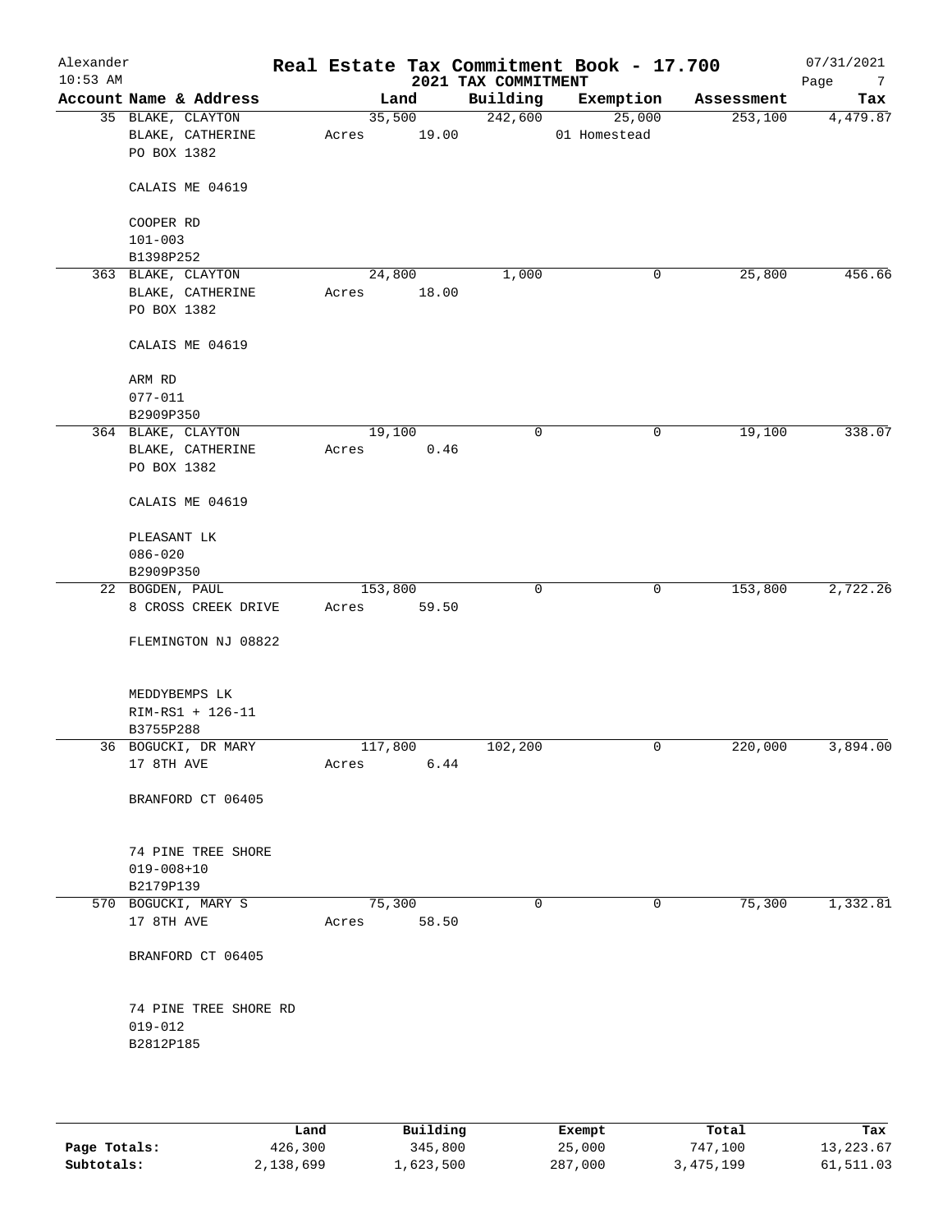# Real Estate Tax Commitment Book - 17.700

Alexander
10:53 AM

2021 TAX COMMITMENT

07/31/2021

| Account | Name & Address | Land | Building | Exemption | Assessment | Tax |
|---|---|---|---|---|---|---|
| 35 | BLAKE, CLAYTON<br>BLAKE, CATHERINE<br>PO BOX 1382<br><br>CALAIS ME 04619<br><br>COOPER RD<br>101-003<br>B1398P252 | 35,500<br>Acres 19.00 | 242,600 | 25,000<br>01 Homestead | 253,100 | 4,479.87 |
| 363 | BLAKE, CLAYTON<br>BLAKE, CATHERINE<br>PO BOX 1382<br><br>CALAIS ME 04619<br><br>ARM RD<br>077-011<br>B2909P350 | 24,800<br>Acres 18.00 | 1,000 | 0 | 25,800 | 456.66 |
| 364 | BLAKE, CLAYTON<br>BLAKE, CATHERINE<br>PO BOX 1382<br><br>CALAIS ME 04619<br><br>PLEASANT LK<br>086-020<br>B2909P350 | 19,100<br>Acres 0.46 | 0 | 0 | 19,100 | 338.07 |
| 22 | BOGDEN, PAUL<br>8 CROSS CREEK DRIVE<br><br>FLEMINGTON NJ 08822<br><br>MEDDYBEMPS LK<br>RIM-RS1 + 126-11<br>B3755P288 | 153,800<br>Acres 59.50 | 0 | 0 | 153,800 | 2,722.26 |
| 36 | BOGUCKI, DR MARY<br>17 8TH AVE<br><br>BRANFORD CT 06405<br><br>74 PINE TREE SHORE<br>019-008+10<br>B2179P139 | 117,800<br>Acres 6.44 | 102,200 | 0 | 220,000 | 3,894.00 |
| 570 | BOGUCKI, MARY S<br>17 8TH AVE<br><br>BRANFORD CT 06405<br><br>74 PINE TREE SHORE RD<br>019-012<br>B2812P185 | 75,300<br>Acres 58.50 | 0 | 0 | 75,300 | 1,332.81 |

| | Land | Building | Exempt | Total | Tax |
|---|---|---|---|---|---|
| **Page Totals:** | 426,300 | 345,800 | 25,000 | 747,100 | 13,223.67 |
| **Subtotals:** | 2,138,699 | 1,623,500 | 287,000 | 3,475,199 | 61,511.03 |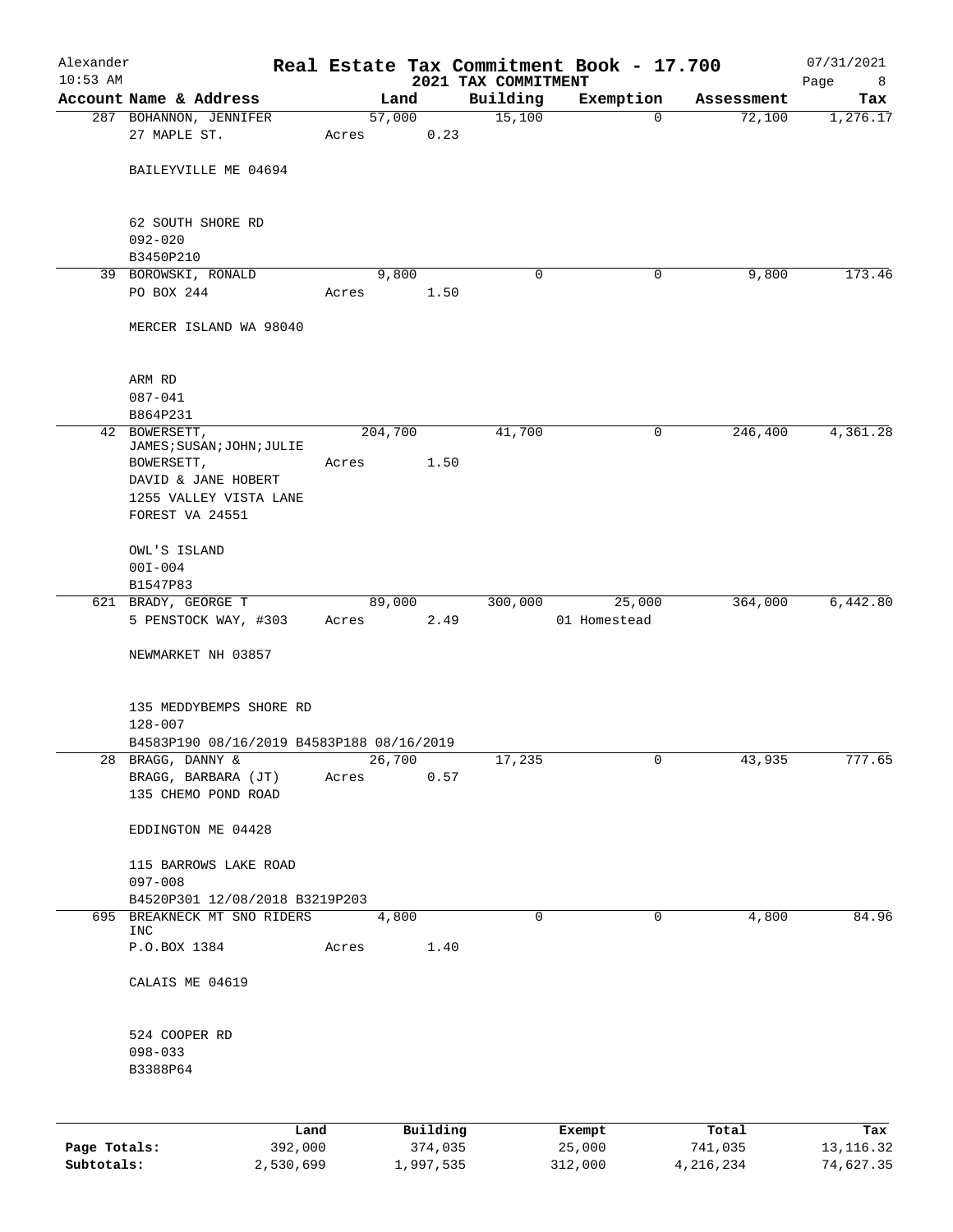# Real Estate Tax Commitment Book - 17.700

Alexander
10:53 AM

2021 TAX COMMITMENT

07/31/2021

| Account Name & Address | Land | Building | Exemption | Assessment | Tax |
|---|---|---|---|---|---|
| 287 BOHANNON, JENNIFER<br>27 MAPLE ST.<br><br>BAILEYVILLE ME 04694<br><br>62 SOUTH SHORE RD<br>092-020<br>B3450P210 | 57,000<br>Acres 0.23 | 15,100 | 0 | 72,100 | 1,276.17 |
| 39 BOROWSKI, RONALD<br>PO BOX 244<br><br>MERCER ISLAND WA 98040<br><br>ARM RD<br>087-041<br>B864P231 | 9,800<br>Acres 1.50 | 0 | 0 | 9,800 | 173.46 |
| 42 BOWERSETT, JAMES;SUSAN;JOHN;JULIE<br>BOWERSETT,<br>DAVID & JANE HOBERT<br>1255 VALLEY VISTA LANE<br>FOREST VA 24551<br><br>OWL'S ISLAND<br>00I-004<br>B1547P83 | 204,700<br>Acres 1.50 | 41,700 | 0 | 246,400 | 4,361.28 |
| 621 BRADY, GEORGE T<br>5 PENSTOCK WAY, #303<br><br>NEWMARKET NH 03857<br><br>135 MEDDYBEMPS SHORE RD<br>128-007<br>B4583P190 08/16/2019 B4583P188 08/16/2019 | 89,000<br>Acres 2.49 | 300,000 | 25,000<br>01 Homestead | 364,000 | 6,442.80 |
| 28 BRAGG, DANNY &<br>BRAGG, BARBARA (JT)<br>135 CHEMO POND ROAD<br><br>EDDINGTON ME 04428<br><br>115 BARROWS LAKE ROAD<br>097-008<br>B4520P301 12/08/2018 B3219P203 | 26,700<br>Acres 0.57 | 17,235 | 0 | 43,935 | 777.65 |
| 695 BREAKNECK MT SNO RIDERS INC<br>P.O.BOX 1384<br><br>CALAIS ME 04619<br><br>524 COOPER RD<br>098-033<br>B3388P64 | 4,800<br>Acres 1.40 | 0 | 0 | 4,800 | 84.96 |

| | Land | Building | Exempt | Total | Tax |
|---|---|---|---|---|---|
| Page Totals: | 392,000 | 374,035 | 25,000 | 741,035 | 13,116.32 |
| Subtotals: | 2,530,699 | 1,997,535 | 312,000 | 4,216,234 | 74,627.35 |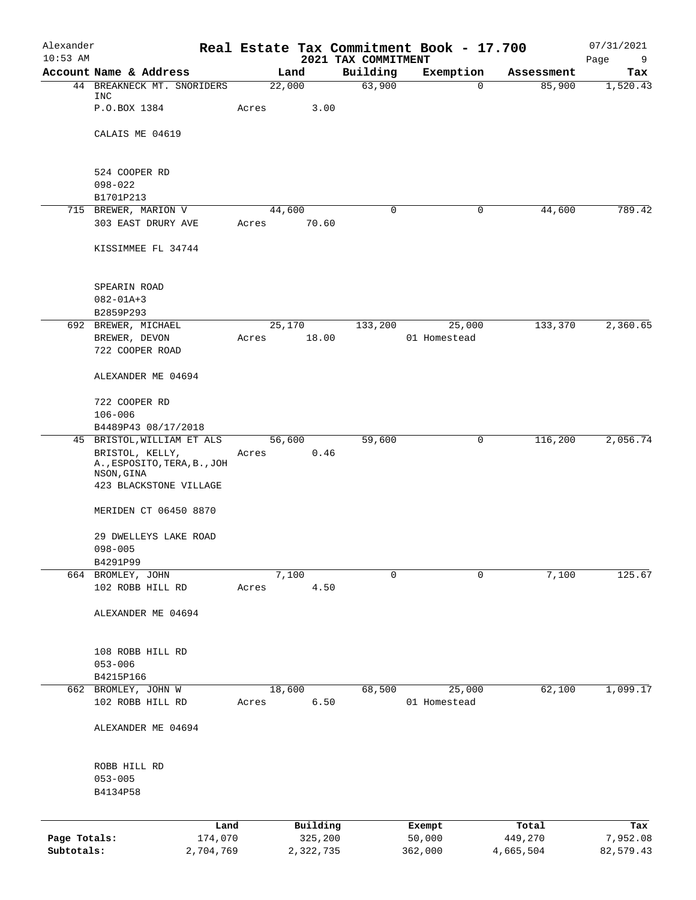Alexander
10:53 AM

# Real Estate Tax Commitment Book - 17.700

2021 TAX COMMITMENT

07/31/2021

| Account Name & Address | Land | Building | Exemption | Assessment | Tax |
|---|---|---|---|---|---|
| 44 BREAKNECK MT. SNORIDERS INC<br>P.O.BOX 1384<br><br>CALAIS ME 04619<br><br>524 COOPER RD<br>098-022<br>B1701P213 | 22,000<br>Acres 3.00 | 63,900 | 0 | 85,900 | 1,520.43 |
| 715 BREWER, MARION V<br>303 EAST DRURY AVE<br><br>KISSIMMEE FL 34744<br><br>SPEARIN ROAD<br>082-01A+3<br>B2859P293 | 44,600<br>Acres 70.60 | 0 | 0 | 44,600 | 789.42 |
| 692 BREWER, MICHAEL<br>BREWER, DEVON<br>722 COOPER ROAD<br><br>ALEXANDER ME 04694<br><br>722 COOPER RD<br>106-006<br>B4489P43 08/17/2018 | 25,170<br>Acres 18.00 | 133,200 | 25,000<br>01 Homestead | 133,370 | 2,360.65 |
| 45 BRISTOL,WILLIAM ET ALS<br>BRISTOL, KELLY, A.,ESPOSITO,TERA,B.,JOHNSON,GINA<br>423 BLACKSTONE VILLAGE<br><br>MERIDEN CT 06450 8870<br><br>29 DWELLEYS LAKE ROAD<br>098-005<br>B4291P99 | 56,600<br>Acres 0.46 | 59,600 | 0 | 116,200 | 2,056.74 |
| 664 BROMLEY, JOHN<br>102 ROBB HILL RD<br><br>ALEXANDER ME 04694<br><br>108 ROBB HILL RD<br>053-006<br>B4215P166 | 7,100<br>Acres 4.50 | 0 | 0 | 7,100 | 125.67 |
| 662 BROMLEY, JOHN W<br>102 ROBB HILL RD<br><br>ALEXANDER ME 04694<br><br>ROBB HILL RD<br>053-005<br>B4134P58 | 18,600<br>Acres 6.50 | 68,500 | 25,000<br>01 Homestead | 62,100 | 1,099.17 |

| | Land | Building | Exempt | Total | Tax |
|---|---|---|---|---|---|
| Page Totals: | 174,070 | 325,200 | 50,000 | 449,270 | 7,952.08 |
| Subtotals: | 2,704,769 | 2,322,735 | 362,000 | 4,665,504 | 82,579.43 |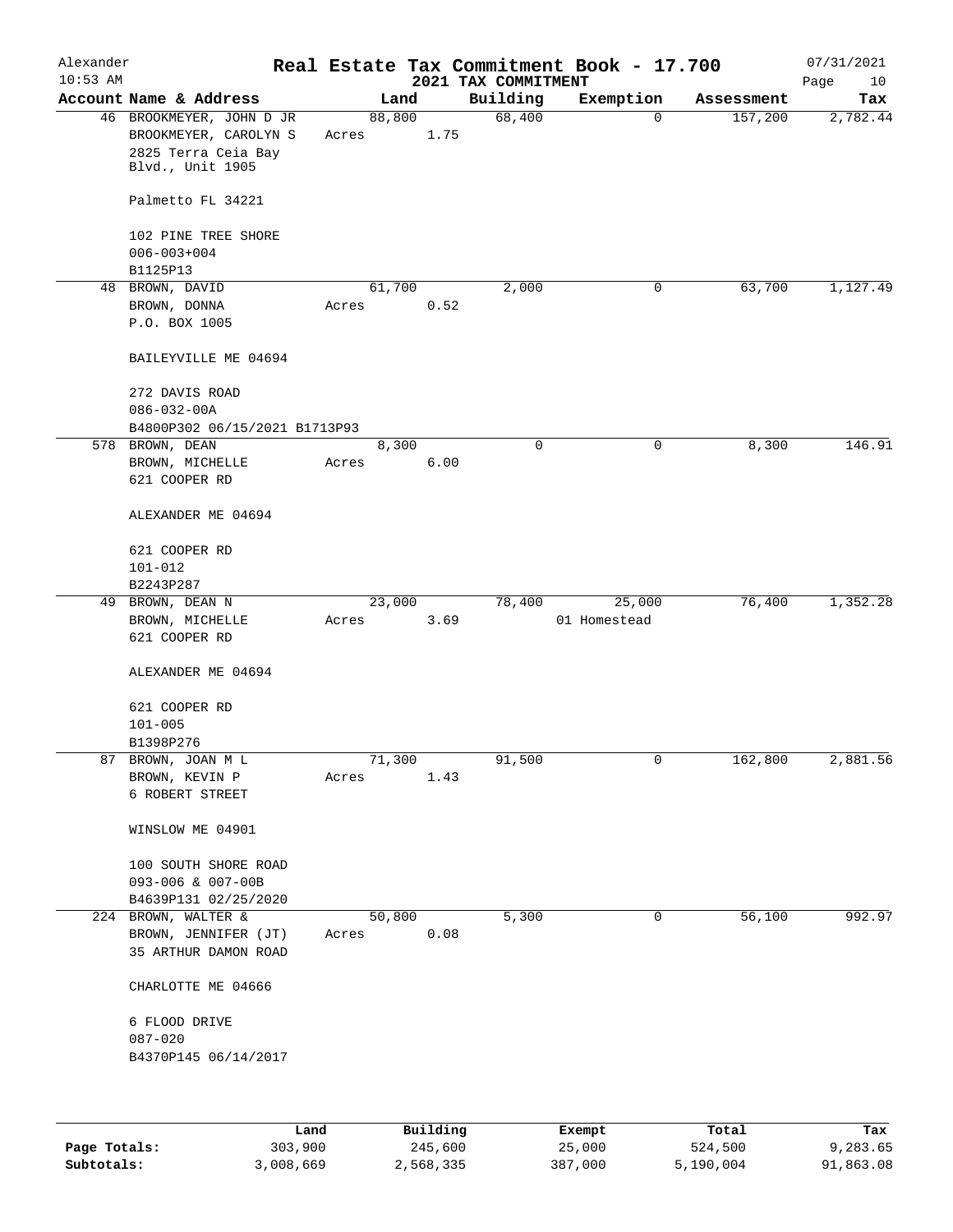Alexander
10:53 AM

# Real Estate Tax Commitment Book - 17.700

## 2021 TAX COMMITMENT

07/31/2021

| Account Name & Address | Land | Building | Exemption | Assessment | Tax |
|---|---|---|---|---|---|
| 46 BROOKMEYER, JOHN D JR<br>BROOKMEYER, CAROLYN S<br>2825 Terra Ceia Bay Blvd., Unit 1905<br><br>Palmetto FL 34221<br><br>102 PINE TREE SHORE<br>006-003+004<br>B1125P13 | 88,800<br>Acres 1.75 | 68,400 | 0 | 157,200 | 2,782.44 |
| 48 BROWN, DAVID<br>BROWN, DONNA<br>P.O. BOX 1005<br><br>BAILEYVILLE ME 04694<br><br>272 DAVIS ROAD<br>086-032-00A<br>B4800P302 06/15/2021 B1713P93 | 61,700<br>Acres 0.52 | 2,000 | 0 | 63,700 | 1,127.49 |
| 578 BROWN, DEAN<br>BROWN, MICHELLE<br>621 COOPER RD<br><br>ALEXANDER ME 04694<br><br>621 COOPER RD<br>101-012<br>B2243P287 | 8,300<br>Acres 6.00 | 0 | 0 | 8,300 | 146.91 |
| 49 BROWN, DEAN N<br>BROWN, MICHELLE<br>621 COOPER RD<br><br>ALEXANDER ME 04694<br><br>621 COOPER RD<br>101-005<br>B1398P276 | 23,000<br>Acres 3.69 | 78,400 | 25,000<br>01 Homestead | 76,400 | 1,352.28 |
| 87 BROWN, JOAN M L<br>BROWN, KEVIN P<br>6 ROBERT STREET<br><br>WINSLOW ME 04901<br><br>100 SOUTH SHORE ROAD<br>093-006 & 007-00B<br>B4639P131 02/25/2020 | 71,300<br>Acres 1.43 | 91,500 | 0 | 162,800 | 2,881.56 |
| 224 BROWN, WALTER &<br>BROWN, JENNIFER (JT)<br>35 ARTHUR DAMON ROAD<br><br>CHARLOTTE ME 04666<br><br>6 FLOOD DRIVE<br>087-020<br>B4370P145 06/14/2017 | 50,800<br>Acres 0.08 | 5,300 | 0 | 56,100 | 992.97 |

| | Land | Building | Exempt | Total | Tax |
|---|---|---|---|---|---|
| **Page Totals:** | 303,900 | 245,600 | 25,000 | 524,500 | 9,283.65 |
| **Subtotals:** | 3,008,669 | 2,568,335 | 387,000 | 5,190,004 | 91,863.08 |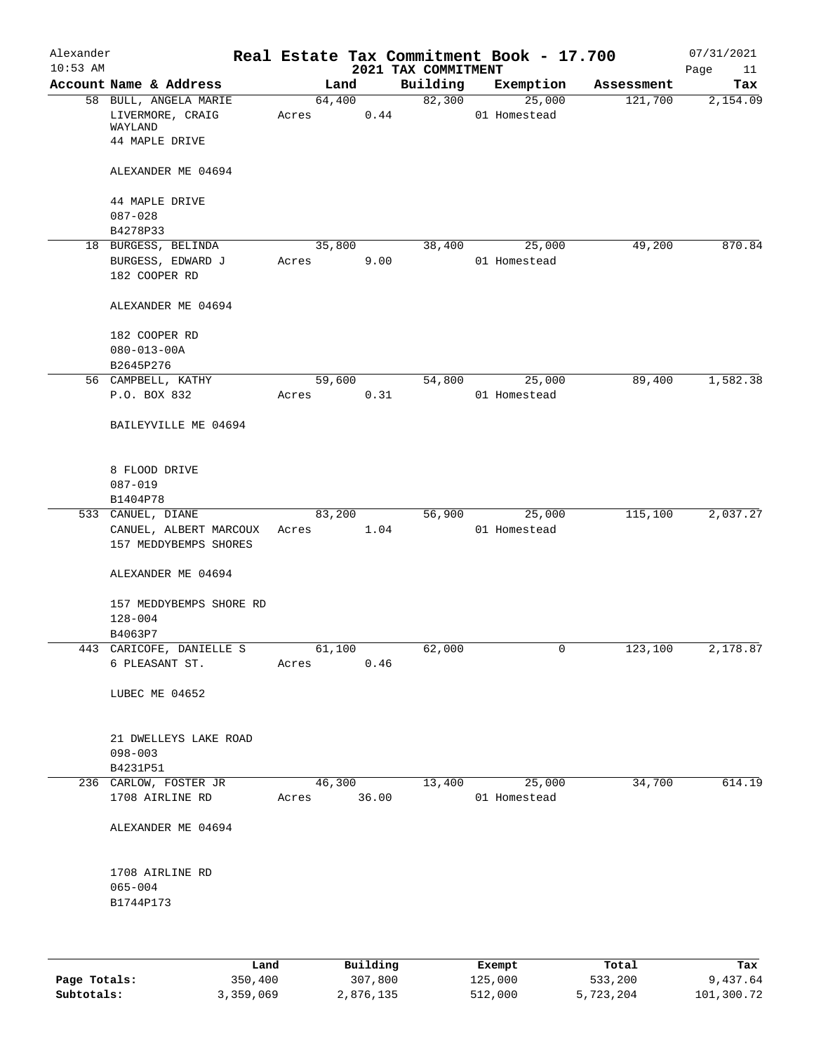Alexander 10:53 AM

# Real Estate Tax Commitment Book - 17.700

## 2021 TAX COMMITMENT

07/31/2021

| Account Name & Address | Land | Building | Exemption | Assessment | Tax |
|---|---|---|---|---|---|
| 58 BULL, ANGELA MARIE<br>LIVERMORE, CRAIG WAYLAND<br>44 MAPLE DRIVE<br><br>ALEXANDER ME 04694<br><br>44 MAPLE DRIVE<br>087-028<br>B4278P33 | 64,400<br>Acres 0.44 | 82,300 | 25,000<br>01 Homestead | 121,700 | 2,154.09 |
| 18 BURGESS, BELINDA<br>BURGESS, EDWARD J<br>182 COOPER RD<br><br>ALEXANDER ME 04694<br><br>182 COOPER RD<br>080-013-00A<br>B2645P276 | 35,800<br>Acres 9.00 | 38,400 | 25,000<br>01 Homestead | 49,200 | 870.84 |
| 56 CAMPBELL, KATHY<br>P.O. BOX 832<br><br>BAILEYVILLE ME 04694<br><br>8 FLOOD DRIVE<br>087-019<br>B1404P78 | 59,600<br>Acres 0.31 | 54,800 | 25,000<br>01 Homestead | 89,400 | 1,582.38 |
| 533 CANUEL, DIANE<br>CANUEL, ALBERT MARCOUX<br>157 MEDDYBEMPS SHORES<br><br>ALEXANDER ME 04694<br><br>157 MEDDYBEMPS SHORE RD<br>128-004<br>B4063P7 | 83,200<br>Acres 1.04 | 56,900 | 25,000<br>01 Homestead | 115,100 | 2,037.27 |
| 443 CARICOFE, DANIELLE S<br>6 PLEASANT ST.<br><br>LUBEC ME 04652<br><br>21 DWELLEYS LAKE ROAD<br>098-003<br>B4231P51 | 61,100<br>Acres 0.46 | 62,000 | 0 | 123,100 | 2,178.87 |
| 236 CARLOW, FOSTER JR<br>1708 AIRLINE RD<br><br>ALEXANDER ME 04694<br><br>1708 AIRLINE RD<br>065-004<br>B1744P173 | 46,300<br>Acres 36.00 | 13,400 | 25,000<br>01 Homestead | 34,700 | 614.19 |

| | Land | Building | Exempt | Total | Tax |
|---|---|---|---|---|---|
| Page Totals: | 350,400 | 307,800 | 125,000 | 533,200 | 9,437.64 |
| Subtotals: | 3,359,069 | 2,876,135 | 512,000 | 5,723,204 | 101,300.72 |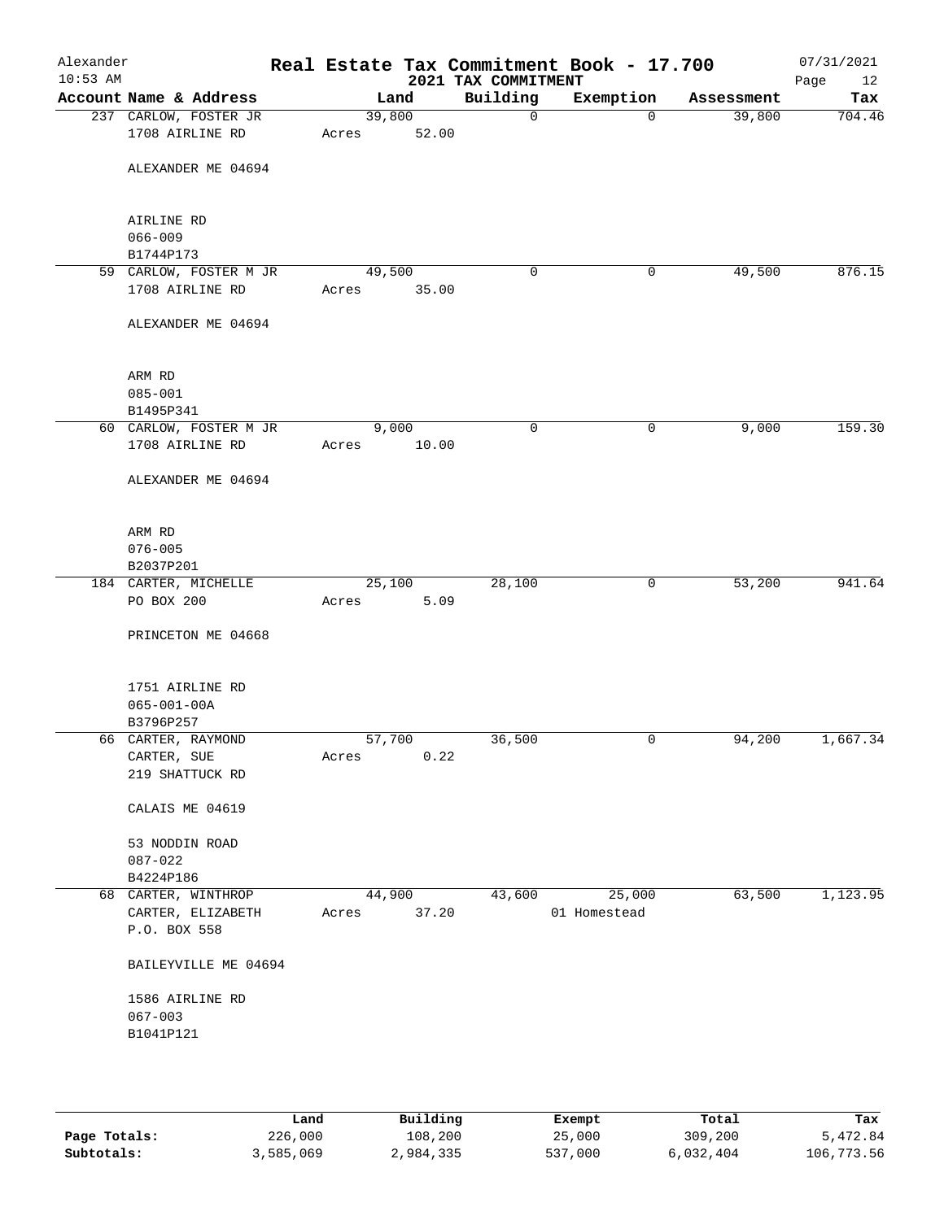Alexander
10:53 AM

# Real Estate Tax Commitment Book - 17.700
## 2021 TAX COMMITMENT

07/31/2021

| Account | Name & Address | Land | Building | Exemption | Assessment | Tax |
|---|---|---|---|---|---|---|
| 237 | CARLOW, FOSTER JR<br>1708 AIRLINE RD<br><br>ALEXANDER ME 04694<br><br>AIRLINE RD<br>066-009<br>B1744P173 | 39,800<br>Acres 52.00 | 0 | 0 | 39,800 | 704.46 |
| 59 | CARLOW, FOSTER M JR<br>1708 AIRLINE RD<br><br>ALEXANDER ME 04694<br><br>ARM RD<br>085-001<br>B1495P341 | 49,500<br>Acres 35.00 | 0 | 0 | 49,500 | 876.15 |
| 60 | CARLOW, FOSTER M JR<br>1708 AIRLINE RD<br><br>ALEXANDER ME 04694<br><br>ARM RD<br>076-005<br>B2037P201 | 9,000<br>Acres 10.00 | 0 | 0 | 9,000 | 159.30 |
| 184 | CARTER, MICHELLE<br>PO BOX 200<br><br>PRINCETON ME 04668<br><br>1751 AIRLINE RD<br>065-001-00A<br>B3796P257 | 25,100<br>Acres 5.09 | 28,100 | 0 | 53,200 | 941.64 |
| 66 | CARTER, RAYMOND<br>CARTER, SUE<br>219 SHATTUCK RD<br><br>CALAIS ME 04619<br><br>53 NODDIN ROAD<br>087-022<br>B4224P186 | 57,700<br>Acres 0.22 | 36,500 | 0 | 94,200 | 1,667.34 |
| 68 | CARTER, WINTHROP<br>CARTER, ELIZABETH<br>P.O. BOX 558<br><br>BAILEYVILLE ME 04694<br><br>1586 AIRLINE RD<br>067-003<br>B1041P121 | 44,900<br>Acres 37.20 | 43,600 | 25,000<br>01 Homestead | 63,500 | 1,123.95 |

| | Land | Building | Exempt | Total | Tax |
|---|---|---|---|---|---|
| **Page Totals:** | 226,000 | 108,200 | 25,000 | 309,200 | 5,472.84 |
| **Subtotals:** | 3,585,069 | 2,984,335 | 537,000 | 6,032,404 | 106,773.56 |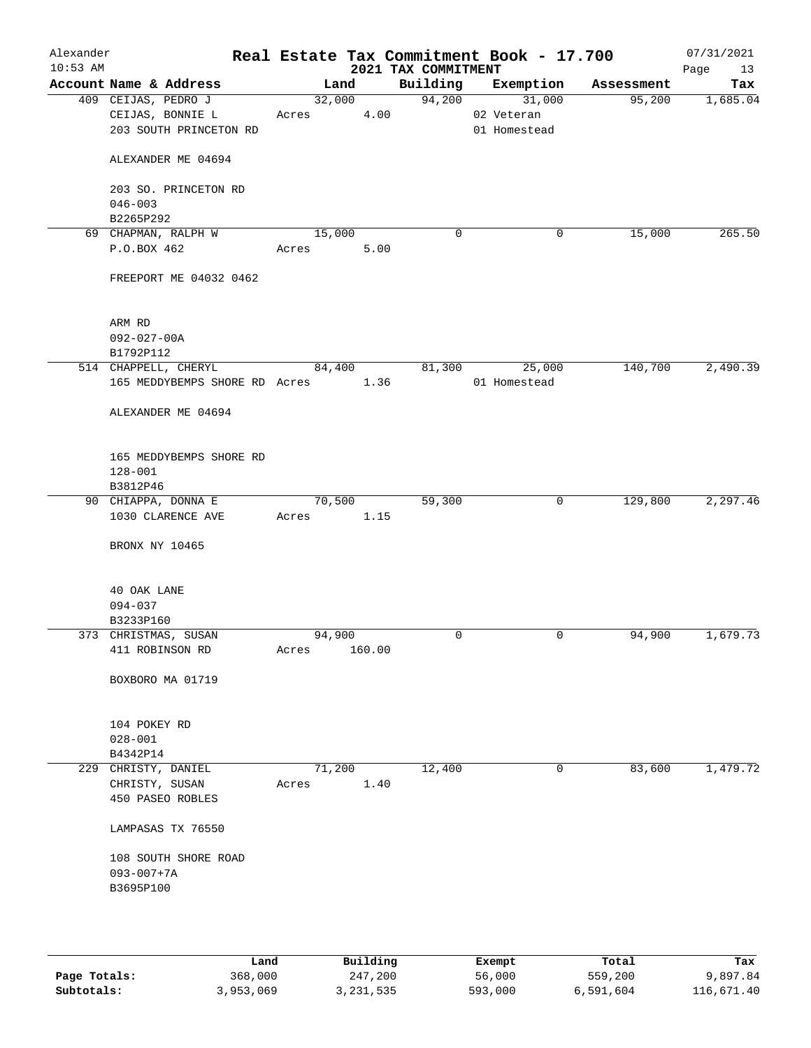# Real Estate Tax Commitment Book - 17.700

Alexander
10:53 AM

2021 TAX COMMITMENT

07/31/2021

| Account Name & Address | Land | Building | Exemption | Assessment | Tax |
|---|---|---|---|---|---|
| 409 CEIJAS, PEDRO J<br>CEIJAS, BONNIE L<br>203 SOUTH PRINCETON RD<br><br>ALEXANDER ME 04694<br><br>203 SO. PRINCETON RD<br>046-003<br>B2265P292 | 32,000<br>Acres 4.00 | 94,200 | 31,000<br>02 Veteran<br>01 Homestead | 95,200 | 1,685.04 |
| 69 CHAPMAN, RALPH W<br>P.O.BOX 462<br><br>FREEPORT ME 04032 0462<br><br>ARM RD<br>092-027-00A<br>B1792P112 | 15,000<br>Acres 5.00 | 0 | 0 | 15,000 | 265.50 |
| 514 CHAPPELL, CHERYL<br>165 MEDDYBEMPS SHORE RD<br><br>ALEXANDER ME 04694<br><br>165 MEDDYBEMPS SHORE RD<br>128-001<br>B3812P46 | 84,400<br>Acres 1.36 | 81,300 | 25,000<br>01 Homestead | 140,700 | 2,490.39 |
| 90 CHIAPPA, DONNA E<br>1030 CLARENCE AVE<br><br>BRONX NY 10465<br><br>40 OAK LANE<br>094-037<br>B3233P160 | 70,500<br>Acres 1.15 | 59,300 | 0 | 129,800 | 2,297.46 |
| 373 CHRISTMAS, SUSAN<br>411 ROBINSON RD<br><br>BOXBORO MA 01719<br><br>104 POKEY RD<br>028-001<br>B4342P14 | 94,900<br>Acres 160.00 | 0 | 0 | 94,900 | 1,679.73 |
| 229 CHRISTY, DANIEL<br>CHRISTY, SUSAN<br>450 PASEO ROBLES<br><br>LAMPASAS TX 76550<br><br>108 SOUTH SHORE ROAD<br>093-007+7A<br>B3695P100 | 71,200<br>Acres 1.40 | 12,400 | 0 | 83,600 | 1,479.72 |

| | Land | Building | Exempt | Total | Tax |
|---|---|---|---|---|---|
| Page Totals: | 368,000 | 247,200 | 56,000 | 559,200 | 9,897.84 |
| Subtotals: | 3,953,069 | 3,231,535 | 593,000 | 6,591,604 | 116,671.40 |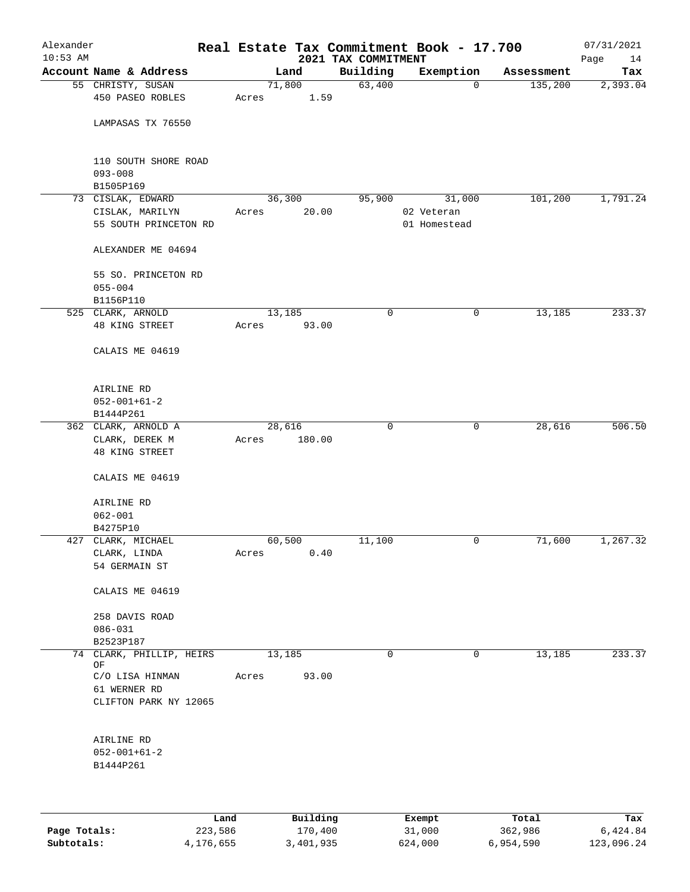Alexander 10:53 AM

# Real Estate Tax Commitment Book - 17.700

## 2021 TAX COMMITMENT

07/31/2021

| Account Name & Address | Land | Building | Exemption | Assessment | Tax |
|---|---|---|---|---|---|
| 55 CHRISTY, SUSAN<br>450 PASEO ROBLES<br><br>LAMPASAS TX 76550<br><br>110 SOUTH SHORE ROAD<br>093-008<br>B1505P169 | 71,800<br>Acres 1.59 | 63,400 | 0 | 135,200 | 2,393.04 |
| 73 CISLAK, EDWARD<br>CISLAK, MARILYN<br>55 SOUTH PRINCETON RD<br><br>ALEXANDER ME 04694<br><br>55 SO. PRINCETON RD<br>055-004<br>B1156P110 | 36,300<br>Acres 20.00 | 95,900 | 31,000<br>02 Veteran<br>01 Homestead | 101,200 | 1,791.24 |
| 525 CLARK, ARNOLD<br>48 KING STREET<br><br>CALAIS ME 04619<br><br>AIRLINE RD<br>052-001+61-2<br>B1444P261 | 13,185<br>Acres 93.00 | 0 | 0 | 13,185 | 233.37 |
| 362 CLARK, ARNOLD A<br>CLARK, DEREK M<br>48 KING STREET<br><br>CALAIS ME 04619<br><br>AIRLINE RD<br>062-001<br>B4275P10 | 28,616<br>Acres 180.00 | 0 | 0 | 28,616 | 506.50 |
| 427 CLARK, MICHAEL<br>CLARK, LINDA<br>54 GERMAIN ST<br><br>CALAIS ME 04619<br><br>258 DAVIS ROAD<br>086-031<br>B2523P187 | 60,500<br>Acres 0.40 | 11,100 | 0 | 71,600 | 1,267.32 |
| 74 CLARK, PHILLIP, HEIRS OF<br>C/O LISA HINMAN<br>61 WERNER RD<br>CLIFTON PARK NY 12065<br><br>AIRLINE RD<br>052-001+61-2<br>B1444P261 | 13,185<br>Acres 93.00 | 0 | 0 | 13,185 | 233.37 |

| | Land | Building | Exempt | Total | Tax |
|---|---|---|---|---|---|
| **Page Totals:** | 223,586 | 170,400 | 31,000 | 362,986 | 6,424.84 |
| **Subtotals:** | 4,176,655 | 3,401,935 | 624,000 | 6,954,590 | 123,096.24 |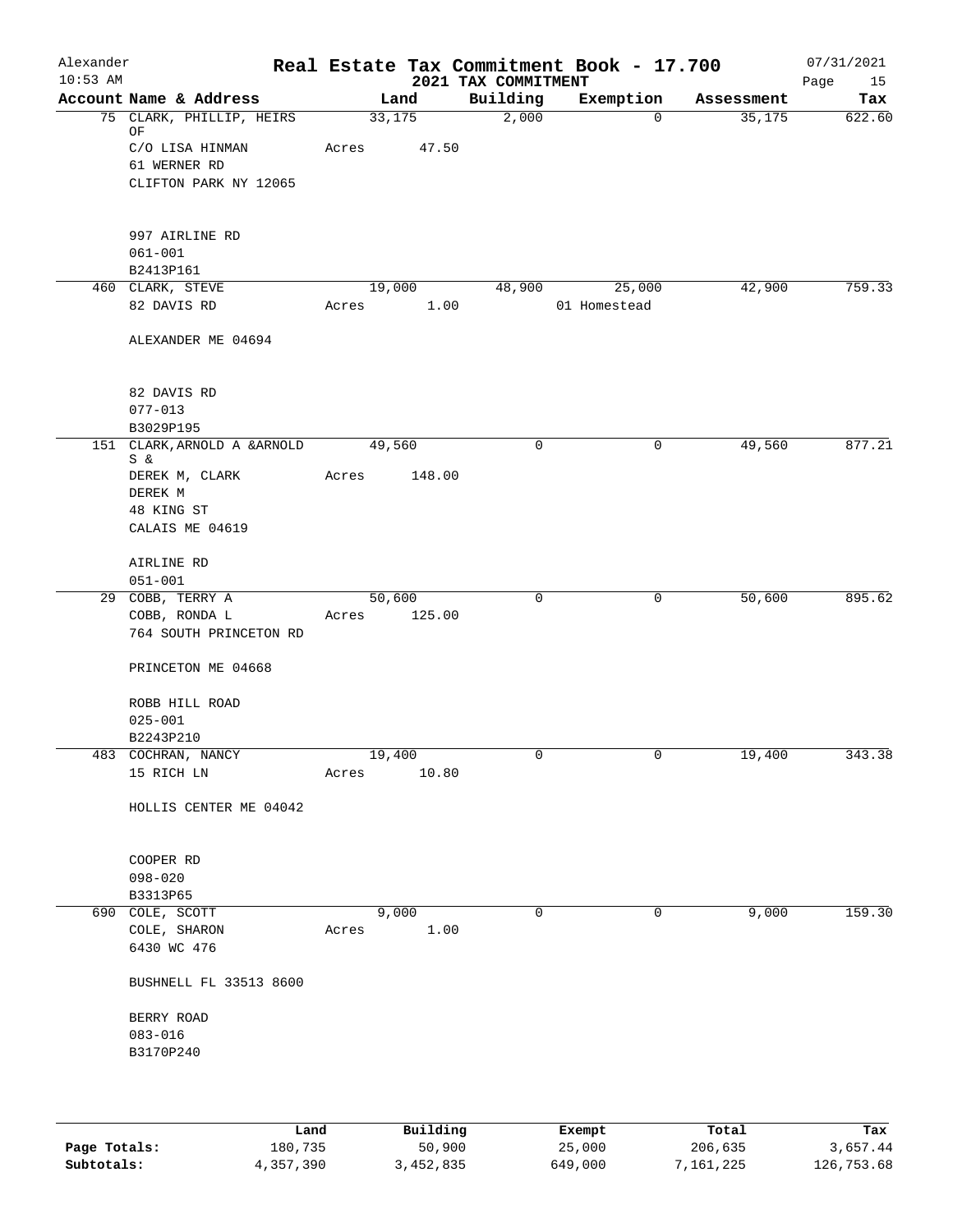Alexander — Real Estate Tax Commitment Book - 17.700 — 07/31/2021
10:53 AM — 2021 TAX COMMITMENT — Page 15

| Account Name & Address | Land | Building | Exemption | Assessment | Tax |
|---|---|---|---|---|---|
| 75 CLARK, PHILLIP, HEIRS OF<br>C/O LISA HINMAN<br>61 WERNER RD<br>CLIFTON PARK NY 12065<br><br>997 AIRLINE RD<br>061-001<br>B2413P161 | 33,175<br>Acres 47.50 | 2,000 | 0 | 35,175 | 622.60 |
| 460 CLARK, STEVE<br>82 DAVIS RD<br><br>ALEXANDER ME 04694<br><br>82 DAVIS RD<br>077-013<br>B3029P195 | 19,000<br>Acres 1.00 | 48,900 | 25,000<br>01 Homestead | 42,900 | 759.33 |
| 151 CLARK, ARNOLD A &ARNOLD S &<br>DEREK M, CLARK<br>DEREK M<br>48 KING ST<br>CALAIS ME 04619<br><br>AIRLINE RD<br>051-001 | 49,560<br>Acres 148.00 | 0 | 0 | 49,560 | 877.21 |
| 29 COBB, TERRY A<br>COBB, RONDA L<br>764 SOUTH PRINCETON RD<br><br>PRINCETON ME 04668<br><br>ROBB HILL ROAD<br>025-001<br>B2243P210 | 50,600<br>Acres 125.00 | 0 | 0 | 50,600 | 895.62 |
| 483 COCHRAN, NANCY<br>15 RICH LN<br><br>HOLLIS CENTER ME 04042<br><br>COOPER RD<br>098-020<br>B3313P65 | 19,400<br>Acres 10.80 | 0 | 0 | 19,400 | 343.38 |
| 690 COLE, SCOTT<br>COLE, SHARON<br>6430 WC 476<br><br>BUSHNELL FL 33513 8600<br><br>BERRY ROAD<br>083-016<br>B3170P240 | 9,000<br>Acres 1.00 | 0 | 0 | 9,000 | 159.30 |

| | Land | Building | Exempt | Total | Tax |
|---|---|---|---|---|---|
| Page Totals: | 180,735 | 50,900 | 25,000 | 206,635 | 3,657.44 |
| Subtotals: | 4,357,390 | 3,452,835 | 649,000 | 7,161,225 | 126,753.68 |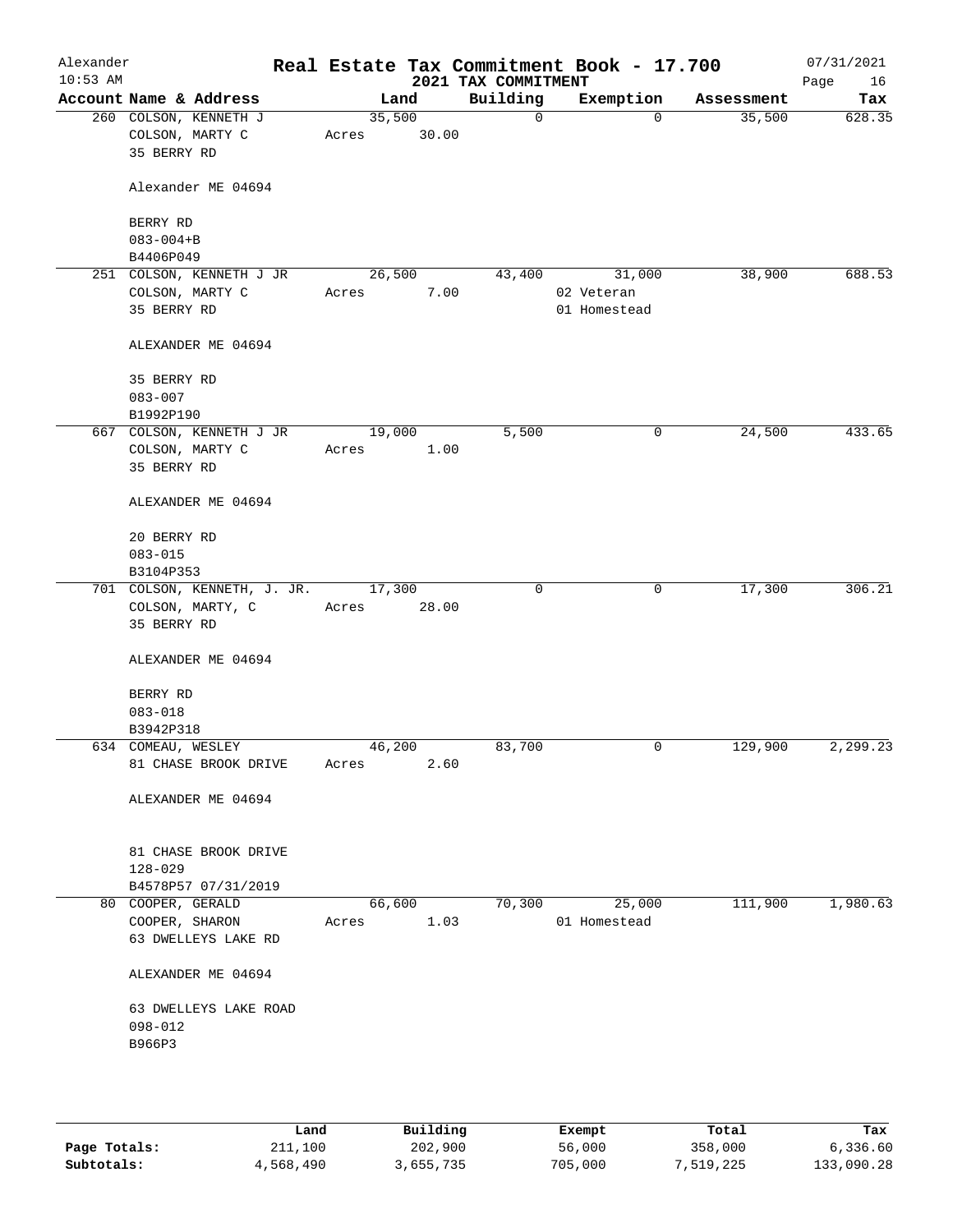# Real Estate Tax Commitment Book - 17.700

Alexander
10:53 AM

2021 TAX COMMITMENT

07/31/2021

| Account Name & Address | Land | Building | Exemption | Assessment | Tax |
|---|---|---|---|---|---|
| 260 COLSON, KENNETH J<br>COLSON, MARTY C<br>35 BERRY RD<br><br>Alexander ME 04694<br><br>BERRY RD<br>083-004+B<br>B4406P049 | 35,500<br>Acres 30.00 | 0 | 0 | 35,500 | 628.35 |
| 251 COLSON, KENNETH J JR<br>COLSON, MARTY C<br>35 BERRY RD<br><br>ALEXANDER ME 04694<br><br>35 BERRY RD<br>083-007<br>B1992P190 | 26,500<br>Acres 7.00 | 43,400 | 31,000<br>02 Veteran<br>01 Homestead | 38,900 | 688.53 |
| 667 COLSON, KENNETH J JR<br>COLSON, MARTY C<br>35 BERRY RD<br><br>ALEXANDER ME 04694<br><br>20 BERRY RD<br>083-015<br>B3104P353 | 19,000<br>Acres 1.00 | 5,500 | 0 | 24,500 | 433.65 |
| 701 COLSON, KENNETH, J. JR.<br>COLSON, MARTY, C<br>35 BERRY RD<br><br>ALEXANDER ME 04694<br><br>BERRY RD<br>083-018<br>B3942P318 | 17,300<br>Acres 28.00 | 0 | 0 | 17,300 | 306.21 |
| 634 COMEAU, WESLEY<br>81 CHASE BROOK DRIVE<br><br>ALEXANDER ME 04694<br><br>81 CHASE BROOK DRIVE<br>128-029<br>B4578P57 07/31/2019 | 46,200<br>Acres 2.60 | 83,700 | 0 | 129,900 | 2,299.23 |
| 80 COOPER, GERALD<br>COOPER, SHARON<br>63 DWELLEYS LAKE RD<br><br>ALEXANDER ME 04694<br><br>63 DWELLEYS LAKE ROAD<br>098-012<br>B966P3 | 66,600<br>Acres 1.03 | 70,300 | 25,000<br>01 Homestead | 111,900 | 1,980.63 |

| | Land | Building | Exempt | Total | Tax |
|---|---|---|---|---|---|
| Page Totals: | 211,100 | 202,900 | 56,000 | 358,000 | 6,336.60 |
| Subtotals: | 4,568,490 | 3,655,735 | 705,000 | 7,519,225 | 133,090.28 |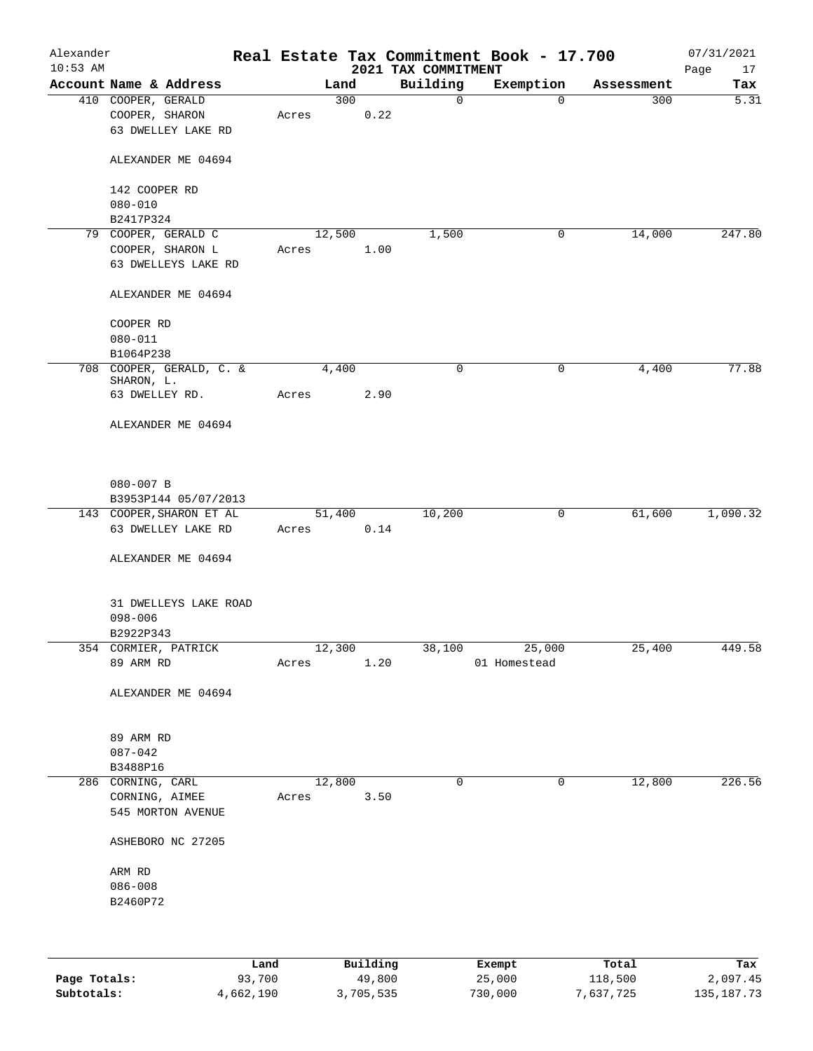Alexander
10:53 AM

# Real Estate Tax Commitment Book - 17.700
## 2021 TAX COMMITMENT

07/31/2021

| Account Name & Address | Land | Building | Exemption | Assessment | Tax |
|---|---|---|---|---|---|
| 410 COOPER, GERALD<br>COOPER, SHARON<br>63 DWELLEY LAKE RD<br><br>ALEXANDER ME 04694<br><br>142 COOPER RD<br>080-010<br>B2417P324 | 300<br>Acres 0.22 | 0 | 0 | 300 | 5.31 |
| 79 COOPER, GERALD C<br>COOPER, SHARON L<br>63 DWELLEYS LAKE RD<br><br>ALEXANDER ME 04694<br><br>COOPER RD<br>080-011<br>B1064P238 | 12,500<br>Acres 1.00 | 1,500 | 0 | 14,000 | 247.80 |
| 708 COOPER, GERALD, C. & SHARON, L.<br>63 DWELLEY RD.<br><br>ALEXANDER ME 04694<br><br>080-007 B<br>B3953P144 05/07/2013 | 4,400<br>Acres 2.90 | 0 | 0 | 4,400 | 77.88 |
| 143 COOPER, SHARON ET AL<br>63 DWELLEY LAKE RD<br><br>ALEXANDER ME 04694<br><br>31 DWELLEYS LAKE ROAD<br>098-006<br>B2922P343 | 51,400<br>Acres 0.14 | 10,200 | 0 | 61,600 | 1,090.32 |
| 354 CORMIER, PATRICK<br>89 ARM RD<br><br>ALEXANDER ME 04694<br><br>89 ARM RD<br>087-042<br>B3488P16 | 12,300<br>Acres 1.20 | 38,100 | 25,000<br>01 Homestead | 25,400 | 449.58 |
| 286 CORNING, CARL<br>CORNING, AIMEE<br>545 MORTON AVENUE<br><br>ASHEBORO NC 27205<br><br>ARM RD<br>086-008<br>B2460P72 | 12,800<br>Acres 3.50 | 0 | 0 | 12,800 | 226.56 |

| | Land | Building | Exempt | Total | Tax |
|---|---|---|---|---|---|
| Page Totals: | 93,700 | 49,800 | 25,000 | 118,500 | 2,097.45 |
| Subtotals: | 4,662,190 | 3,705,535 | 730,000 | 7,637,725 | 135,187.73 |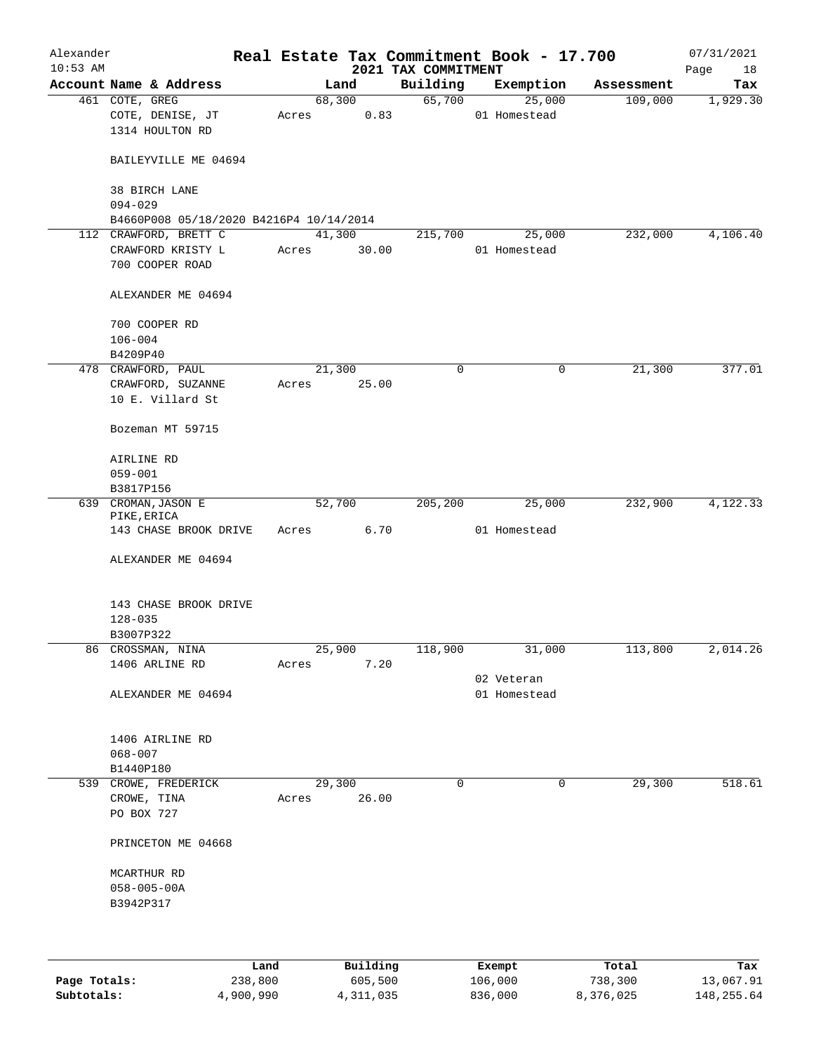Alexander Real Estate Tax Commitment Book - 17.700 07/31/2021
10:53 AM 2021 TAX COMMITMENT

| Account Name & Address | Land | Building | Exemption | Assessment | Tax |
|---|---|---|---|---|---|
| 461 COTE, GREG | 68,300 | 65,700 | 25,000 | 109,000 | 1,929.30 |
| COTE, DENISE, JT | Acres 0.83 | | 01 Homestead | | |
| 1314 HOULTON RD | | | | | |
| BAILEYVILLE ME 04694 | | | | | |
| 38 BIRCH LANE | | | | | |
| 094-029 | | | | | |
| B4660P008 05/18/2020 B4216P4 10/14/2014 | | | | | |
| 112 CRAWFORD, BRETT C | 41,300 | 215,700 | 25,000 | 232,000 | 4,106.40 |
| CRAWFORD KRISTY L | Acres 30.00 | | 01 Homestead | | |
| 700 COOPER ROAD | | | | | |
| ALEXANDER ME 04694 | | | | | |
| 700 COOPER RD | | | | | |
| 106-004 | | | | | |
| B4209P40 | | | | | |
| 478 CRAWFORD, PAUL | 21,300 | 0 | 0 | 21,300 | 377.01 |
| CRAWFORD, SUZANNE | Acres 25.00 | | | | |
| 10 E. Villard St | | | | | |
| Bozeman MT 59715 | | | | | |
| AIRLINE RD | | | | | |
| 059-001 | | | | | |
| B3817P156 | | | | | |
| 639 CROMAN, JASON E | 52,700 | 205,200 | 25,000 | 232,900 | 4,122.33 |
| PIKE, ERICA | | | | | |
| 143 CHASE BROOK DRIVE | Acres 6.70 | | 01 Homestead | | |
| ALEXANDER ME 04694 | | | | | |
| 143 CHASE BROOK DRIVE | | | | | |
| 128-035 | | | | | |
| B3007P322 | | | | | |
| 86 CROSSMAN, NINA | 25,900 | 118,900 | 31,000 | 113,800 | 2,014.26 |
| 1406 ARLINE RD | Acres 7.20 | | | | |
| | | | 02 Veteran | | |
| ALEXANDER ME 04694 | | | 01 Homestead | | |
| 1406 AIRLINE RD | | | | | |
| 068-007 | | | | | |
| B1440P180 | | | | | |
| 539 CROWE, FREDERICK | 29,300 | 0 | 0 | 29,300 | 518.61 |
| CROWE, TINA | Acres 26.00 | | | | |
| PO BOX 727 | | | | | |
| PRINCETON ME 04668 | | | | | |
| MCARTHUR RD | | | | | |
| 058-005-00A | | | | | |
| B3942P317 | | | | | |

| | Land | Building | Exempt | Total | Tax |
|---|---|---|---|---|---|
| Page Totals: | 238,800 | 605,500 | 106,000 | 738,300 | 13,067.91 |
| Subtotals: | 4,900,990 | 4,311,035 | 836,000 | 8,376,025 | 148,255.64 |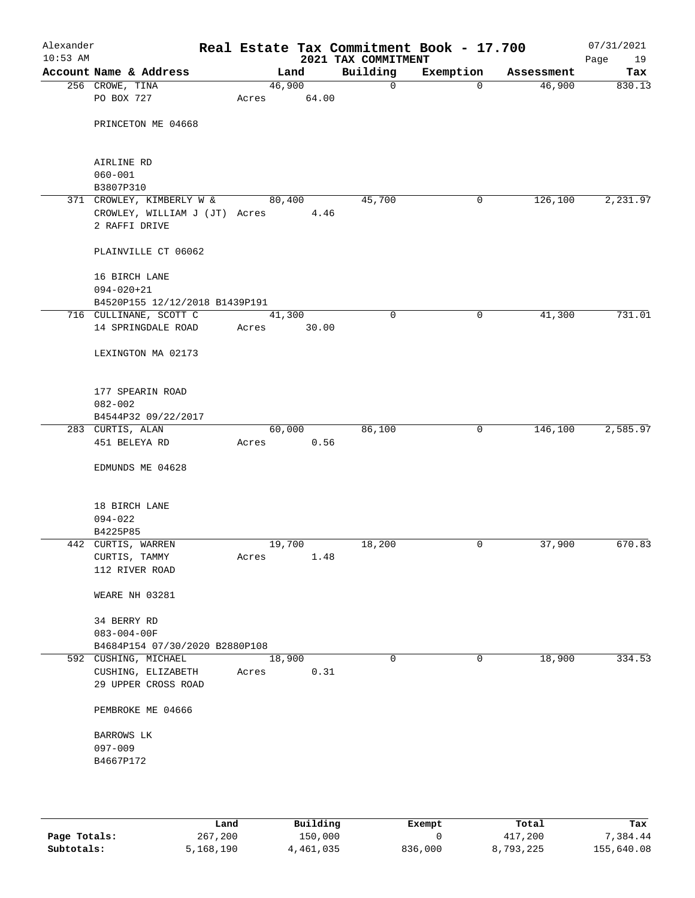# Real Estate Tax Commitment Book - 17.700

Alexander 10:53 AM — 2021 TAX COMMITMENT — 07/31/2021

| Account Name & Address | Land | Building | Exemption | Assessment | Tax |
|---|---|---|---|---|---|
| 256 CROWE, TINA<br>PO BOX 727<br><br>PRINCETON ME 04668<br><br>AIRLINE RD<br>060-001<br>B3807P310 | 46,900<br>Acres 64.00 | 0 | 0 | 46,900 | 830.13 |
| 371 CROWLEY, KIMBERLY W &<br>CROWLEY, WILLIAM J (JT)<br>2 RAFFI DRIVE<br><br>PLAINVILLE CT 06062<br><br>16 BIRCH LANE<br>094-020+21<br>B4520P155 12/12/2018 B1439P191 | 80,400<br>Acres 4.46 | 45,700 | 0 | 126,100 | 2,231.97 |
| 716 CULLINANE, SCOTT C<br>14 SPRINGDALE ROAD<br><br>LEXINGTON MA 02173<br><br>177 SPEARIN ROAD<br>082-002<br>B4544P32 09/22/2017 | 41,300<br>Acres 30.00 | 0 | 0 | 41,300 | 731.01 |
| 283 CURTIS, ALAN<br>451 BELEYA RD<br><br>EDMUNDS ME 04628<br><br>18 BIRCH LANE<br>094-022<br>B4225P85 | 60,000<br>Acres 0.56 | 86,100 | 0 | 146,100 | 2,585.97 |
| 442 CURTIS, WARREN<br>CURTIS, TAMMY<br>112 RIVER ROAD<br><br>WEARE NH 03281<br><br>34 BERRY RD<br>083-004-00F<br>B4684P154 07/30/2020 B2880P108 | 19,700<br>Acres 1.48 | 18,200 | 0 | 37,900 | 670.83 |
| 592 CUSHING, MICHAEL<br>CUSHING, ELIZABETH<br>29 UPPER CROSS ROAD<br><br>PEMBROKE ME 04666<br><br>BARROWS LK<br>097-009<br>B4667P172 | 18,900<br>Acres 0.31 | 0 | 0 | 18,900 | 334.53 |

| | Land | Building | Exempt | Total | Tax |
|---|---|---|---|---|---|
| **Page Totals:** | 267,200 | 150,000 | 0 | 417,200 | 7,384.44 |
| **Subtotals:** | 5,168,190 | 4,461,035 | 836,000 | 8,793,225 | 155,640.08 |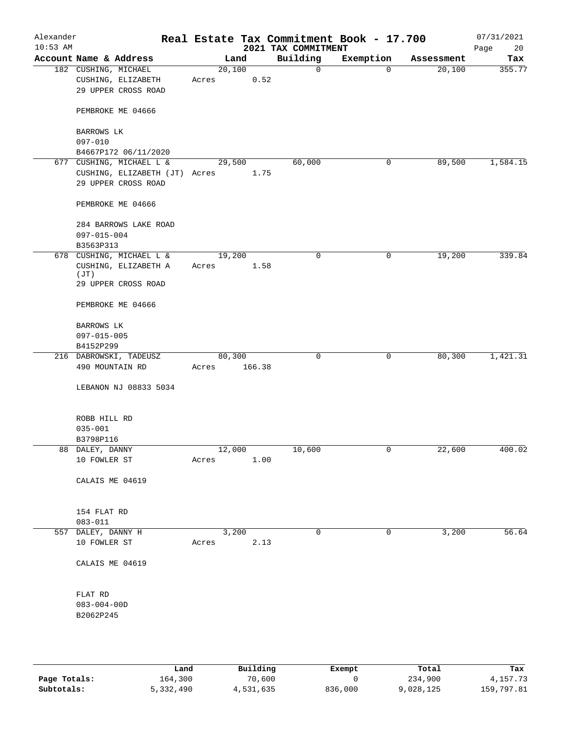# Real Estate Tax Commitment Book - 17.700

Alexander
10:53 AM

## 2021 TAX COMMITMENT

07/31/2021

| Account Name & Address | Land | Building | Exemption | Assessment | Tax |
|---|---|---|---|---|---|
| 182 CUSHING, MICHAEL<br>CUSHING, ELIZABETH<br>29 UPPER CROSS ROAD<br><br>PEMBROKE ME 04666<br><br>BARROWS LK<br>097-010<br>B4667P172 06/11/2020 | 20,100<br>Acres 0.52 | 0 | 0 | 20,100 | 355.77 |
| 677 CUSHING, MICHAEL L &<br>CUSHING, ELIZABETH (JT)<br>29 UPPER CROSS ROAD<br><br>PEMBROKE ME 04666<br><br>284 BARROWS LAKE ROAD<br>097-015-004<br>B3563P313 | 29,500<br>Acres 1.75 | 60,000 | 0 | 89,500 | 1,584.15 |
| 678 CUSHING, MICHAEL L &<br>CUSHING, ELIZABETH A (JT)<br>29 UPPER CROSS ROAD<br><br>PEMBROKE ME 04666<br><br>BARROWS LK<br>097-015-005<br>B4152P299 | 19,200<br>Acres 1.58 | 0 | 0 | 19,200 | 339.84 |
| 216 DABROWSKI, TADEUSZ<br>490 MOUNTAIN RD<br><br>LEBANON NJ 08833 5034<br><br>ROBB HILL RD<br>035-001<br>B3798P116 | 80,300<br>Acres 166.38 | 0 | 0 | 80,300 | 1,421.31 |
| 88 DALEY, DANNY<br>10 FOWLER ST<br><br>CALAIS ME 04619<br><br>154 FLAT RD<br>083-011 | 12,000<br>Acres 1.00 | 10,600 | 0 | 22,600 | 400.02 |
| 557 DALEY, DANNY H<br>10 FOWLER ST<br><br>CALAIS ME 04619<br><br>FLAT RD<br>083-004-00D<br>B2062P245 | 3,200<br>Acres 2.13 | 0 | 0 | 3,200 | 56.64 |

| | Land | Building | Exempt | Total | Tax |
|---|---|---|---|---|---|
| Page Totals: | 164,300 | 70,600 | 0 | 234,900 | 4,157.73 |
| Subtotals: | 5,332,490 | 4,531,635 | 836,000 | 9,028,125 | 159,797.81 |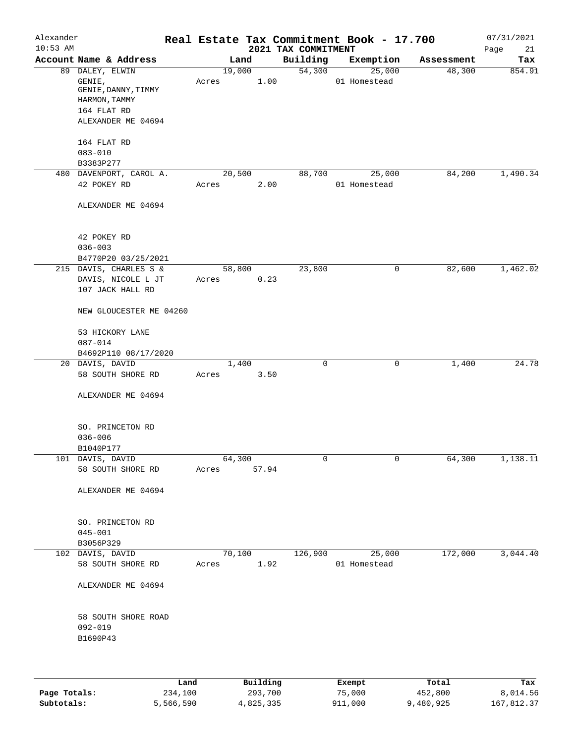Alexander 10:53 AM

**Real Estate Tax Commitment Book - 17.700**
**2021 TAX COMMITMENT**

07/31/2021

| Account Name & Address | Land | Building | Exemption | Assessment | Tax |
|---|---|---|---|---|---|
| 89 DALEY, ELWIN<br>GENIE,<br>GENIE, DANNY, TIMMY<br>HARMON, TAMMY<br>164 FLAT RD<br>ALEXANDER ME 04694<br><br>164 FLAT RD<br>083-010<br>B3383P277 | 19,000<br>Acres 1.00 | 54,300 | 25,000<br>01 Homestead | 48,300 | 854.91 |
| 480 DAVENPORT, CAROL A.<br>42 POKEY RD<br><br>ALEXANDER ME 04694<br><br>42 POKEY RD<br>036-003<br>B4770P20 03/25/2021 | 20,500<br>Acres 2.00 | 88,700 | 25,000<br>01 Homestead | 84,200 | 1,490.34 |
| 215 DAVIS, CHARLES S &<br>DAVIS, NICOLE L JT<br>107 JACK HALL RD<br><br>NEW GLOUCESTER ME 04260<br><br>53 HICKORY LANE<br>087-014<br>B4692P110 08/17/2020 | 58,800<br>Acres 0.23 | 23,800 | 0 | 82,600 | 1,462.02 |
| 20 DAVIS, DAVID<br>58 SOUTH SHORE RD<br><br>ALEXANDER ME 04694<br><br>SO. PRINCETON RD<br>036-006<br>B1040P177 | 1,400<br>Acres 3.50 | 0 | 0 | 1,400 | 24.78 |
| 101 DAVIS, DAVID<br>58 SOUTH SHORE RD<br><br>ALEXANDER ME 04694<br><br>SO. PRINCETON RD<br>045-001<br>B3056P329 | 64,300<br>Acres 57.94 | 0 | 0 | 64,300 | 1,138.11 |
| 102 DAVIS, DAVID<br>58 SOUTH SHORE RD<br><br>ALEXANDER ME 04694<br><br>58 SOUTH SHORE ROAD<br>092-019<br>B1690P43 | 70,100<br>Acres 1.92 | 126,900 | 25,000<br>01 Homestead | 172,000 | 3,044.40 |

| | Land | Building | Exempt | Total | Tax |
|---|---|---|---|---|---|
| Page Totals: | 234,100 | 293,700 | 75,000 | 452,800 | 8,014.56 |
| Subtotals: | 5,566,590 | 4,825,335 | 911,000 | 9,480,925 | 167,812.37 |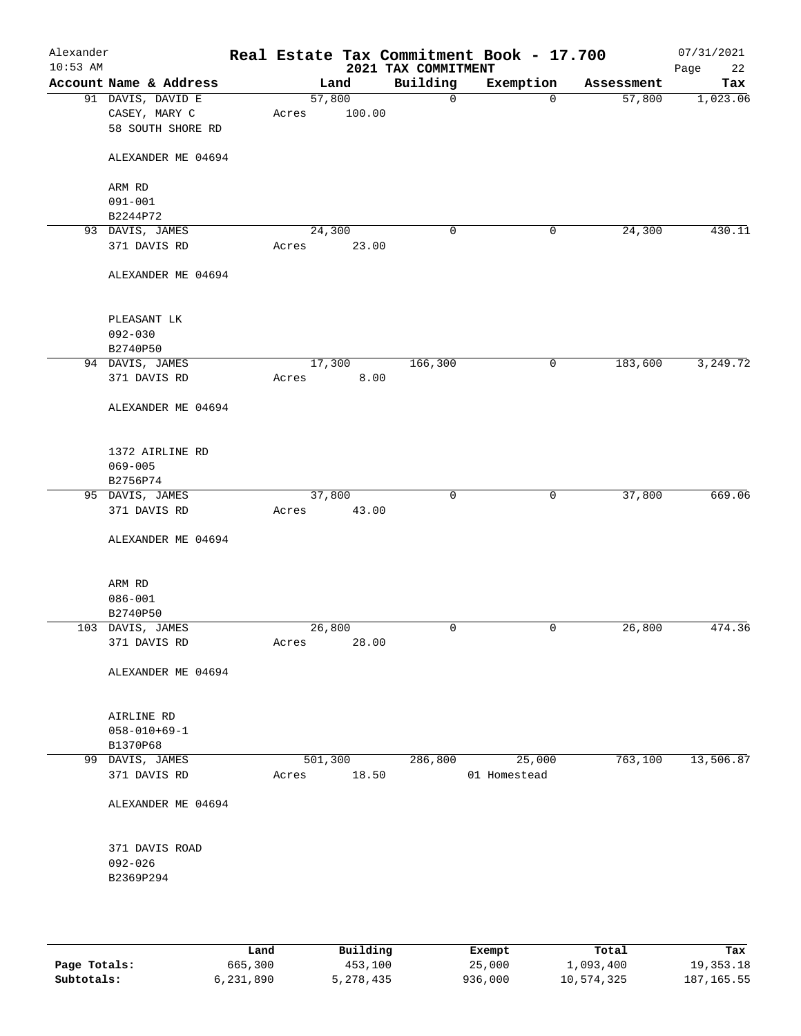# Real Estate Tax Commitment Book - 17.700

Alexander
10:53 AM

2021 TAX COMMITMENT

07/31/2021
Page 22

| Account Name & Address | Land | Building | Exemption | Assessment | Tax |
|---|---|---|---|---|---|
| 91 DAVIS, DAVID E<br>CASEY, MARY C<br>58 SOUTH SHORE RD<br><br>ALEXANDER ME 04694<br><br>ARM RD<br>091-001<br>B2244P72 | 57,800<br>Acres 100.00 | 0 | 0 | 57,800 | 1,023.06 |
| 93 DAVIS, JAMES<br>371 DAVIS RD<br><br>ALEXANDER ME 04694<br><br>PLEASANT LK<br>092-030<br>B2740P50 | 24,300<br>Acres 23.00 | 0 | 0 | 24,300 | 430.11 |
| 94 DAVIS, JAMES<br>371 DAVIS RD<br><br>ALEXANDER ME 04694<br><br>1372 AIRLINE RD<br>069-005<br>B2756P74 | 17,300<br>Acres 8.00 | 166,300 | 0 | 183,600 | 3,249.72 |
| 95 DAVIS, JAMES<br>371 DAVIS RD<br><br>ALEXANDER ME 04694<br><br>ARM RD<br>086-001<br>B2740P50 | 37,800<br>Acres 43.00 | 0 | 0 | 37,800 | 669.06 |
| 103 DAVIS, JAMES<br>371 DAVIS RD<br><br>ALEXANDER ME 04694<br><br>AIRLINE RD<br>058-010+69-1<br>B1370P68 | 26,800<br>Acres 28.00 | 0 | 0 | 26,800 | 474.36 |
| 99 DAVIS, JAMES<br>371 DAVIS RD<br><br>ALEXANDER ME 04694<br><br>371 DAVIS ROAD<br>092-026<br>B2369P294 | 501,300<br>Acres 18.50 | 286,800 | 25,000<br>01 Homestead | 763,100 | 13,506.87 |

| | Land | Building | Exempt | Total | Tax |
|---|---|---|---|---|---|
| **Page Totals:** | 665,300 | 453,100 | 25,000 | 1,093,400 | 19,353.18 |
| **Subtotals:** | 6,231,890 | 5,278,435 | 936,000 | 10,574,325 | 187,165.55 |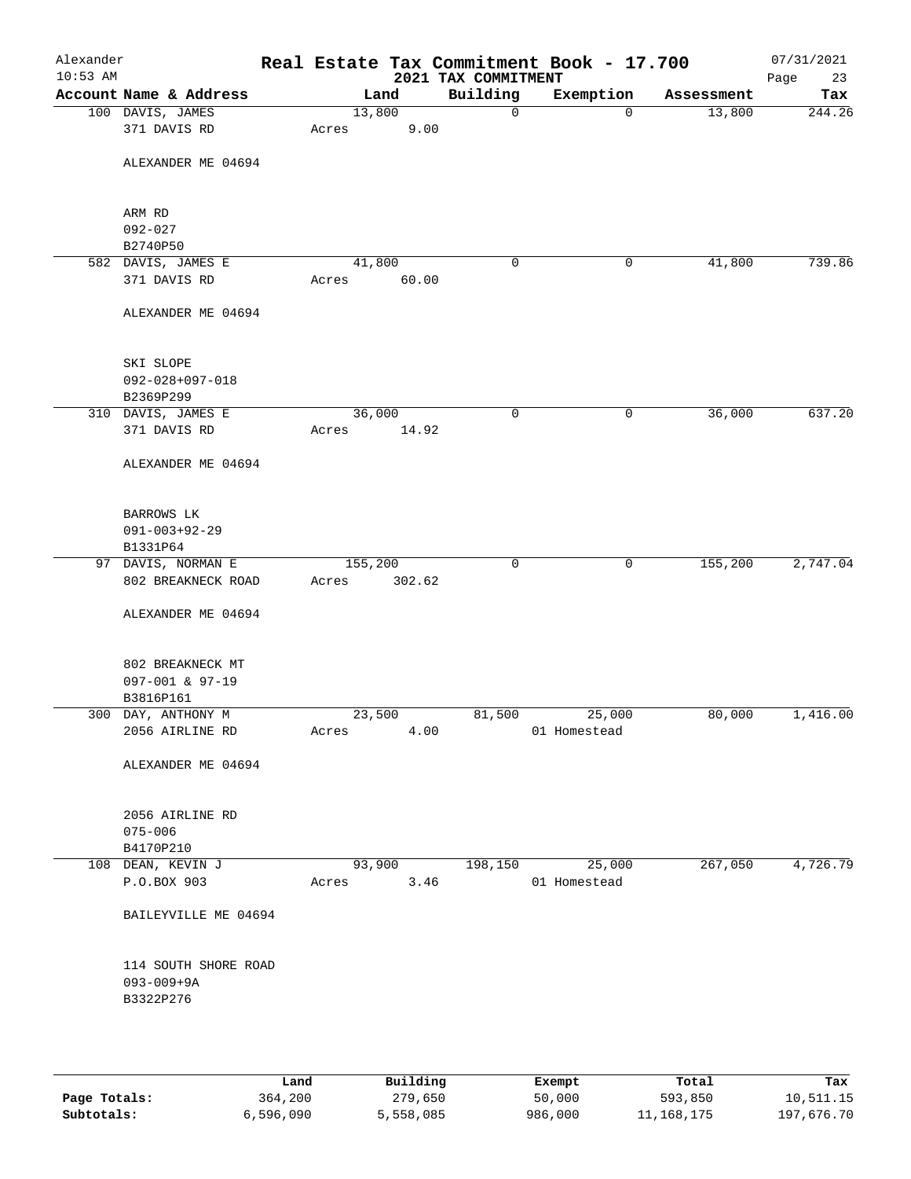# Real Estate Tax Commitment Book - 17.700

Alexander
10:53 AM

2021 TAX COMMITMENT

07/31/2021

| Account Name & Address | Land | Building | Exemption | Assessment | Tax |
|---|---|---|---|---|---|
| 100 DAVIS, JAMES<br>371 DAVIS RD<br><br>ALEXANDER ME 04694<br><br>ARM RD<br>092-027<br>B2740P50 | 13,800<br>Acres 9.00 | 0 | 0 | 13,800 | 244.26 |
| 582 DAVIS, JAMES E<br>371 DAVIS RD<br><br>ALEXANDER ME 04694<br><br>SKI SLOPE<br>092-028+097-018<br>B2369P299 | 41,800<br>Acres 60.00 | 0 | 0 | 41,800 | 739.86 |
| 310 DAVIS, JAMES E<br>371 DAVIS RD<br><br>ALEXANDER ME 04694<br><br>BARROWS LK<br>091-003+92-29<br>B1331P64 | 36,000<br>Acres 14.92 | 0 | 0 | 36,000 | 637.20 |
| 97 DAVIS, NORMAN E<br>802 BREAKNECK ROAD<br><br>ALEXANDER ME 04694<br><br>802 BREAKNECK MT<br>097-001 & 97-19<br>B3816P161 | 155,200<br>Acres 302.62 | 0 | 0 | 155,200 | 2,747.04 |
| 300 DAY, ANTHONY M<br>2056 AIRLINE RD<br><br>ALEXANDER ME 04694<br><br>2056 AIRLINE RD<br>075-006<br>B4170P210 | 23,500<br>Acres 4.00 | 81,500 | 25,000<br>01 Homestead | 80,000 | 1,416.00 |
| 108 DEAN, KEVIN J<br>P.O.BOX 903<br><br>BAILEYVILLE ME 04694<br><br>114 SOUTH SHORE ROAD<br>093-009+9A<br>B3322P276 | 93,900<br>Acres 3.46 | 198,150 | 25,000<br>01 Homestead | 267,050 | 4,726.79 |

| | Land | Building | Exempt | Total | Tax |
|---|---|---|---|---|---|
| **Page Totals:** | 364,200 | 279,650 | 50,000 | 593,850 | 10,511.15 |
| **Subtotals:** | 6,596,090 | 5,558,085 | 986,000 | 11,168,175 | 197,676.70 |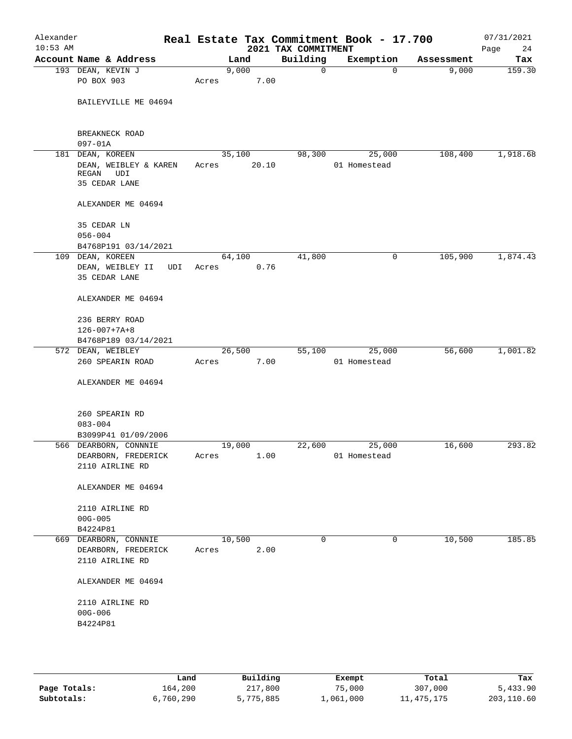# Real Estate Tax Commitment Book - 17.700

Alexander
10:53 AM

2021 TAX COMMITMENT

07/31/2021

| Account Name & Address | Land | Building | Exemption | Assessment | Tax |
|---|---|---|---|---|---|
| 193 DEAN, KEVIN J<br>PO BOX 903<br><br>BAILEYVILLE ME 04694<br><br>BREAKNECK ROAD<br>097-01A | 9,000<br>Acres 7.00 | 0 | 0 | 9,000 | 159.30 |
| 181 DEAN, KOREEN<br>DEAN, WEIBLEY & KAREN REGAN UDI<br>35 CEDAR LANE<br><br>ALEXANDER ME 04694<br><br>35 CEDAR LN<br>056-004<br>B4768P191 03/14/2021 | 35,100<br>Acres 20.10 | 98,300 | 25,000<br>01 Homestead | 108,400 | 1,918.68 |
| 109 DEAN, KOREEN<br>DEAN, WEIBLEY II UDI<br>35 CEDAR LANE<br><br>ALEXANDER ME 04694<br><br>236 BERRY ROAD<br>126-007+7A+8<br>B4768P189 03/14/2021 | 64,100<br>Acres 0.76 | 41,800 | 0 | 105,900 | 1,874.43 |
| 572 DEAN, WEIBLEY<br>260 SPEARIN ROAD<br><br>ALEXANDER ME 04694<br><br>260 SPEARIN RD<br>083-004<br>B3099P41 01/09/2006 | 26,500<br>Acres 7.00 | 55,100 | 25,000<br>01 Homestead | 56,600 | 1,001.82 |
| 566 DEARBORN, CONNNIE<br>DEARBORN, FREDERICK<br>2110 AIRLINE RD<br><br>ALEXANDER ME 04694<br><br>2110 AIRLINE RD<br>00G-005<br>B4224P81 | 19,000<br>Acres 1.00 | 22,600 | 25,000<br>01 Homestead | 16,600 | 293.82 |
| 669 DEARBORN, CONNNIE<br>DEARBORN, FREDERICK<br>2110 AIRLINE RD<br><br>ALEXANDER ME 04694<br><br>2110 AIRLINE RD<br>00G-006<br>B4224P81 | 10,500<br>Acres 2.00 | 0 | 0 | 10,500 | 185.85 |

| | Land | Building | Exempt | Total | Tax |
|---|---|---|---|---|---|
| Page Totals: | 164,200 | 217,800 | 75,000 | 307,000 | 5,433.90 |
| Subtotals: | 6,760,290 | 5,775,885 | 1,061,000 | 11,475,175 | 203,110.60 |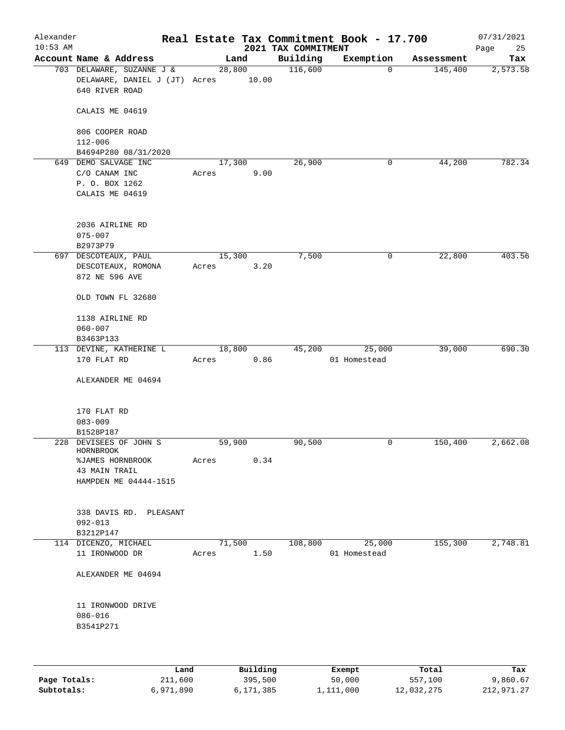Alexander
10:53 AM

# Real Estate Tax Commitment Book - 17.700
## 2021 TAX COMMITMENT

07/31/2021

| Account Name & Address | Land | Building | Exemption | Assessment | Tax |
|---|---|---|---|---|---|
| 703 DELAWARE, SUZANNE J & DELAWARE, DANIEL J (JT) 640 RIVER ROAD CALAIS ME 04619 806 COOPER ROAD 112-006 B4694P280 08/31/2020 | 28,800 Acres 10.00 | 116,600 | 0 | 145,400 | 2,573.58 |
| 649 DEMO SALVAGE INC C/O CANAM INC P. O. BOX 1262 CALAIS ME 04619 2036 AIRLINE RD 075-007 B2973P79 | 17,300 Acres 9.00 | 26,900 | 0 | 44,200 | 782.34 |
| 697 DESCOTEAUX, PAUL DESCOTEAUX, ROMONA 872 NE 596 AVE OLD TOWN FL 32680 1138 AIRLINE RD 060-007 B3463P133 | 15,300 Acres 3.20 | 7,500 | 0 | 22,800 | 403.56 |
| 113 DEVINE, KATHERINE L 170 FLAT RD ALEXANDER ME 04694 170 FLAT RD 083-009 B1528P187 | 18,800 Acres 0.86 | 45,200 | 25,000 01 Homestead | 39,000 | 690.30 |
| 228 DEVISEES OF JOHN S HORNBROOK %JAMES HORNBROOK 43 MAIN TRAIL HAMPDEN ME 04444-1515 338 DAVIS RD. PLEASANT 092-013 B3212P147 | 59,900 Acres 0.34 | 90,500 | 0 | 150,400 | 2,662.08 |
| 114 DICENZO, MICHAEL 11 IRONWOOD DR ALEXANDER ME 04694 11 IRONWOOD DRIVE 086-016 B3541P271 | 71,500 Acres 1.50 | 108,800 | 25,000 01 Homestead | 155,300 | 2,748.81 |

| | Land | Building | Exempt | Total | Tax |
|---|---|---|---|---|---|
| Page Totals: | 211,600 | 395,500 | 50,000 | 557,100 | 9,860.67 |
| Subtotals: | 6,971,890 | 6,171,385 | 1,111,000 | 12,032,275 | 212,971.27 |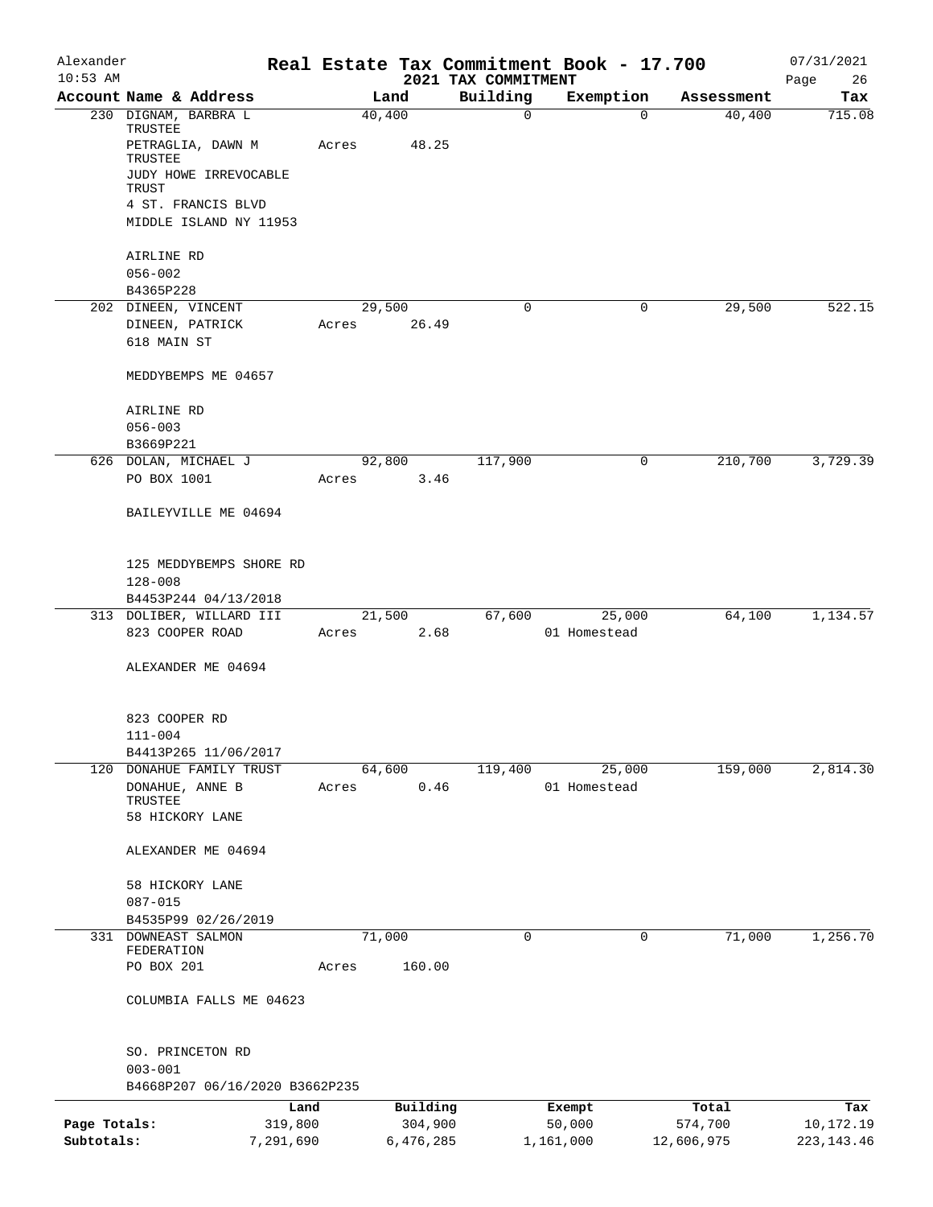Alexander  
10:53 AM

# Real Estate Tax Commitment Book - 17.700

## 2021 TAX COMMITMENT

07/31/2021  
Page 26

| Account Name & Address | Land | Building | Exemption | Assessment | Tax |
|---|---|---|---|---|---|
| 230 DIGNAM, BARBRA L TRUSTEE<br>PETRAGLIA, DAWN M TRUSTEE<br>JUDY HOWE IRREVOCABLE TRUST<br>4 ST. FRANCIS BLVD<br>MIDDLE ISLAND NY 11953<br><br>AIRLINE RD<br>056-002<br>B4365P228 | 40,400<br>Acres 48.25 | 0 | 0 | 40,400 | 715.08 |
| 202 DINEEN, VINCENT<br>DINEEN, PATRICK<br>618 MAIN ST<br><br>MEDDYBEMPS ME 04657<br><br>AIRLINE RD<br>056-003<br>B3669P221 | 29,500<br>Acres 26.49 | 0 | 0 | 29,500 | 522.15 |
| 626 DOLAN, MICHAEL J<br>PO BOX 1001<br><br>BAILEYVILLE ME 04694<br><br>125 MEDDYBEMPS SHORE RD<br>128-008<br>B4453P244 04/13/2018 | 92,800<br>Acres 3.46 | 117,900 | 0 | 210,700 | 3,729.39 |
| 313 DOLIBER, WILLARD III<br>823 COOPER ROAD<br><br>ALEXANDER ME 04694<br><br>823 COOPER RD<br>111-004<br>B4413P265 11/06/2017 | 21,500<br>Acres 2.68 | 67,600 | 25,000<br>01 Homestead | 64,100 | 1,134.57 |
| 120 DONAHUE FAMILY TRUST<br>DONAHUE, ANNE B TRUSTEE<br>58 HICKORY LANE<br><br>ALEXANDER ME 04694<br><br>58 HICKORY LANE<br>087-015<br>B4535P99 02/26/2019 | 64,600<br>Acres 0.46 | 119,400 | 25,000<br>01 Homestead | 159,000 | 2,814.30 |
| 331 DOWNEAST SALMON FEDERATION<br>PO BOX 201<br><br>COLUMBIA FALLS ME 04623<br><br>SO. PRINCETON RD<br>003-001<br>B4668P207 06/16/2020 B3662P235 | 71,000<br>Acres 160.00 | 0 | 0 | 71,000 | 1,256.70 |

| | Land | Building | Exempt | Total | Tax |
|---|---|---|---|---|---|
| Page Totals: | 319,800 | 304,900 | 50,000 | 574,700 | 10,172.19 |
| Subtotals: | 7,291,690 | 6,476,285 | 1,161,000 | 12,606,975 | 223,143.46 |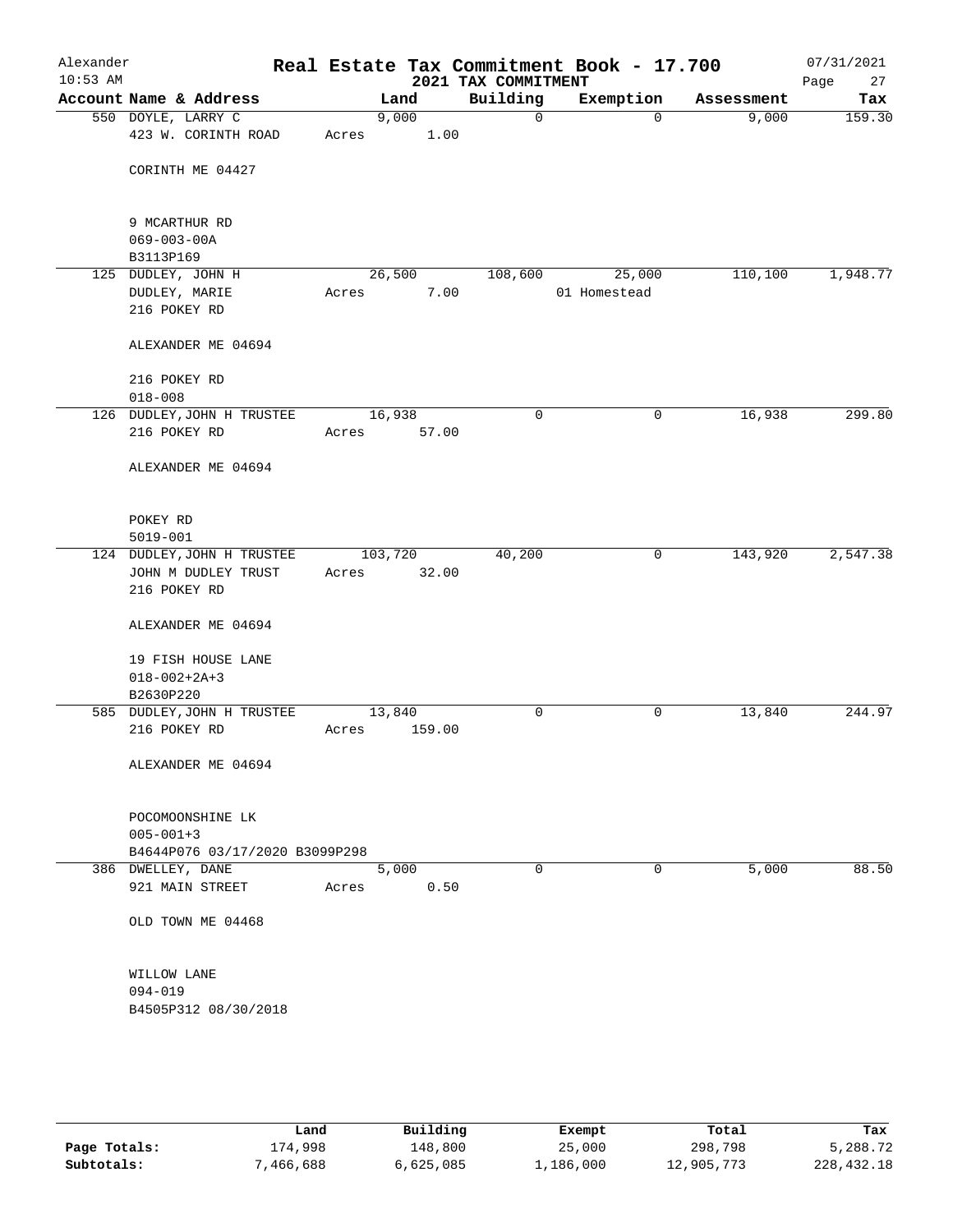Alexander
10:53 AM

# Real Estate Tax Commitment Book - 17.700

## 2021 TAX COMMITMENT

07/31/2021

| Account Name & Address | Land | Building | Exemption | Assessment | Tax |
|---|---|---|---|---|---|
| 550 DOYLE, LARRY C<br>423 W. CORINTH ROAD<br><br>CORINTH ME 04427<br><br>9 MCARTHUR RD<br>069-003-00A<br>B3113P169 | 9,000<br>Acres 1.00 | 0 | 0 | 9,000 | 159.30 |
| 125 DUDLEY, JOHN H<br>DUDLEY, MARIE<br>216 POKEY RD<br><br>ALEXANDER ME 04694<br><br>216 POKEY RD<br>018-008 | 26,500<br>Acres 7.00 | 108,600 | 25,000<br>01 Homestead | 110,100 | 1,948.77 |
| 126 DUDLEY,JOHN H TRUSTEE<br>216 POKEY RD<br><br>ALEXANDER ME 04694<br><br>POKEY RD<br>5019-001 | 16,938<br>Acres 57.00 | 0 | 0 | 16,938 | 299.80 |
| 124 DUDLEY,JOHN H TRUSTEE<br>JOHN M DUDLEY TRUST<br>216 POKEY RD<br><br>ALEXANDER ME 04694<br><br>19 FISH HOUSE LANE<br>018-002+2A+3<br>B2630P220 | 103,720<br>Acres 32.00 | 40,200 | 0 | 143,920 | 2,547.38 |
| 585 DUDLEY,JOHN H TRUSTEE<br>216 POKEY RD<br><br>ALEXANDER ME 04694<br><br>POCOMOONSHINE LK<br>005-001+3<br>B4644P076 03/17/2020 B3099P298 | 13,840<br>Acres 159.00 | 0 | 0 | 13,840 | 244.97 |
| 386 DWELLEY, DANE<br>921 MAIN STREET<br><br>OLD TOWN ME 04468<br><br>WILLOW LANE<br>094-019<br>B4505P312 08/30/2018 | 5,000<br>Acres 0.50 | 0 | 0 | 5,000 | 88.50 |

| | Land | Building | Exempt | Total | Tax |
|---|---|---|---|---|---|
| Page Totals: | 174,998 | 148,800 | 25,000 | 298,798 | 5,288.72 |
| Subtotals: | 7,466,688 | 6,625,085 | 1,186,000 | 12,905,773 | 228,432.18 |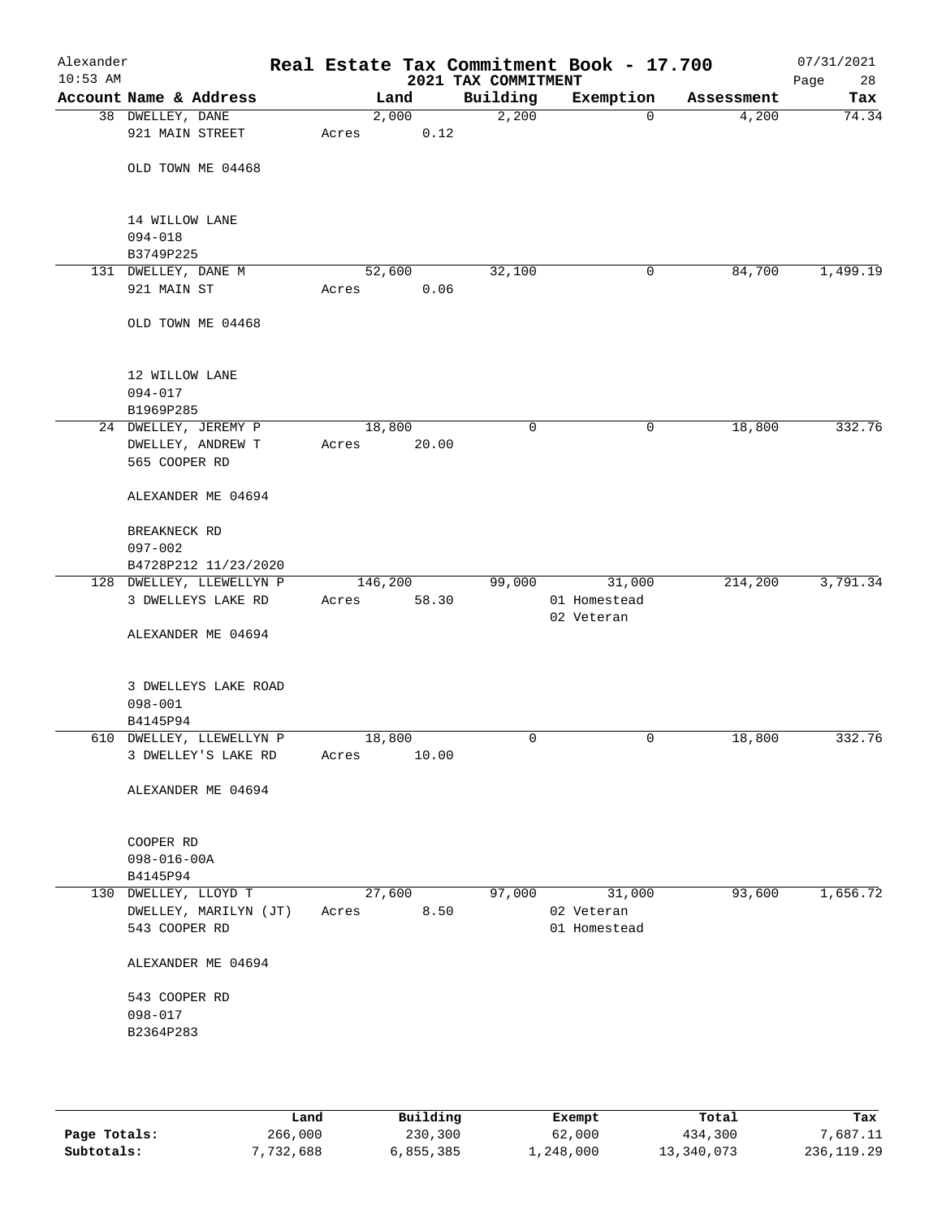Alexander
10:53 AM

# Real Estate Tax Commitment Book - 17.700

## 2021 TAX COMMITMENT

07/31/2021

| Account | Name & Address | Land | Building | Exemption | Assessment | Tax |
|---|---|---|---|---|---|---|
| 38 | DWELLEY, DANE<br>921 MAIN STREET<br><br>OLD TOWN ME 04468<br><br>14 WILLOW LANE<br>094-018<br>B3749P225 | 2,000<br>Acres 0.12 | 2,200 | 0 | 4,200 | 74.34 |
| 131 | DWELLEY, DANE M<br>921 MAIN ST<br><br>OLD TOWN ME 04468<br><br>12 WILLOW LANE<br>094-017<br>B1969P285 | 52,600<br>Acres 0.06 | 32,100 | 0 | 84,700 | 1,499.19 |
| 24 | DWELLEY, JEREMY P<br>DWELLEY, ANDREW T<br>565 COOPER RD<br><br>ALEXANDER ME 04694<br><br>BREAKNECK RD<br>097-002<br>B4728P212 11/23/2020 | 18,800<br>Acres 20.00 | 0 | 0 | 18,800 | 332.76 |
| 128 | DWELLEY, LLEWELLYN P<br>3 DWELLEYS LAKE RD<br><br>ALEXANDER ME 04694<br><br>3 DWELLEYS LAKE ROAD<br>098-001<br>B4145P94 | 146,200<br>Acres 58.30 | 99,000 | 31,000<br>01 Homestead<br>02 Veteran | 214,200 | 3,791.34 |
| 610 | DWELLEY, LLEWELLYN P<br>3 DWELLEY'S LAKE RD<br><br>ALEXANDER ME 04694<br><br>COOPER RD<br>098-016-00A<br>B4145P94 | 18,800<br>Acres 10.00 | 0 | 0 | 18,800 | 332.76 |
| 130 | DWELLEY, LLOYD T<br>DWELLEY, MARILYN (JT)<br>543 COOPER RD<br><br>ALEXANDER ME 04694<br><br>543 COOPER RD<br>098-017<br>B2364P283 | 27,600<br>Acres 8.50 | 97,000 | 31,000<br>02 Veteran<br>01 Homestead | 93,600 | 1,656.72 |

| | Land | Building | Exempt | Total | Tax |
|---|---|---|---|---|---|
| **Page Totals:** | 266,000 | 230,300 | 62,000 | 434,300 | 7,687.11 |
| **Subtotals:** | 7,732,688 | 6,855,385 | 1,248,000 | 13,340,073 | 236,119.29 |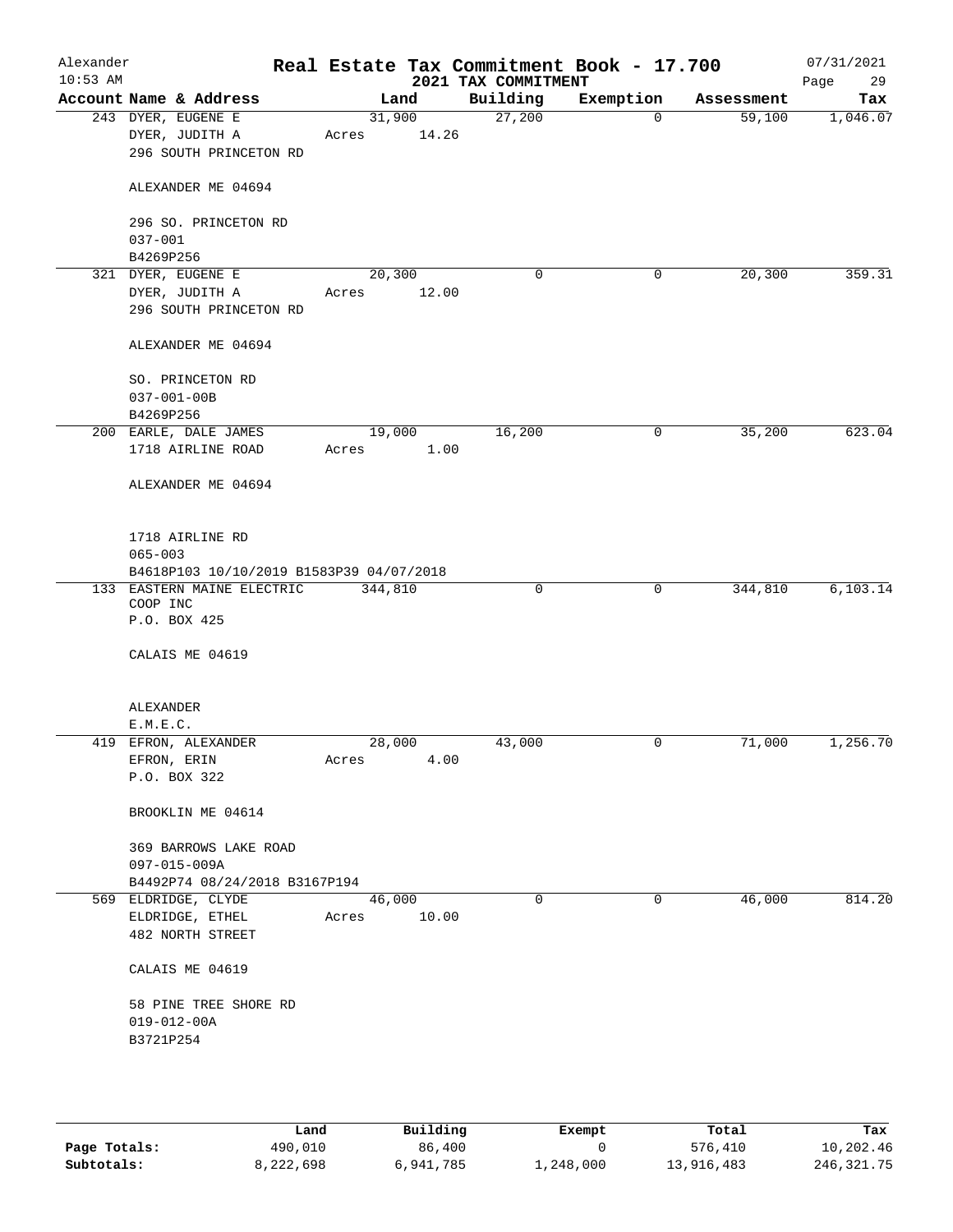Alexander  
10:53 AM

# Real Estate Tax Commitment Book - 17.700
## 2021 TAX COMMITMENT

07/31/2021

| Account Name & Address | Land | Building | Exemption | Assessment | Tax |
|---|---|---|---|---|---|
| 243 DYER, EUGENE E<br>DYER, JUDITH A<br>296 SOUTH PRINCETON RD<br><br>ALEXANDER ME 04694<br><br>296 SO. PRINCETON RD<br>037-001<br>B4269P256 | 31,900<br>Acres 14.26 | 27,200 | 0 | 59,100 | 1,046.07 |
| 321 DYER, EUGENE E<br>DYER, JUDITH A<br>296 SOUTH PRINCETON RD<br><br>ALEXANDER ME 04694<br><br>SO. PRINCETON RD<br>037-001-00B<br>B4269P256 | 20,300<br>Acres 12.00 | 0 | 0 | 20,300 | 359.31 |
| 200 EARLE, DALE JAMES<br>1718 AIRLINE ROAD<br><br>ALEXANDER ME 04694<br><br>1718 AIRLINE RD<br>065-003<br>B4618P103 10/10/2019 B1583P39 04/07/2018 | 19,000<br>Acres 1.00 | 16,200 | 0 | 35,200 | 623.04 |
| 133 EASTERN MAINE ELECTRIC COOP INC<br>P.O. BOX 425<br><br>CALAIS ME 04619<br><br>ALEXANDER<br>E.M.E.C. | 344,810 | 0 | 0 | 344,810 | 6,103.14 |
| 419 EFRON, ALEXANDER<br>EFRON, ERIN<br>P.O. BOX 322<br><br>BROOKLIN ME 04614<br><br>369 BARROWS LAKE ROAD<br>097-015-009A<br>B4492P74 08/24/2018 B3167P194 | 28,000<br>Acres 4.00 | 43,000 | 0 | 71,000 | 1,256.70 |
| 569 ELDRIDGE, CLYDE<br>ELDRIDGE, ETHEL<br>482 NORTH STREET<br><br>CALAIS ME 04619<br><br>58 PINE TREE SHORE RD<br>019-012-00A<br>B3721P254 | 46,000<br>Acres 10.00 | 0 | 0 | 46,000 | 814.20 |

| | Land | Building | Exempt | Total | Tax |
|---|---|---|---|---|---|
| **Page Totals:** | 490,010 | 86,400 | 0 | 576,410 | 10,202.46 |
| **Subtotals:** | 8,222,698 | 6,941,785 | 1,248,000 | 13,916,483 | 246,321.75 |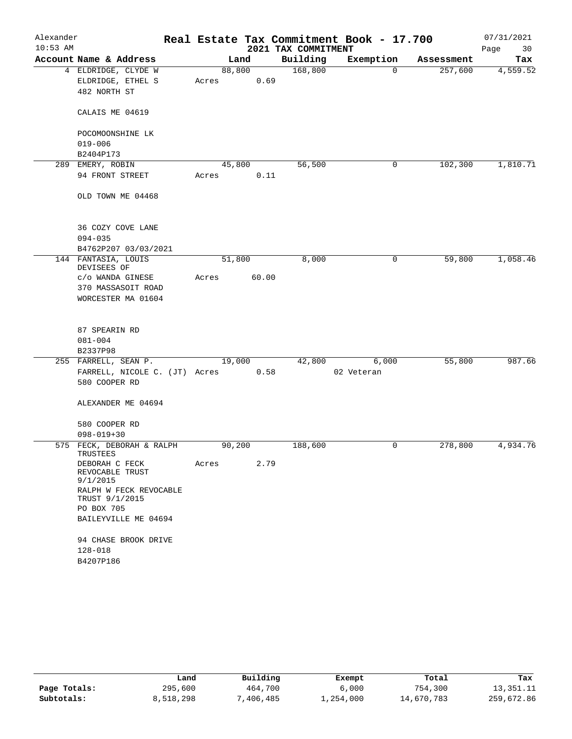# Real Estate Tax Commitment Book - 17.700

Alexander
10:53 AM

## 2021 TAX COMMITMENT

07/31/2021

| Account Name & Address | Land | Building | Exemption | Assessment | Tax |
|---|---|---|---|---|---|
| 4 ELDRIDGE, CLYDE W<br>ELDRIDGE, ETHEL S<br>482 NORTH ST<br><br>CALAIS ME 04619<br><br>POCOMOONSHINE LK<br>019-006<br>B2404P173 | 88,800<br>Acres 0.69 | 168,800 | 0 | 257,600 | 4,559.52 |
| 289 EMERY, ROBIN<br>94 FRONT STREET<br><br>OLD TOWN ME 04468<br><br>36 COZY COVE LANE<br>094-035<br>B4762P207 03/03/2021 | 45,800<br>Acres 0.11 | 56,500 | 0 | 102,300 | 1,810.71 |
| 144 FANTASIA, LOUIS<br>DEVISEES OF<br>c/o WANDA GINESE<br>370 MASSASOIT ROAD<br>WORCESTER MA 01604<br><br>87 SPEARIN RD<br>081-004<br>B2337P98 | 51,800<br>Acres 60.00 | 8,000 | 0 | 59,800 | 1,058.46 |
| 255 FARRELL, SEAN P.<br>FARRELL, NICOLE C. (JT)<br>580 COOPER RD<br><br>ALEXANDER ME 04694<br><br>580 COOPER RD<br>098-019+30 | 19,000<br>Acres 0.58 | 42,800 | 6,000<br>02 Veteran | 55,800 | 987.66 |
| 575 FECK, DEBORAH & RALPH<br>TRUSTEES<br>DEBORAH C FECK<br>REVOCABLE TRUST<br>9/1/2015<br>RALPH W FECK REVOCABLE<br>TRUST 9/1/2015<br>PO BOX 705<br>BAILEYVILLE ME 04694<br><br>94 CHASE BROOK DRIVE<br>128-018<br>B4207P186 | 90,200<br>Acres 2.79 | 188,600 | 0 | 278,800 | 4,934.76 |

| | Land | Building | Exempt | Total | Tax |
|---|---|---|---|---|---|
| Page Totals: | 295,600 | 464,700 | 6,000 | 754,300 | 13,351.11 |
| Subtotals: | 8,518,298 | 7,406,485 | 1,254,000 | 14,670,783 | 259,672.86 |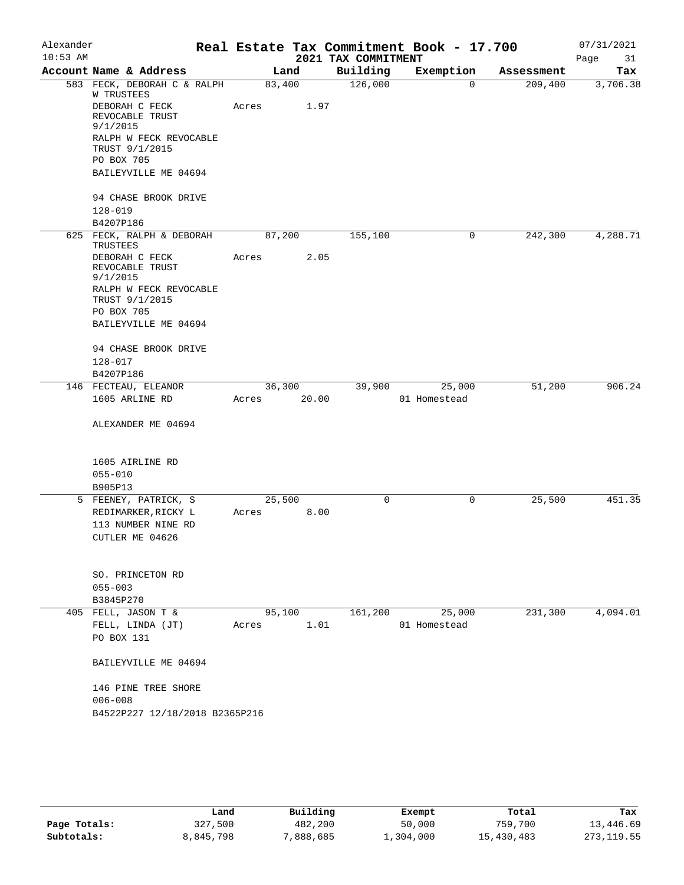Alexander 10:53 AM

# Real Estate Tax Commitment Book - 17.700
## 2021 TAX COMMITMENT

07/31/2021

| Account Name & Address | Land | Building | Exemption | Assessment | Tax |
|---|---|---|---|---|---|
| 583 FECK, DEBORAH C & RALPH W TRUSTEES | 83,400 | 126,000 | 0 | 209,400 | 3,706.38 |
| DEBORAH C FECK REVOCABLE TRUST 9/1/2015 | Acres 1.97 | | | | |
| RALPH W FECK REVOCABLE TRUST 9/1/2015 | | | | | |
| PO BOX 705 | | | | | |
| BAILEYVILLE ME 04694 | | | | | |
| 94 CHASE BROOK DRIVE | | | | | |
| 128-019 | | | | | |
| B4207P186 | | | | | |
| 625 FECK, RALPH & DEBORAH TRUSTEES | 87,200 | 155,100 | 0 | 242,300 | 4,288.71 |
| DEBORAH C FECK REVOCABLE TRUST 9/1/2015 | Acres 2.05 | | | | |
| RALPH W FECK REVOCABLE TRUST 9/1/2015 | | | | | |
| PO BOX 705 | | | | | |
| BAILEYVILLE ME 04694 | | | | | |
| 94 CHASE BROOK DRIVE | | | | | |
| 128-017 | | | | | |
| B4207P186 | | | | | |
| 146 FECTEAU, ELEANOR | 36,300 | 39,900 | 25,000 | 51,200 | 906.24 |
| 1605 ARLINE RD | Acres 20.00 | | 01 Homestead | | |
| ALEXANDER ME 04694 | | | | | |
| 1605 AIRLINE RD | | | | | |
| 055-010 | | | | | |
| B905P13 | | | | | |
| 5 FEENEY, PATRICK, S | 25,500 | 0 | 0 | 25,500 | 451.35 |
| REDIMARKER,RICKY L | Acres 8.00 | | | | |
| 113 NUMBER NINE RD | | | | | |
| CUTLER ME 04626 | | | | | |
| SO. PRINCETON RD | | | | | |
| 055-003 | | | | | |
| B3845P270 | | | | | |
| 405 FELL, JASON T & | 95,100 | 161,200 | 25,000 | 231,300 | 4,094.01 |
| FELL, LINDA (JT) | Acres 1.01 | | 01 Homestead | | |
| PO BOX 131 | | | | | |
| BAILEYVILLE ME 04694 | | | | | |
| 146 PINE TREE SHORE | | | | | |
| 006-008 | | | | | |
| B4522P227 12/18/2018 B2365P216 | | | | | |

| | Land | Building | Exempt | Total | Tax |
|---|---|---|---|---|---|
| Page Totals: | 327,500 | 482,200 | 50,000 | 759,700 | 13,446.69 |
| Subtotals: | 8,845,798 | 7,888,685 | 1,304,000 | 15,430,483 | 273,119.55 |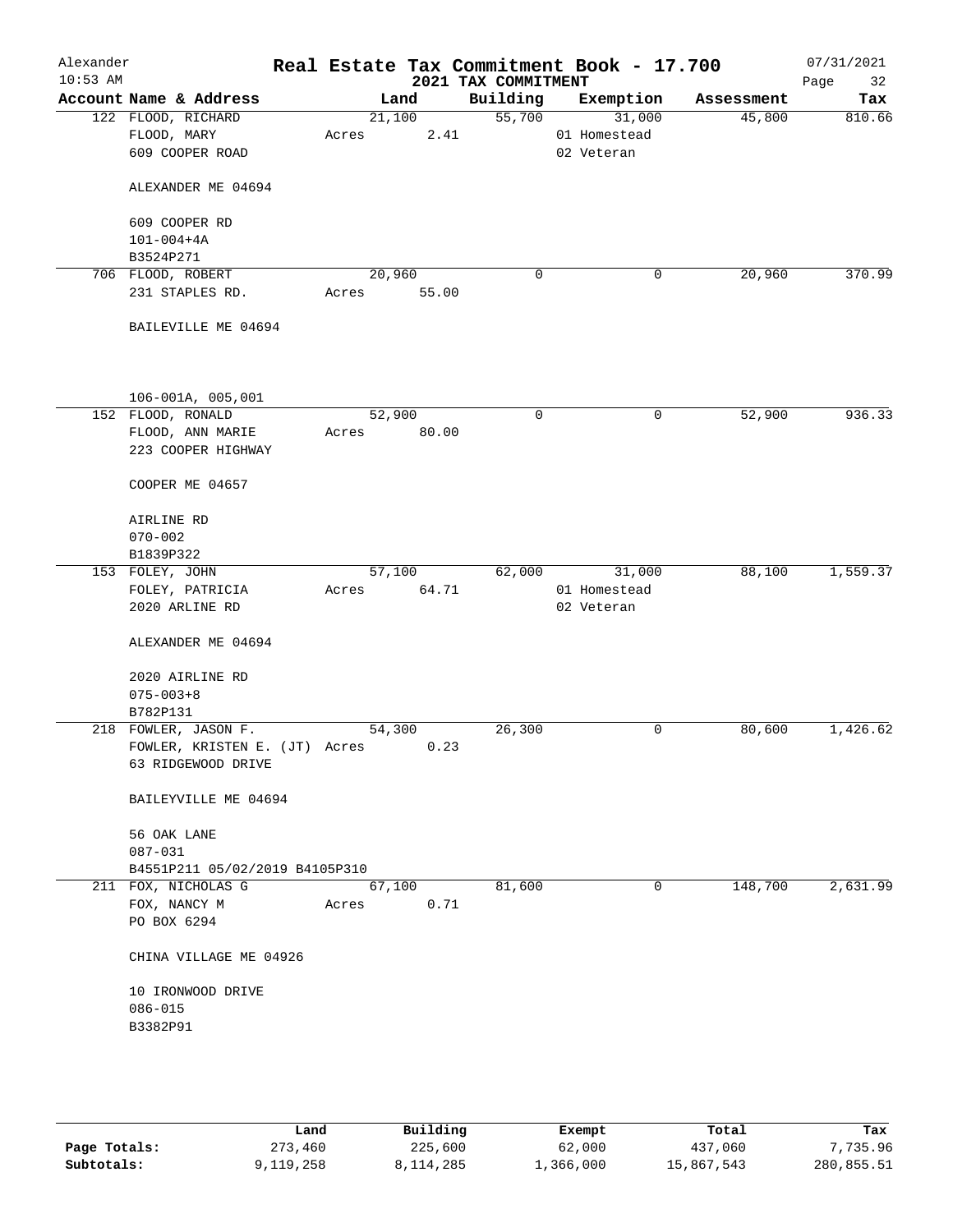Alexander 10:53 AM

# Real Estate Tax Commitment Book - 17.700

## 2021 TAX COMMITMENT

07/31/2021

| Account | Name & Address | Land | Building | Exemption | Assessment | Tax |
|---|---|---|---|---|---|---|
| 122 | FLOOD, RICHARD<br>FLOOD, MARY<br>609 COOPER ROAD<br><br>ALEXANDER ME 04694<br><br>609 COOPER RD<br>101-004+4A<br>B3524P271 | 21,100<br>Acres 2.41 | 55,700 | 31,000<br>01 Homestead<br>02 Veteran | 45,800 | 810.66 |
| 706 | FLOOD, ROBERT<br>231 STAPLES RD.<br><br>BAILEVILLE ME 04694<br><br>106-001A, 005,001 | 20,960<br>Acres 55.00 | 0 | 0 | 20,960 | 370.99 |
| 152 | FLOOD, RONALD<br>FLOOD, ANN MARIE<br>223 COOPER HIGHWAY<br><br>COOPER ME 04657<br><br>AIRLINE RD<br>070-002<br>B1839P322 | 52,900<br>Acres 80.00 | 0 | 0 | 52,900 | 936.33 |
| 153 | FOLEY, JOHN<br>FOLEY, PATRICIA<br>2020 ARLINE RD<br><br>ALEXANDER ME 04694<br><br>2020 AIRLINE RD<br>075-003+8<br>B782P131 | 57,100<br>Acres 64.71 | 62,000 | 31,000<br>01 Homestead<br>02 Veteran | 88,100 | 1,559.37 |
| 218 | FOWLER, JASON F.<br>FOWLER, KRISTEN E. (JT)<br>63 RIDGEWOOD DRIVE<br><br>BAILEYVILLE ME 04694<br><br>56 OAK LANE<br>087-031<br>B4551P211 05/02/2019 B4105P310 | 54,300<br>Acres 0.23 | 26,300 | 0 | 80,600 | 1,426.62 |
| 211 | FOX, NICHOLAS G<br>FOX, NANCY M<br>PO BOX 6294<br><br>CHINA VILLAGE ME 04926<br><br>10 IRONWOOD DRIVE<br>086-015<br>B3382P91 | 67,100<br>Acres 0.71 | 81,600 | 0 | 148,700 | 2,631.99 |

| | Land | Building | Exempt | Total | Tax |
|---|---|---|---|---|---|
| **Page Totals:** | 273,460 | 225,600 | 62,000 | 437,060 | 7,735.96 |
| **Subtotals:** | 9,119,258 | 8,114,285 | 1,366,000 | 15,867,543 | 280,855.51 |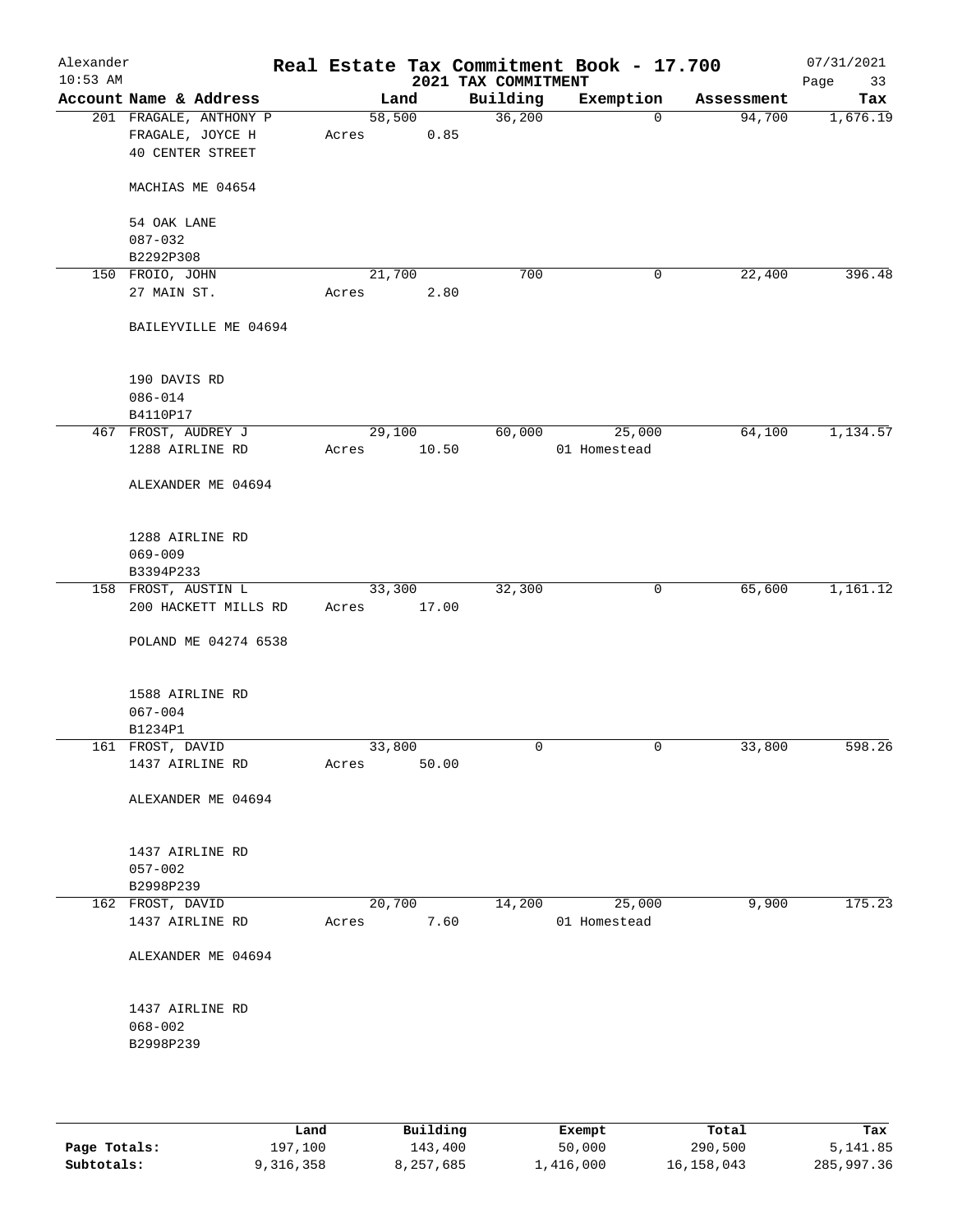# Real Estate Tax Commitment Book - 17.700

Alexander
10:53 AM

2021 TAX COMMITMENT

07/31/2021

| Account Name & Address | Land | Building | Exemption | Assessment | Tax |
|---|---|---|---|---|---|
| 201 FRAGALE, ANTHONY P<br>FRAGALE, JOYCE H<br>40 CENTER STREET<br><br>MACHIAS ME 04654<br><br>54 OAK LANE<br>087-032<br>B2292P308 | 58,500<br>Acres 0.85 | 36,200 | 0 | 94,700 | 1,676.19 |
| 150 FROIO, JOHN<br>27 MAIN ST.<br><br>BAILEYVILLE ME 04694<br><br>190 DAVIS RD<br>086-014<br>B4110P17 | 21,700<br>Acres 2.80 | 700 | 0 | 22,400 | 396.48 |
| 467 FROST, AUDREY J<br>1288 AIRLINE RD<br><br>ALEXANDER ME 04694<br><br>1288 AIRLINE RD<br>069-009<br>B3394P233 | 29,100<br>Acres 10.50 | 60,000 | 25,000<br>01 Homestead | 64,100 | 1,134.57 |
| 158 FROST, AUSTIN L<br>200 HACKETT MILLS RD<br><br>POLAND ME 04274 6538<br><br>1588 AIRLINE RD<br>067-004<br>B1234P1 | 33,300<br>Acres 17.00 | 32,300 | 0 | 65,600 | 1,161.12 |
| 161 FROST, DAVID<br>1437 AIRLINE RD<br><br>ALEXANDER ME 04694<br><br>1437 AIRLINE RD<br>057-002<br>B2998P239 | 33,800<br>Acres 50.00 | 0 | 0 | 33,800 | 598.26 |
| 162 FROST, DAVID<br>1437 AIRLINE RD<br><br>ALEXANDER ME 04694<br><br>1437 AIRLINE RD<br>068-002<br>B2998P239 | 20,700<br>Acres 7.60 | 14,200 | 25,000<br>01 Homestead | 9,900 | 175.23 |

| | Land | Building | Exempt | Total | Tax |
|---|---|---|---|---|---|
| Page Totals: | 197,100 | 143,400 | 50,000 | 290,500 | 5,141.85 |
| Subtotals: | 9,316,358 | 8,257,685 | 1,416,000 | 16,158,043 | 285,997.36 |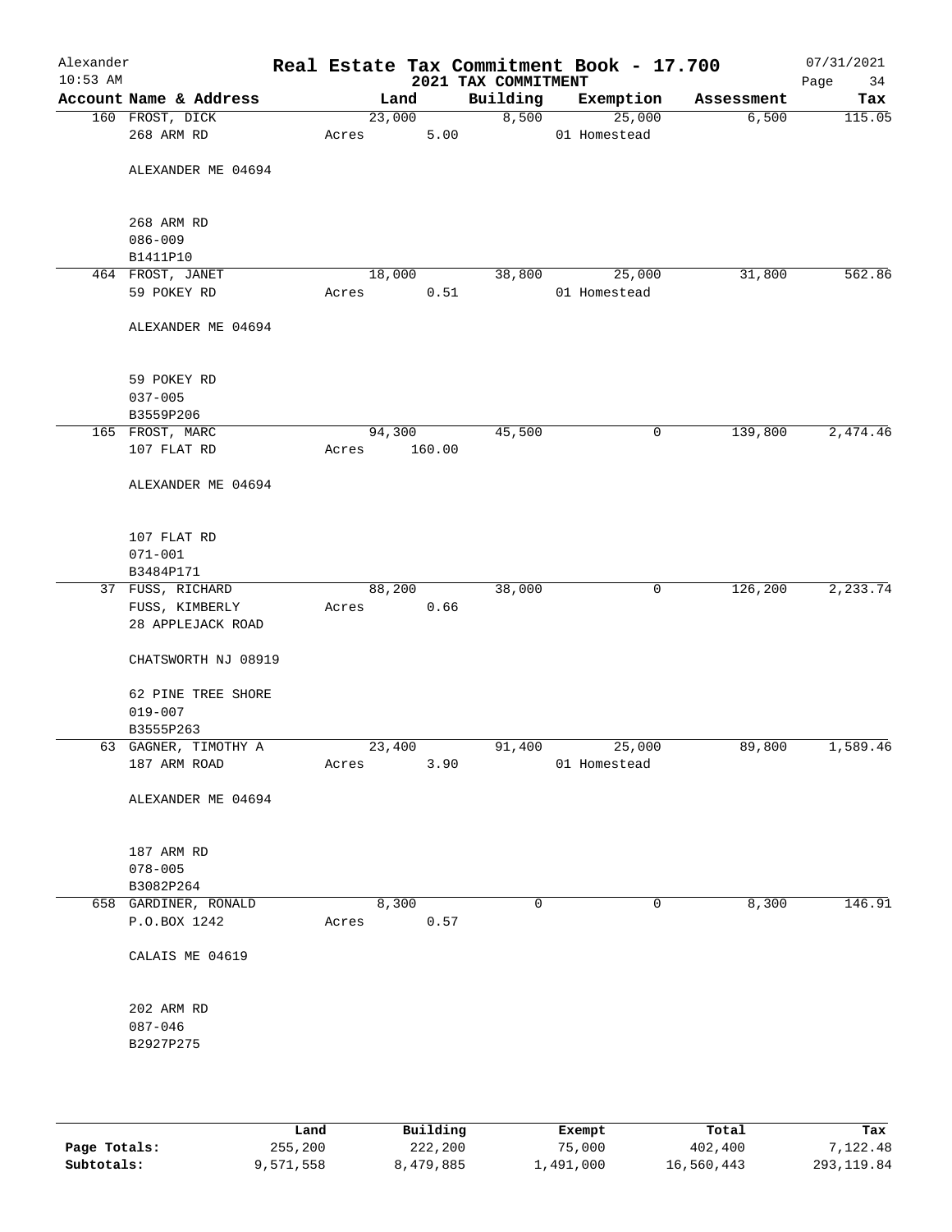# Real Estate Tax Commitment Book - 17.700

Alexander
10:53 AM

2021 TAX COMMITMENT

07/31/2021

| Account Name & Address | Land | Building | Exemption | Assessment | Tax |
|---|---|---|---|---|---|
| 160 FROST, DICK | 23,000 | 8,500 | 25,000 | 6,500 | 115.05 |
| 268 ARM RD | Acres 5.00 | | 01 Homestead | | |
| ALEXANDER ME 04694 | | | | | |
| 268 ARM RD | | | | | |
| 086-009 | | | | | |
| B1411P10 | | | | | |
| 464 FROST, JANET | 18,000 | 38,800 | 25,000 | 31,800 | 562.86 |
| 59 POKEY RD | Acres 0.51 | | 01 Homestead | | |
| ALEXANDER ME 04694 | | | | | |
| 59 POKEY RD | | | | | |
| 037-005 | | | | | |
| B3559P206 | | | | | |
| 165 FROST, MARC | 94,300 | 45,500 | 0 | 139,800 | 2,474.46 |
| 107 FLAT RD | Acres 160.00 | | | | |
| ALEXANDER ME 04694 | | | | | |
| 107 FLAT RD | | | | | |
| 071-001 | | | | | |
| B3484P171 | | | | | |
| 37 FUSS, RICHARD | 88,200 | 38,000 | 0 | 126,200 | 2,233.74 |
| FUSS, KIMBERLY | Acres 0.66 | | | | |
| 28 APPLEJACK ROAD | | | | | |
| CHATSWORTH NJ 08919 | | | | | |
| 62 PINE TREE SHORE | | | | | |
| 019-007 | | | | | |
| B3555P263 | | | | | |
| 63 GAGNER, TIMOTHY A | 23,400 | 91,400 | 25,000 | 89,800 | 1,589.46 |
| 187 ARM ROAD | Acres 3.90 | | 01 Homestead | | |
| ALEXANDER ME 04694 | | | | | |
| 187 ARM RD | | | | | |
| 078-005 | | | | | |
| B3082P264 | | | | | |
| 658 GARDINER, RONALD | 8,300 | 0 | 0 | 8,300 | 146.91 |
| P.O.BOX 1242 | Acres 0.57 | | | | |
| CALAIS ME 04619 | | | | | |
| 202 ARM RD | | | | | |
| 087-046 | | | | | |
| B2927P275 | | | | | |

| | Land | Building | Exempt | Total | Tax |
|---|---|---|---|---|---|
| Page Totals: | 255,200 | 222,200 | 75,000 | 402,400 | 7,122.48 |
| Subtotals: | 9,571,558 | 8,479,885 | 1,491,000 | 16,560,443 | 293,119.84 |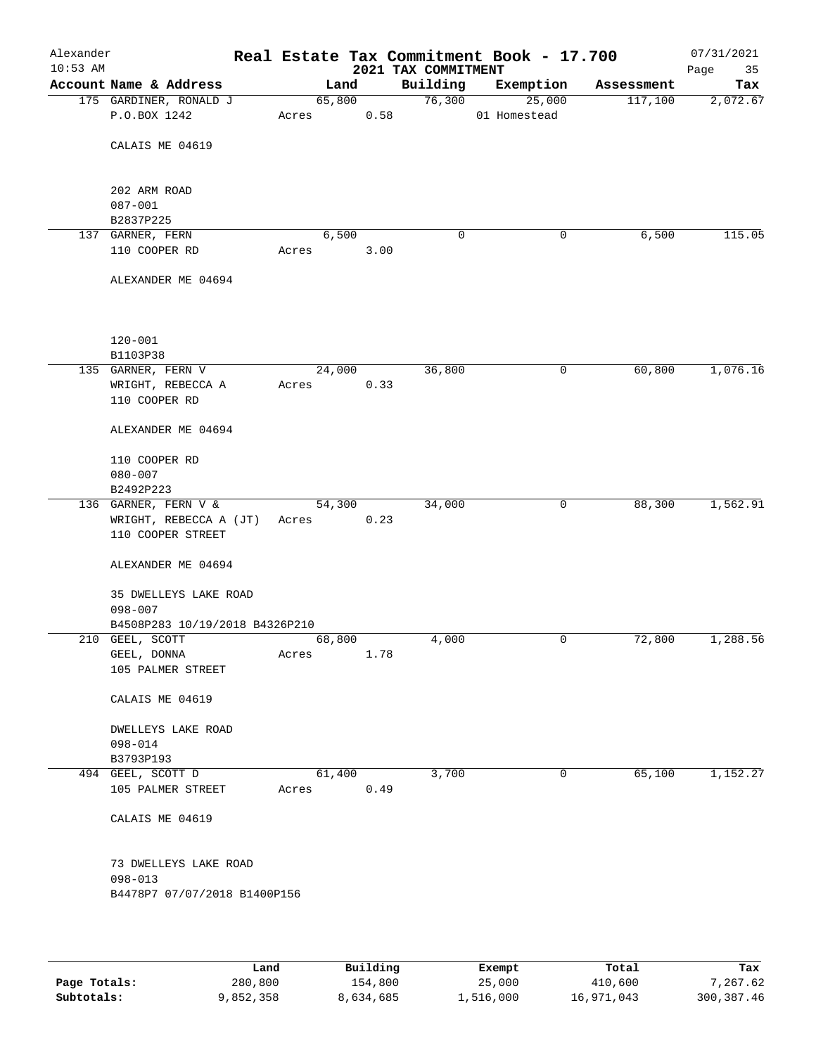# Real Estate Tax Commitment Book - 17.700

Alexander
10:53 AM

2021 TAX COMMITMENT

07/31/2021

| Account Name & Address | Land | Building | Exemption | Assessment | Tax |
|---|---|---|---|---|---|
| 175 GARDINER, RONALD J<br>P.O.BOX 1242<br><br>CALAIS ME 04619<br><br>202 ARM ROAD<br>087-001<br>B2837P225 | 65,800<br>Acres 0.58 | 76,300 | 25,000<br>01 Homestead | 117,100 | 2,072.67 |
| 137 GARNER, FERN<br>110 COOPER RD<br><br>ALEXANDER ME 04694<br><br>120-001<br>B1103P38 | 6,500<br>Acres 3.00 | 0 | 0 | 6,500 | 115.05 |
| 135 GARNER, FERN V<br>WRIGHT, REBECCA A<br>110 COOPER RD<br><br>ALEXANDER ME 04694<br><br>110 COOPER RD<br>080-007<br>B2492P223 | 24,000<br>Acres 0.33 | 36,800 | 0 | 60,800 | 1,076.16 |
| 136 GARNER, FERN V &<br>WRIGHT, REBECCA A (JT)<br>110 COOPER STREET<br><br>ALEXANDER ME 04694<br><br>35 DWELLEYS LAKE ROAD<br>098-007<br>B4508P283 10/19/2018 B4326P210 | 54,300<br>Acres 0.23 | 34,000 | 0 | 88,300 | 1,562.91 |
| 210 GEEL, SCOTT<br>GEEL, DONNA<br>105 PALMER STREET<br><br>CALAIS ME 04619<br><br>DWELLEYS LAKE ROAD<br>098-014<br>B3793P193 | 68,800<br>Acres 1.78 | 4,000 | 0 | 72,800 | 1,288.56 |
| 494 GEEL, SCOTT D<br>105 PALMER STREET<br><br>CALAIS ME 04619<br><br>73 DWELLEYS LAKE ROAD<br>098-013<br>B4478P7 07/07/2018 B1400P156 | 61,400<br>Acres 0.49 | 3,700 | 0 | 65,100 | 1,152.27 |

| | Land | Building | Exempt | Total | Tax |
|---|---|---|---|---|---|
| Page Totals: | 280,800 | 154,800 | 25,000 | 410,600 | 7,267.62 |
| Subtotals: | 9,852,358 | 8,634,685 | 1,516,000 | 16,971,043 | 300,387.46 |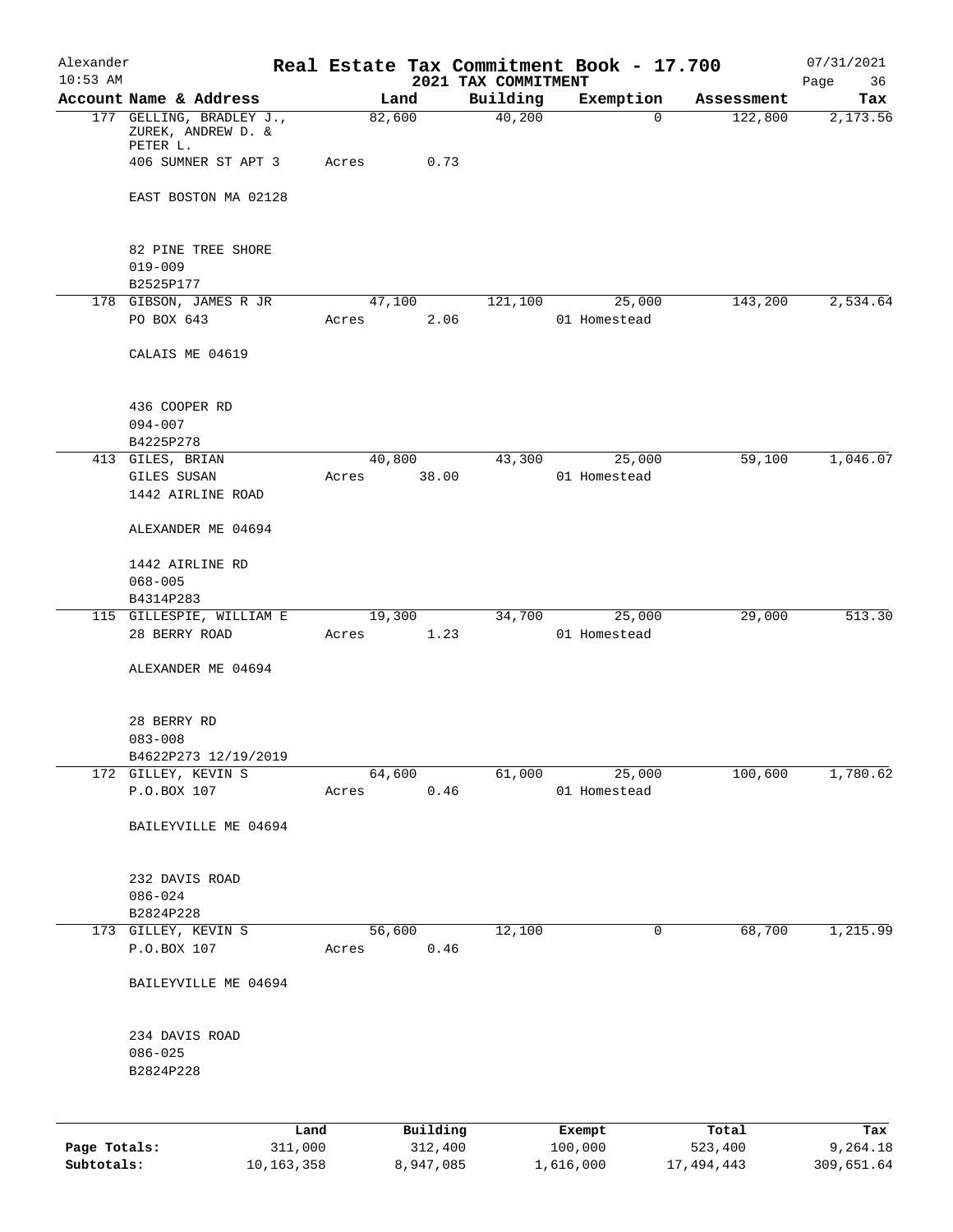Alexander — Real Estate Tax Commitment Book - 17.700 — 07/31/2021
10:53 AM — 2021 TAX COMMITMENT

| Account Name & Address | Land | Building | Exemption | Assessment | Tax |
|---|---|---|---|---|---|
| 177 GELLING, BRADLEY J., ZUREK, ANDREW D. & PETER L.<br>406 SUMNER ST APT 3<br>EAST BOSTON MA 02128<br><br>82 PINE TREE SHORE<br>019-009<br>B2525P177 | 82,600<br>Acres 0.73 | 40,200 | 0 | 122,800 | 2,173.56 |
| 178 GIBSON, JAMES R JR<br>PO BOX 643<br>CALAIS ME 04619<br><br>436 COOPER RD<br>094-007<br>B4225P278 | 47,100<br>Acres 2.06 | 121,100 | 25,000<br>01 Homestead | 143,200 | 2,534.64 |
| 413 GILES, BRIAN<br>GILES SUSAN<br>1442 AIRLINE ROAD<br>ALEXANDER ME 04694<br><br>1442 AIRLINE RD<br>068-005<br>B4314P283 | 40,800<br>Acres 38.00 | 43,300 | 25,000<br>01 Homestead | 59,100 | 1,046.07 |
| 115 GILLESPIE, WILLIAM E<br>28 BERRY ROAD<br>ALEXANDER ME 04694<br><br>28 BERRY RD<br>083-008<br>B4622P273 12/19/2019 | 19,300<br>Acres 1.23 | 34,700 | 25,000<br>01 Homestead | 29,000 | 513.30 |
| 172 GILLEY, KEVIN S<br>P.O.BOX 107<br>BAILEYVILLE ME 04694<br><br>232 DAVIS ROAD<br>086-024<br>B2824P228 | 64,600<br>Acres 0.46 | 61,000 | 25,000<br>01 Homestead | 100,600 | 1,780.62 |
| 173 GILLEY, KEVIN S<br>P.O.BOX 107<br>BAILEYVILLE ME 04694<br><br>234 DAVIS ROAD<br>086-025<br>B2824P228 | 56,600<br>Acres 0.46 | 12,100 | 0 | 68,700 | 1,215.99 |

| | Land | Building | Exempt | Total | Tax |
|---|---|---|---|---|---|
| Page Totals: | 311,000 | 312,400 | 100,000 | 523,400 | 9,264.18 |
| Subtotals: | 10,163,358 | 8,947,085 | 1,616,000 | 17,494,443 | 309,651.64 |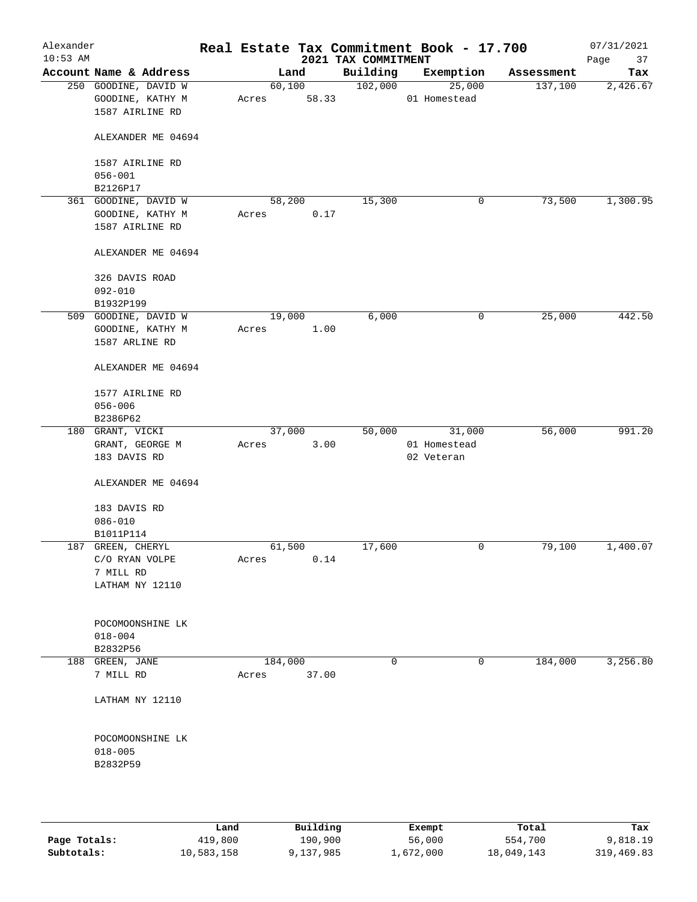# Real Estate Tax Commitment Book - 17.700

Alexander
10:53 AM

2021 TAX COMMITMENT

07/31/2021

| Account Name & Address | Land | Building | Exemption | Assessment | Tax |
|---|---|---|---|---|---|
| 250 GOODINE, DAVID W<br>GOODINE, KATHY M<br>1587 AIRLINE RD<br><br>ALEXANDER ME 04694<br><br>1587 AIRLINE RD<br>056-001<br>B2126P17 | 60,100<br>Acres 58.33 | 102,000 | 25,000<br>01 Homestead | 137,100 | 2,426.67 |
| 361 GOODINE, DAVID W<br>GOODINE, KATHY M<br>1587 AIRLINE RD<br><br>ALEXANDER ME 04694<br><br>326 DAVIS ROAD<br>092-010<br>B1932P199 | 58,200<br>Acres 0.17 | 15,300 | 0 | 73,500 | 1,300.95 |
| 509 GOODINE, DAVID W<br>GOODINE, KATHY M<br>1587 ARLINE RD<br><br>ALEXANDER ME 04694<br><br>1577 AIRLINE RD<br>056-006<br>B2386P62 | 19,000<br>Acres 1.00 | 6,000 | 0 | 25,000 | 442.50 |
| 180 GRANT, VICKI<br>GRANT, GEORGE M<br>183 DAVIS RD<br><br>ALEXANDER ME 04694<br><br>183 DAVIS RD<br>086-010<br>B1011P114 | 37,000<br>Acres 3.00 | 50,000 | 31,000<br>01 Homestead<br>02 Veteran | 56,000 | 991.20 |
| 187 GREEN, CHERYL<br>C/O RYAN VOLPE<br>7 MILL RD<br>LATHAM NY 12110<br><br>POCOMOONSHINE LK<br>018-004<br>B2832P56 | 61,500<br>Acres 0.14 | 17,600 | 0 | 79,100 | 1,400.07 |
| 188 GREEN, JANE<br>7 MILL RD<br><br>LATHAM NY 12110<br><br>POCOMOONSHINE LK<br>018-005<br>B2832P59 | 184,000<br>Acres 37.00 | 0 | 0 | 184,000 | 3,256.80 |

| | Land | Building | Exempt | Total | Tax |
|---|---|---|---|---|---|
| **Page Totals:** | 419,800 | 190,900 | 56,000 | 554,700 | 9,818.19 |
| **Subtotals:** | 10,583,158 | 9,137,985 | 1,672,000 | 18,049,143 | 319,469.83 |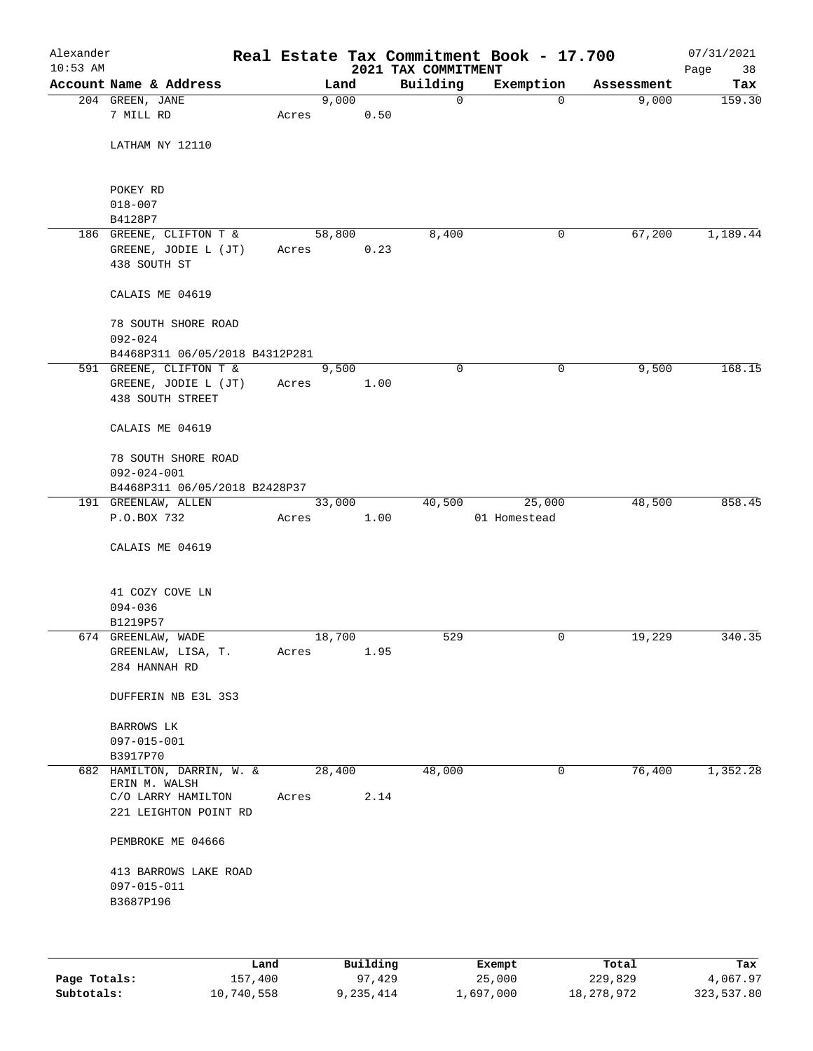Alexander 10:53 AM

# Real Estate Tax Commitment Book - 17.700

## 2021 TAX COMMITMENT

07/31/2021

| Account Name & Address | Land | Building | Exemption | Assessment | Tax |
|---|---|---|---|---|---|
| 204 GREEN, JANE<br>7 MILL RD<br><br>LATHAM NY 12110<br><br>POKEY RD<br>018-007<br>B4128P7 | 9,000<br>Acres 0.50 | 0 | 0 | 9,000 | 159.30 |
| 186 GREENE, CLIFTON T &<br>GREENE, JODIE L (JT)<br>438 SOUTH ST<br><br>CALAIS ME 04619<br><br>78 SOUTH SHORE ROAD<br>092-024<br>B4468P311 06/05/2018 B4312P281 | 58,800<br>Acres 0.23 | 8,400 | 0 | 67,200 | 1,189.44 |
| 591 GREENE, CLIFTON T &<br>GREENE, JODIE L (JT)<br>438 SOUTH STREET<br><br>CALAIS ME 04619<br><br>78 SOUTH SHORE ROAD<br>092-024-001<br>B4468P311 06/05/2018 B2428P37 | 9,500<br>Acres 1.00 | 0 | 0 | 9,500 | 168.15 |
| 191 GREENLAW, ALLEN<br>P.O.BOX 732<br><br>CALAIS ME 04619<br><br>41 COZY COVE LN<br>094-036<br>B1219P57 | 33,000<br>Acres 1.00 | 40,500 | 25,000<br>01 Homestead | 48,500 | 858.45 |
| 674 GREENLAW, WADE<br>GREENLAW, LISA, T.<br>284 HANNAH RD<br><br>DUFFERIN NB E3L 3S3<br><br>BARROWS LK<br>097-015-001<br>B3917P70 | 18,700<br>Acres 1.95 | 529 | 0 | 19,229 | 340.35 |
| 682 HAMILTON, DARRIN, W. &<br>ERIN M. WALSH<br>C/O LARRY HAMILTON<br>221 LEIGHTON POINT RD<br><br>PEMBROKE ME 04666<br><br>413 BARROWS LAKE ROAD<br>097-015-011<br>B3687P196 | 28,400<br>Acres 2.14 | 48,000 | 0 | 76,400 | 1,352.28 |

| | Land | Building | Exempt | Total | Tax |
|---|---|---|---|---|---|
| Page Totals: | 157,400 | 97,429 | 25,000 | 229,829 | 4,067.97 |
| Subtotals: | 10,740,558 | 9,235,414 | 1,697,000 | 18,278,972 | 323,537.80 |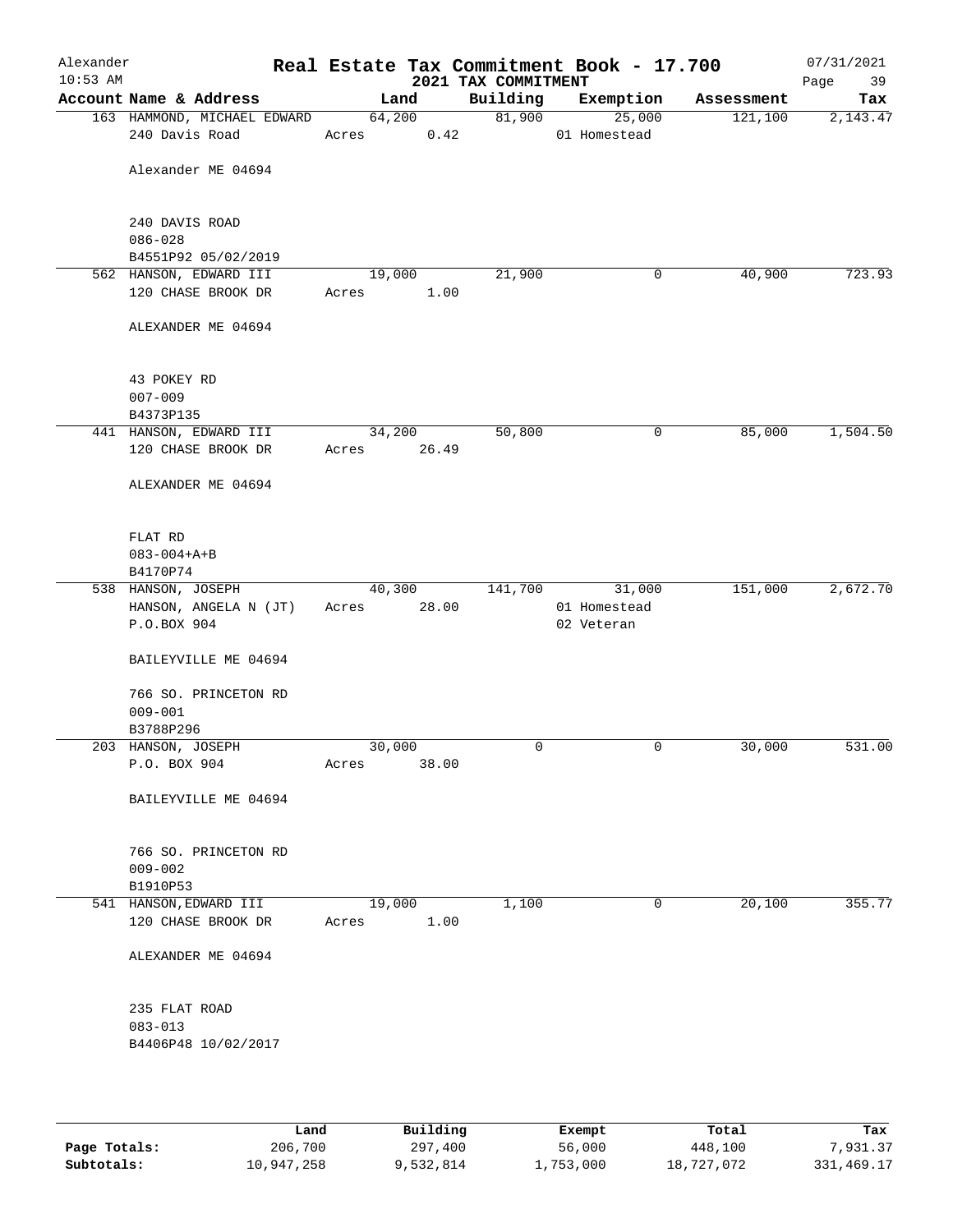Alexander
10:53 AM

# Real Estate Tax Commitment Book - 17.700
## 2021 TAX COMMITMENT

07/31/2021

| Account Name & Address | Land | Building | Exemption | Assessment | Tax |
|---|---|---|---|---|---|
| 163 HAMMOND, MICHAEL EDWARD<br>240 Davis Road<br><br>Alexander ME 04694<br><br>240 DAVIS ROAD<br>086-028<br>B4551P92 05/02/2019 | 64,200<br>Acres 0.42 | 81,900 | 25,000<br>01 Homestead | 121,100 | 2,143.47 |
| 562 HANSON, EDWARD III<br>120 CHASE BROOK DR<br><br>ALEXANDER ME 04694<br><br>43 POKEY RD<br>007-009<br>B4373P135 | 19,000<br>Acres 1.00 | 21,900 | 0 | 40,900 | 723.93 |
| 441 HANSON, EDWARD III<br>120 CHASE BROOK DR<br><br>ALEXANDER ME 04694<br><br>FLAT RD<br>083-004+A+B<br>B4170P74 | 34,200<br>Acres 26.49 | 50,800 | 0 | 85,000 | 1,504.50 |
| 538 HANSON, JOSEPH<br>HANSON, ANGELA N (JT)<br>P.O.BOX 904<br><br>BAILEYVILLE ME 04694<br><br>766 SO. PRINCETON RD<br>009-001<br>B3788P296 | 40,300<br>Acres 28.00 | 141,700 | 31,000<br>01 Homestead<br>02 Veteran | 151,000 | 2,672.70 |
| 203 HANSON, JOSEPH<br>P.O. BOX 904<br><br>BAILEYVILLE ME 04694<br><br>766 SO. PRINCETON RD<br>009-002<br>B1910P53 | 30,000<br>Acres 38.00 | 0 | 0 | 30,000 | 531.00 |
| 541 HANSON,EDWARD III<br>120 CHASE BROOK DR<br><br>ALEXANDER ME 04694<br><br>235 FLAT ROAD<br>083-013<br>B4406P48 10/02/2017 | 19,000<br>Acres 1.00 | 1,100 | 0 | 20,100 | 355.77 |

| | Land | Building | Exempt | Total | Tax |
|---|---|---|---|---|---|
| Page Totals: | 206,700 | 297,400 | 56,000 | 448,100 | 7,931.37 |
| Subtotals: | 10,947,258 | 9,532,814 | 1,753,000 | 18,727,072 | 331,469.17 |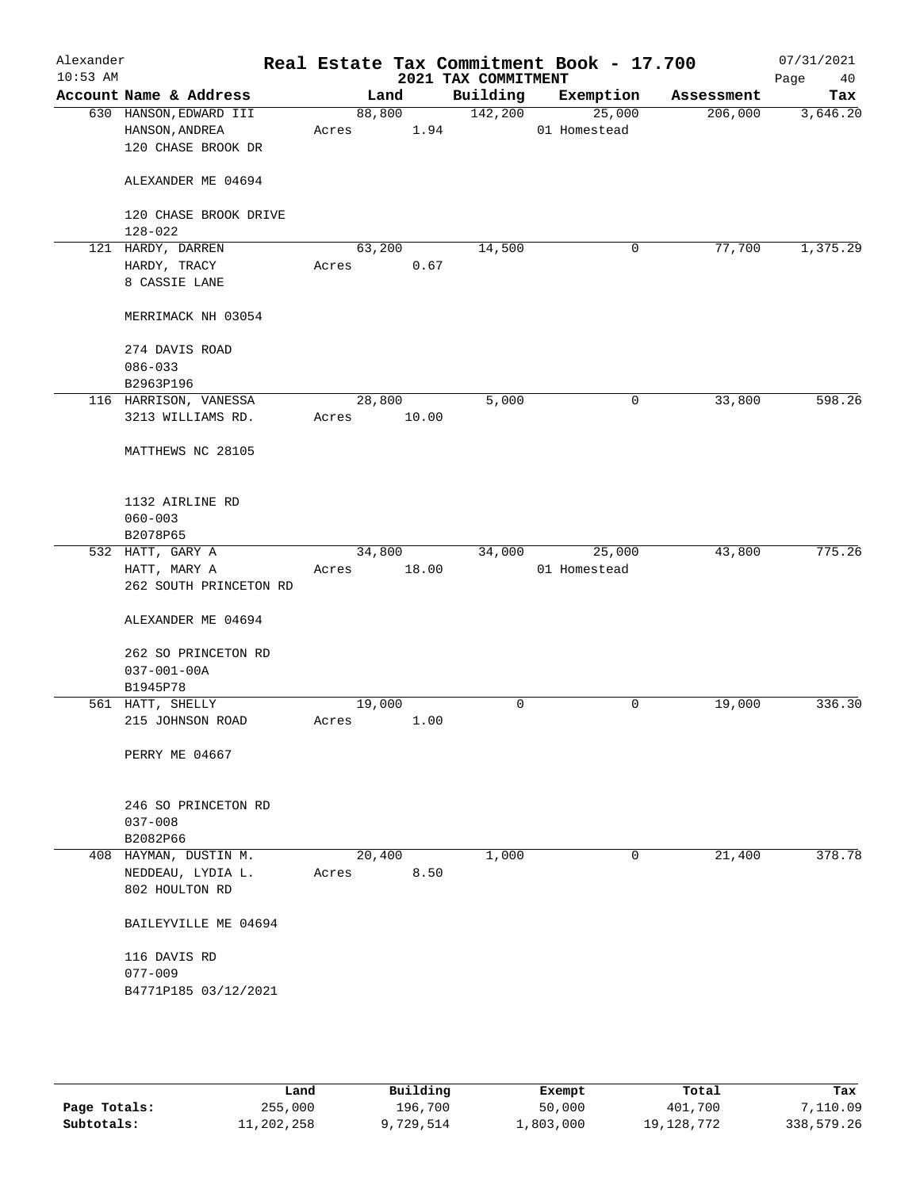Alexander
10:53 AM

# Real Estate Tax Commitment Book - 17.700

## 2021 TAX COMMITMENT

07/31/2021

| Account Name & Address | Land | Building | Exemption | Assessment | Tax |
|---|---|---|---|---|---|
| 630 HANSON,EDWARD III<br>HANSON,ANDREA<br>120 CHASE BROOK DR<br><br>ALEXANDER ME 04694<br><br>120 CHASE BROOK DRIVE<br>128-022 | 88,800<br>Acres 1.94 | 142,200 | 25,000<br>01 Homestead | 206,000 | 3,646.20 |
| 121 HARDY, DARREN<br>HARDY, TRACY<br>8 CASSIE LANE<br><br>MERRIMACK NH 03054<br><br>274 DAVIS ROAD<br>086-033<br>B2963P196 | 63,200<br>Acres 0.67 | 14,500 | 0 | 77,700 | 1,375.29 |
| 116 HARRISON, VANESSA<br>3213 WILLIAMS RD.<br><br>MATTHEWS NC 28105<br><br>1132 AIRLINE RD<br>060-003<br>B2078P65 | 28,800<br>Acres 10.00 | 5,000 | 0 | 33,800 | 598.26 |
| 532 HATT, GARY A<br>HATT, MARY A<br>262 SOUTH PRINCETON RD<br><br>ALEXANDER ME 04694<br><br>262 SO PRINCETON RD<br>037-001-00A<br>B1945P78 | 34,800<br>Acres 18.00 | 34,000 | 25,000<br>01 Homestead | 43,800 | 775.26 |
| 561 HATT, SHELLY<br>215 JOHNSON ROAD<br><br>PERRY ME 04667<br><br>246 SO PRINCETON RD<br>037-008<br>B2082P66 | 19,000<br>Acres 1.00 | 0 | 0 | 19,000 | 336.30 |
| 408 HAYMAN, DUSTIN M.<br>NEDDEAU, LYDIA L.<br>802 HOULTON RD<br><br>BAILEYVILLE ME 04694<br><br>116 DAVIS RD<br>077-009<br>B4771P185 03/12/2021 | 20,400<br>Acres 8.50 | 1,000 | 0 | 21,400 | 378.78 |

| | Land | Building | Exempt | Total | Tax |
|---|---|---|---|---|---|
| Page Totals: | 255,000 | 196,700 | 50,000 | 401,700 | 7,110.09 |
| Subtotals: | 11,202,258 | 9,729,514 | 1,803,000 | 19,128,772 | 338,579.26 |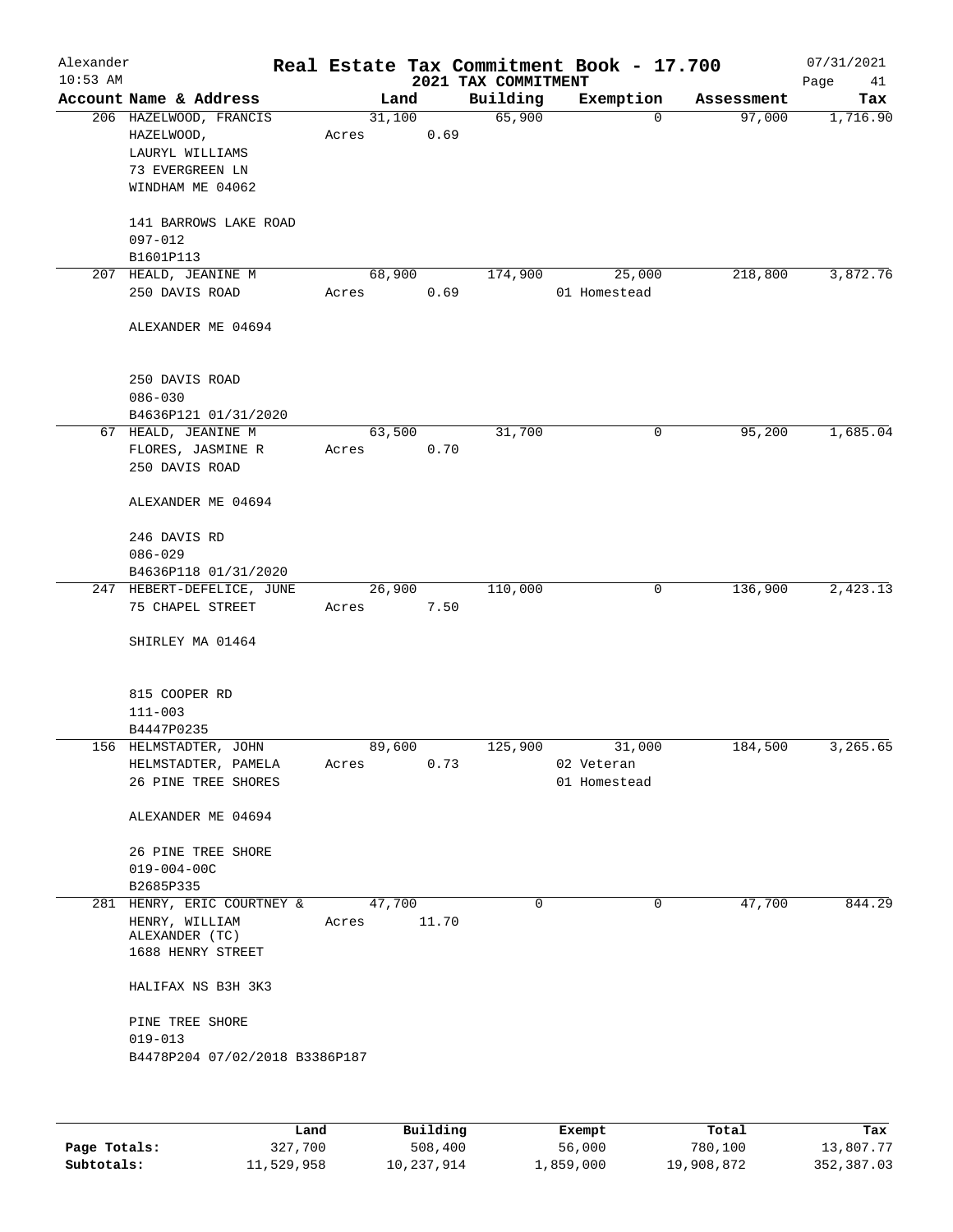# Real Estate Tax Commitment Book - 17.700

Alexander
10:53 AM

2021 TAX COMMITMENT

07/31/2021

| Account Name & Address | Land | Building | Exemption | Assessment | Tax |
|---|---|---|---|---|---|
| 206 HAZELWOOD, FRANCIS<br>HAZELWOOD,<br>LAURYL WILLIAMS<br>73 EVERGREEN LN<br>WINDHAM ME 04062<br><br>141 BARROWS LAKE ROAD<br>097-012<br>B1601P113 | 31,100<br>Acres 0.69 | 65,900 | 0 | 97,000 | 1,716.90 |
| 207 HEALD, JEANINE M<br>250 DAVIS ROAD<br><br>ALEXANDER ME 04694<br><br>250 DAVIS ROAD<br>086-030<br>B4636P121 01/31/2020 | 68,900<br>Acres 0.69 | 174,900 | 25,000<br>01 Homestead | 218,800 | 3,872.76 |
| 67 HEALD, JEANINE M<br>FLORES, JASMINE R<br>250 DAVIS ROAD<br><br>ALEXANDER ME 04694<br><br>246 DAVIS RD<br>086-029<br>B4636P118 01/31/2020 | 63,500<br>Acres 0.70 | 31,700 | 0 | 95,200 | 1,685.04 |
| 247 HEBERT-DEFELICE, JUNE<br>75 CHAPEL STREET<br><br>SHIRLEY MA 01464<br><br>815 COOPER RD<br>111-003<br>B4447P0235 | 26,900<br>Acres 7.50 | 110,000 | 0 | 136,900 | 2,423.13 |
| 156 HELMSTADTER, JOHN<br>HELMSTADTER, PAMELA<br>26 PINE TREE SHORES<br><br>ALEXANDER ME 04694<br><br>26 PINE TREE SHORE<br>019-004-00C<br>B2685P335 | 89,600<br>Acres 0.73 | 125,900 | 31,000<br>02 Veteran<br>01 Homestead | 184,500 | 3,265.65 |
| 281 HENRY, ERIC COURTNEY &<br>HENRY, WILLIAM<br>ALEXANDER (TC)<br>1688 HENRY STREET<br><br>HALIFAX NS B3H 3K3<br><br>PINE TREE SHORE<br>019-013<br>B4478P204 07/02/2018 B3386P187 | 47,700<br>Acres 11.70 | 0 | 0 | 47,700 | 844.29 |

| | Land | Building | Exempt | Total | Tax |
|---|---|---|---|---|---|
| Page Totals: | 327,700 | 508,400 | 56,000 | 780,100 | 13,807.77 |
| Subtotals: | 11,529,958 | 10,237,914 | 1,859,000 | 19,908,872 | 352,387.03 |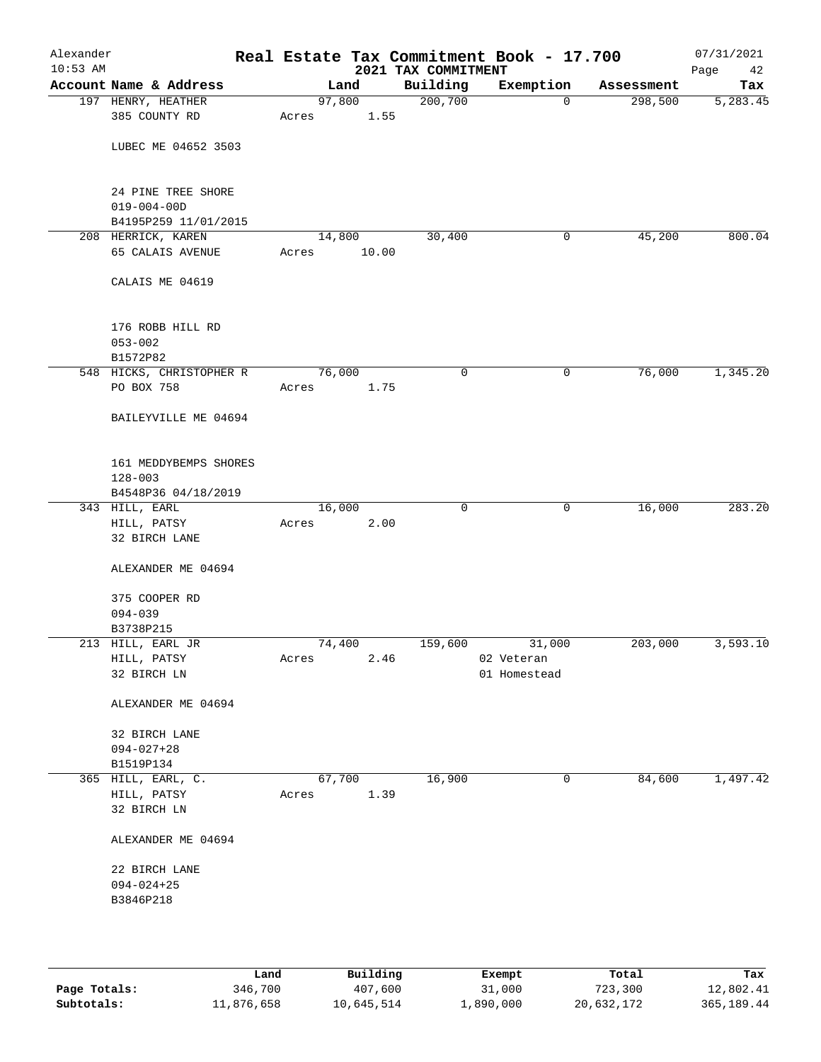# Real Estate Tax Commitment Book - 17.700

Alexander
10:53 AM

2021 TAX COMMITMENT

07/31/2021

| Account Name & Address | Land | Building | Exemption | Assessment | Tax |
|---|---|---|---|---|---|
| 197 HENRY, HEATHER<br>385 COUNTY RD<br><br>LUBEC ME 04652 3503<br><br>24 PINE TREE SHORE<br>019-004-00D<br>B4195P259 11/01/2015 | 97,800<br>Acres 1.55 | 200,700 | 0 | 298,500 | 5,283.45 |
| 208 HERRICK, KAREN<br>65 CALAIS AVENUE<br><br>CALAIS ME 04619<br><br>176 ROBB HILL RD<br>053-002<br>B1572P82 | 14,800<br>Acres 10.00 | 30,400 | 0 | 45,200 | 800.04 |
| 548 HICKS, CHRISTOPHER R<br>PO BOX 758<br><br>BAILEYVILLE ME 04694<br><br>161 MEDDYBEMPS SHORES<br>128-003<br>B4548P36 04/18/2019 | 76,000<br>Acres 1.75 | 0 | 0 | 76,000 | 1,345.20 |
| 343 HILL, EARL<br>HILL, PATSY<br>32 BIRCH LANE<br><br>ALEXANDER ME 04694<br><br>375 COOPER RD<br>094-039<br>B3738P215 | 16,000<br>Acres 2.00 | 0 | 0 | 16,000 | 283.20 |
| 213 HILL, EARL JR<br>HILL, PATSY<br>32 BIRCH LN<br><br>ALEXANDER ME 04694<br><br>32 BIRCH LANE<br>094-027+28<br>B1519P134 | 74,400<br>Acres 2.46 | 159,600 | 31,000<br>02 Veteran<br>01 Homestead | 203,000 | 3,593.10 |
| 365 HILL, EARL, C.<br>HILL, PATSY<br>32 BIRCH LN<br><br>ALEXANDER ME 04694<br><br>22 BIRCH LANE<br>094-024+25<br>B3846P218 | 67,700<br>Acres 1.39 | 16,900 | 0 | 84,600 | 1,497.42 |

| | Land | Building | Exempt | Total | Tax |
|---|---|---|---|---|---|
| **Page Totals:** | 346,700 | 407,600 | 31,000 | 723,300 | 12,802.41 |
| **Subtotals:** | 11,876,658 | 10,645,514 | 1,890,000 | 20,632,172 | 365,189.44 |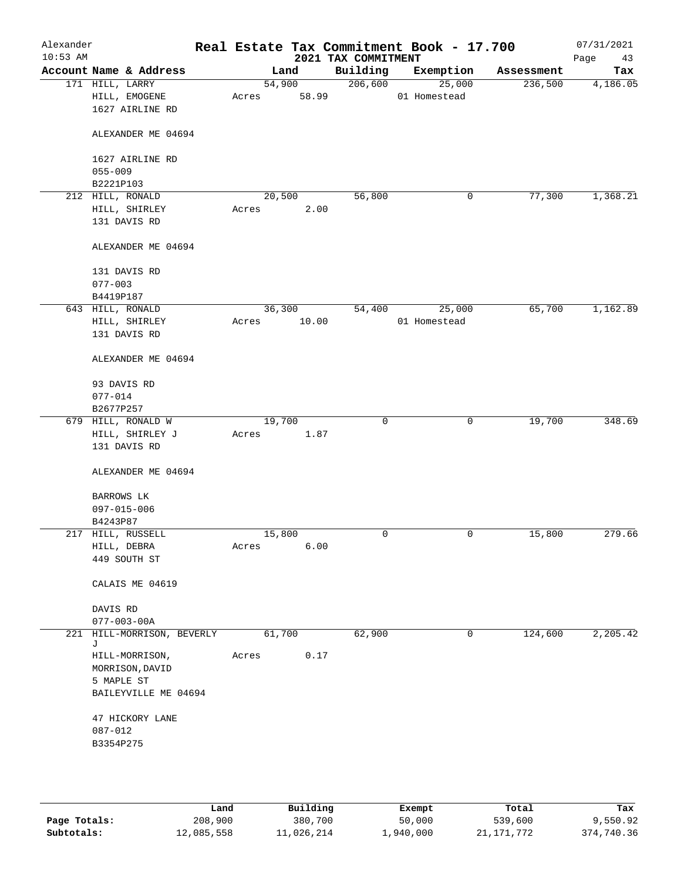Alexander · Real Estate Tax Commitment Book - 17.700 · 07/31/2021
10:53 AM · 2021 TAX COMMITMENT

| Account Name & Address | Land | Building | Exemption | Assessment | Tax |
|---|---|---|---|---|---|
| 171 HILL, LARRY<br>HILL, EMOGENE<br>1627 AIRLINE RD<br><br>ALEXANDER ME 04694<br><br>1627 AIRLINE RD<br>055-009<br>B2221P103 | 54,900<br>Acres 58.99 | 206,600 | 25,000<br>01 Homestead | 236,500 | 4,186.05 |
| 212 HILL, RONALD<br>HILL, SHIRLEY<br>131 DAVIS RD<br><br>ALEXANDER ME 04694<br><br>131 DAVIS RD<br>077-003<br>B4419P187 | 20,500<br>Acres 2.00 | 56,800 | 0 | 77,300 | 1,368.21 |
| 643 HILL, RONALD<br>HILL, SHIRLEY<br>131 DAVIS RD<br><br>ALEXANDER ME 04694<br><br>93 DAVIS RD<br>077-014<br>B2677P257 | 36,300<br>Acres 10.00 | 54,400 | 25,000<br>01 Homestead | 65,700 | 1,162.89 |
| 679 HILL, RONALD W<br>HILL, SHIRLEY J<br>131 DAVIS RD<br><br>ALEXANDER ME 04694<br><br>BARROWS LK<br>097-015-006<br>B4243P87 | 19,700<br>Acres 1.87 | 0 | 0 | 19,700 | 348.69 |
| 217 HILL, RUSSELL<br>HILL, DEBRA<br>449 SOUTH ST<br><br>CALAIS ME 04619<br><br>DAVIS RD<br>077-003-00A | 15,800<br>Acres 6.00 | 0 | 0 | 15,800 | 279.66 |
| 221 HILL-MORRISON, BEVERLY J<br>HILL-MORRISON,<br>MORRISON, DAVID<br>5 MAPLE ST<br>BAILEYVILLE ME 04694<br><br>47 HICKORY LANE<br>087-012<br>B3354P275 | 61,700<br>Acres 0.17 | 62,900 | 0 | 124,600 | 2,205.42 |

| | Land | Building | Exempt | Total | Tax |
|---|---|---|---|---|---|
| Page Totals: | 208,900 | 380,700 | 50,000 | 539,600 | 9,550.92 |
| Subtotals: | 12,085,558 | 11,026,214 | 1,940,000 | 21,171,772 | 374,740.36 |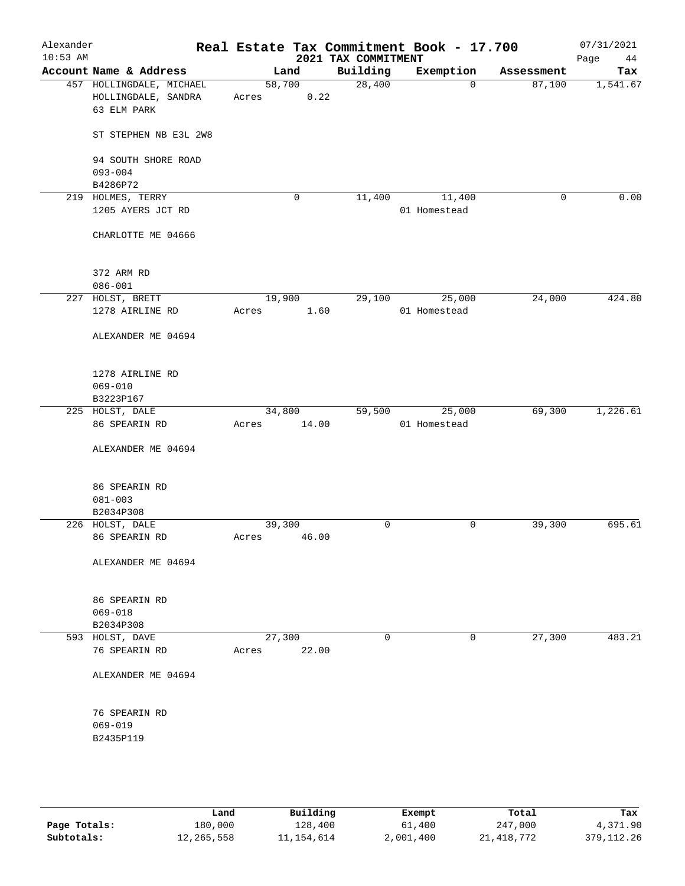Alexander 10:53 AM

# Real Estate Tax Commitment Book - 17.700

2021 TAX COMMITMENT

07/31/2021

| Account Name & Address | Land | Building | Exemption | Assessment | Tax |
|---|---|---|---|---|---|
| 457 HOLLINGDALE, MICHAEL<br>HOLLINGDALE, SANDRA<br>63 ELM PARK<br><br>ST STEPHEN NB E3L 2W8<br><br>94 SOUTH SHORE ROAD<br>093-004<br>B4286P72 | 58,700<br>Acres 0.22 | 28,400 | 0 | 87,100 | 1,541.67 |
| 219 HOLMES, TERRY<br>1205 AYERS JCT RD<br><br>CHARLOTTE ME 04666<br><br>372 ARM RD<br>086-001 | 0 | 11,400 | 11,400<br>01 Homestead | 0 | 0.00 |
| 227 HOLST, BRETT<br>1278 AIRLINE RD<br><br>ALEXANDER ME 04694<br><br>1278 AIRLINE RD<br>069-010<br>B3223P167 | 19,900<br>Acres 1.60 | 29,100 | 25,000<br>01 Homestead | 24,000 | 424.80 |
| 225 HOLST, DALE<br>86 SPEARIN RD<br><br>ALEXANDER ME 04694<br><br>86 SPEARIN RD<br>081-003<br>B2034P308 | 34,800<br>Acres 14.00 | 59,500 | 25,000<br>01 Homestead | 69,300 | 1,226.61 |
| 226 HOLST, DALE<br>86 SPEARIN RD<br><br>ALEXANDER ME 04694<br><br>86 SPEARIN RD<br>069-018<br>B2034P308 | 39,300<br>Acres 46.00 | 0 | 0 | 39,300 | 695.61 |
| 593 HOLST, DAVE<br>76 SPEARIN RD<br><br>ALEXANDER ME 04694<br><br>76 SPEARIN RD<br>069-019<br>B2435P119 | 27,300<br>Acres 22.00 | 0 | 0 | 27,300 | 483.21 |

| | Land | Building | Exempt | Total | Tax |
|---|---|---|---|---|---|
| Page Totals: | 180,000 | 128,400 | 61,400 | 247,000 | 4,371.90 |
| Subtotals: | 12,265,558 | 11,154,614 | 2,001,400 | 21,418,772 | 379,112.26 |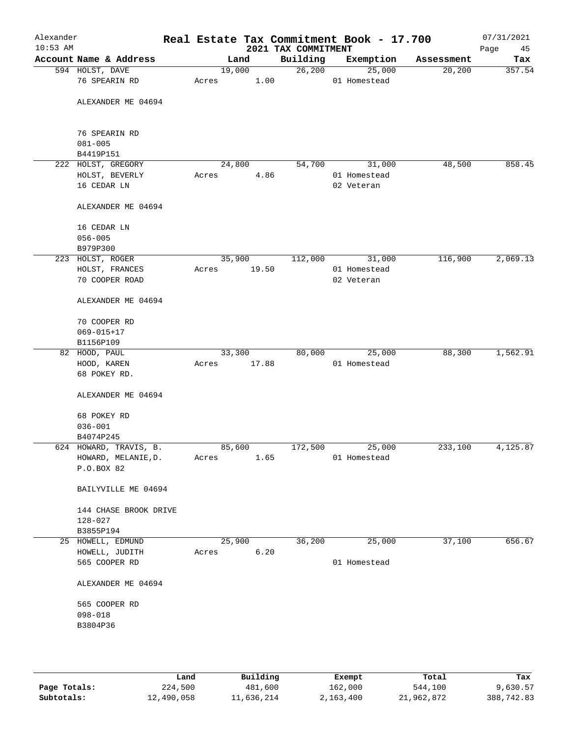# Real Estate Tax Commitment Book - 17.700

Alexander
10:53 AM

2021 TAX COMMITMENT

07/31/2021

| Account Name & Address | Land | Building | Exemption | Assessment | Tax |
|---|---|---|---|---|---|
| 594 HOLST, DAVE<br>76 SPEARIN RD<br><br>ALEXANDER ME 04694<br><br>76 SPEARIN RD<br>081-005<br>B4419P151 | 19,000<br>Acres 1.00 | 26,200 | 25,000<br>01 Homestead | 20,200 | 357.54 |
| 222 HOLST, GREGORY<br>HOLST, BEVERLY<br>16 CEDAR LN<br><br>ALEXANDER ME 04694<br><br>16 CEDAR LN<br>056-005<br>B979P300 | 24,800<br>Acres 4.86 | 54,700 | 31,000<br>01 Homestead<br>02 Veteran | 48,500 | 858.45 |
| 223 HOLST, ROGER<br>HOLST, FRANCES<br>70 COOPER ROAD<br><br>ALEXANDER ME 04694<br><br>70 COOPER RD<br>069-015+17<br>B1156P109 | 35,900<br>Acres 19.50 | 112,000 | 31,000<br>01 Homestead<br>02 Veteran | 116,900 | 2,069.13 |
| 82 HOOD, PAUL<br>HOOD, KAREN<br>68 POKEY RD.<br><br>ALEXANDER ME 04694<br><br>68 POKEY RD<br>036-001<br>B4074P245 | 33,300<br>Acres 17.88 | 80,000 | 25,000<br>01 Homestead | 88,300 | 1,562.91 |
| 624 HOWARD, TRAVIS, B.<br>HOWARD, MELANIE,D.<br>P.O.BOX 82<br><br>BAILYVILLE ME 04694<br><br>144 CHASE BROOK DRIVE<br>128-027<br>B3855P194 | 85,600<br>Acres 1.65 | 172,500 | 25,000<br>01 Homestead | 233,100 | 4,125.87 |
| 25 HOWELL, EDMUND<br>HOWELL, JUDITH<br>565 COOPER RD<br><br>ALEXANDER ME 04694<br><br>565 COOPER RD<br>098-018<br>B3804P36 | 25,900<br>Acres 6.20 | 36,200 | 25,000<br>01 Homestead | 37,100 | 656.67 |

| | Land | Building | Exempt | Total | Tax |
|---|---|---|---|---|---|
| Page Totals: | 224,500 | 481,600 | 162,000 | 544,100 | 9,630.57 |
| Subtotals: | 12,490,058 | 11,636,214 | 2,163,400 | 21,962,872 | 388,742.83 |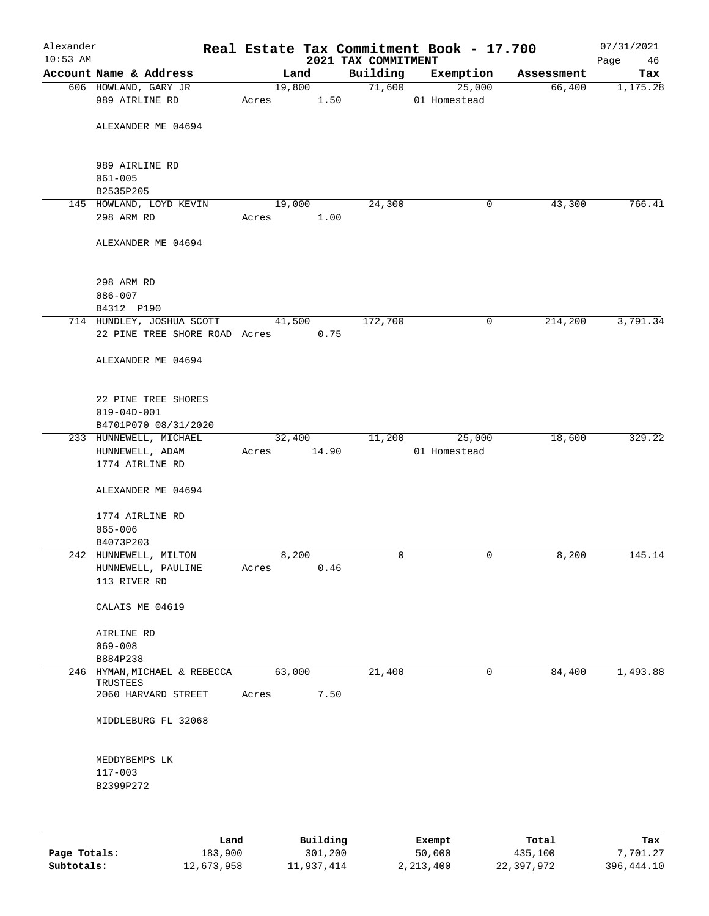# Real Estate Tax Commitment Book - 17.700

Alexander
10:53 AM

2021 TAX COMMITMENT

07/31/2021

| Account Name & Address | Land | Building | Exemption | Assessment | Tax |
|---|---|---|---|---|---|
| 606 HOWLAND, GARY JR<br>989 AIRLINE RD<br><br>ALEXANDER ME 04694<br><br>989 AIRLINE RD<br>061-005<br>B2535P205 | 19,800<br>Acres 1.50 | 71,600 | 25,000<br>01 Homestead | 66,400 | 1,175.28 |
| 145 HOWLAND, LOYD KEVIN<br>298 ARM RD<br><br>ALEXANDER ME 04694<br><br>298 ARM RD<br>086-007<br>B4312 P190 | 19,000<br>Acres 1.00 | 24,300 | 0 | 43,300 | 766.41 |
| 714 HUNDLEY, JOSHUA SCOTT<br>22 PINE TREE SHORE ROAD<br><br>ALEXANDER ME 04694<br><br>22 PINE TREE SHORES<br>019-04D-001<br>B4701P070 08/31/2020 | 41,500<br>Acres 0.75 | 172,700 | 0 | 214,200 | 3,791.34 |
| 233 HUNNEWELL, MICHAEL<br>HUNNEWELL, ADAM<br>1774 AIRLINE RD<br><br>ALEXANDER ME 04694<br><br>1774 AIRLINE RD<br>065-006<br>B4073P203 | 32,400<br>Acres 14.90 | 11,200 | 25,000<br>01 Homestead | 18,600 | 329.22 |
| 242 HUNNEWELL, MILTON<br>HUNNEWELL, PAULINE<br>113 RIVER RD<br><br>CALAIS ME 04619<br><br>AIRLINE RD<br>069-008<br>B884P238 | 8,200<br>Acres 0.46 | 0 | 0 | 8,200 | 145.14 |
| 246 HYMAN, MICHAEL & REBECCA TRUSTEES<br>2060 HARVARD STREET<br><br>MIDDLEBURG FL 32068<br><br>MEDDYBEMPS LK<br>117-003<br>B2399P272 | 63,000<br>Acres 7.50 | 21,400 | 0 | 84,400 | 1,493.88 |

| | Land | Building | Exempt | Total | Tax |
|---|---|---|---|---|---|
| Page Totals: | 183,900 | 301,200 | 50,000 | 435,100 | 7,701.27 |
| Subtotals: | 12,673,958 | 11,937,414 | 2,213,400 | 22,397,972 | 396,444.10 |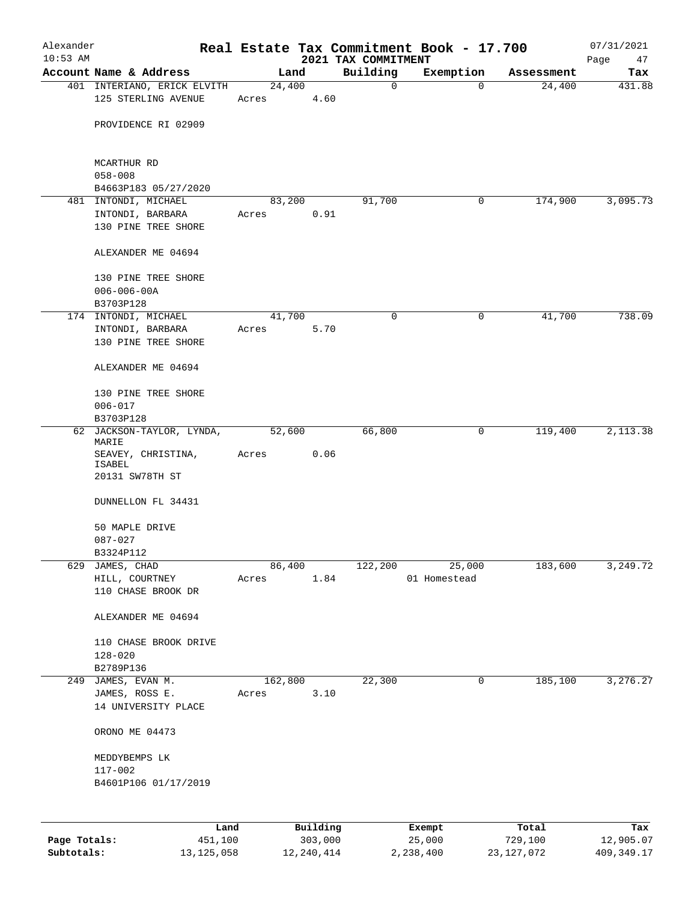Alexander 10:53 AM

# Real Estate Tax Commitment Book - 17.700

## 2021 TAX COMMITMENT

07/31/2021

| Account Name & Address | Land | Building | Exemption | Assessment | Tax |
|---|---|---|---|---|---|
| 401 INTERIANO, ERICK ELVITH<br>125 STERLING AVENUE<br><br>PROVIDENCE RI 02909<br><br>MCARTHUR RD<br>058-008<br>B4663P183 05/27/2020 | 24,400<br>Acres 4.60 | 0 | 0 | 24,400 | 431.88 |
| 481 INTONDI, MICHAEL<br>INTONDI, BARBARA<br>130 PINE TREE SHORE<br><br>ALEXANDER ME 04694<br><br>130 PINE TREE SHORE<br>006-006-00A<br>B3703P128 | 83,200<br>Acres 0.91 | 91,700 | 0 | 174,900 | 3,095.73 |
| 174 INTONDI, MICHAEL<br>INTONDI, BARBARA<br>130 PINE TREE SHORE<br><br>ALEXANDER ME 04694<br><br>130 PINE TREE SHORE<br>006-017<br>B3703P128 | 41,700<br>Acres 5.70 | 0 | 0 | 41,700 | 738.09 |
| 62 JACKSON-TAYLOR, LYNDA, MARIE<br>SEAVEY, CHRISTINA, ISABEL<br>20131 SW78TH ST<br><br>DUNNELLON FL 34431<br><br>50 MAPLE DRIVE<br>087-027<br>B3324P112 | 52,600<br>Acres 0.06 | 66,800 | 0 | 119,400 | 2,113.38 |
| 629 JAMES, CHAD<br>HILL, COURTNEY<br>110 CHASE BROOK DR<br><br>ALEXANDER ME 04694<br><br>110 CHASE BROOK DRIVE<br>128-020<br>B2789P136 | 86,400<br>Acres 1.84 | 122,200 | 25,000<br>01 Homestead | 183,600 | 3,249.72 |
| 249 JAMES, EVAN M.<br>JAMES, ROSS E.<br>14 UNIVERSITY PLACE<br><br>ORONO ME 04473<br><br>MEDDYBEMPS LK<br>117-002<br>B4601P106 01/17/2019 | 162,800<br>Acres 3.10 | 22,300 | 0 | 185,100 | 3,276.27 |

| | Land | Building | Exempt | Total | Tax |
|---|---|---|---|---|---|
| **Page Totals:** | 451,100 | 303,000 | 25,000 | 729,100 | 12,905.07 |
| **Subtotals:** | 13,125,058 | 12,240,414 | 2,238,400 | 23,127,072 | 409,349.17 |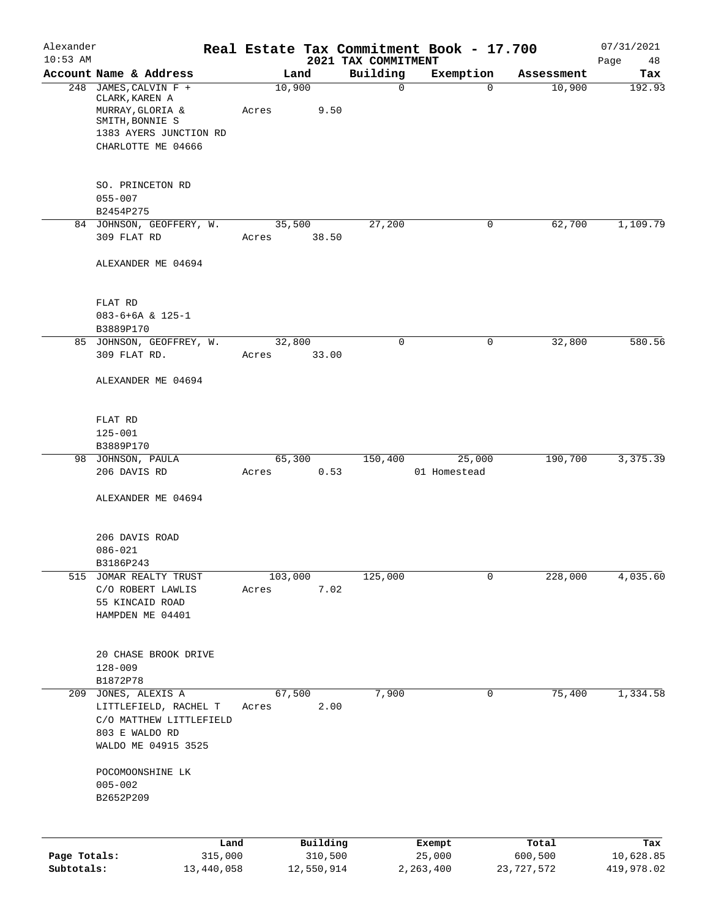# Real Estate Tax Commitment Book - 17.700

Alexander
10:53 AM

2021 TAX COMMITMENT

07/31/2021

| Account Name & Address | Land | Building | Exemption | Assessment | Tax |
|---|---|---|---|---|---|
| 248 JAMES, CALVIN F + CLARK, KAREN A MURRAY, GLORIA & SMITH, BONNIE S 1383 AYERS JUNCTION RD CHARLOTTE ME 04666<br>SO. PRINCETON RD<br>055-007<br>B2454P275 | 10,900<br>Acres 9.50 | 0 | 0 | 10,900 | 192.93 |
| 84 JOHNSON, GEOFFERY, W. 309 FLAT RD ALEXANDER ME 04694<br>FLAT RD<br>083-6+6A & 125-1<br>B3889P170 | 35,500<br>Acres 38.50 | 27,200 | 0 | 62,700 | 1,109.79 |
| 85 JOHNSON, GEOFFREY, W. 309 FLAT RD. ALEXANDER ME 04694<br>FLAT RD<br>125-001<br>B3889P170 | 32,800<br>Acres 33.00 | 0 | 0 | 32,800 | 580.56 |
| 98 JOHNSON, PAULA 206 DAVIS RD ALEXANDER ME 04694<br>206 DAVIS ROAD<br>086-021<br>B3186P243 | 65,300<br>Acres 0.53 | 150,400 | 25,000<br>01 Homestead | 190,700 | 3,375.39 |
| 515 JOMAR REALTY TRUST C/O ROBERT LAWLIS 55 KINCAID ROAD HAMPDEN ME 04401<br>20 CHASE BROOK DRIVE<br>128-009<br>B1872P78 | 103,000<br>Acres 7.02 | 125,000 | 0 | 228,000 | 4,035.60 |
| 209 JONES, ALEXIS A LITTLEFIELD, RACHEL T C/O MATTHEW LITTLEFIELD 803 E WALDO RD WALDO ME 04915 3525<br>POCOMOONSHINE LK<br>005-002<br>B2652P209 | 67,500<br>Acres 2.00 | 7,900 | 0 | 75,400 | 1,334.58 |

| | Land | Building | Exempt | Total | Tax |
|---|---|---|---|---|---|
| Page Totals: | 315,000 | 310,500 | 25,000 | 600,500 | 10,628.85 |
| Subtotals: | 13,440,058 | 12,550,914 | 2,263,400 | 23,727,572 | 419,978.02 |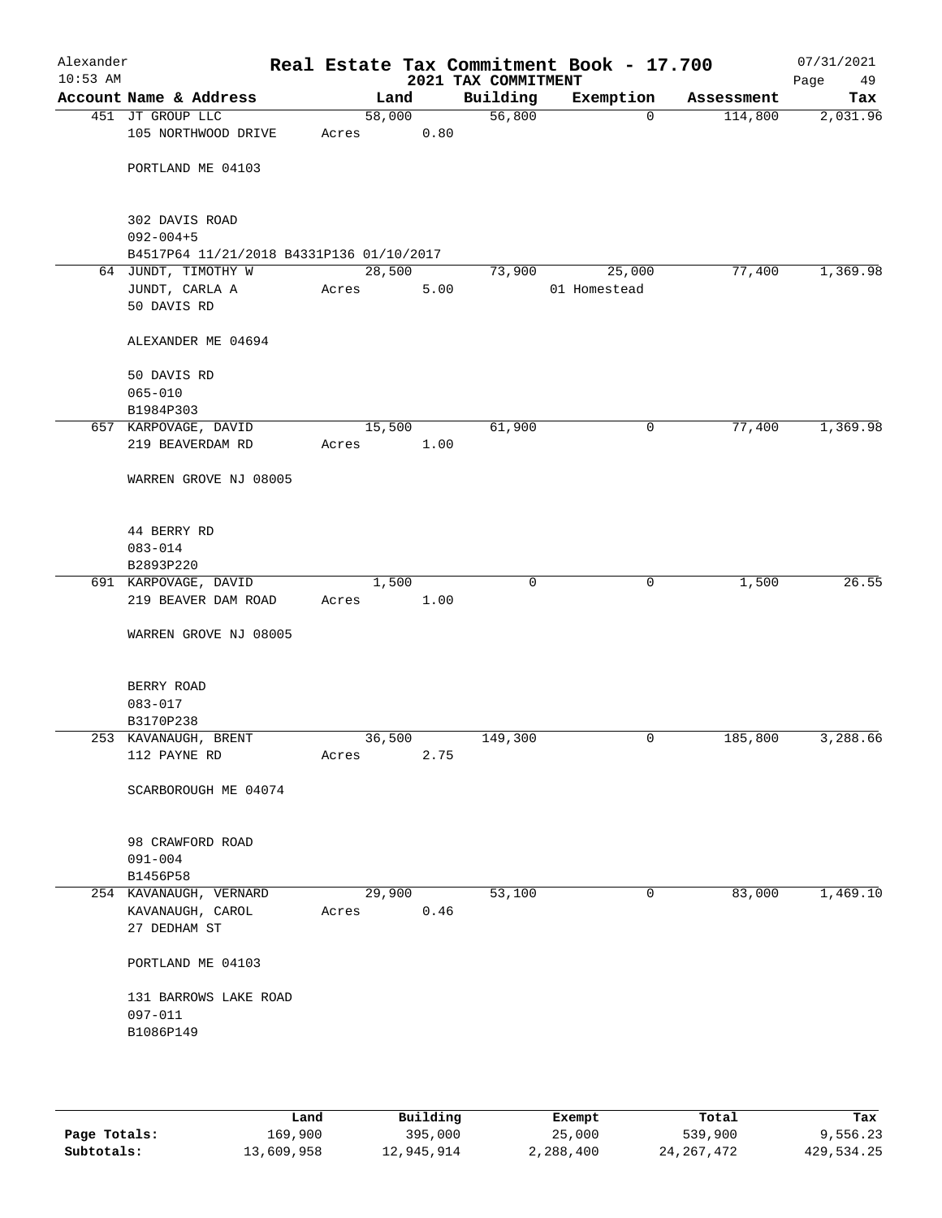# Real Estate Tax Commitment Book - 17.700

Alexander
10:53 AM

2021 TAX COMMITMENT

07/31/2021

| Account Name & Address | Land | Building | Exemption | Assessment | Tax |
|---|---|---|---|---|---|
| 451 JT GROUP LLC<br>105 NORTHWOOD DRIVE<br><br>PORTLAND ME 04103<br><br>302 DAVIS ROAD<br>092-004+5<br>B4517P64 11/21/2018 B4331P136 01/10/2017 | 58,000<br>Acres 0.80 | 56,800 | 0 | 114,800 | 2,031.96 |
| 64 JUNDT, TIMOTHY W<br>JUNDT, CARLA A<br>50 DAVIS RD<br><br>ALEXANDER ME 04694<br><br>50 DAVIS RD<br>065-010<br>B1984P303 | 28,500<br>Acres 5.00 | 73,900 | 25,000<br>01 Homestead | 77,400 | 1,369.98 |
| 657 KARPOVAGE, DAVID<br>219 BEAVERDAM RD<br><br>WARREN GROVE NJ 08005<br><br>44 BERRY RD<br>083-014<br>B2893P220 | 15,500<br>Acres 1.00 | 61,900 | 0 | 77,400 | 1,369.98 |
| 691 KARPOVAGE, DAVID<br>219 BEAVER DAM ROAD<br><br>WARREN GROVE NJ 08005<br><br>BERRY ROAD<br>083-017<br>B3170P238 | 1,500<br>Acres 1.00 | 0 | 0 | 1,500 | 26.55 |
| 253 KAVANAUGH, BRENT<br>112 PAYNE RD<br><br>SCARBOROUGH ME 04074<br><br>98 CRAWFORD ROAD<br>091-004<br>B1456P58 | 36,500<br>Acres 2.75 | 149,300 | 0 | 185,800 | 3,288.66 |
| 254 KAVANAUGH, VERNARD<br>KAVANAUGH, CAROL<br>27 DEDHAM ST<br><br>PORTLAND ME 04103<br><br>131 BARROWS LAKE ROAD<br>097-011<br>B1086P149 | 29,900<br>Acres 0.46 | 53,100 | 0 | 83,000 | 1,469.10 |

| | Land | Building | Exempt | Total | Tax |
|---|---|---|---|---|---|
| **Page Totals:** | 169,900 | 395,000 | 25,000 | 539,900 | 9,556.23 |
| **Subtotals:** | 13,609,958 | 12,945,914 | 2,288,400 | 24,267,472 | 429,534.25 |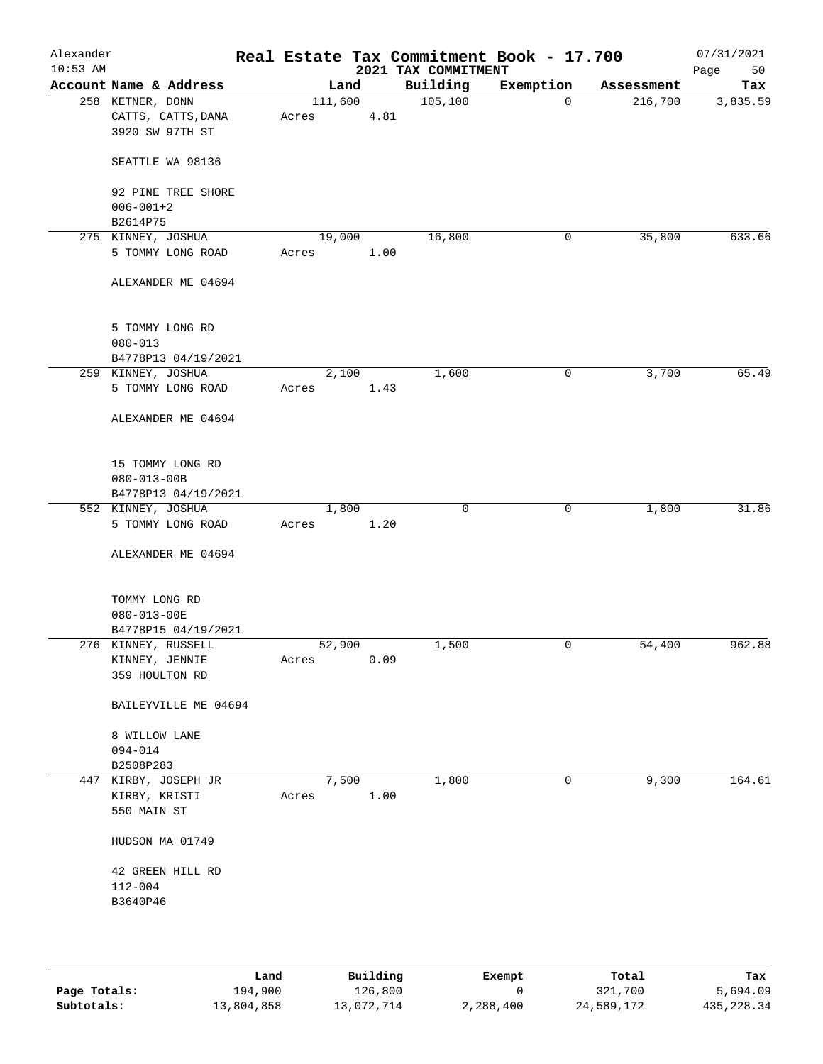# Alexander — Real Estate Tax Commitment Book - 17.700
## 2021 TAX COMMITMENT

10:53 AM — 07/31/2021

| Account Name & Address | Land | Building | Exemption | Assessment | Tax |
|---|---|---|---|---|---|
| 258 KETNER, DONN<br>CATTS, CATTS, DANA<br>3920 SW 97TH ST<br><br>SEATTLE WA 98136<br><br>92 PINE TREE SHORE<br>006-001+2<br>B2614P75 | 111,600<br>Acres 4.81 | 105,100 | 0 | 216,700 | 3,835.59 |
| 275 KINNEY, JOSHUA<br>5 TOMMY LONG ROAD<br><br>ALEXANDER ME 04694<br><br>5 TOMMY LONG RD<br>080-013<br>B4778P13 04/19/2021 | 19,000<br>Acres 1.00 | 16,800 | 0 | 35,800 | 633.66 |
| 259 KINNEY, JOSHUA<br>5 TOMMY LONG ROAD<br><br>ALEXANDER ME 04694<br><br>15 TOMMY LONG RD<br>080-013-00B<br>B4778P13 04/19/2021 | 2,100<br>Acres 1.43 | 1,600 | 0 | 3,700 | 65.49 |
| 552 KINNEY, JOSHUA<br>5 TOMMY LONG ROAD<br><br>ALEXANDER ME 04694<br><br>TOMMY LONG RD<br>080-013-00E<br>B4778P15 04/19/2021 | 1,800<br>Acres 1.20 | 0 | 0 | 1,800 | 31.86 |
| 276 KINNEY, RUSSELL<br>KINNEY, JENNIE<br>359 HOULTON RD<br><br>BAILEYVILLE ME 04694<br><br>8 WILLOW LANE<br>094-014<br>B2508P283 | 52,900<br>Acres 0.09 | 1,500 | 0 | 54,400 | 962.88 |
| 447 KIRBY, JOSEPH JR<br>KIRBY, KRISTI<br>550 MAIN ST<br><br>HUDSON MA 01749<br><br>42 GREEN HILL RD<br>112-004<br>B3640P46 | 7,500<br>Acres 1.00 | 1,800 | 0 | 9,300 | 164.61 |

| | Land | Building | Exempt | Total | Tax |
|---|---|---|---|---|---|
| **Page Totals:** | 194,900 | 126,800 | 0 | 321,700 | 5,694.09 |
| **Subtotals:** | 13,804,858 | 13,072,714 | 2,288,400 | 24,589,172 | 435,228.34 |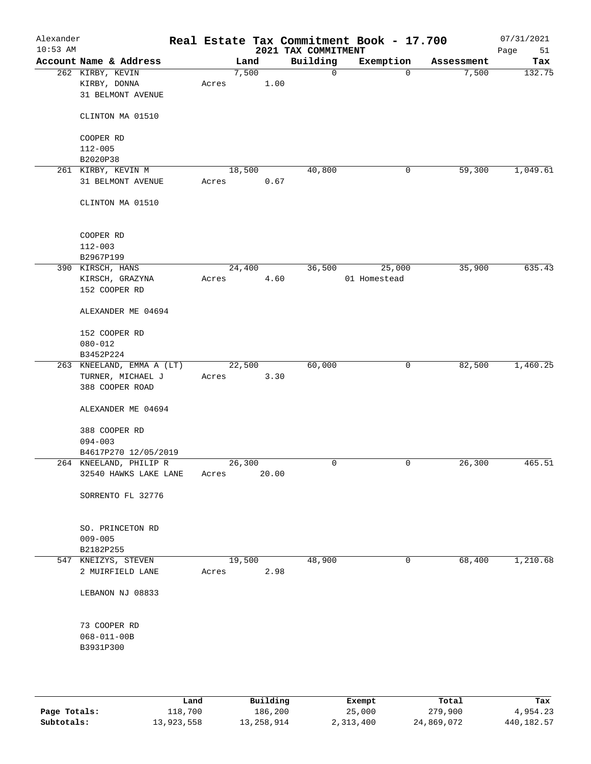Alexander
10:53 AM

# Real Estate Tax Commitment Book - 17.700

## 2021 TAX COMMITMENT

07/31/2021

| Account Name & Address | Land | Building | Exemption | Assessment | Tax |
|---|---|---|---|---|---|
| 262 KIRBY, KEVIN<br>KIRBY, DONNA<br>31 BELMONT AVENUE<br><br>CLINTON MA 01510<br><br>COOPER RD<br>112-005<br>B2020P38 | 7,500<br>Acres 1.00 | 0 | 0 | 7,500 | 132.75 |
| 261 KIRBY, KEVIN M<br>31 BELMONT AVENUE<br><br>CLINTON MA 01510<br><br>COOPER RD<br>112-003<br>B2967P199 | 18,500<br>Acres 0.67 | 40,800 | 0 | 59,300 | 1,049.61 |
| 390 KIRSCH, HANS<br>KIRSCH, GRAZYNA<br>152 COOPER RD<br><br>ALEXANDER ME 04694<br><br>152 COOPER RD<br>080-012<br>B3452P224 | 24,400<br>Acres 4.60 | 36,500 | 25,000<br>01 Homestead | 35,900 | 635.43 |
| 263 KNEELAND, EMMA A (LT)<br>TURNER, MICHAEL J<br>388 COOPER ROAD<br><br>ALEXANDER ME 04694<br><br>388 COOPER RD<br>094-003<br>B4617P270 12/05/2019 | 22,500<br>Acres 3.30 | 60,000 | 0 | 82,500 | 1,460.25 |
| 264 KNEELAND, PHILIP R<br>32540 HAWKS LAKE LANE<br><br>SORRENTO FL 32776<br><br>SO. PRINCETON RD<br>009-005<br>B2182P255 | 26,300<br>Acres 20.00 | 0 | 0 | 26,300 | 465.51 |
| 547 KNEIZYS, STEVEN<br>2 MUIRFIELD LANE<br><br>LEBANON NJ 08833<br><br>73 COOPER RD<br>068-011-00B<br>B3931P300 | 19,500<br>Acres 2.98 | 48,900 | 0 | 68,400 | 1,210.68 |

| | Land | Building | Exempt | Total | Tax |
|---|---|---|---|---|---|
| **Page Totals:** | 118,700 | 186,200 | 25,000 | 279,900 | 4,954.23 |
| **Subtotals:** | 13,923,558 | 13,258,914 | 2,313,400 | 24,869,072 | 440,182.57 |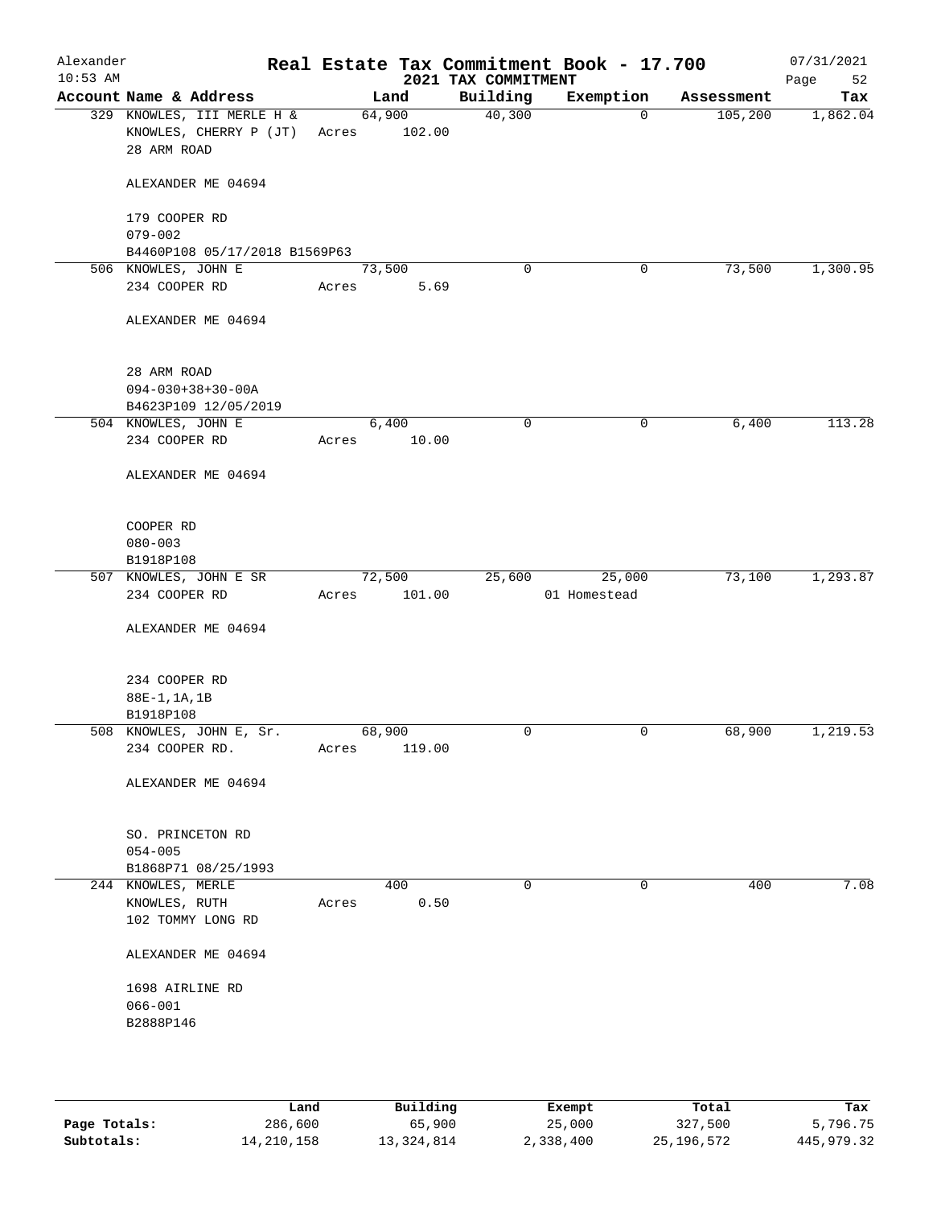# Real Estate Tax Commitment Book - 17.700

Alexander
10:53 AM

2021 TAX COMMITMENT

07/31/2021

| Account Name & Address | Land | Building | Exemption | Assessment | Tax |
|---|---|---|---|---|---|
| 329 KNOWLES, III MERLE H & | 64,900 | 40,300 | 0 | 105,200 | 1,862.04 |
| KNOWLES, CHERRY P (JT) | Acres 102.00 | | | | |
| 28 ARM ROAD | | | | | |
| ALEXANDER ME 04694 | | | | | |
| 179 COOPER RD | | | | | |
| 079-002 | | | | | |
| B4460P108 05/17/2018 B1569P63 | | | | | |
| 506 KNOWLES, JOHN E | 73,500 | 0 | 0 | 73,500 | 1,300.95 |
| 234 COOPER RD | Acres 5.69 | | | | |
| ALEXANDER ME 04694 | | | | | |
| 28 ARM ROAD | | | | | |
| 094-030+38+30-00A | | | | | |
| B4623P109 12/05/2019 | | | | | |
| 504 KNOWLES, JOHN E | 6,400 | 0 | 0 | 6,400 | 113.28 |
| 234 COOPER RD | Acres 10.00 | | | | |
| ALEXANDER ME 04694 | | | | | |
| COOPER RD | | | | | |
| 080-003 | | | | | |
| B1918P108 | | | | | |
| 507 KNOWLES, JOHN E SR | 72,500 | 25,600 | 25,000 | 73,100 | 1,293.87 |
| 234 COOPER RD | Acres 101.00 | | 01 Homestead | | |
| ALEXANDER ME 04694 | | | | | |
| 234 COOPER RD | | | | | |
| 88E-1,1A,1B | | | | | |
| B1918P108 | | | | | |
| 508 KNOWLES, JOHN E, Sr. | 68,900 | 0 | 0 | 68,900 | 1,219.53 |
| 234 COOPER RD. | Acres 119.00 | | | | |
| ALEXANDER ME 04694 | | | | | |
| SO. PRINCETON RD | | | | | |
| 054-005 | | | | | |
| B1868P71 08/25/1993 | | | | | |
| 244 KNOWLES, MERLE | 400 | 0 | 0 | 400 | 7.08 |
| KNOWLES, RUTH | Acres 0.50 | | | | |
| 102 TOMMY LONG RD | | | | | |
| ALEXANDER ME 04694 | | | | | |
| 1698 AIRLINE RD | | | | | |
| 066-001 | | | | | |
| B2888P146 | | | | | |

| | Land | Building | Exempt | Total | Tax |
|---|---|---|---|---|---|
| Page Totals: | 286,600 | 65,900 | 25,000 | 327,500 | 5,796.75 |
| Subtotals: | 14,210,158 | 13,324,814 | 2,338,400 | 25,196,572 | 445,979.32 |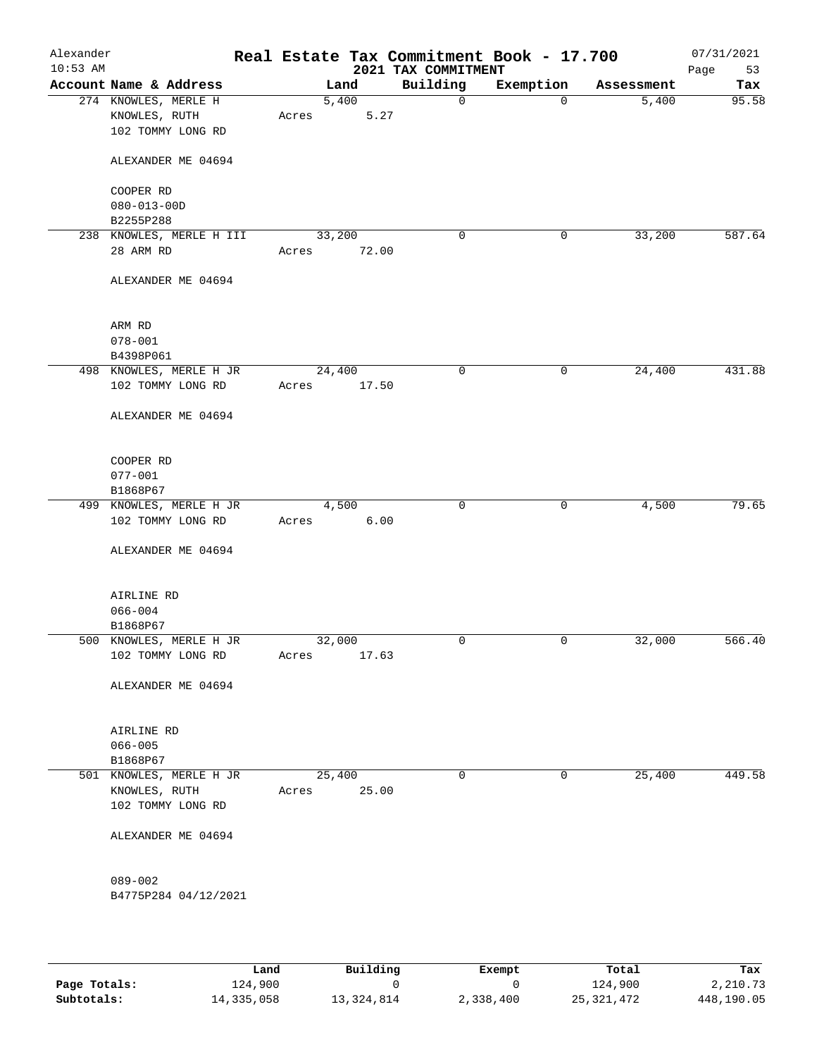Alexander 10:53 AM

# Real Estate Tax Commitment Book - 17.700

## 2021 TAX COMMITMENT

07/31/2021

| Account Name & Address | Land | Building | Exemption | Assessment | Tax |
|---|---|---|---|---|---|
| 274 KNOWLES, MERLE H<br>KNOWLES, RUTH<br>102 TOMMY LONG RD<br><br>ALEXANDER ME 04694<br><br>COOPER RD<br>080-013-00D<br>B2255P288 | 5,400<br>Acres 5.27 | 0 | 0 | 5,400 | 95.58 |
| 238 KNOWLES, MERLE H III<br>28 ARM RD<br><br>ALEXANDER ME 04694<br><br>ARM RD<br>078-001<br>B4398P061 | 33,200<br>Acres 72.00 | 0 | 0 | 33,200 | 587.64 |
| 498 KNOWLES, MERLE H JR<br>102 TOMMY LONG RD<br><br>ALEXANDER ME 04694<br><br>COOPER RD<br>077-001<br>B1868P67 | 24,400<br>Acres 17.50 | 0 | 0 | 24,400 | 431.88 |
| 499 KNOWLES, MERLE H JR<br>102 TOMMY LONG RD<br><br>ALEXANDER ME 04694<br><br>AIRLINE RD<br>066-004<br>B1868P67 | 4,500<br>Acres 6.00 | 0 | 0 | 4,500 | 79.65 |
| 500 KNOWLES, MERLE H JR<br>102 TOMMY LONG RD<br><br>ALEXANDER ME 04694<br><br>AIRLINE RD<br>066-005<br>B1868P67 | 32,000<br>Acres 17.63 | 0 | 0 | 32,000 | 566.40 |
| 501 KNOWLES, MERLE H JR<br>KNOWLES, RUTH<br>102 TOMMY LONG RD<br><br>ALEXANDER ME 04694<br><br>089-002<br>B4775P284 04/12/2021 | 25,400<br>Acres 25.00 | 0 | 0 | 25,400 | 449.58 |

| | Land | Building | Exempt | Total | Tax |
|---|---|---|---|---|---|
| **Page Totals:** | 124,900 | 0 | 0 | 124,900 | 2,210.73 |
| **Subtotals:** | 14,335,058 | 13,324,814 | 2,338,400 | 25,321,472 | 448,190.05 |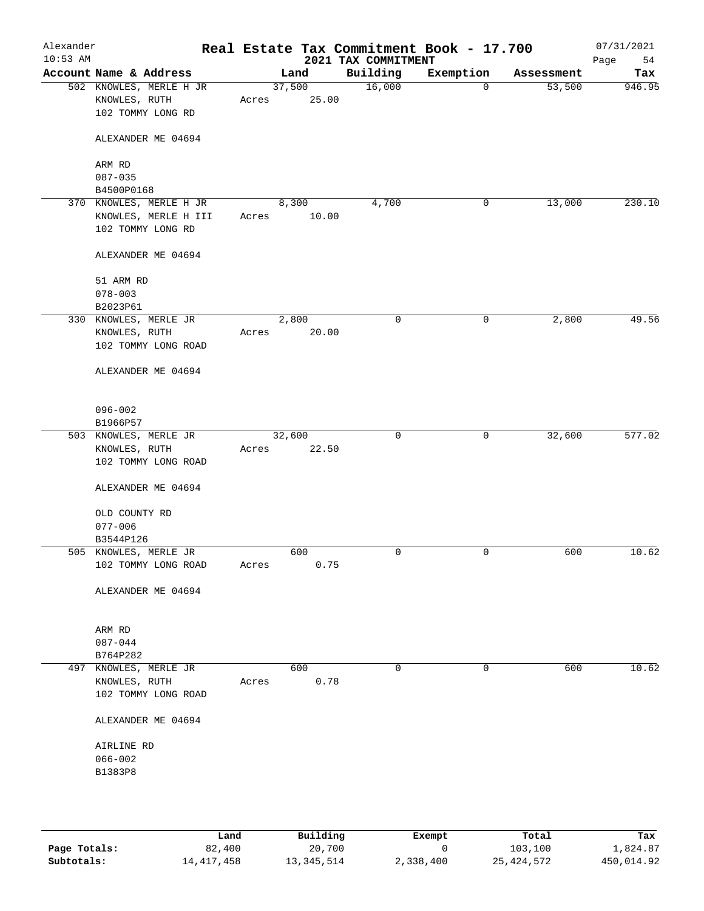Alexander
10:53 AM

# Real Estate Tax Commitment Book - 17.700

## 2021 TAX COMMITMENT

07/31/2021

| Account Name & Address | Land | Building | Exemption | Assessment | Tax |
|---|---|---|---|---|---|
| 502 KNOWLES, MERLE H JR<br>KNOWLES, RUTH<br>102 TOMMY LONG RD<br><br>ALEXANDER ME 04694<br><br>ARM RD<br>087-035<br>B4500P0168 | 37,500<br>Acres 25.00 | 16,000 | 0 | 53,500 | 946.95 |
| 370 KNOWLES, MERLE H JR<br>KNOWLES, MERLE H III<br>102 TOMMY LONG RD<br><br>ALEXANDER ME 04694<br><br>51 ARM RD<br>078-003<br>B2023P61 | 8,300<br>Acres 10.00 | 4,700 | 0 | 13,000 | 230.10 |
| 330 KNOWLES, MERLE JR<br>KNOWLES, RUTH<br>102 TOMMY LONG ROAD<br><br>ALEXANDER ME 04694<br><br>096-002<br>B1966P57 | 2,800<br>Acres 20.00 | 0 | 0 | 2,800 | 49.56 |
| 503 KNOWLES, MERLE JR<br>KNOWLES, RUTH<br>102 TOMMY LONG ROAD<br><br>ALEXANDER ME 04694<br><br>OLD COUNTY RD<br>077-006<br>B3544P126 | 32,600<br>Acres 22.50 | 0 | 0 | 32,600 | 577.02 |
| 505 KNOWLES, MERLE JR<br>102 TOMMY LONG ROAD<br><br>ALEXANDER ME 04694<br><br>ARM RD<br>087-044<br>B764P282 | 600<br>Acres 0.75 | 0 | 0 | 600 | 10.62 |
| 497 KNOWLES, MERLE JR<br>KNOWLES, RUTH<br>102 TOMMY LONG ROAD<br><br>ALEXANDER ME 04694<br><br>AIRLINE RD<br>066-002<br>B1383P8 | 600<br>Acres 0.78 | 0 | 0 | 600 | 10.62 |

| | Land | Building | Exempt | Total | Tax |
|---|---|---|---|---|---|
| **Page Totals:** | 82,400 | 20,700 | 0 | 103,100 | 1,824.87 |
| **Subtotals:** | 14,417,458 | 13,345,514 | 2,338,400 | 25,424,572 | 450,014.92 |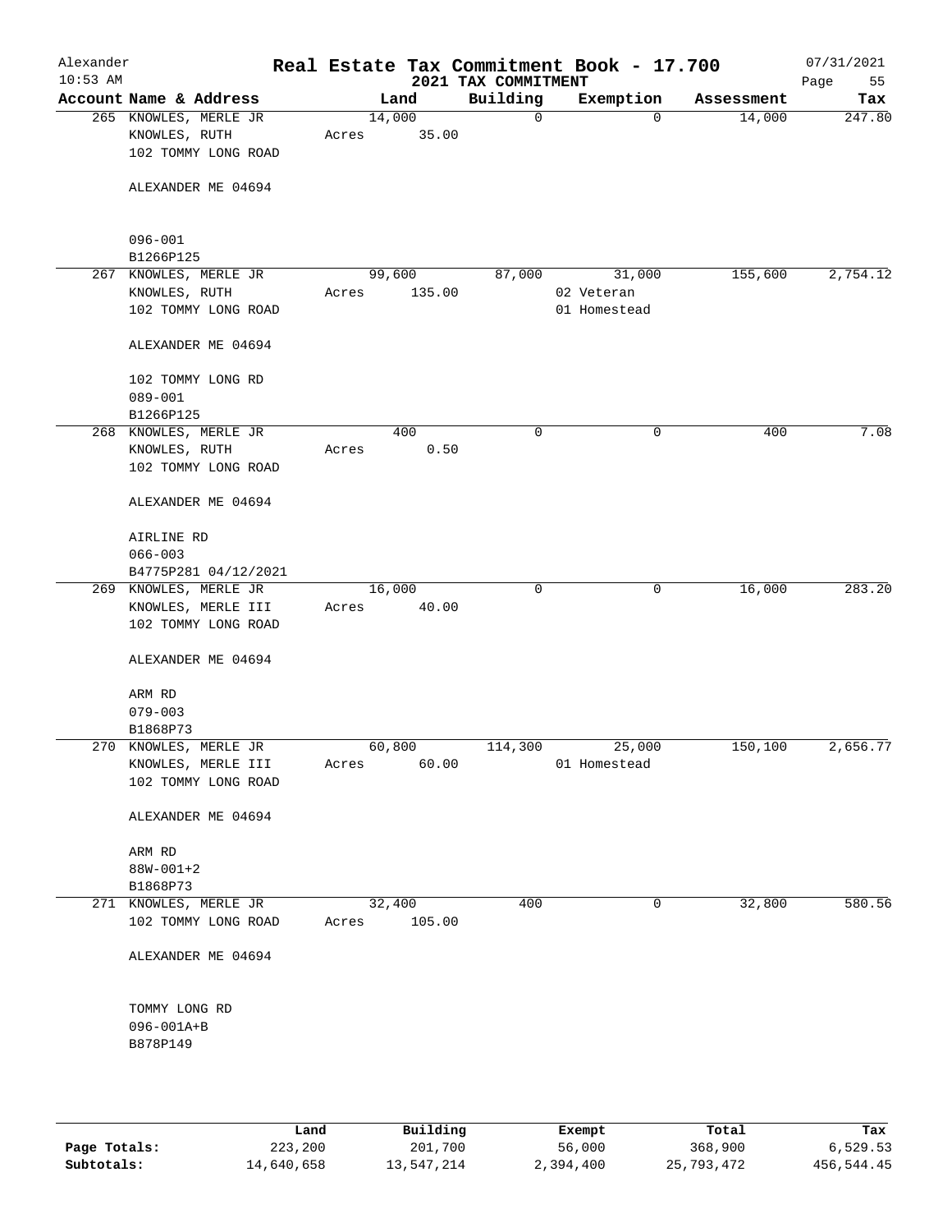Alexander 10:53 AM

# Real Estate Tax Commitment Book - 17.700

## 2021 TAX COMMITMENT

07/31/2021

| Account Name & Address | Land | Building | Exemption | Assessment | Tax |
|---|---|---|---|---|---|
| 265 KNOWLES, MERLE JR<br>KNOWLES, RUTH<br>102 TOMMY LONG ROAD<br><br>ALEXANDER ME 04694<br><br>096-001<br>B1266P125 | 14,000<br>Acres 35.00 | 0 | 0 | 14,000 | 247.80 |
| 267 KNOWLES, MERLE JR<br>KNOWLES, RUTH<br>102 TOMMY LONG ROAD<br><br>ALEXANDER ME 04694<br><br>102 TOMMY LONG RD<br>089-001<br>B1266P125 | 99,600<br>Acres 135.00 | 87,000 | 31,000<br>02 Veteran<br>01 Homestead | 155,600 | 2,754.12 |
| 268 KNOWLES, MERLE JR<br>KNOWLES, RUTH<br>102 TOMMY LONG ROAD<br><br>ALEXANDER ME 04694<br><br>AIRLINE RD<br>066-003<br>B4775P281 04/12/2021 | 400<br>Acres 0.50 | 0 | 0 | 400 | 7.08 |
| 269 KNOWLES, MERLE JR<br>KNOWLES, MERLE III<br>102 TOMMY LONG ROAD<br><br>ALEXANDER ME 04694<br><br>ARM RD<br>079-003<br>B1868P73 | 16,000<br>Acres 40.00 | 0 | 0 | 16,000 | 283.20 |
| 270 KNOWLES, MERLE JR<br>KNOWLES, MERLE III<br>102 TOMMY LONG ROAD<br><br>ALEXANDER ME 04694<br><br>ARM RD<br>88W-001+2<br>B1868P73 | 60,800<br>Acres 60.00 | 114,300 | 25,000<br>01 Homestead | 150,100 | 2,656.77 |
| 271 KNOWLES, MERLE JR<br>102 TOMMY LONG ROAD<br><br>ALEXANDER ME 04694<br><br>TOMMY LONG RD<br>096-001A+B<br>B878P149 | 32,400<br>Acres 105.00 | 400 | 0 | 32,800 | 580.56 |

| | Land | Building | Exempt | Total | Tax |
|---|---|---|---|---|---|
| Page Totals: | 223,200 | 201,700 | 56,000 | 368,900 | 6,529.53 |
| Subtotals: | 14,640,658 | 13,547,214 | 2,394,400 | 25,793,472 | 456,544.45 |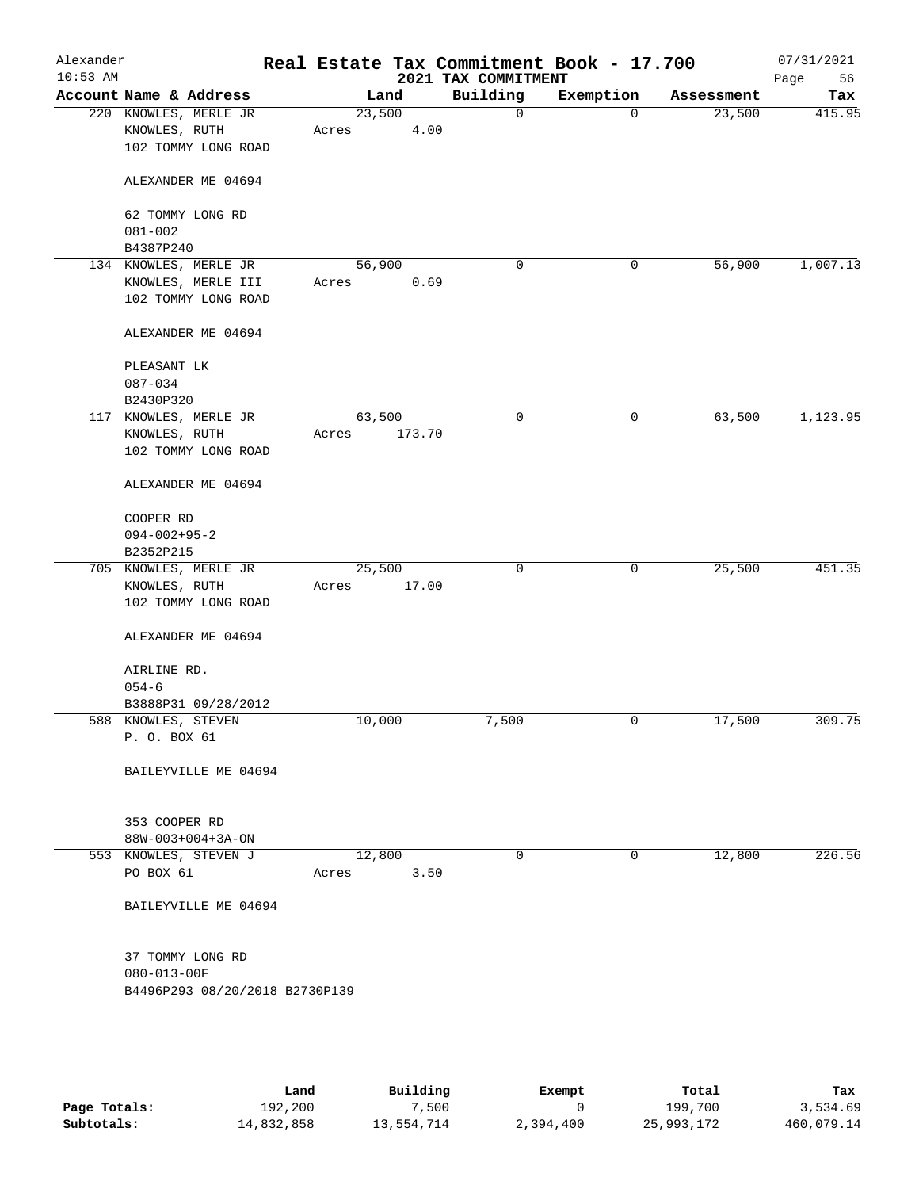Alexander
10:53 AM

# Real Estate Tax Commitment Book - 17.700
## 2021 TAX COMMITMENT

07/31/2021

| Account Name & Address | Land | Building | Exemption | Assessment | Tax |
|---|---|---|---|---|---|
| 220 KNOWLES, MERLE JR<br>KNOWLES, RUTH<br>102 TOMMY LONG ROAD<br><br>ALEXANDER ME 04694<br><br>62 TOMMY LONG RD<br>081-002<br>B4387P240 | 23,500<br>Acres 4.00 | 0 | 0 | 23,500 | 415.95 |
| 134 KNOWLES, MERLE JR<br>KNOWLES, MERLE III<br>102 TOMMY LONG ROAD<br><br>ALEXANDER ME 04694<br><br>PLEASANT LK<br>087-034<br>B2430P320 | 56,900<br>Acres 0.69 | 0 | 0 | 56,900 | 1,007.13 |
| 117 KNOWLES, MERLE JR<br>KNOWLES, RUTH<br>102 TOMMY LONG ROAD<br><br>ALEXANDER ME 04694<br><br>COOPER RD<br>094-002+95-2<br>B2352P215 | 63,500<br>Acres 173.70 | 0 | 0 | 63,500 | 1,123.95 |
| 705 KNOWLES, MERLE JR<br>KNOWLES, RUTH<br>102 TOMMY LONG ROAD<br><br>ALEXANDER ME 04694<br><br>AIRLINE RD.<br>054-6<br>B3888P31 09/28/2012 | 25,500<br>Acres 17.00 | 0 | 0 | 25,500 | 451.35 |
| 588 KNOWLES, STEVEN<br>P. O. BOX 61<br><br>BAILEYVILLE ME 04694<br><br>353 COOPER RD<br>88W-003+004+3A-ON | 10,000 | 7,500 | 0 | 17,500 | 309.75 |
| 553 KNOWLES, STEVEN J<br>PO BOX 61<br><br>BAILEYVILLE ME 04694<br><br>37 TOMMY LONG RD<br>080-013-00F<br>B4496P293 08/20/2018 B2730P139 | 12,800<br>Acres 3.50 | 0 | 0 | 12,800 | 226.56 |

| | Land | Building | Exempt | Total | Tax |
|---|---|---|---|---|---|
| **Page Totals:** | 192,200 | 7,500 | 0 | 199,700 | 3,534.69 |
| **Subtotals:** | 14,832,858 | 13,554,714 | 2,394,400 | 25,993,172 | 460,079.14 |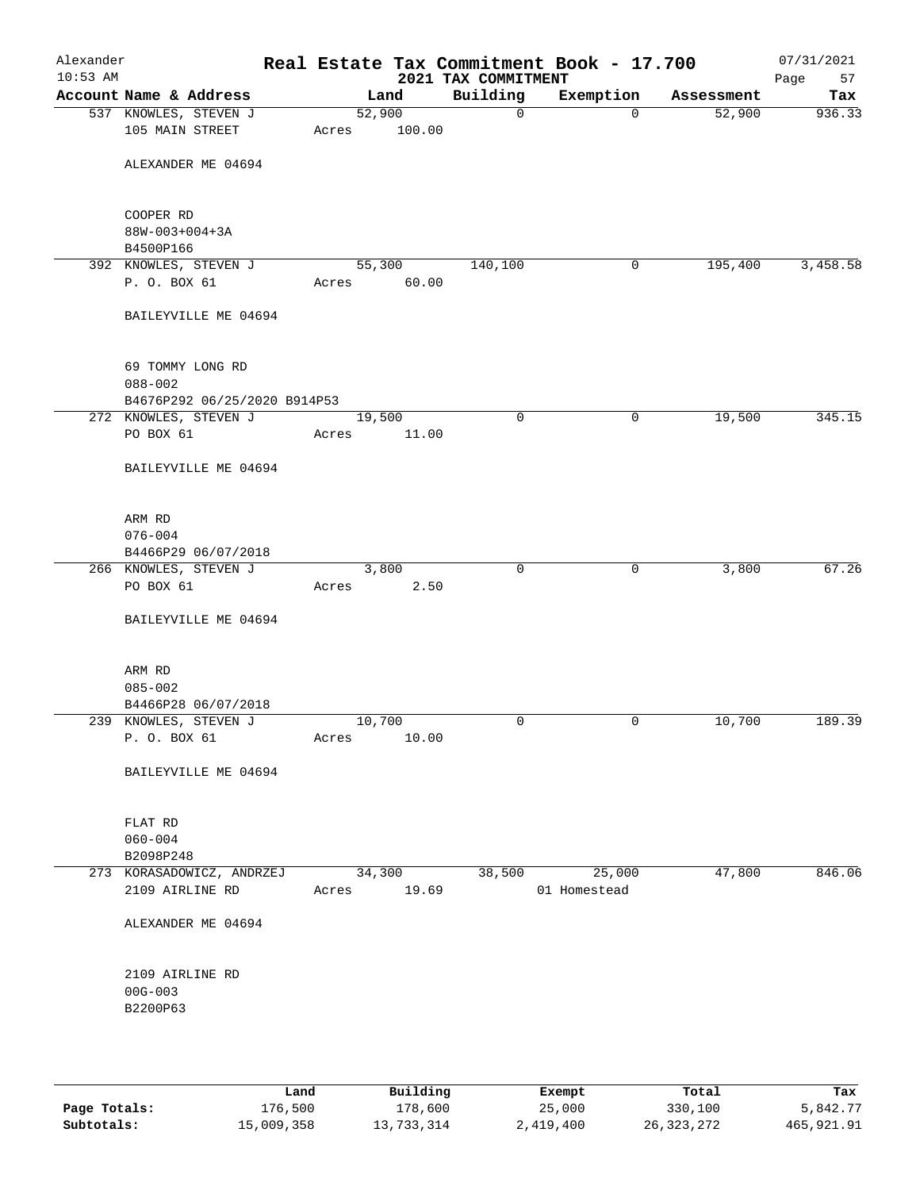Alexander
10:53 AM

# Real Estate Tax Commitment Book - 17.700
## 2021 TAX COMMITMENT

07/31/2021

| Account Name & Address | Land | Building | Exemption | Assessment | Tax |
|---|---|---|---|---|---|
| 537 KNOWLES, STEVEN J<br>105 MAIN STREET<br><br>ALEXANDER ME 04694<br><br>COOPER RD<br>88W-003+004+3A<br>B4500P166 | 52,900<br>Acres 100.00 | 0 | 0 | 52,900 | 936.33 |
| 392 KNOWLES, STEVEN J<br>P. O. BOX 61<br><br>BAILEYVILLE ME 04694<br><br>69 TOMMY LONG RD<br>088-002<br>B4676P292 06/25/2020 B914P53 | 55,300<br>Acres 60.00 | 140,100 | 0 | 195,400 | 3,458.58 |
| 272 KNOWLES, STEVEN J<br>PO BOX 61<br><br>BAILEYVILLE ME 04694<br><br>ARM RD<br>076-004<br>B4466P29 06/07/2018 | 19,500<br>Acres 11.00 | 0 | 0 | 19,500 | 345.15 |
| 266 KNOWLES, STEVEN J<br>PO BOX 61<br><br>BAILEYVILLE ME 04694<br><br>ARM RD<br>085-002<br>B4466P28 06/07/2018 | 3,800<br>Acres 2.50 | 0 | 0 | 3,800 | 67.26 |
| 239 KNOWLES, STEVEN J<br>P. O. BOX 61<br><br>BAILEYVILLE ME 04694<br><br>FLAT RD<br>060-004<br>B2098P248 | 10,700<br>Acres 10.00 | 0 | 0 | 10,700 | 189.39 |
| 273 KORASADOWICZ, ANDRZEJ<br>2109 AIRLINE RD<br><br>ALEXANDER ME 04694<br><br>2109 AIRLINE RD<br>00G-003<br>B2200P63 | 34,300<br>Acres 19.69 | 38,500 | 25,000<br>01 Homestead | 47,800 | 846.06 |

| | Land | Building | Exempt | Total | Tax |
|---|---|---|---|---|---|
| Page Totals: | 176,500 | 178,600 | 25,000 | 330,100 | 5,842.77 |
| Subtotals: | 15,009,358 | 13,733,314 | 2,419,400 | 26,323,272 | 465,921.91 |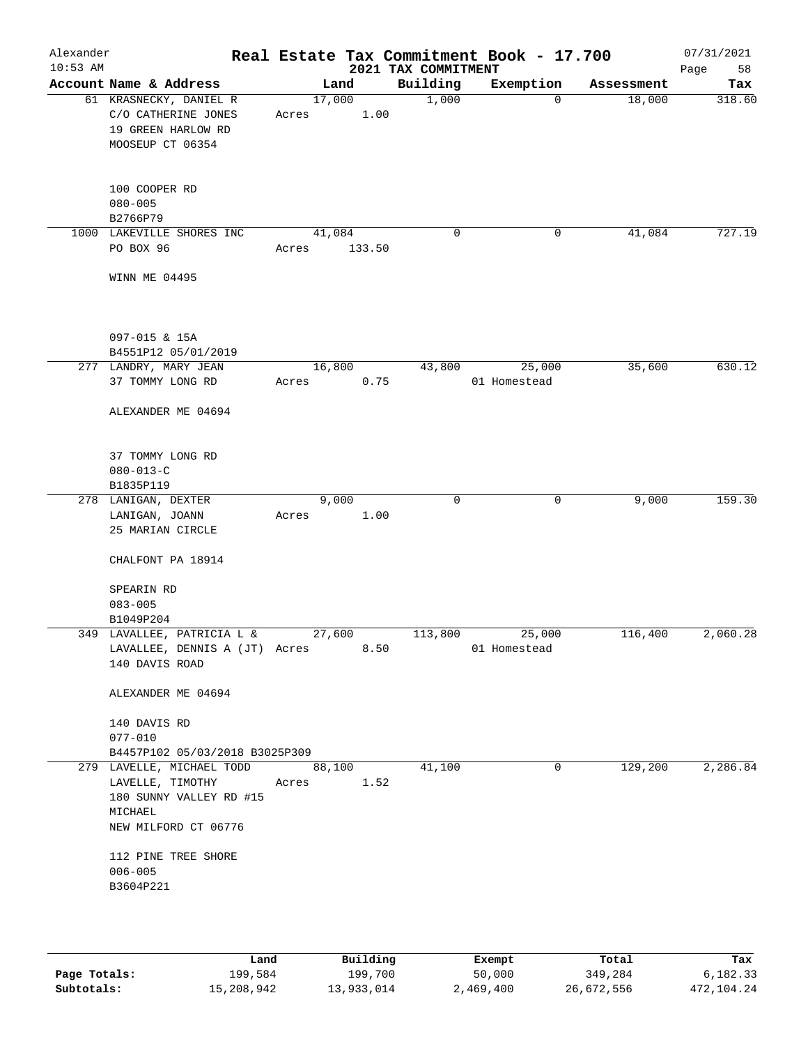Alexander 10:53 AM

# Real Estate Tax Commitment Book - 17.700

## 2021 TAX COMMITMENT

07/31/2021

| Account | Name & Address | Land | Building | Exemption | Assessment | Tax |
|---|---|---|---|---|---|---|
| 61 | KRASNECKY, DANIEL R<br>C/O CATHERINE JONES<br>19 GREEN HARLOW RD<br>MOOSEUP CT 06354<br><br>100 COOPER RD<br>080-005<br>B2766P79 | 17,000<br>Acres 1.00 | 1,000 | 0 | 18,000 | 318.60 |
| 1000 | LAKEVILLE SHORES INC<br>PO BOX 96<br><br>WINN ME 04495<br><br>097-015 & 15A<br>B4551P12 05/01/2019 | 41,084<br>Acres 133.50 | 0 | 0 | 41,084 | 727.19 |
| 277 | LANDRY, MARY JEAN<br>37 TOMMY LONG RD<br><br>ALEXANDER ME 04694<br><br>37 TOMMY LONG RD<br>080-013-C<br>B1835P119 | 16,800<br>Acres 0.75 | 43,800 | 25,000<br>01 Homestead | 35,600 | 630.12 |
| 278 | LANIGAN, DEXTER<br>LANIGAN, JOANN<br>25 MARIAN CIRCLE<br><br>CHALFONT PA 18914<br><br>SPEARIN RD<br>083-005<br>B1049P204 | 9,000<br>Acres 1.00 | 0 | 0 | 9,000 | 159.30 |
| 349 | LAVALLEE, PATRICIA L &<br>LAVALLEE, DENNIS A (JT)<br>140 DAVIS ROAD<br><br>ALEXANDER ME 04694<br><br>140 DAVIS RD<br>077-010<br>B4457P102 05/03/2018 B3025P309 | 27,600<br>Acres 8.50 | 113,800 | 25,000<br>01 Homestead | 116,400 | 2,060.28 |
| 279 | LAVELLE, MICHAEL TODD<br>LAVELLE, TIMOTHY<br>180 SUNNY VALLEY RD #15<br>MICHAEL<br>NEW MILFORD CT 06776<br><br>112 PINE TREE SHORE<br>006-005<br>B3604P221 | 88,100<br>Acres 1.52 | 41,100 | 0 | 129,200 | 2,286.84 |

| | Land | Building | Exempt | Total | Tax |
|---|---|---|---|---|---|
| Page Totals: | 199,584 | 199,700 | 50,000 | 349,284 | 6,182.33 |
| Subtotals: | 15,208,942 | 13,933,014 | 2,469,400 | 26,672,556 | 472,104.24 |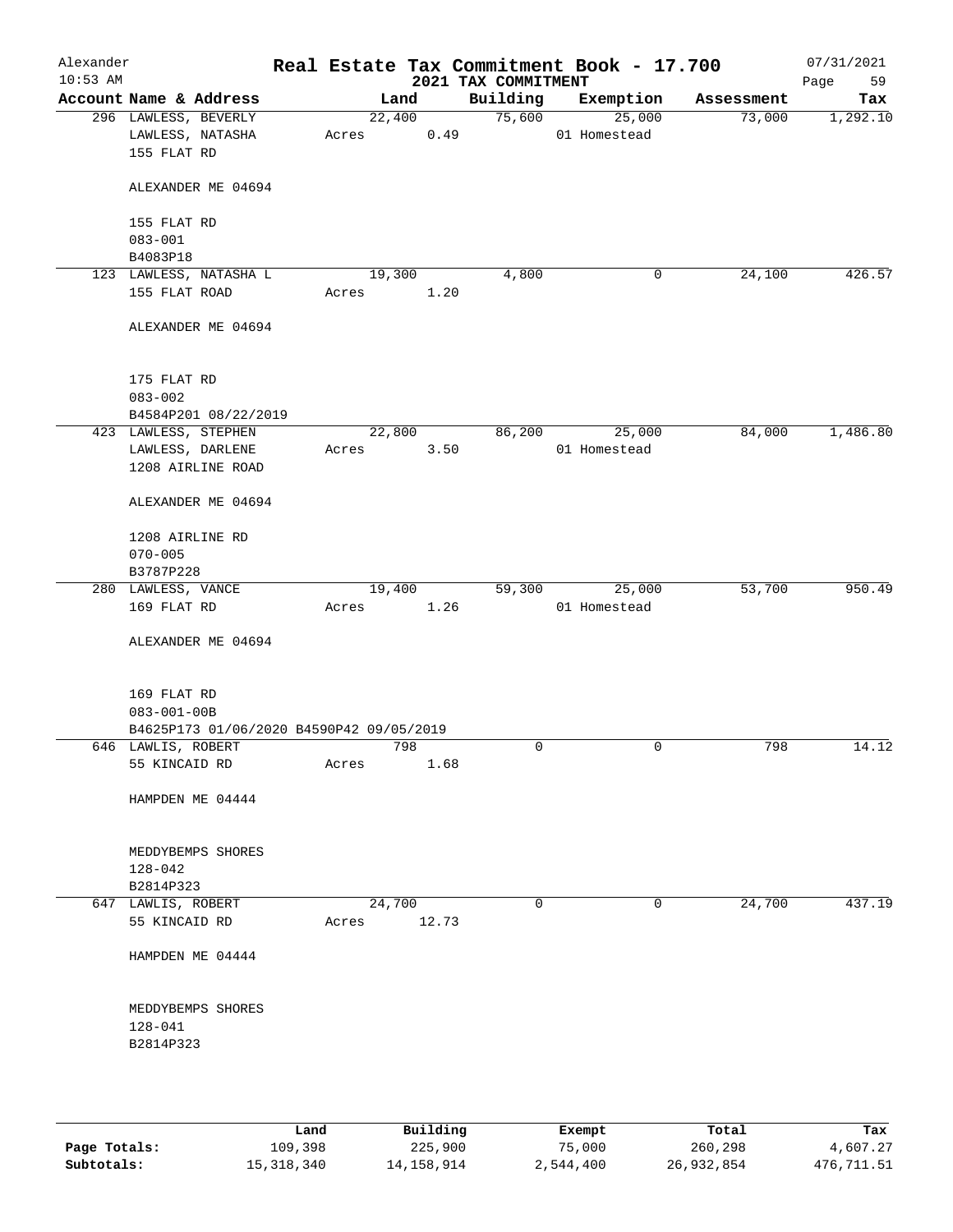# Real Estate Tax Commitment Book - 17.700

Alexander
10:53 AM

2021 TAX COMMITMENT

07/31/2021

| Account Name & Address | Land | Building | Exemption | Assessment | Tax |
|---|---|---|---|---|---|
| 296 LAWLESS, BEVERLY<br>LAWLESS, NATASHA<br>155 FLAT RD<br><br>ALEXANDER ME 04694<br><br>155 FLAT RD<br>083-001<br>B4083P18 | 22,400<br>Acres 0.49 | 75,600 | 25,000<br>01 Homestead | 73,000 | 1,292.10 |
| 123 LAWLESS, NATASHA L<br>155 FLAT ROAD<br><br>ALEXANDER ME 04694<br><br>175 FLAT RD<br>083-002<br>B4584P201 08/22/2019 | 19,300<br>Acres 1.20 | 4,800 | 0 | 24,100 | 426.57 |
| 423 LAWLESS, STEPHEN<br>LAWLESS, DARLENE<br>1208 AIRLINE ROAD<br><br>ALEXANDER ME 04694<br><br>1208 AIRLINE RD<br>070-005<br>B3787P228 | 22,800<br>Acres 3.50 | 86,200 | 25,000<br>01 Homestead | 84,000 | 1,486.80 |
| 280 LAWLESS, VANCE<br>169 FLAT RD<br><br>ALEXANDER ME 04694<br><br>169 FLAT RD<br>083-001-00B<br>B4625P173 01/06/2020 B4590P42 09/05/2019 | 19,400<br>Acres 1.26 | 59,300 | 25,000<br>01 Homestead | 53,700 | 950.49 |
| 646 LAWLIS, ROBERT<br>55 KINCAID RD<br><br>HAMPDEN ME 04444<br><br>MEDDYBEMPS SHORES<br>128-042<br>B2814P323 | 798<br>Acres 1.68 | 0 | 0 | 798 | 14.12 |
| 647 LAWLIS, ROBERT<br>55 KINCAID RD<br><br>HAMPDEN ME 04444<br><br>MEDDYBEMPS SHORES<br>128-041<br>B2814P323 | 24,700<br>Acres 12.73 | 0 | 0 | 24,700 | 437.19 |

| | Land | Building | Exempt | Total | Tax |
|---|---|---|---|---|---|
| **Page Totals:** | 109,398 | 225,900 | 75,000 | 260,298 | 4,607.27 |
| **Subtotals:** | 15,318,340 | 14,158,914 | 2,544,400 | 26,932,854 | 476,711.51 |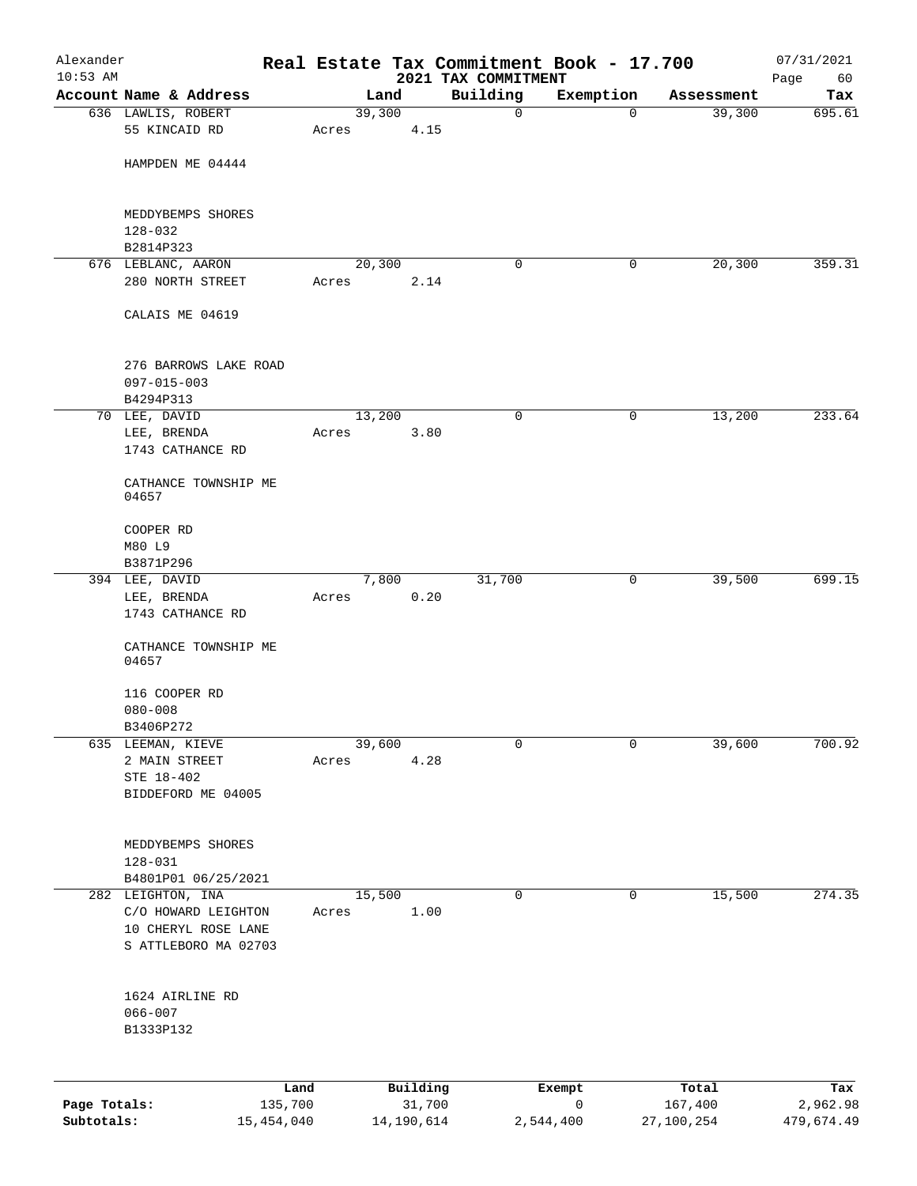# Real Estate Tax Commitment Book - 17.700

Alexander 10:53 AM — 2021 TAX COMMITMENT — 07/31/2021

| Account Name & Address | Land | Building | Exemption | Assessment | Tax |
|---|---|---|---|---|---|
| 636 LAWLIS, ROBERT<br>55 KINCAID RD<br><br>HAMPDEN ME 04444<br><br>MEDDYBEMPS SHORES<br>128-032<br>B2814P323 | 39,300<br>Acres 4.15 | 0 | 0 | 39,300 | 695.61 |
| 676 LEBLANC, AARON<br>280 NORTH STREET<br><br>CALAIS ME 04619<br><br>276 BARROWS LAKE ROAD<br>097-015-003<br>B4294P313 | 20,300<br>Acres 2.14 | 0 | 0 | 20,300 | 359.31 |
| 70 LEE, DAVID<br>LEE, BRENDA<br>1743 CATHANCE RD<br><br>CATHANCE TOWNSHIP ME 04657<br><br>COOPER RD<br>M80 L9<br>B3871P296 | 13,200<br>Acres 3.80 | 0 | 0 | 13,200 | 233.64 |
| 394 LEE, DAVID<br>LEE, BRENDA<br>1743 CATHANCE RD<br><br>CATHANCE TOWNSHIP ME 04657<br><br>116 COOPER RD<br>080-008<br>B3406P272 | 7,800<br>Acres 0.20 | 31,700 | 0 | 39,500 | 699.15 |
| 635 LEEMAN, KIEVE<br>2 MAIN STREET<br>STE 18-402<br>BIDDEFORD ME 04005<br><br>MEDDYBEMPS SHORES<br>128-031<br>B4801P01 06/25/2021 | 39,600<br>Acres 4.28 | 0 | 0 | 39,600 | 700.92 |
| 282 LEIGHTON, INA<br>C/O HOWARD LEIGHTON<br>10 CHERYL ROSE LANE<br>S ATTLEBORO MA 02703<br><br>1624 AIRLINE RD<br>066-007<br>B1333P132 | 15,500<br>Acres 1.00 | 0 | 0 | 15,500 | 274.35 |

| | Land | Building | Exempt | Total | Tax |
|---|---|---|---|---|---|
| **Page Totals:** | 135,700 | 31,700 | 0 | 167,400 | 2,962.98 |
| **Subtotals:** | 15,454,040 | 14,190,614 | 2,544,400 | 27,100,254 | 479,674.49 |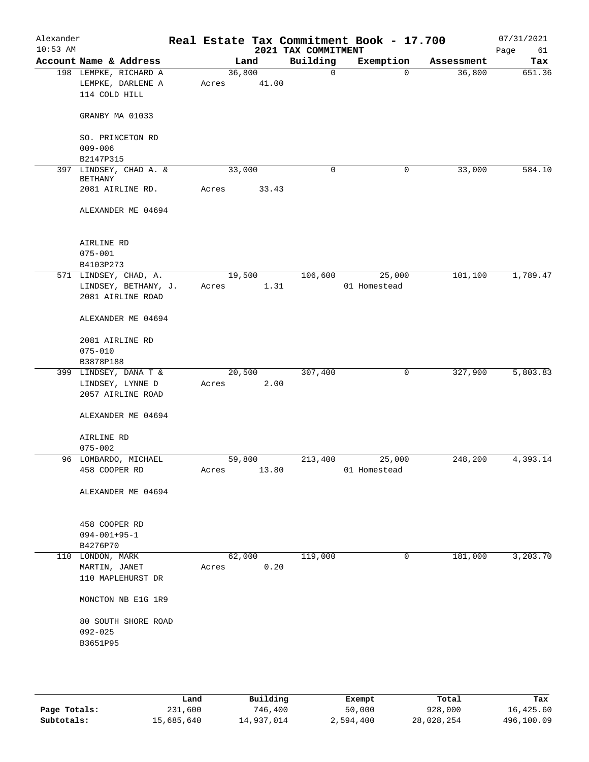# Real Estate Tax Commitment Book - 17.700

## 2021 TAX COMMITMENT

Alexander 10:53 AM — 07/31/2021

| Account Name & Address | Land | Building | Exemption | Assessment | Tax |
|---|---|---|---|---|---|
| 198 LEMPKE, RICHARD A<br>LEMPKE, DARLENE A<br>114 COLD HILL<br><br>GRANBY MA 01033<br><br>SO. PRINCETON RD<br>009-006<br>B2147P315 | 36,800<br>Acres 41.00 | 0 | 0 | 36,800 | 651.36 |
| 397 LINDSEY, CHAD A. & BETHANY<br>2081 AIRLINE RD.<br><br>ALEXANDER ME 04694<br><br>AIRLINE RD<br>075-001<br>B4103P273 | 33,000<br>Acres 33.43 | 0 | 0 | 33,000 | 584.10 |
| 571 LINDSEY, CHAD, A.<br>LINDSEY, BETHANY, J.<br>2081 AIRLINE ROAD<br><br>ALEXANDER ME 04694<br><br>2081 AIRLINE RD<br>075-010<br>B3878P188 | 19,500<br>Acres 1.31 | 106,600 | 25,000<br>01 Homestead | 101,100 | 1,789.47 |
| 399 LINDSEY, DANA T &<br>LINDSEY, LYNNE D<br>2057 AIRLINE ROAD<br><br>ALEXANDER ME 04694<br><br>AIRLINE RD<br>075-002 | 20,500<br>Acres 2.00 | 307,400 | 0 | 327,900 | 5,803.83 |
| 96 LOMBARDO, MICHAEL<br>458 COOPER RD<br><br>ALEXANDER ME 04694<br><br>458 COOPER RD<br>094-001+95-1<br>B4276P70 | 59,800<br>Acres 13.80 | 213,400 | 25,000<br>01 Homestead | 248,200 | 4,393.14 |
| 110 LONDON, MARK<br>MARTIN, JANET<br>110 MAPLEHURST DR<br><br>MONCTON NB E1G 1R9<br><br>80 SOUTH SHORE ROAD<br>092-025<br>B3651P95 | 62,000<br>Acres 0.20 | 119,000 | 0 | 181,000 | 3,203.70 |

| | Land | Building | Exempt | Total | Tax |
|---|---|---|---|---|---|
| **Page Totals:** | 231,600 | 746,400 | 50,000 | 928,000 | 16,425.60 |
| **Subtotals:** | 15,685,640 | 14,937,014 | 2,594,400 | 28,028,254 | 496,100.09 |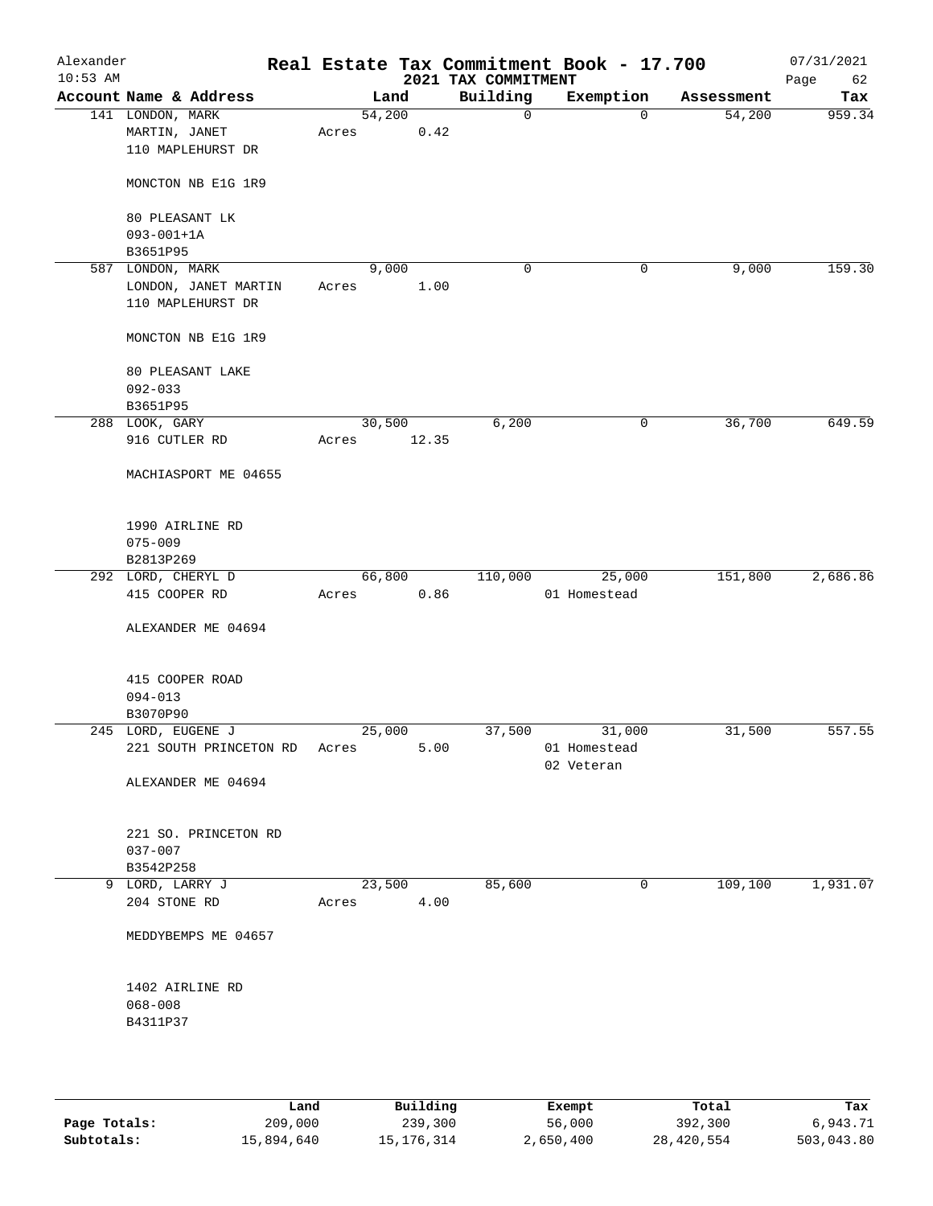Alexander 10:53 AM

# Real Estate Tax Commitment Book - 17.700

## 2021 TAX COMMITMENT

07/31/2021

| Account Name & Address | Land | Building | Exemption | Assessment | Tax |
|---|---|---|---|---|---|
| 141 LONDON, MARK<br>MARTIN, JANET<br>110 MAPLEHURST DR<br><br>MONCTON NB E1G 1R9<br><br>80 PLEASANT LK<br>093-001+1A<br>B3651P95 | 54,200<br>Acres 0.42 | 0 | 0 | 54,200 | 959.34 |
| 587 LONDON, MARK<br>LONDON, JANET MARTIN<br>110 MAPLEHURST DR<br><br>MONCTON NB E1G 1R9<br><br>80 PLEASANT LAKE<br>092-033<br>B3651P95 | 9,000<br>Acres 1.00 | 0 | 0 | 9,000 | 159.30 |
| 288 LOOK, GARY<br>916 CUTLER RD<br><br>MACHIASPORT ME 04655<br><br>1990 AIRLINE RD<br>075-009<br>B2813P269 | 30,500<br>Acres 12.35 | 6,200 | 0 | 36,700 | 649.59 |
| 292 LORD, CHERYL D<br>415 COOPER RD<br><br>ALEXANDER ME 04694<br><br>415 COOPER ROAD<br>094-013<br>B3070P90 | 66,800<br>Acres 0.86 | 110,000 | 25,000<br>01 Homestead | 151,800 | 2,686.86 |
| 245 LORD, EUGENE J<br>221 SOUTH PRINCETON RD<br><br>ALEXANDER ME 04694<br><br>221 SO. PRINCETON RD<br>037-007<br>B3542P258 | 25,000<br>Acres 5.00 | 37,500 | 31,000<br>01 Homestead<br>02 Veteran | 31,500 | 557.55 |
| 9 LORD, LARRY J<br>204 STONE RD<br><br>MEDDYBEMPS ME 04657<br><br>1402 AIRLINE RD<br>068-008<br>B4311P37 | 23,500<br>Acres 4.00 | 85,600 | 0 | 109,100 | 1,931.07 |

| | Land | Building | Exempt | Total | Tax |
|---|---|---|---|---|---|
| Page Totals: | 209,000 | 239,300 | 56,000 | 392,300 | 6,943.71 |
| Subtotals: | 15,894,640 | 15,176,314 | 2,650,400 | 28,420,554 | 503,043.80 |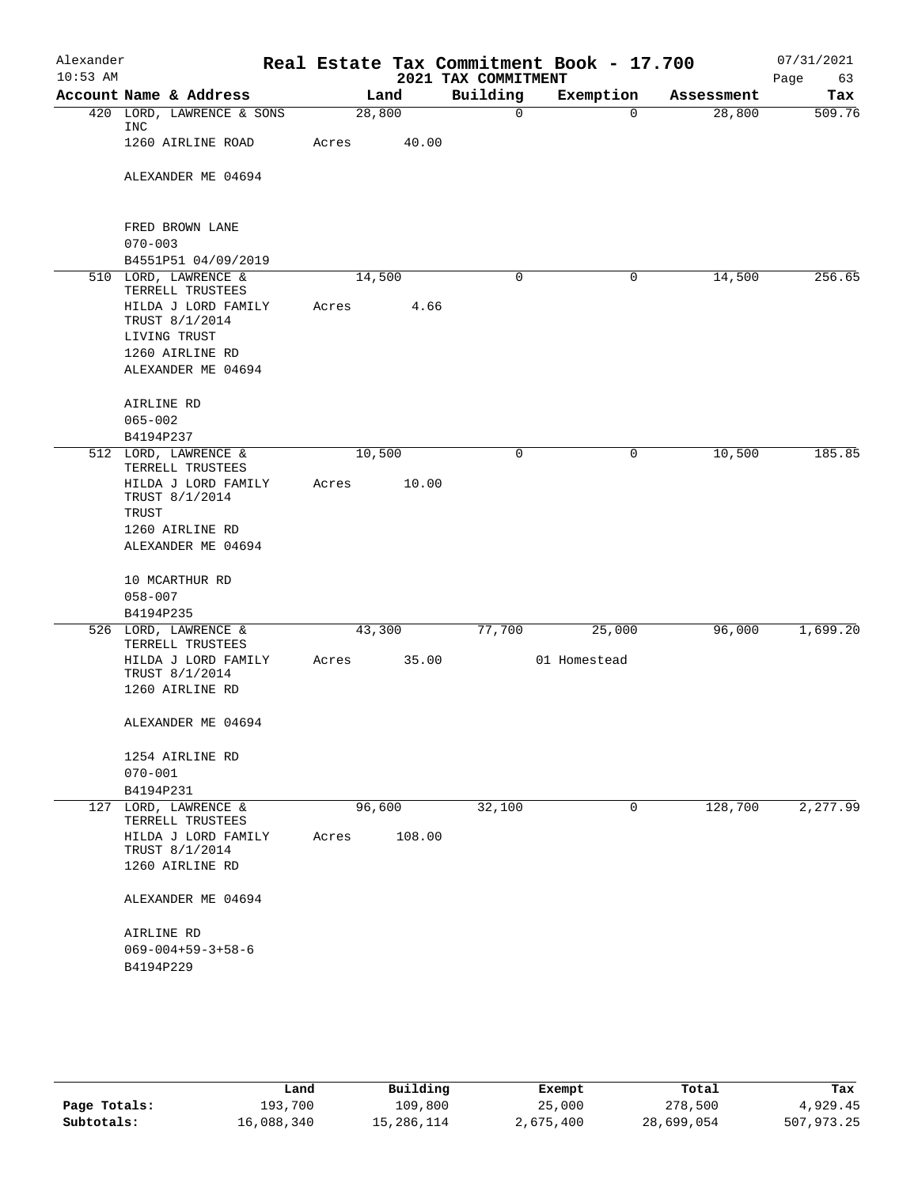Alexander
10:53 AM

# Real Estate Tax Commitment Book - 17.700
## 2021 TAX COMMITMENT

07/31/2021

| Account Name & Address | Land | Building | Exemption | Assessment | Tax |
|---|---|---|---|---|---|
| 420 LORD, LAWRENCE & SONS INC<br>1260 AIRLINE ROAD<br><br>ALEXANDER ME 04694<br><br>FRED BROWN LANE<br>070-003<br>B4551P51 04/09/2019 | 28,800<br>Acres 40.00 | 0 | 0 | 28,800 | 509.76 |
| 510 LORD, LAWRENCE & TERRELL TRUSTEES<br>HILDA J LORD FAMILY TRUST 8/1/2014<br>LIVING TRUST<br>1260 AIRLINE RD<br>ALEXANDER ME 04694<br><br>AIRLINE RD<br>065-002<br>B4194P237 | 14,500<br>Acres 4.66 | 0 | 0 | 14,500 | 256.65 |
| 512 LORD, LAWRENCE & TERRELL TRUSTEES<br>HILDA J LORD FAMILY TRUST 8/1/2014<br>TRUST<br>1260 AIRLINE RD<br>ALEXANDER ME 04694<br><br>10 MCARTHUR RD<br>058-007<br>B4194P235 | 10,500<br>Acres 10.00 | 0 | 0 | 10,500 | 185.85 |
| 526 LORD, LAWRENCE & TERRELL TRUSTEES<br>HILDA J LORD FAMILY TRUST 8/1/2014<br>1260 AIRLINE RD<br><br>ALEXANDER ME 04694<br><br>1254 AIRLINE RD<br>070-001<br>B4194P231 | 43,300<br>Acres 35.00 | 77,700 | 25,000<br>01 Homestead | 96,000 | 1,699.20 |
| 127 LORD, LAWRENCE & TERRELL TRUSTEES<br>HILDA J LORD FAMILY TRUST 8/1/2014<br>1260 AIRLINE RD<br><br>ALEXANDER ME 04694<br><br>AIRLINE RD<br>069-004+59-3+58-6<br>B4194P229 | 96,600<br>Acres 108.00 | 32,100 | 0 | 128,700 | 2,277.99 |

| | Land | Building | Exempt | Total | Tax |
|---|---|---|---|---|---|
| Page Totals: | 193,700 | 109,800 | 25,000 | 278,500 | 4,929.45 |
| Subtotals: | 16,088,340 | 15,286,114 | 2,675,400 | 28,699,054 | 507,973.25 |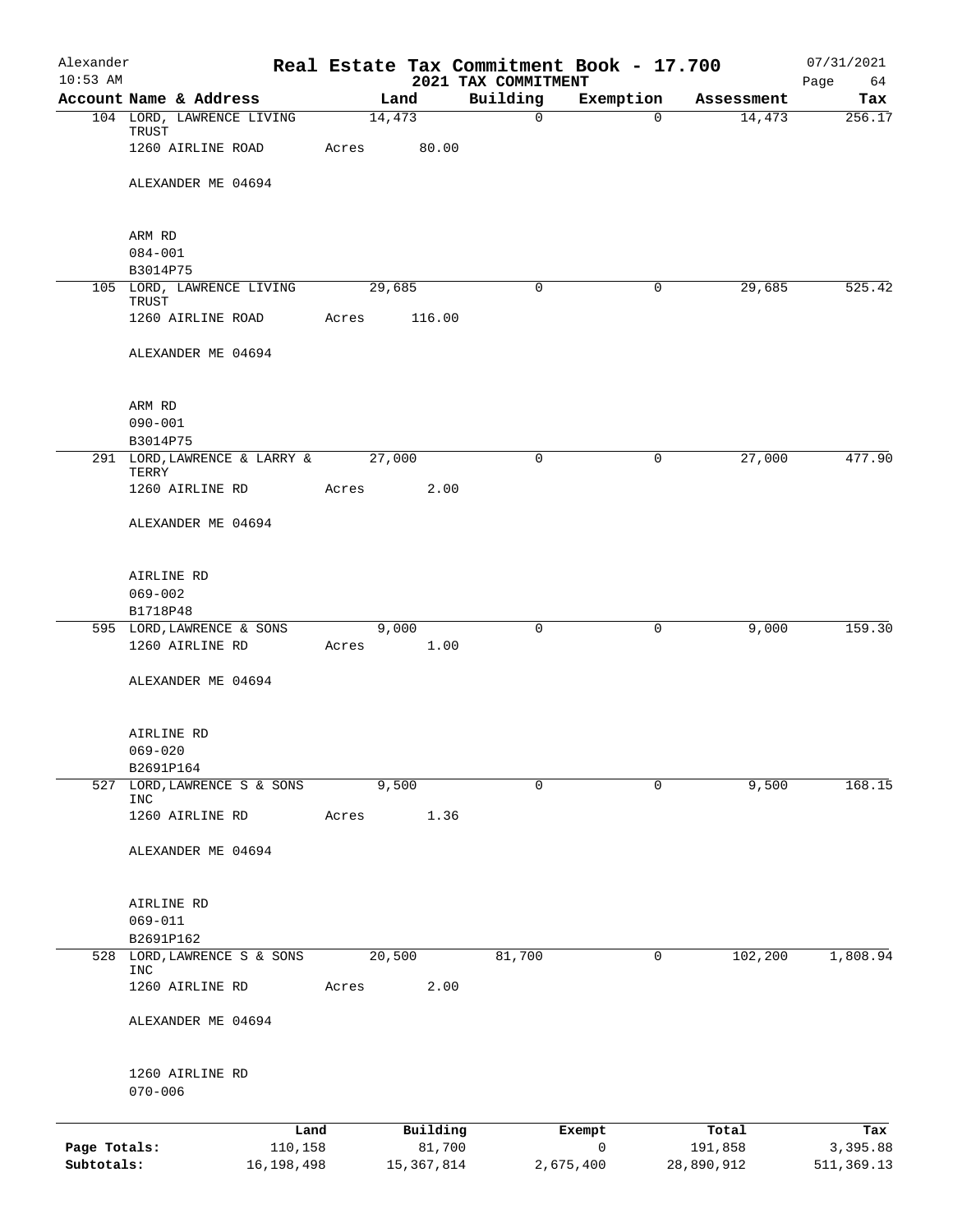# Alexander — Real Estate Tax Commitment Book - 17.700

10:53 AM — 2021 TAX COMMITMENT — 07/31/2021

| Account | Name & Address | Land | Building | Exemption | Assessment | Tax |
|---|---|---|---|---|---|---|
| 104 | LORD, LAWRENCE LIVING TRUST<br>1260 AIRLINE ROAD<br>ALEXANDER ME 04694<br>ARM RD<br>084-001<br>B3014P75 | 14,473<br>Acres 80.00 | 0 | 0 | 14,473 | 256.17 |
| 105 | LORD, LAWRENCE LIVING TRUST<br>1260 AIRLINE ROAD<br>ALEXANDER ME 04694<br>ARM RD<br>090-001<br>B3014P75 | 29,685<br>Acres 116.00 | 0 | 0 | 29,685 | 525.42 |
| 291 | LORD,LAWRENCE & LARRY & TERRY<br>1260 AIRLINE RD<br>ALEXANDER ME 04694<br>AIRLINE RD<br>069-002<br>B1718P48 | 27,000<br>Acres 2.00 | 0 | 0 | 27,000 | 477.90 |
| 595 | LORD,LAWRENCE & SONS<br>1260 AIRLINE RD<br>ALEXANDER ME 04694<br>AIRLINE RD<br>069-020<br>B2691P164 | 9,000<br>Acres 1.00 | 0 | 0 | 9,000 | 159.30 |
| 527 | LORD,LAWRENCE S & SONS INC<br>1260 AIRLINE RD<br>ALEXANDER ME 04694<br>AIRLINE RD<br>069-011<br>B2691P162 | 9,500<br>Acres 1.36 | 0 | 0 | 9,500 | 168.15 |
| 528 | LORD,LAWRENCE S & SONS INC<br>1260 AIRLINE RD<br>ALEXANDER ME 04694<br>1260 AIRLINE RD<br>070-006 | 20,500<br>Acres 2.00 | 81,700 | 0 | 102,200 | 1,808.94 |

| | Land | Building | Exempt | Total | Tax |
|---|---|---|---|---|---|
| Page Totals: | 110,158 | 81,700 | 0 | 191,858 | 3,395.88 |
| Subtotals: | 16,198,498 | 15,367,814 | 2,675,400 | 28,890,912 | 511,369.13 |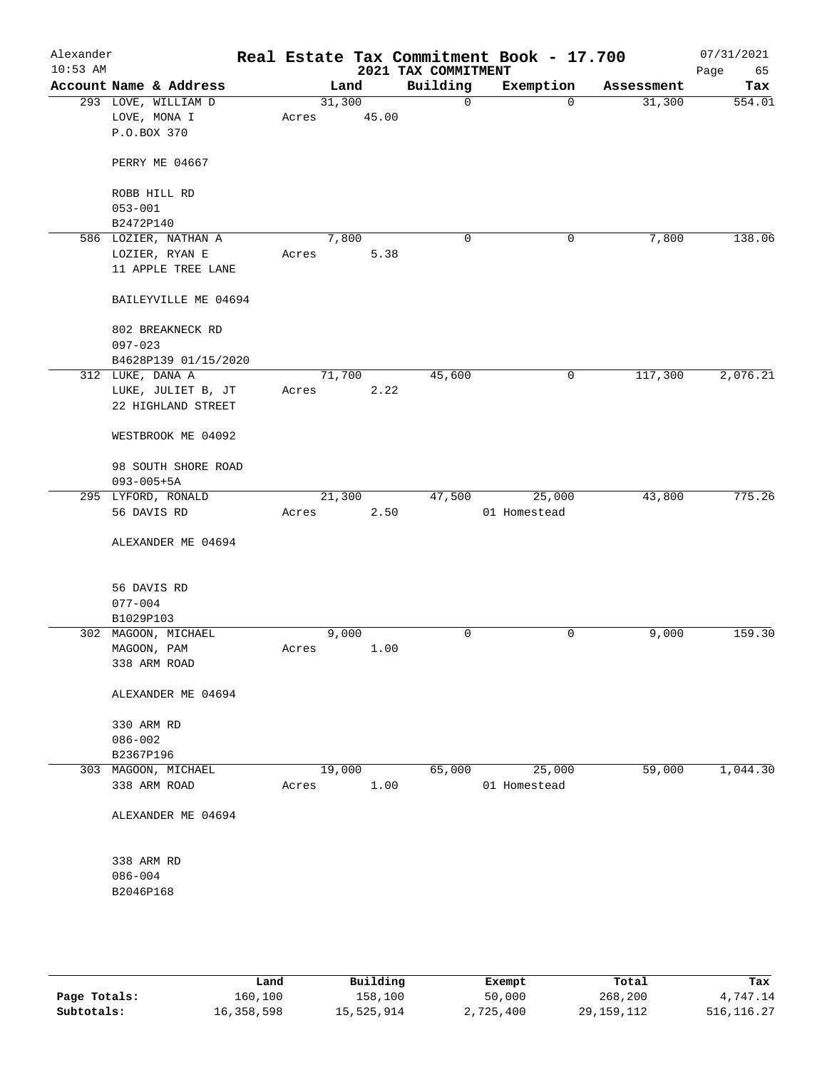Alexander
10:53 AM

# Real Estate Tax Commitment Book - 17.700
## 2021 TAX COMMITMENT

07/31/2021

| Account Name & Address | Land | Building | Exemption | Assessment | Tax |
|---|---|---|---|---|---|
| 293 LOVE, WILLIAM D<br>LOVE, MONA I<br>P.O.BOX 370<br><br>PERRY ME 04667<br><br>ROBB HILL RD<br>053-001<br>B2472P140 | 31,300<br>Acres 45.00 | 0 | 0 | 31,300 | 554.01 |
| 586 LOZIER, NATHAN A<br>LOZIER, RYAN E<br>11 APPLE TREE LANE<br><br>BAILEYVILLE ME 04694<br><br>802 BREAKNECK RD<br>097-023<br>B4628P139 01/15/2020 | 7,800<br>Acres 5.38 | 0 | 0 | 7,800 | 138.06 |
| 312 LUKE, DANA A<br>LUKE, JULIET B, JT<br>22 HIGHLAND STREET<br><br>WESTBROOK ME 04092<br><br>98 SOUTH SHORE ROAD<br>093-005+5A | 71,700<br>Acres 2.22 | 45,600 | 0 | 117,300 | 2,076.21 |
| 295 LYFORD, RONALD<br>56 DAVIS RD<br><br>ALEXANDER ME 04694<br><br>56 DAVIS RD<br>077-004<br>B1029P103 | 21,300<br>Acres 2.50 | 47,500 | 25,000<br>01 Homestead | 43,800 | 775.26 |
| 302 MAGOON, MICHAEL<br>MAGOON, PAM<br>338 ARM ROAD<br><br>ALEXANDER ME 04694<br><br>330 ARM RD<br>086-002<br>B2367P196 | 9,000<br>Acres 1.00 | 0 | 0 | 9,000 | 159.30 |
| 303 MAGOON, MICHAEL<br>338 ARM ROAD<br><br>ALEXANDER ME 04694<br><br>338 ARM RD<br>086-004<br>B2046P168 | 19,000<br>Acres 1.00 | 65,000 | 25,000<br>01 Homestead | 59,000 | 1,044.30 |

| | Land | Building | Exempt | Total | Tax |
|---|---|---|---|---|---|
| **Page Totals:** | 160,100 | 158,100 | 50,000 | 268,200 | 4,747.14 |
| **Subtotals:** | 16,358,598 | 15,525,914 | 2,725,400 | 29,159,112 | 516,116.27 |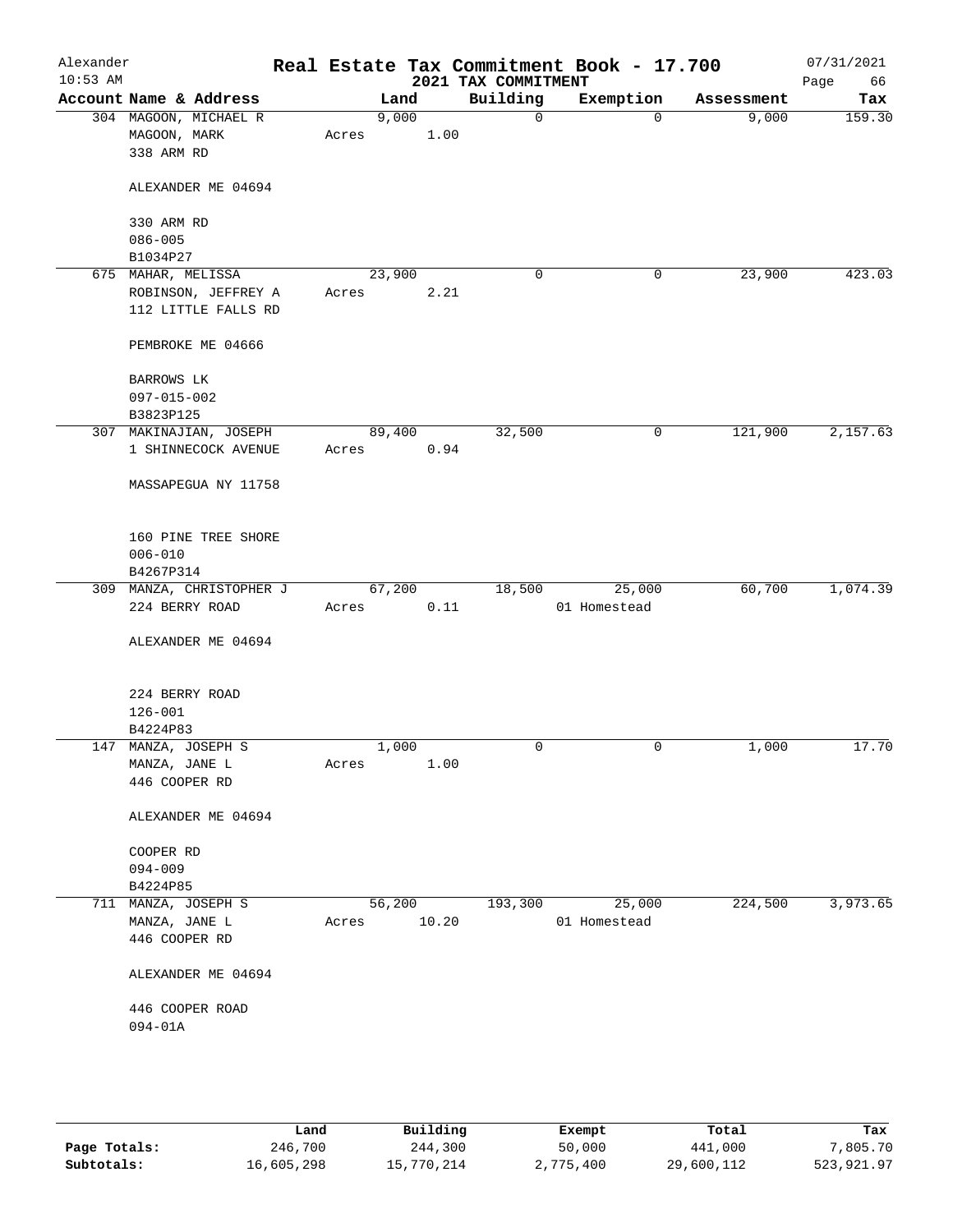# Real Estate Tax Commitment Book - 17.700

Alexander
10:53 AM

2021 TAX COMMITMENT

07/31/2021

| Account Name & Address | Land | Building | Exemption | Assessment | Tax |
|---|---|---|---|---|---|
| 304 MAGOON, MICHAEL R<br>MAGOON, MARK<br>338 ARM RD<br><br>ALEXANDER ME 04694<br><br>330 ARM RD<br>086-005<br>B1034P27 | 9,000<br>Acres 1.00 | 0 | 0 | 9,000 | 159.30 |
| 675 MAHAR, MELISSA<br>ROBINSON, JEFFREY A<br>112 LITTLE FALLS RD<br><br>PEMBROKE ME 04666<br><br>BARROWS LK<br>097-015-002<br>B3823P125 | 23,900<br>Acres 2.21 | 0 | 0 | 23,900 | 423.03 |
| 307 MAKINAJIAN, JOSEPH<br>1 SHINNECOCK AVENUE<br><br>MASSAPEGUA NY 11758<br><br>160 PINE TREE SHORE<br>006-010<br>B4267P314 | 89,400<br>Acres 0.94 | 32,500 | 0 | 121,900 | 2,157.63 |
| 309 MANZA, CHRISTOPHER J<br>224 BERRY ROAD<br><br>ALEXANDER ME 04694<br><br>224 BERRY ROAD<br>126-001<br>B4224P83 | 67,200<br>Acres 0.11 | 18,500 | 25,000<br>01 Homestead | 60,700 | 1,074.39 |
| 147 MANZA, JOSEPH S<br>MANZA, JANE L<br>446 COOPER RD<br><br>ALEXANDER ME 04694<br><br>COOPER RD<br>094-009<br>B4224P85 | 1,000<br>Acres 1.00 | 0 | 0 | 1,000 | 17.70 |
| 711 MANZA, JOSEPH S<br>MANZA, JANE L<br>446 COOPER RD<br><br>ALEXANDER ME 04694<br><br>446 COOPER ROAD<br>094-01A | 56,200<br>Acres 10.20 | 193,300 | 25,000<br>01 Homestead | 224,500 | 3,973.65 |

| | Land | Building | Exempt | Total | Tax |
|---|---|---|---|---|---|
| Page Totals: | 246,700 | 244,300 | 50,000 | 441,000 | 7,805.70 |
| Subtotals: | 16,605,298 | 15,770,214 | 2,775,400 | 29,600,112 | 523,921.97 |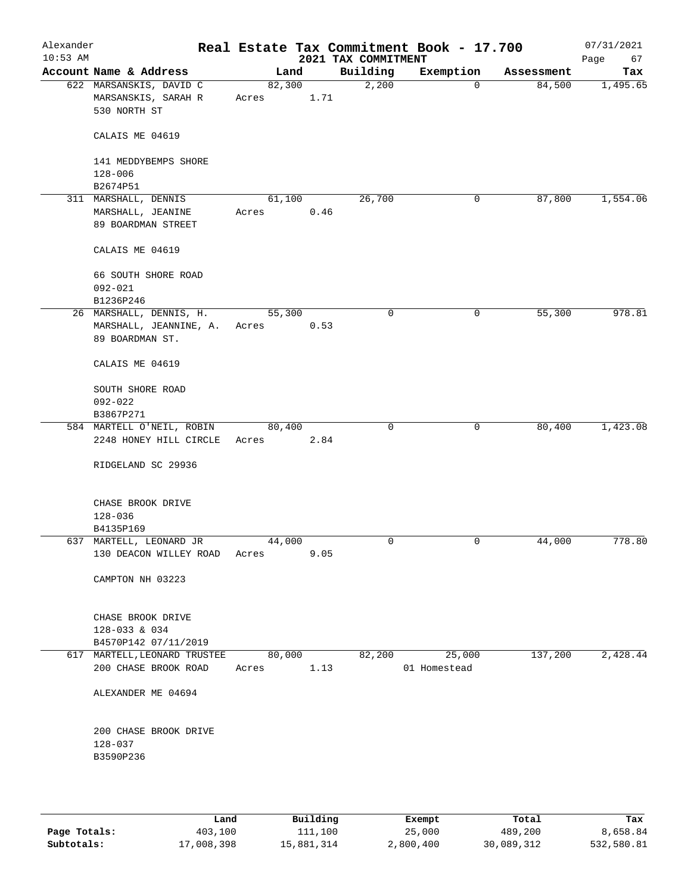Alexander 10:53 AM

# Real Estate Tax Commitment Book - 17.700

## 2021 TAX COMMITMENT

07/31/2021

| Account | Name & Address | Land | Building | Exemption | Assessment | Tax |
|---|---|---|---|---|---|---|
| 622 | MARSANSKIS, DAVID C<br>MARSANSKIS, SARAH R<br>530 NORTH ST<br><br>CALAIS ME 04619<br><br>141 MEDDYBEMPS SHORE<br>128-006<br>B2674P51 | 82,300<br>Acres 1.71 | 2,200 | 0 | 84,500 | 1,495.65 |
| 311 | MARSHALL, DENNIS<br>MARSHALL, JEANINE<br>89 BOARDMAN STREET<br><br>CALAIS ME 04619<br><br>66 SOUTH SHORE ROAD<br>092-021<br>B1236P246 | 61,100<br>Acres 0.46 | 26,700 | 0 | 87,800 | 1,554.06 |
| 26 | MARSHALL, DENNIS, H.<br>MARSHALL, JEANNINE, A.<br>89 BOARDMAN ST.<br><br>CALAIS ME 04619<br><br>SOUTH SHORE ROAD<br>092-022<br>B3867P271 | 55,300<br>Acres 0.53 | 0 | 0 | 55,300 | 978.81 |
| 584 | MARTELL O'NEIL, ROBIN<br>2248 HONEY HILL CIRCLE<br><br>RIDGELAND SC 29936<br><br>CHASE BROOK DRIVE<br>128-036<br>B4135P169 | 80,400<br>Acres 2.84 | 0 | 0 | 80,400 | 1,423.08 |
| 637 | MARTELL, LEONARD JR<br>130 DEACON WILLEY ROAD<br><br>CAMPTON NH 03223<br><br>CHASE BROOK DRIVE<br>128-033 & 034<br>B4570P142 07/11/2019 | 44,000<br>Acres 9.05 | 0 | 0 | 44,000 | 778.80 |
| 617 | MARTELL, LEONARD TRUSTEE<br>200 CHASE BROOK ROAD<br><br>ALEXANDER ME 04694<br><br>200 CHASE BROOK DRIVE<br>128-037<br>B3590P236 | 80,000<br>Acres 1.13 | 82,200 | 25,000<br>01 Homestead | 137,200 | 2,428.44 |

| | Land | Building | Exempt | Total | Tax |
|---|---|---|---|---|---|
| Page Totals: | 403,100 | 111,100 | 25,000 | 489,200 | 8,658.84 |
| Subtotals: | 17,008,398 | 15,881,314 | 2,800,400 | 30,089,312 | 532,580.81 |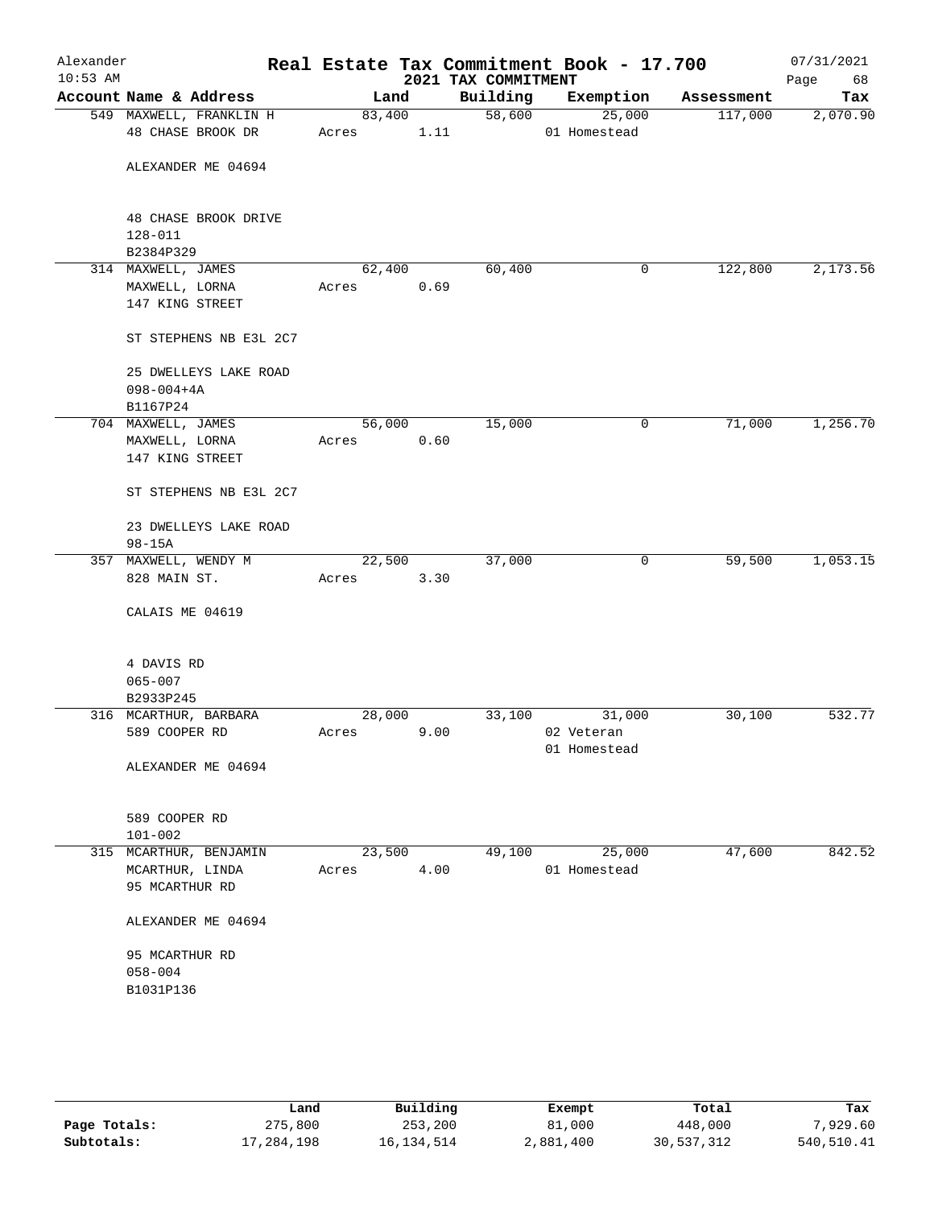# Real Estate Tax Commitment Book - 17.700

Alexander
10:53 AM

2021 TAX COMMITMENT

07/31/2021

| Account Name & Address | Land | Building | Exemption | Assessment | Tax |
|---|---|---|---|---|---|
| 549 MAXWELL, FRANKLIN H<br>48 CHASE BROOK DR<br><br>ALEXANDER ME 04694<br><br>48 CHASE BROOK DRIVE<br>128-011<br>B2384P329 | 83,400<br>Acres 1.11 | 58,600 | 25,000<br>01 Homestead | 117,000 | 2,070.90 |
| 314 MAXWELL, JAMES<br>MAXWELL, LORNA<br>147 KING STREET<br><br>ST STEPHENS NB E3L 2C7<br><br>25 DWELLEYS LAKE ROAD<br>098-004+4A<br>B1167P24 | 62,400<br>Acres 0.69 | 60,400 | 0 | 122,800 | 2,173.56 |
| 704 MAXWELL, JAMES<br>MAXWELL, LORNA<br>147 KING STREET<br><br>ST STEPHENS NB E3L 2C7<br><br>23 DWELLEYS LAKE ROAD<br>98-15A | 56,000<br>Acres 0.60 | 15,000 | 0 | 71,000 | 1,256.70 |
| 357 MAXWELL, WENDY M<br>828 MAIN ST.<br><br>CALAIS ME 04619<br><br>4 DAVIS RD<br>065-007<br>B2933P245 | 22,500<br>Acres 3.30 | 37,000 | 0 | 59,500 | 1,053.15 |
| 316 MCARTHUR, BARBARA<br>589 COOPER RD<br><br>ALEXANDER ME 04694<br><br>589 COOPER RD<br>101-002 | 28,000<br>Acres 9.00 | 33,100 | 31,000<br>02 Veteran<br>01 Homestead | 30,100 | 532.77 |
| 315 MCARTHUR, BENJAMIN<br>MCARTHUR, LINDA<br>95 MCARTHUR RD<br><br>ALEXANDER ME 04694<br><br>95 MCARTHUR RD<br>058-004<br>B1031P136 | 23,500<br>Acres 4.00 | 49,100 | 25,000<br>01 Homestead | 47,600 | 842.52 |

| | Land | Building | Exempt | Total | Tax |
|---|---|---|---|---|---|
| **Page Totals:** | 275,800 | 253,200 | 81,000 | 448,000 | 7,929.60 |
| **Subtotals:** | 17,284,198 | 16,134,514 | 2,881,400 | 30,537,312 | 540,510.41 |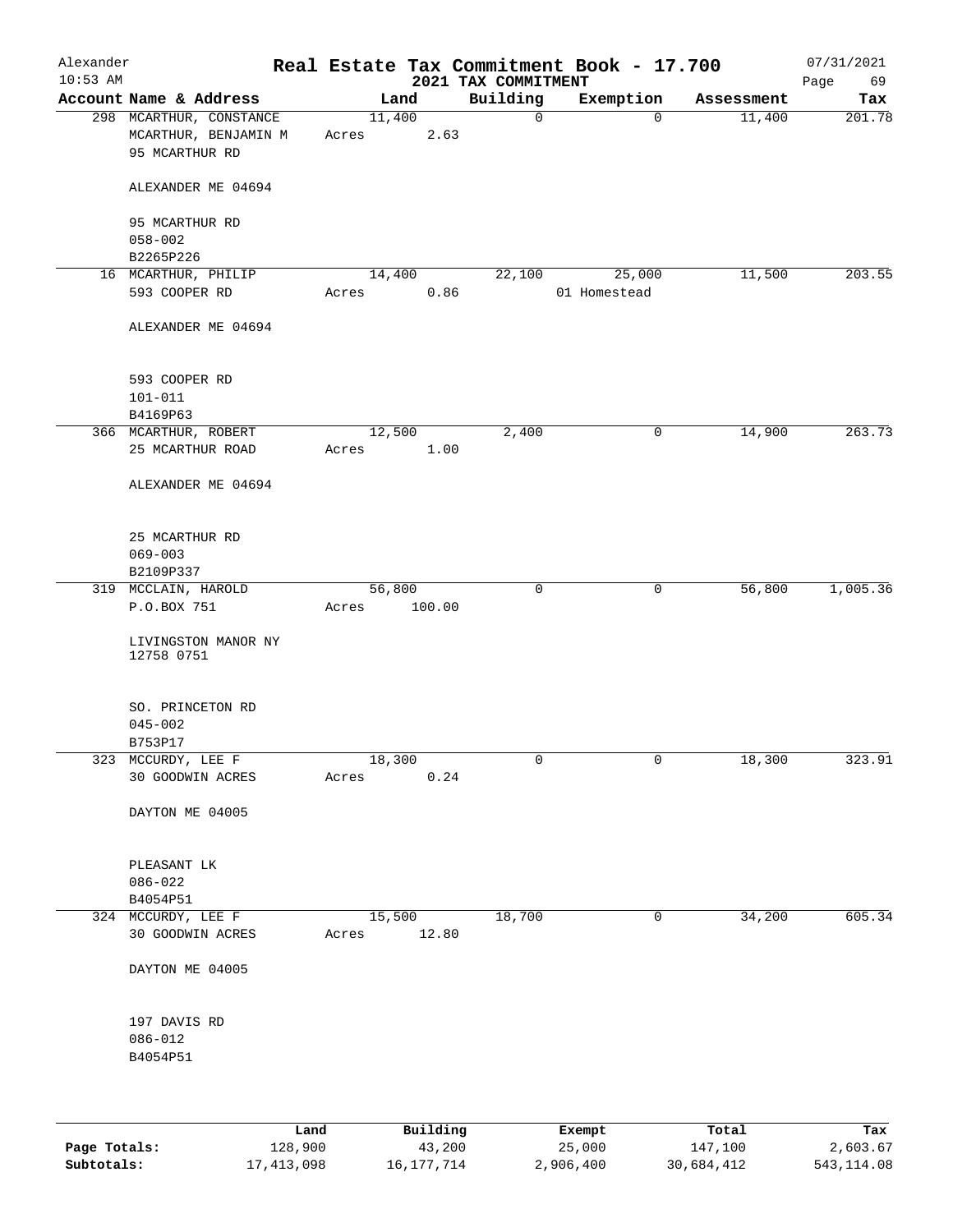# Real Estate Tax Commitment Book - 17.700

Alexander
10:53 AM

2021 TAX COMMITMENT

07/31/2021

| Account Name & Address | Land | Building | Exemption | Assessment | Tax |
|---|---|---|---|---|---|
| 298 MCARTHUR, CONSTANCE<br>MCARTHUR, BENJAMIN M<br>95 MCARTHUR RD<br><br>ALEXANDER ME 04694<br><br>95 MCARTHUR RD<br>058-002<br>B2265P226 | 11,400<br>Acres 2.63 | 0 | 0 | 11,400 | 201.78 |
| 16 MCARTHUR, PHILIP<br>593 COOPER RD<br><br>ALEXANDER ME 04694<br><br>593 COOPER RD<br>101-011<br>B4169P63 | 14,400<br>Acres 0.86 | 22,100 | 25,000<br>01 Homestead | 11,500 | 203.55 |
| 366 MCARTHUR, ROBERT<br>25 MCARTHUR ROAD<br><br>ALEXANDER ME 04694<br><br>25 MCARTHUR RD<br>069-003<br>B2109P337 | 12,500<br>Acres 1.00 | 2,400 | 0 | 14,900 | 263.73 |
| 319 MCCLAIN, HAROLD<br>P.O.BOX 751<br><br>LIVINGSTON MANOR NY<br>12758 0751<br><br>SO. PRINCETON RD<br>045-002<br>B753P17 | 56,800<br>Acres 100.00 | 0 | 0 | 56,800 | 1,005.36 |
| 323 MCCURDY, LEE F<br>30 GOODWIN ACRES<br><br>DAYTON ME 04005<br><br>PLEASANT LK<br>086-022<br>B4054P51 | 18,300<br>Acres 0.24 | 0 | 0 | 18,300 | 323.91 |
| 324 MCCURDY, LEE F<br>30 GOODWIN ACRES<br><br>DAYTON ME 04005<br><br>197 DAVIS RD<br>086-012<br>B4054P51 | 15,500<br>Acres 12.80 | 18,700 | 0 | 34,200 | 605.34 |

| | Land | Building | Exempt | Total | Tax |
|---|---|---|---|---|---|
| Page Totals: | 128,900 | 43,200 | 25,000 | 147,100 | 2,603.67 |
| Subtotals: | 17,413,098 | 16,177,714 | 2,906,400 | 30,684,412 | 543,114.08 |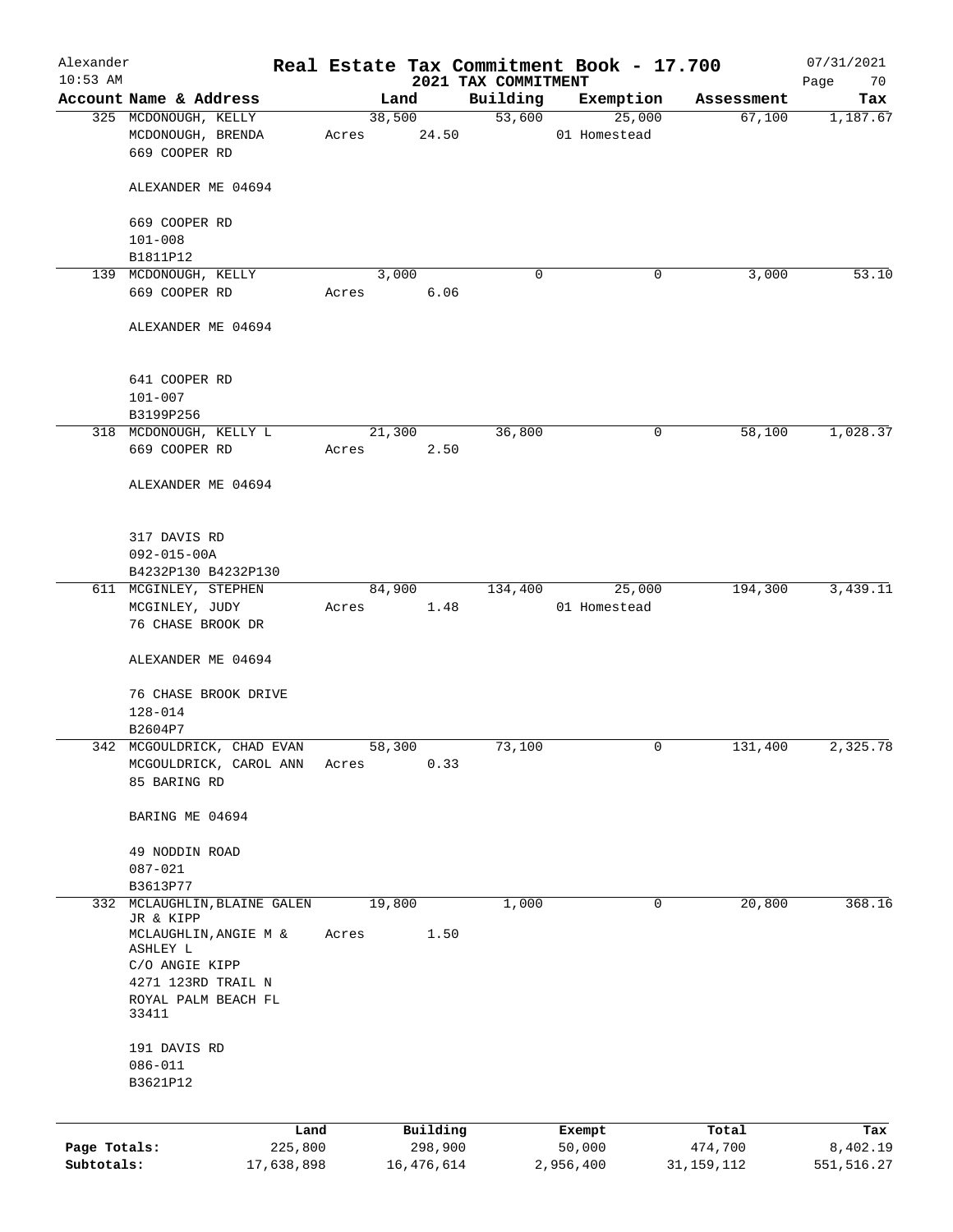# Real Estate Tax Commitment Book - 17.700

## 2021 TAX COMMITMENT

Alexander
10:53 AM
07/31/2021

| Account Name & Address | Land | Building | Exemption | Assessment | Tax |
|---|---|---|---|---|---|
| 325 MCDONOUGH, KELLY<br>MCDONOUGH, BRENDA<br>669 COOPER RD<br><br>ALEXANDER ME 04694<br><br>669 COOPER RD<br>101-008<br>B1811P12 | 38,500<br>Acres 24.50 | 53,600 | 25,000<br>01 Homestead | 67,100 | 1,187.67 |
| 139 MCDONOUGH, KELLY<br>669 COOPER RD<br><br>ALEXANDER ME 04694<br><br>641 COOPER RD<br>101-007<br>B3199P256 | 3,000<br>Acres 6.06 | 0 | 0 | 3,000 | 53.10 |
| 318 MCDONOUGH, KELLY L<br>669 COOPER RD<br><br>ALEXANDER ME 04694<br><br>317 DAVIS RD<br>092-015-00A<br>B4232P130 B4232P130 | 21,300<br>Acres 2.50 | 36,800 | 0 | 58,100 | 1,028.37 |
| 611 MCGINLEY, STEPHEN<br>MCGINLEY, JUDY<br>76 CHASE BROOK DR<br><br>ALEXANDER ME 04694<br><br>76 CHASE BROOK DRIVE<br>128-014<br>B2604P7 | 84,900<br>Acres 1.48 | 134,400 | 25,000<br>01 Homestead | 194,300 | 3,439.11 |
| 342 MCGOULDRICK, CHAD EVAN<br>MCGOULDRICK, CAROL ANN<br>85 BARING RD<br><br>BARING ME 04694<br><br>49 NODDIN ROAD<br>087-021<br>B3613P77 | 58,300<br>Acres 0.33 | 73,100 | 0 | 131,400 | 2,325.78 |
| 332 MCLAUGHLIN, BLAINE GALEN JR & KIPP<br>MCLAUGHLIN, ANGIE M & ASHLEY L<br>C/O ANGIE KIPP<br>4271 123RD TRAIL N<br>ROYAL PALM BEACH FL 33411<br><br>191 DAVIS RD<br>086-011<br>B3621P12 | 19,800<br>Acres 1.50 | 1,000 | 0 | 20,800 | 368.16 |

| | Land | Building | Exempt | Total | Tax |
|---|---|---|---|---|---|
| **Page Totals:** | 225,800 | 298,900 | 50,000 | 474,700 | 8,402.19 |
| **Subtotals:** | 17,638,898 | 16,476,614 | 2,956,400 | 31,159,112 | 551,516.27 |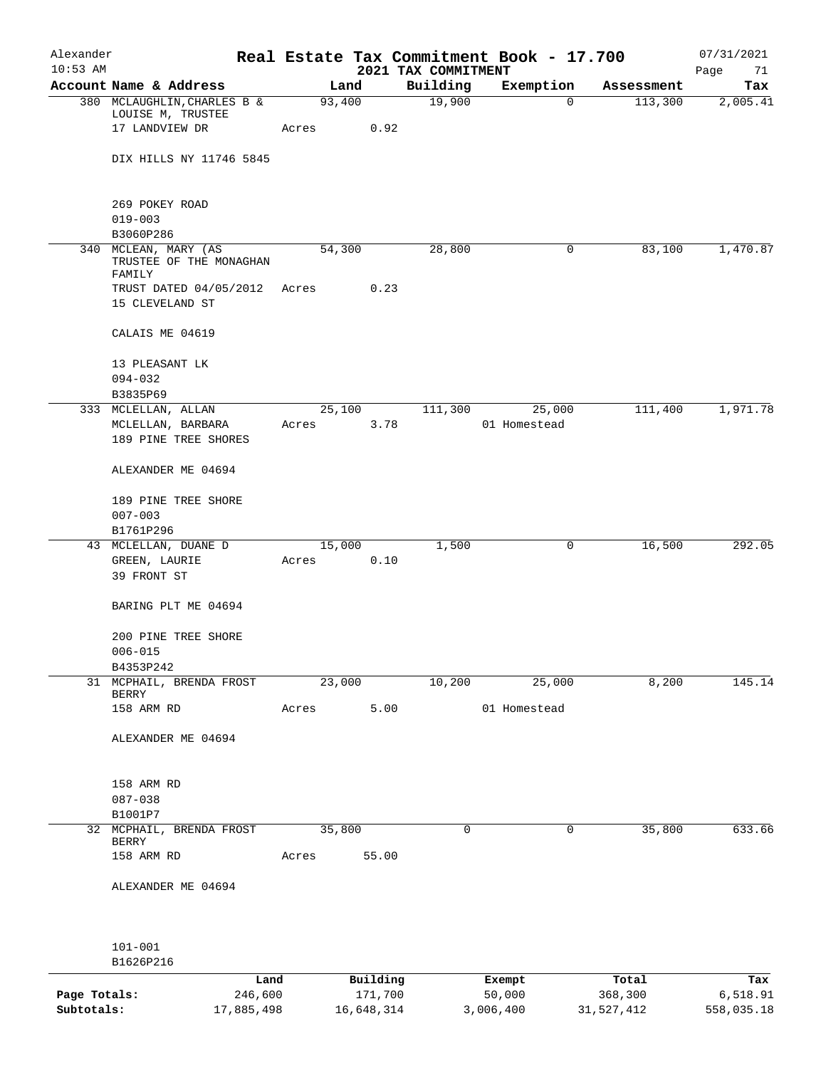# Real Estate Tax Commitment Book - 17.700

Alexander
10:53 AM

2021 TAX COMMITMENT

07/31/2021

| Account Name & Address | Land | Building | Exemption | Assessment | Tax |
|---|---|---|---|---|---|
| 380 MCLAUGHLIN,CHARLES B & LOUISE M, TRUSTEE<br>17 LANDVIEW DR<br><br>DIX HILLS NY 11746 5845<br><br>269 POKEY ROAD<br>019-003<br>B3060P286 | 93,400<br>Acres 0.92 | 19,900 | 0 | 113,300 | 2,005.41 |
| 340 MCLEAN, MARY (AS TRUSTEE OF THE MONAGHAN FAMILY<br>TRUST DATED 04/05/2012<br>15 CLEVELAND ST<br><br>CALAIS ME 04619<br><br>13 PLEASANT LK<br>094-032<br>B3835P69 | 54,300<br>Acres 0.23 | 28,800 | 0 | 83,100 | 1,470.87 |
| 333 MCLELLAN, ALLAN<br>MCLELLAN, BARBARA<br>189 PINE TREE SHORES<br><br>ALEXANDER ME 04694<br><br>189 PINE TREE SHORE<br>007-003<br>B1761P296 | 25,100<br>Acres 3.78 | 111,300 | 25,000<br>01 Homestead | 111,400 | 1,971.78 |
| 43 MCLELLAN, DUANE D<br>GREEN, LAURIE<br>39 FRONT ST<br><br>BARING PLT ME 04694<br><br>200 PINE TREE SHORE<br>006-015<br>B4353P242 | 15,000<br>Acres 0.10 | 1,500 | 0 | 16,500 | 292.05 |
| 31 MCPHAIL, BRENDA FROST BERRY<br>158 ARM RD<br><br>ALEXANDER ME 04694<br><br>158 ARM RD<br>087-038<br>B1001P7 | 23,000<br>Acres 5.00 | 10,200 | 25,000<br>01 Homestead | 8,200 | 145.14 |
| 32 MCPHAIL, BRENDA FROST BERRY<br>158 ARM RD<br><br>ALEXANDER ME 04694<br><br>101-001<br>B1626P216 | 35,800<br>Acres 55.00 | 0 | 0 | 35,800 | 633.66 |

| | Land | Building | Exempt | Total | Tax |
|---|---|---|---|---|---|
| Page Totals: | 246,600 | 171,700 | 50,000 | 368,300 | 6,518.91 |
| Subtotals: | 17,885,498 | 16,648,314 | 3,006,400 | 31,527,412 | 558,035.18 |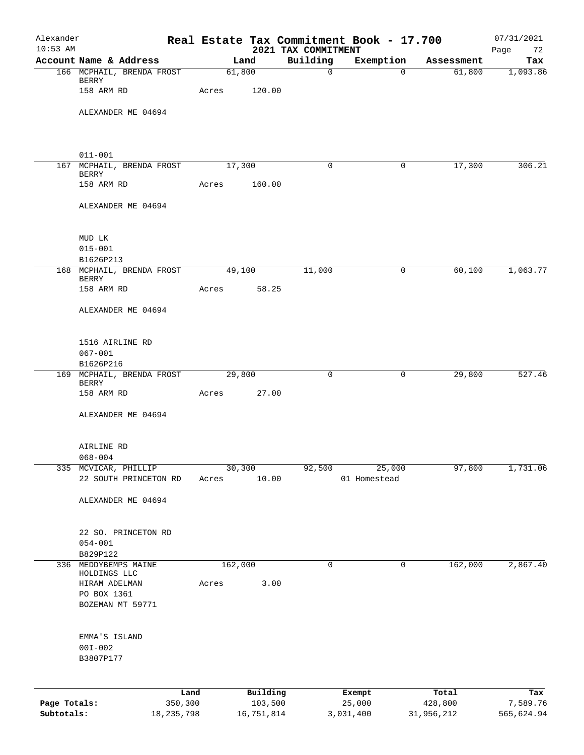# Alexander — Real Estate Tax Commitment Book - 17.700

10:53 AM — 2021 TAX COMMITMENT — 07/31/2021

| Account Name & Address | Land | Building | Exemption | Assessment | Tax |
|---|---|---|---|---|---|
| 166 MCPHAIL, BRENDA FROST BERRY<br>158 ARM RD<br>ALEXANDER ME 04694<br>011-001 | 61,800<br>Acres 120.00 | 0 | 0 | 61,800 | 1,093.86 |
| 167 MCPHAIL, BRENDA FROST BERRY<br>158 ARM RD<br>ALEXANDER ME 04694<br>MUD LK<br>015-001<br>B1626P213 | 17,300<br>Acres 160.00 | 0 | 0 | 17,300 | 306.21 |
| 168 MCPHAIL, BRENDA FROST BERRY<br>158 ARM RD<br>ALEXANDER ME 04694<br>1516 AIRLINE RD<br>067-001<br>B1626P216 | 49,100<br>Acres 58.25 | 11,000 | 0 | 60,100 | 1,063.77 |
| 169 MCPHAIL, BRENDA FROST BERRY<br>158 ARM RD<br>ALEXANDER ME 04694<br>AIRLINE RD<br>068-004 | 29,800<br>Acres 27.00 | 0 | 0 | 29,800 | 527.46 |
| 335 MCVICAR, PHILLIP<br>22 SOUTH PRINCETON RD<br>ALEXANDER ME 04694<br>22 SO. PRINCETON RD<br>054-001<br>B829P122 | 30,300<br>Acres 10.00 | 92,500 | 25,000<br>01 Homestead | 97,800 | 1,731.06 |
| 336 MEDDYBEMPS MAINE HOLDINGS LLC<br>HIRAM ADELMAN<br>PO BOX 1361<br>BOZEMAN MT 59771<br>EMMA'S ISLAND<br>00I-002<br>B3807P177 | 162,000<br>Acres 3.00 | 0 | 0 | 162,000 | 2,867.40 |

| | Land | Building | Exempt | Total | Tax |
|---|---|---|---|---|---|
| Page Totals: | 350,300 | 103,500 | 25,000 | 428,800 | 7,589.76 |
| Subtotals: | 18,235,798 | 16,751,814 | 3,031,400 | 31,956,212 | 565,624.94 |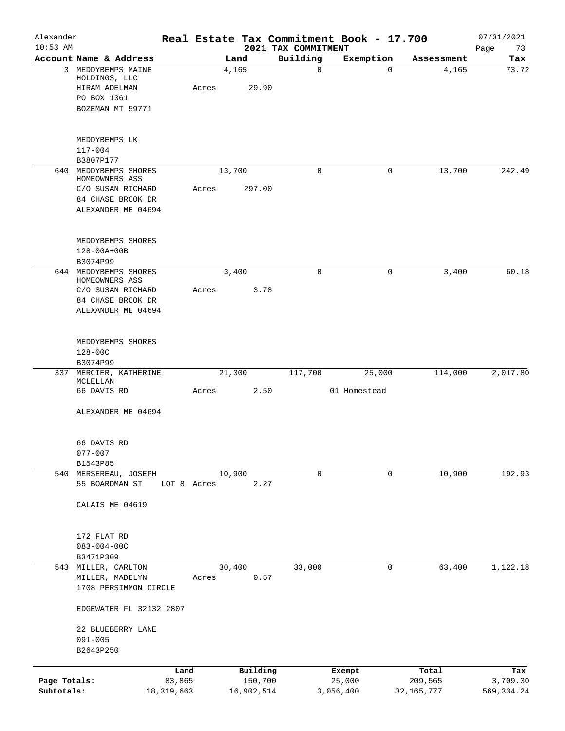Alexander 10:53 AM — **Real Estate Tax Commitment Book - 17.700** — 2021 TAX COMMITMENT — 07/31/2021

| Account Name & Address | Land | Building | Exemption | Assessment | Tax |
|---|---|---|---|---|---|
| 3 MEDDYBEMPS MAINE HOLDINGS, LLC<br>HIRAM ADELMAN<br>PO BOX 1361<br>BOZEMAN MT 59771<br><br>MEDDYBEMPS LK<br>117-004<br>B3807P177 | 4,165<br>Acres 29.90 | 0 | 0 | 4,165 | 73.72 |
| 640 MEDDYBEMPS SHORES HOMEOWNERS ASS<br>C/O SUSAN RICHARD<br>84 CHASE BROOK DR<br>ALEXANDER ME 04694<br><br>MEDDYBEMPS SHORES<br>128-00A+00B<br>B3074P99 | 13,700<br>Acres 297.00 | 0 | 0 | 13,700 | 242.49 |
| 644 MEDDYBEMPS SHORES HOMEOWNERS ASS<br>C/O SUSAN RICHARD<br>84 CHASE BROOK DR<br>ALEXANDER ME 04694<br><br>MEDDYBEMPS SHORES<br>128-00C<br>B3074P99 | 3,400<br>Acres 3.78 | 0 | 0 | 3,400 | 60.18 |
| 337 MERCIER, KATHERINE MCLELLAN<br>66 DAVIS RD<br>ALEXANDER ME 04694<br><br>66 DAVIS RD<br>077-007<br>B1543P85 | 21,300<br>Acres 2.50 | 117,700 | 25,000<br>01 Homestead | 114,000 | 2,017.80 |
| 540 MERSEREAU, JOSEPH<br>55 BOARDMAN ST LOT 8<br>CALAIS ME 04619<br><br>172 FLAT RD<br>083-004-00C<br>B3471P309 | 10,900<br>Acres 2.27 | 0 | 0 | 10,900 | 192.93 |
| 543 MILLER, CARLTON<br>MILLER, MADELYN<br>1708 PERSIMMON CIRCLE<br>EDGEWATER FL 32132 2807<br><br>22 BLUEBERRY LANE<br>091-005<br>B2643P250 | 30,400<br>Acres 0.57 | 33,000 | 0 | 63,400 | 1,122.18 |

| | Land | Building | Exempt | Total | Tax |
|---|---|---|---|---|---|
| Page Totals: | 83,865 | 150,700 | 25,000 | 209,565 | 3,709.30 |
| Subtotals: | 18,319,663 | 16,902,514 | 3,056,400 | 32,165,777 | 569,334.24 |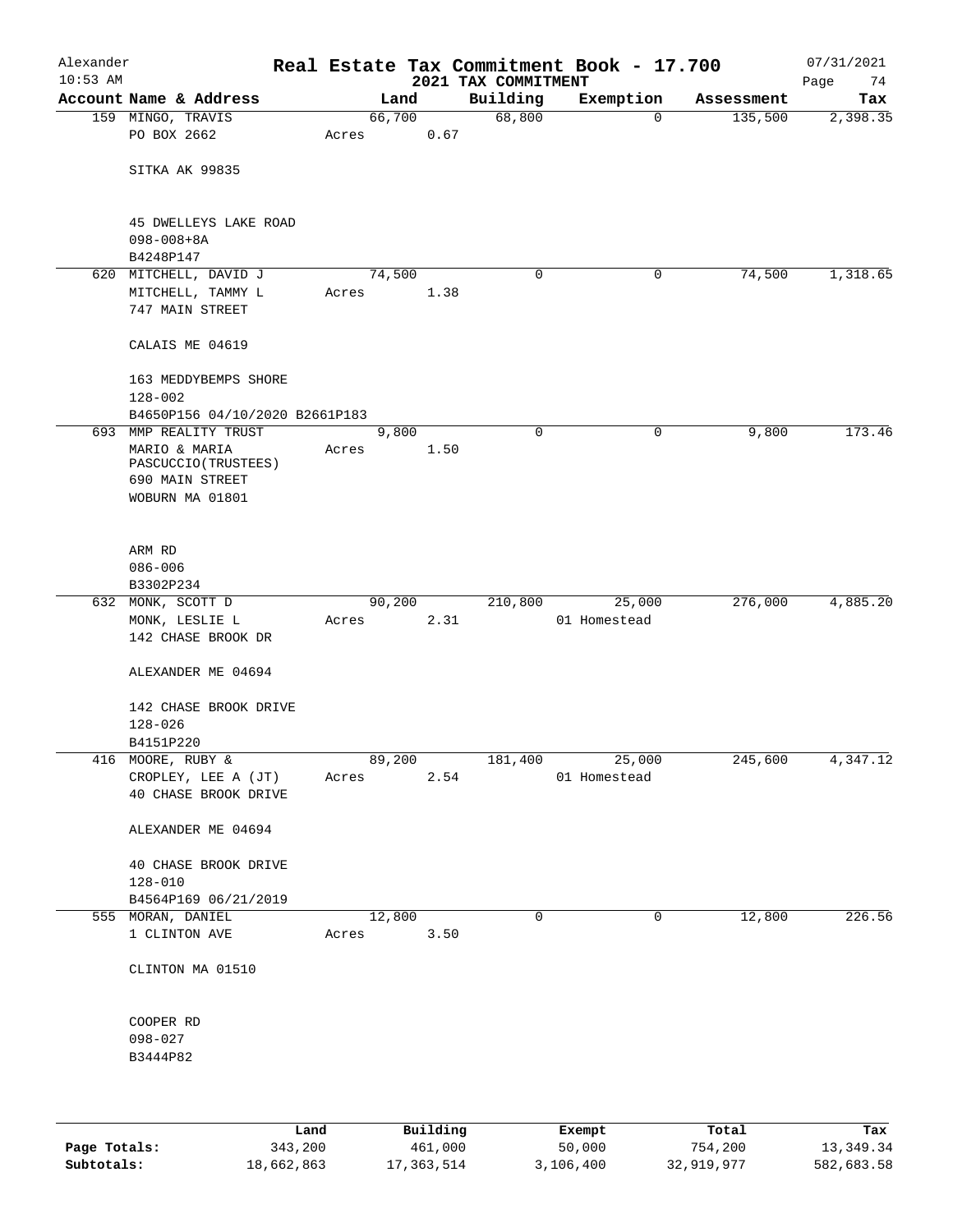# Real Estate Tax Commitment Book - 17.700

## 2021 TAX COMMITMENT

Alexander 10:53 AM — 07/31/2021

| Account Name & Address | Land | Building | Exemption | Assessment | Tax |
|---|---|---|---|---|---|
| 159 MINGO, TRAVIS<br>PO BOX 2662<br><br>SITKA AK 99835<br><br>45 DWELLEYS LAKE ROAD<br>098-008+8A<br>B4248P147 | 66,700<br>Acres 0.67 | 68,800 | 0 | 135,500 | 2,398.35 |
| 620 MITCHELL, DAVID J<br>MITCHELL, TAMMY L<br>747 MAIN STREET<br><br>CALAIS ME 04619<br><br>163 MEDDYBEMPS SHORE<br>128-002<br>B4650P156 04/10/2020 B2661P183 | 74,500<br>Acres 1.38 | 0 | 0 | 74,500 | 1,318.65 |
| 693 MMP REALITY TRUST<br>MARIO & MARIA PASCUCCIO(TRUSTEES)<br>690 MAIN STREET<br>WOBURN MA 01801<br><br>ARM RD<br>086-006<br>B3302P234 | 9,800<br>Acres 1.50 | 0 | 0 | 9,800 | 173.46 |
| 632 MONK, SCOTT D<br>MONK, LESLIE L<br>142 CHASE BROOK DR<br><br>ALEXANDER ME 04694<br><br>142 CHASE BROOK DRIVE<br>128-026<br>B4151P220 | 90,200<br>Acres 2.31 | 210,800 | 25,000<br>01 Homestead | 276,000 | 4,885.20 |
| 416 MOORE, RUBY &<br>CROPLEY, LEE A (JT)<br>40 CHASE BROOK DRIVE<br><br>ALEXANDER ME 04694<br><br>40 CHASE BROOK DRIVE<br>128-010<br>B4564P169 06/21/2019 | 89,200<br>Acres 2.54 | 181,400 | 25,000<br>01 Homestead | 245,600 | 4,347.12 |
| 555 MORAN, DANIEL<br>1 CLINTON AVE<br><br>CLINTON MA 01510<br><br>COOPER RD<br>098-027<br>B3444P82 | 12,800<br>Acres 3.50 | 0 | 0 | 12,800 | 226.56 |

| | Land | Building | Exempt | Total | Tax |
|---|---|---|---|---|---|
| Page Totals: | 343,200 | 461,000 | 50,000 | 754,200 | 13,349.34 |
| Subtotals: | 18,662,863 | 17,363,514 | 3,106,400 | 32,919,977 | 582,683.58 |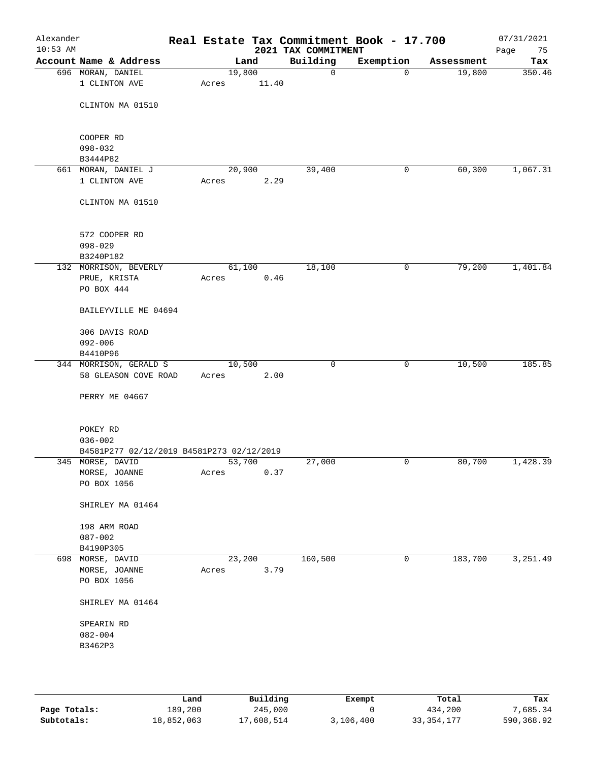Alexander
10:53 AM

# Real Estate Tax Commitment Book - 17.700
## 2021 TAX COMMITMENT

07/31/2021

| Account Name & Address | Land | Building | Exemption | Assessment | Tax |
|---|---|---|---|---|---|
| 696 MORAN, DANIEL<br>1 CLINTON AVE<br><br>CLINTON MA 01510<br><br>COOPER RD<br>098-032<br>B3444P82 | 19,800<br>Acres 11.40 | 0 | 0 | 19,800 | 350.46 |
| 661 MORAN, DANIEL J<br>1 CLINTON AVE<br><br>CLINTON MA 01510<br><br>572 COOPER RD<br>098-029<br>B3240P182 | 20,900<br>Acres 2.29 | 39,400 | 0 | 60,300 | 1,067.31 |
| 132 MORRISON, BEVERLY<br>PRUE, KRISTA<br>PO BOX 444<br><br>BAILEYVILLE ME 04694<br><br>306 DAVIS ROAD<br>092-006<br>B4410P96 | 61,100<br>Acres 0.46 | 18,100 | 0 | 79,200 | 1,401.84 |
| 344 MORRISON, GERALD S<br>58 GLEASON COVE ROAD<br><br>PERRY ME 04667<br><br>POKEY RD<br>036-002<br>B4581P277 02/12/2019 B4581P273 02/12/2019 | 10,500<br>Acres 2.00 | 0 | 0 | 10,500 | 185.85 |
| 345 MORSE, DAVID<br>MORSE, JOANNE<br>PO BOX 1056<br><br>SHIRLEY MA 01464<br><br>198 ARM ROAD<br>087-002<br>B4190P305 | 53,700<br>Acres 0.37 | 27,000 | 0 | 80,700 | 1,428.39 |
| 698 MORSE, DAVID<br>MORSE, JOANNE<br>PO BOX 1056<br><br>SHIRLEY MA 01464<br><br>SPEARIN RD<br>082-004<br>B3462P3 | 23,200<br>Acres 3.79 | 160,500 | 0 | 183,700 | 3,251.49 |

| | Land | Building | Exempt | Total | Tax |
|---|---|---|---|---|---|
| **Page Totals:** | 189,200 | 245,000 | 0 | 434,200 | 7,685.34 |
| **Subtotals:** | 18,852,063 | 17,608,514 | 3,106,400 | 33,354,177 | 590,368.92 |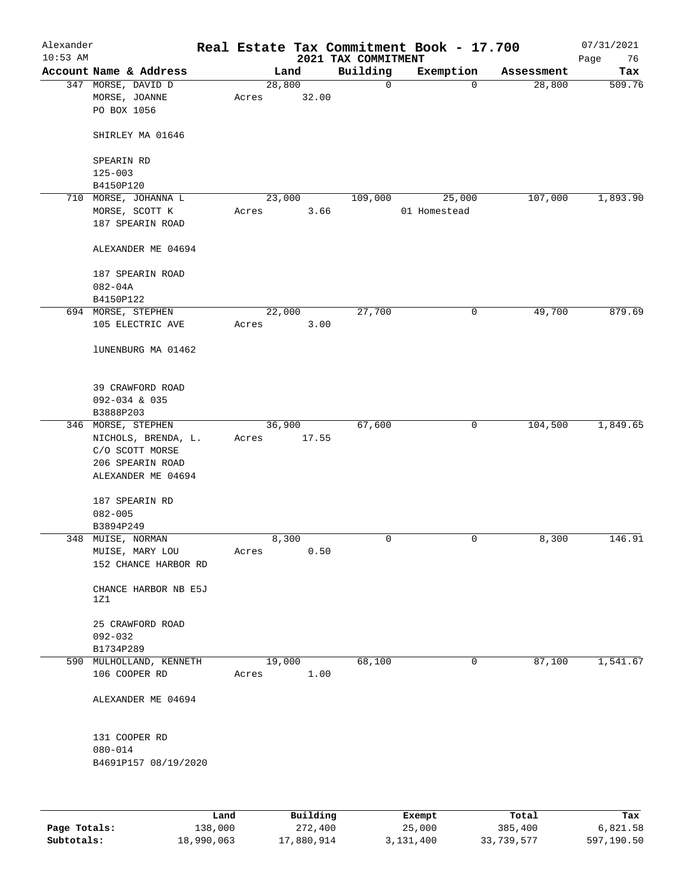# Real Estate Tax Commitment Book - 17.700

## 2021 TAX COMMITMENT

Alexander
10:53 AM
07/31/2021

| Account Name & Address | Land | Building | Exemption | Assessment | Tax |
|---|---|---|---|---|---|
| 347 MORSE, DAVID D<br>MORSE, JOANNE<br>PO BOX 1056<br><br>SHIRLEY MA 01646<br><br>SPEARIN RD<br>125-003<br>B4150P120 | 28,800<br>Acres 32.00 | 0 | 0 | 28,800 | 509.76 |
| 710 MORSE, JOHANNA L<br>MORSE, SCOTT K<br>187 SPEARIN ROAD<br><br>ALEXANDER ME 04694<br><br>187 SPEARIN ROAD<br>082-04A<br>B4150P122 | 23,000<br>Acres 3.66 | 109,000 | 25,000<br>01 Homestead | 107,000 | 1,893.90 |
| 694 MORSE, STEPHEN<br>105 ELECTRIC AVE<br><br>lUNENBURG MA 01462<br><br>39 CRAWFORD ROAD<br>092-034 & 035<br>B3888P203 | 22,000<br>Acres 3.00 | 27,700 | 0 | 49,700 | 879.69 |
| 346 MORSE, STEPHEN<br>NICHOLS, BRENDA, L.<br>C/O SCOTT MORSE<br>206 SPEARIN ROAD<br>ALEXANDER ME 04694<br><br>187 SPEARIN RD<br>082-005<br>B3894P249 | 36,900<br>Acres 17.55 | 67,600 | 0 | 104,500 | 1,849.65 |
| 348 MUISE, NORMAN<br>MUISE, MARY LOU<br>152 CHANCE HARBOR RD<br><br>CHANCE HARBOR NB E5J 1Z1<br><br>25 CRAWFORD ROAD<br>092-032<br>B1734P289 | 8,300<br>Acres 0.50 | 0 | 0 | 8,300 | 146.91 |
| 590 MULHOLLAND, KENNETH<br>106 COOPER RD<br><br>ALEXANDER ME 04694<br><br>131 COOPER RD<br>080-014<br>B4691P157 08/19/2020 | 19,000<br>Acres 1.00 | 68,100 | 0 | 87,100 | 1,541.67 |

| | Land | Building | Exempt | Total | Tax |
|---|---|---|---|---|---|
| Page Totals: | 138,000 | 272,400 | 25,000 | 385,400 | 6,821.58 |
| Subtotals: | 18,990,063 | 17,880,914 | 3,131,400 | 33,739,577 | 597,190.50 |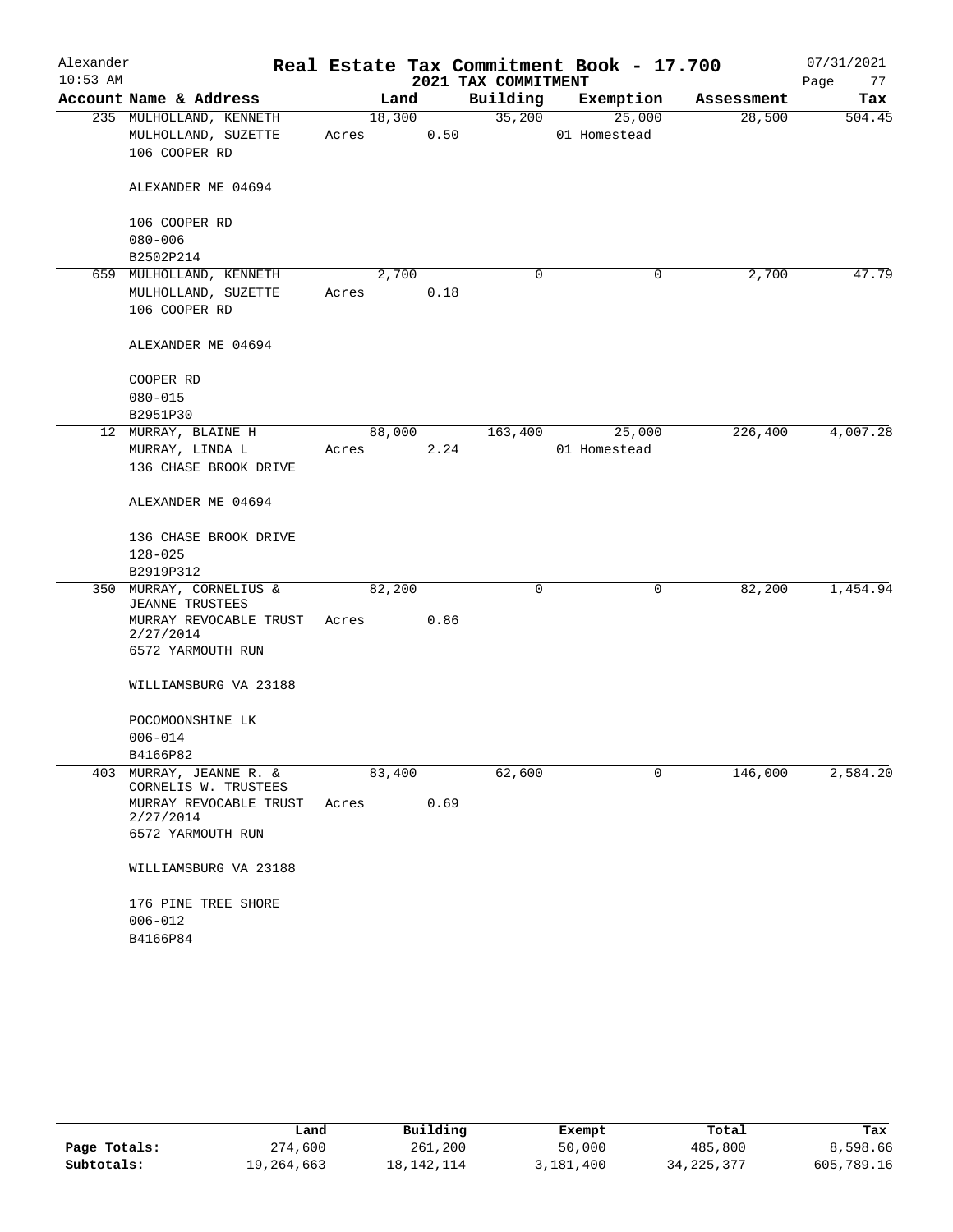Alexander
10:53 AM

# Real Estate Tax Commitment Book - 17.700

## 2021 TAX COMMITMENT

07/31/2021

| Account Name & Address | Land | Building | Exemption | Assessment | Tax |
|---|---|---|---|---|---|
| 235 MULHOLLAND, KENNETH<br>MULHOLLAND, SUZETTE<br>106 COOPER RD<br><br>ALEXANDER ME 04694<br><br>106 COOPER RD<br>080-006<br>B2502P214 | 18,300<br>Acres 0.50 | 35,200 | 25,000<br>01 Homestead | 28,500 | 504.45 |
| 659 MULHOLLAND, KENNETH<br>MULHOLLAND, SUZETTE<br>106 COOPER RD<br><br>ALEXANDER ME 04694<br><br>COOPER RD<br>080-015<br>B2951P30 | 2,700<br>Acres 0.18 | 0 | 0 | 2,700 | 47.79 |
| 12 MURRAY, BLAINE H<br>MURRAY, LINDA L<br>136 CHASE BROOK DRIVE<br><br>ALEXANDER ME 04694<br><br>136 CHASE BROOK DRIVE<br>128-025<br>B2919P312 | 88,000<br>Acres 2.24 | 163,400 | 25,000<br>01 Homestead | 226,400 | 4,007.28 |
| 350 MURRAY, CORNELIUS & JEANNE TRUSTEES<br>MURRAY REVOCABLE TRUST 2/27/2014<br>6572 YARMOUTH RUN<br><br>WILLIAMSBURG VA 23188<br><br>POCOMOONSHINE LK<br>006-014<br>B4166P82 | 82,200<br>Acres 0.86 | 0 | 0 | 82,200 | 1,454.94 |
| 403 MURRAY, JEANNE R. & CORNELIS W. TRUSTEES<br>MURRAY REVOCABLE TRUST 2/27/2014<br>6572 YARMOUTH RUN<br><br>WILLIAMSBURG VA 23188<br><br>176 PINE TREE SHORE<br>006-012<br>B4166P84 | 83,400<br>Acres 0.69 | 62,600 | 0 | 146,000 | 2,584.20 |

| | Land | Building | Exempt | Total | Tax |
|---|---|---|---|---|---|
| Page Totals: | 274,600 | 261,200 | 50,000 | 485,800 | 8,598.66 |
| Subtotals: | 19,264,663 | 18,142,114 | 3,181,400 | 34,225,377 | 605,789.16 |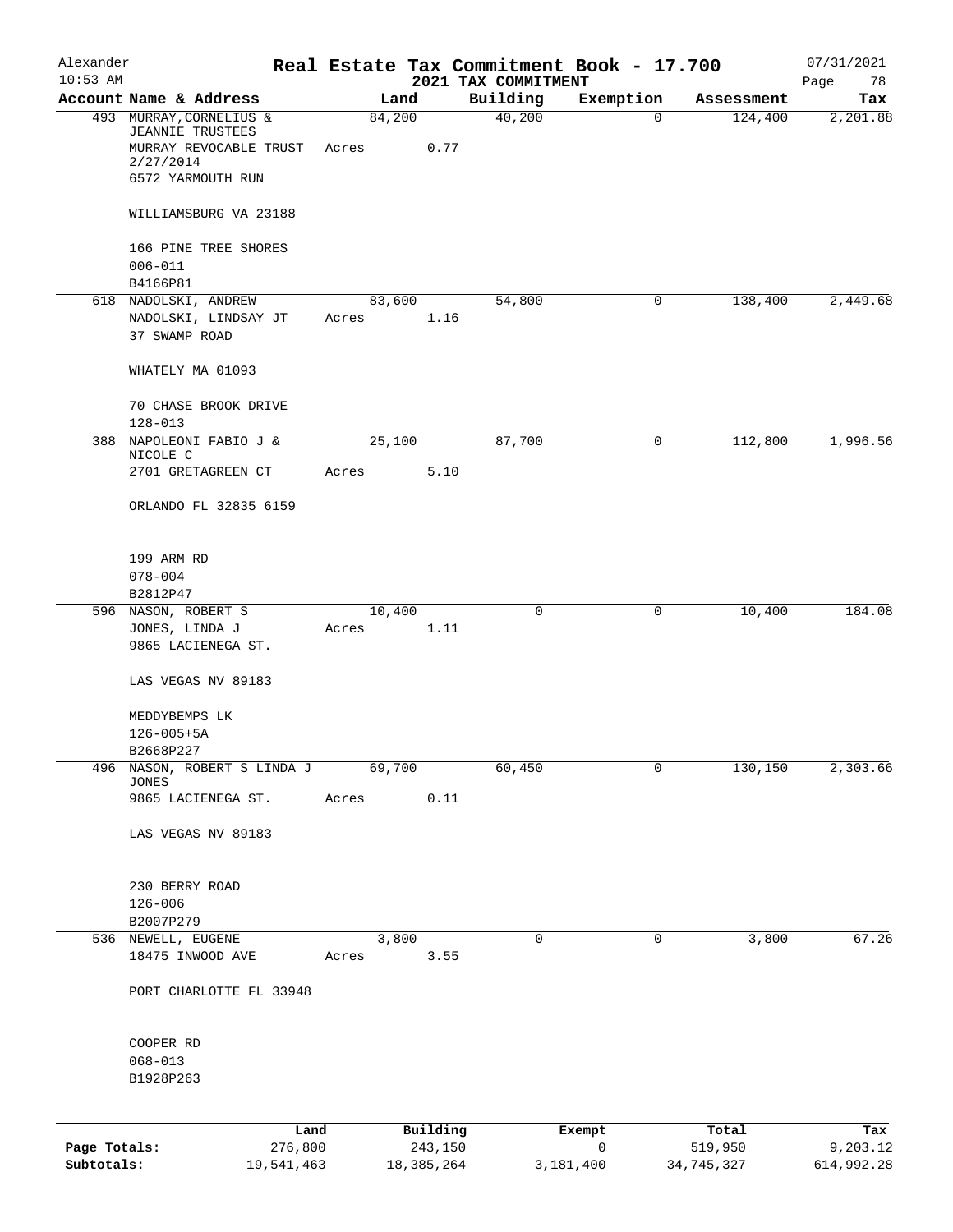Alexander
10:53 AM

# Real Estate Tax Commitment Book - 17.700
## 2021 TAX COMMITMENT

07/31/2021

| Account Name & Address | Land | Building | Exemption | Assessment | Tax |
|---|---|---|---|---|---|
| 493 MURRAY, CORNELIUS & JEANNIE TRUSTEES<br>MURRAY REVOCABLE TRUST 2/27/2014<br>6572 YARMOUTH RUN<br><br>WILLIAMSBURG VA 23188<br><br>166 PINE TREE SHORES<br>006-011<br>B4166P81 | 84,200<br>Acres 0.77 | 40,200 | 0 | 124,400 | 2,201.88 |
| 618 NADOLSKI, ANDREW<br>NADOLSKI, LINDSAY JT<br>37 SWAMP ROAD<br><br>WHATELY MA 01093<br><br>70 CHASE BROOK DRIVE<br>128-013 | 83,600<br>Acres 1.16 | 54,800 | 0 | 138,400 | 2,449.68 |
| 388 NAPOLEONI FABIO J & NICOLE C<br>2701 GRETAGREEN CT<br><br>ORLANDO FL 32835 6159<br><br>199 ARM RD<br>078-004<br>B2812P47 | 25,100<br>Acres 5.10 | 87,700 | 0 | 112,800 | 1,996.56 |
| 596 NASON, ROBERT S<br>JONES, LINDA J<br>9865 LACIENEGA ST.<br><br>LAS VEGAS NV 89183<br><br>MEDDYBEMPS LK<br>126-005+5A<br>B2668P227 | 10,400<br>Acres 1.11 | 0 | 0 | 10,400 | 184.08 |
| 496 NASON, ROBERT S LINDA J JONES<br>9865 LACIENEGA ST.<br><br>LAS VEGAS NV 89183<br><br>230 BERRY ROAD<br>126-006<br>B2007P279 | 69,700<br>Acres 0.11 | 60,450 | 0 | 130,150 | 2,303.66 |
| 536 NEWELL, EUGENE<br>18475 INWOOD AVE<br><br>PORT CHARLOTTE FL 33948<br><br>COOPER RD<br>068-013<br>B1928P263 | 3,800<br>Acres 3.55 | 0 | 0 | 3,800 | 67.26 |

| | Land | Building | Exempt | Total | Tax |
|---|---|---|---|---|---|
| **Page Totals:** | 276,800 | 243,150 | 0 | 519,950 | 9,203.12 |
| **Subtotals:** | 19,541,463 | 18,385,264 | 3,181,400 | 34,745,327 | 614,992.28 |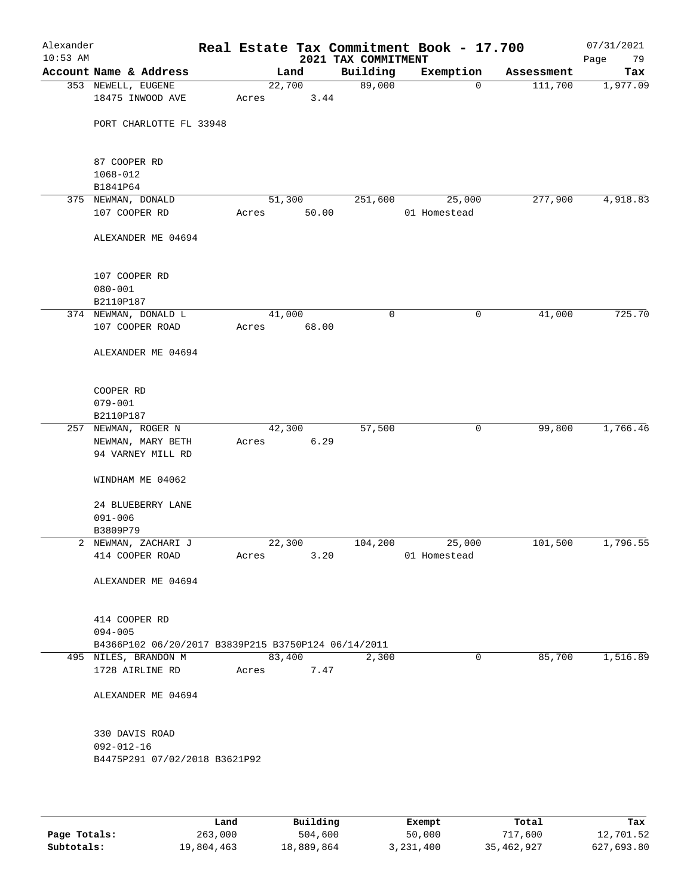Alexander 10:53 AM

# Real Estate Tax Commitment Book - 17.700

## 2021 TAX COMMITMENT

07/31/2021

| Account Name & Address | Land | Building | Exemption | Assessment | Tax |
|---|---|---|---|---|---|
| 353 NEWELL, EUGENE<br>18475 INWOOD AVE<br><br>PORT CHARLOTTE FL 33948<br><br>87 COOPER RD<br>1068-012<br>B1841P64 | 22,700<br>Acres 3.44 | 89,000 | 0 | 111,700 | 1,977.09 |
| 375 NEWMAN, DONALD<br>107 COOPER RD<br><br>ALEXANDER ME 04694<br><br>107 COOPER RD<br>080-001<br>B2110P187 | 51,300<br>Acres 50.00 | 251,600 | 25,000<br>01 Homestead | 277,900 | 4,918.83 |
| 374 NEWMAN, DONALD L<br>107 COOPER ROAD<br><br>ALEXANDER ME 04694<br><br>COOPER RD<br>079-001<br>B2110P187 | 41,000<br>Acres 68.00 | 0 | 0 | 41,000 | 725.70 |
| 257 NEWMAN, ROGER N<br>NEWMAN, MARY BETH<br>94 VARNEY MILL RD<br><br>WINDHAM ME 04062<br><br>24 BLUEBERRY LANE<br>091-006<br>B3809P79 | 42,300<br>Acres 6.29 | 57,500 | 0 | 99,800 | 1,766.46 |
| 2 NEWMAN, ZACHARI J<br>414 COOPER ROAD<br><br>ALEXANDER ME 04694<br><br>414 COOPER RD<br>094-005<br>B4366P102 06/20/2017 B3839P215 B3750P124 06/14/2011 | 22,300<br>Acres 3.20 | 104,200 | 25,000<br>01 Homestead | 101,500 | 1,796.55 |
| 495 NILES, BRANDON M<br>1728 AIRLINE RD<br><br>ALEXANDER ME 04694<br><br>330 DAVIS ROAD<br>092-012-16<br>B4475P291 07/02/2018 B3621P92 | 83,400<br>Acres 7.47 | 2,300 | 0 | 85,700 | 1,516.89 |

| | Land | Building | Exempt | Total | Tax |
|---|---|---|---|---|---|
| Page Totals: | 263,000 | 504,600 | 50,000 | 717,600 | 12,701.52 |
| Subtotals: | 19,804,463 | 18,889,864 | 3,231,400 | 35,462,927 | 627,693.80 |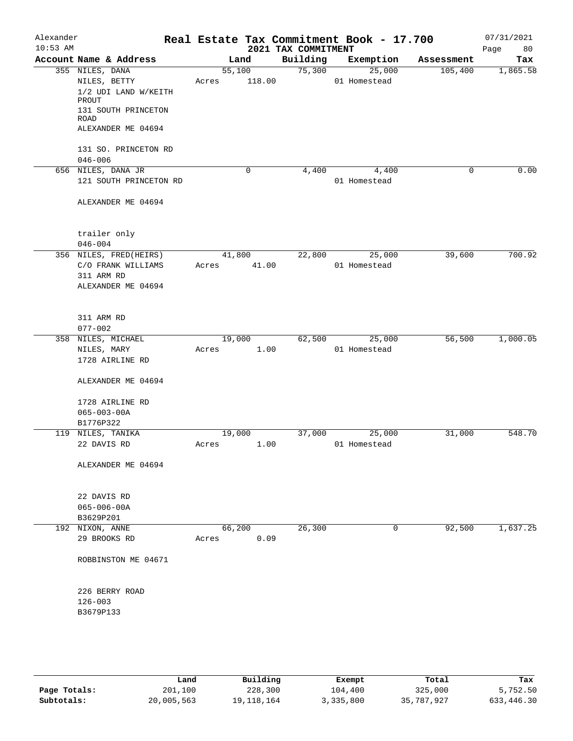# Real Estate Tax Commitment Book - 17.700

Alexander
10:53 AM

2021 TAX COMMITMENT

07/31/2021

| Account Name & Address | Land | Building | Exemption | Assessment | Tax |
|---|---|---|---|---|---|
| 355 NILES, DANA<br>NILES, BETTY<br>1/2 UDI LAND W/KEITH PROUT<br>131 SOUTH PRINCETON ROAD<br>ALEXANDER ME 04694<br><br>131 SO. PRINCETON RD<br>046-006 | 55,100<br>Acres 118.00 | 75,300 | 25,000<br>01 Homestead | 105,400 | 1,865.58 |
| 656 NILES, DANA JR<br>121 SOUTH PRINCETON RD<br><br>ALEXANDER ME 04694<br><br>trailer only<br>046-004 | 0 | 4,400 | 4,400<br>01 Homestead | 0 | 0.00 |
| 356 NILES, FRED(HEIRS)<br>C/O FRANK WILLIAMS<br>311 ARM RD<br>ALEXANDER ME 04694<br><br>311 ARM RD<br>077-002 | 41,800<br>Acres 41.00 | 22,800 | 25,000<br>01 Homestead | 39,600 | 700.92 |
| 358 NILES, MICHAEL<br>NILES, MARY<br>1728 AIRLINE RD<br><br>ALEXANDER ME 04694<br><br>1728 AIRLINE RD<br>065-003-00A<br>B1776P322 | 19,000<br>Acres 1.00 | 62,500 | 25,000<br>01 Homestead | 56,500 | 1,000.05 |
| 119 NILES, TANIKA<br>22 DAVIS RD<br><br>ALEXANDER ME 04694<br><br>22 DAVIS RD<br>065-006-00A<br>B3629P201 | 19,000<br>Acres 1.00 | 37,000 | 25,000<br>01 Homestead | 31,000 | 548.70 |
| 192 NIXON, ANNE<br>29 BROOKS RD<br><br>ROBBINSTON ME 04671<br><br>226 BERRY ROAD<br>126-003<br>B3679P133 | 66,200<br>Acres 0.09 | 26,300 | 0 | 92,500 | 1,637.25 |

| | Land | Building | Exempt | Total | Tax |
|---|---|---|---|---|---|
| Page Totals: | 201,100 | 228,300 | 104,400 | 325,000 | 5,752.50 |
| Subtotals: | 20,005,563 | 19,118,164 | 3,335,800 | 35,787,927 | 633,446.30 |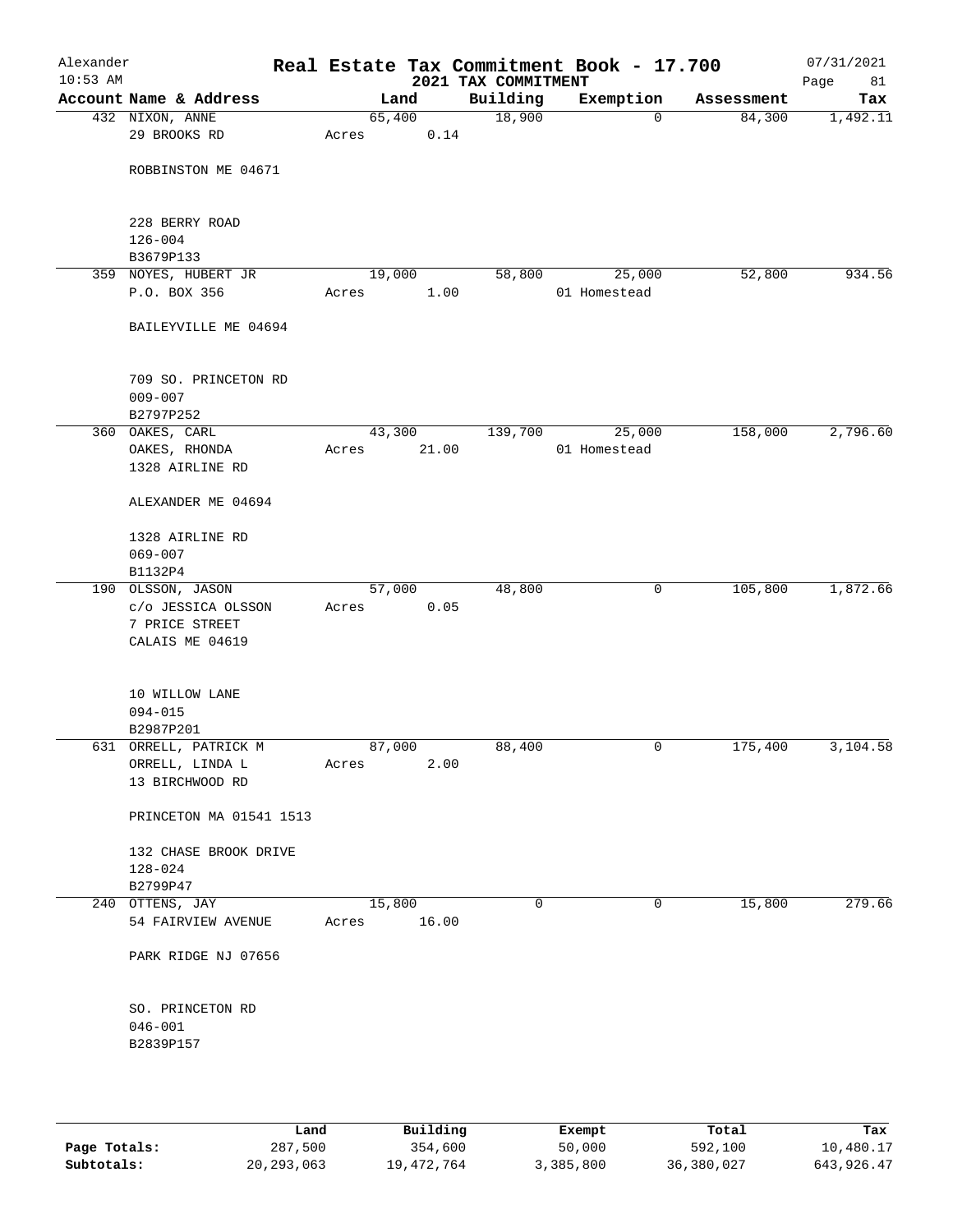# Real Estate Tax Commitment Book - 17.700

Alexander
10:53 AM

2021 TAX COMMITMENT

07/31/2021

| Account Name & Address | Land | Building | Exemption | Assessment | Tax |
|---|---|---|---|---|---|
| 432 NIXON, ANNE<br>29 BROOKS RD<br><br>ROBBINSTON ME 04671<br><br>228 BERRY ROAD<br>126-004<br>B3679P133 | 65,400<br>Acres 0.14 | 18,900 | 0 | 84,300 | 1,492.11 |
| 359 NOYES, HUBERT JR<br>P.O. BOX 356<br><br>BAILEYVILLE ME 04694<br><br>709 SO. PRINCETON RD<br>009-007<br>B2797P252 | 19,000<br>Acres 1.00 | 58,800 | 25,000<br>01 Homestead | 52,800 | 934.56 |
| 360 OAKES, CARL<br>OAKES, RHONDA<br>1328 AIRLINE RD<br><br>ALEXANDER ME 04694<br><br>1328 AIRLINE RD<br>069-007<br>B1132P4 | 43,300<br>Acres 21.00 | 139,700 | 25,000<br>01 Homestead | 158,000 | 2,796.60 |
| 190 OLSSON, JASON<br>c/o JESSICA OLSSON<br>7 PRICE STREET<br>CALAIS ME 04619<br><br>10 WILLOW LANE<br>094-015<br>B2987P201 | 57,000<br>Acres 0.05 | 48,800 | 0 | 105,800 | 1,872.66 |
| 631 ORRELL, PATRICK M<br>ORRELL, LINDA L<br>13 BIRCHWOOD RD<br><br>PRINCETON MA 01541 1513<br><br>132 CHASE BROOK DRIVE<br>128-024<br>B2799P47 | 87,000<br>Acres 2.00 | 88,400 | 0 | 175,400 | 3,104.58 |
| 240 OTTENS, JAY<br>54 FAIRVIEW AVENUE<br><br>PARK RIDGE NJ 07656<br><br>SO. PRINCETON RD<br>046-001<br>B2839P157 | 15,800<br>Acres 16.00 | 0 | 0 | 15,800 | 279.66 |

| | Land | Building | Exempt | Total | Tax |
|---|---|---|---|---|---|
| Page Totals: | 287,500 | 354,600 | 50,000 | 592,100 | 10,480.17 |
| Subtotals: | 20,293,063 | 19,472,764 | 3,385,800 | 36,380,027 | 643,926.47 |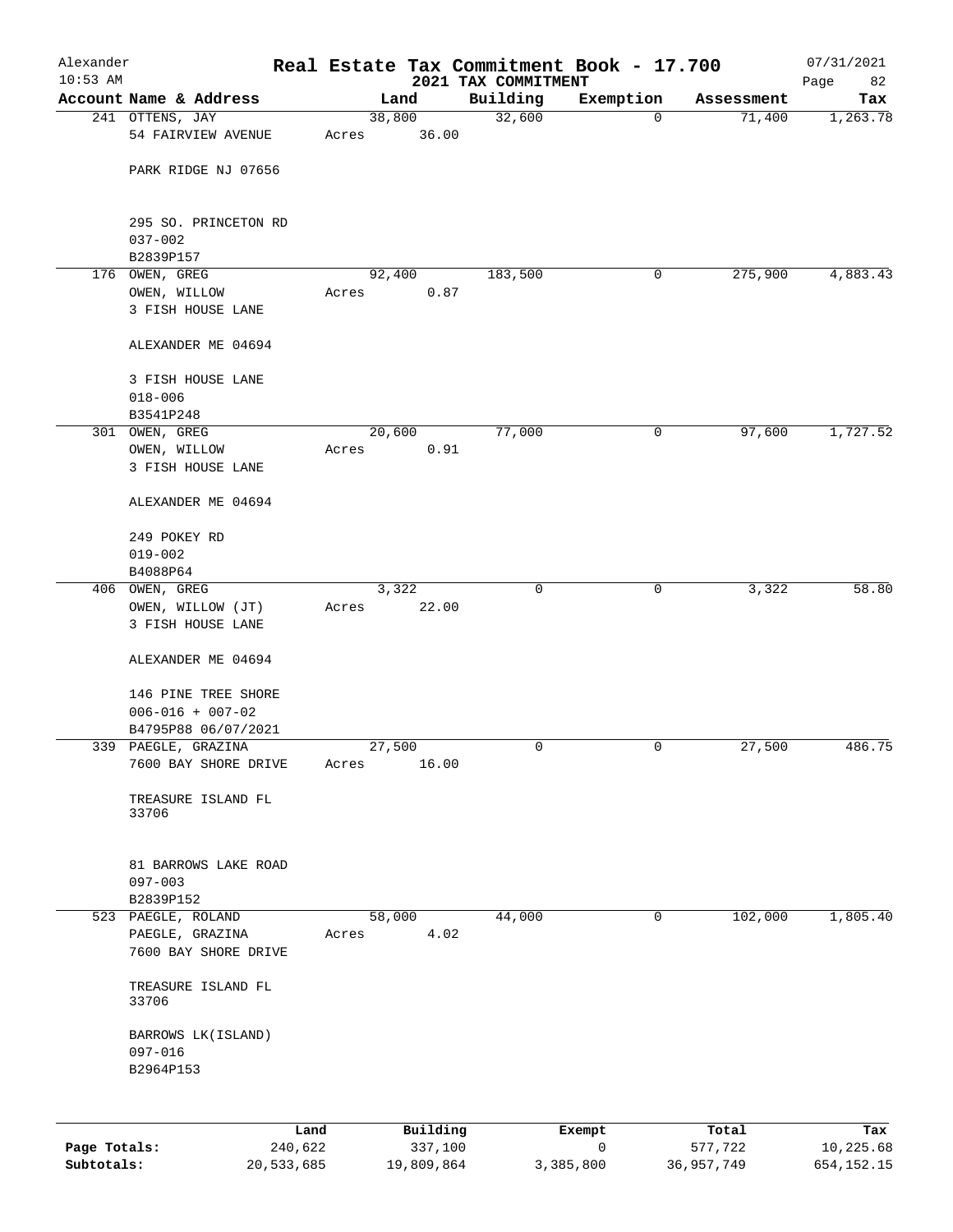Alexander 10:53 AM

# Real Estate Tax Commitment Book - 17.700

## 2021 TAX COMMITMENT

07/31/2021

| Account Name & Address | Land | Building | Exemption | Assessment | Tax |
|---|---|---|---|---|---|
| 241 OTTENS, JAY<br>54 FAIRVIEW AVENUE<br><br>PARK RIDGE NJ 07656<br><br>295 SO. PRINCETON RD<br>037-002<br>B2839P157 | 38,800<br>Acres 36.00 | 32,600 | 0 | 71,400 | 1,263.78 |
| 176 OWEN, GREG<br>OWEN, WILLOW<br>3 FISH HOUSE LANE<br><br>ALEXANDER ME 04694<br><br>3 FISH HOUSE LANE<br>018-006<br>B3541P248 | 92,400<br>Acres 0.87 | 183,500 | 0 | 275,900 | 4,883.43 |
| 301 OWEN, GREG<br>OWEN, WILLOW<br>3 FISH HOUSE LANE<br><br>ALEXANDER ME 04694<br><br>249 POKEY RD<br>019-002<br>B4088P64 | 20,600<br>Acres 0.91 | 77,000 | 0 | 97,600 | 1,727.52 |
| 406 OWEN, GREG<br>OWEN, WILLOW (JT)<br>3 FISH HOUSE LANE<br><br>ALEXANDER ME 04694<br><br>146 PINE TREE SHORE<br>006-016 + 007-02<br>B4795P88 06/07/2021 | 3,322<br>Acres 22.00 | 0 | 0 | 3,322 | 58.80 |
| 339 PAEGLE, GRAZINA<br>7600 BAY SHORE DRIVE<br><br>TREASURE ISLAND FL 33706<br><br>81 BARROWS LAKE ROAD<br>097-003<br>B2839P152 | 27,500<br>Acres 16.00 | 0 | 0 | 27,500 | 486.75 |
| 523 PAEGLE, ROLAND<br>PAEGLE, GRAZINA<br>7600 BAY SHORE DRIVE<br><br>TREASURE ISLAND FL 33706<br><br>BARROWS LK(ISLAND)<br>097-016<br>B2964P153 | 58,000<br>Acres 4.02 | 44,000 | 0 | 102,000 | 1,805.40 |

| | Land | Building | Exempt | Total | Tax |
|---|---|---|---|---|---|
| **Page Totals:** | 240,622 | 337,100 | 0 | 577,722 | 10,225.68 |
| **Subtotals:** | 20,533,685 | 19,809,864 | 3,385,800 | 36,957,749 | 654,152.15 |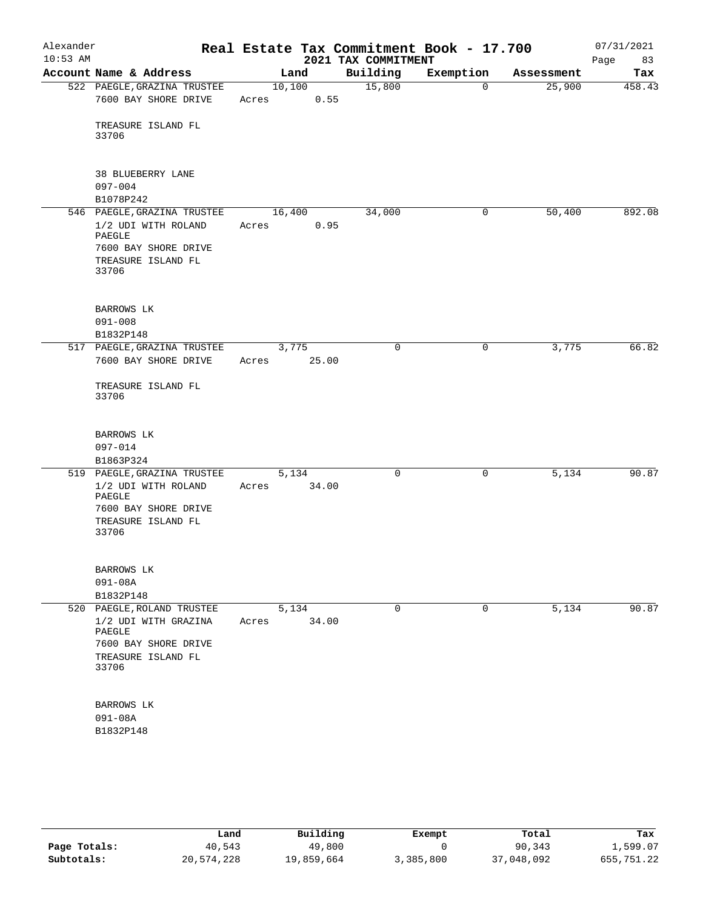# Real Estate Tax Commitment Book - 17.700

## 2021 TAX COMMITMENT

Alexander
10:53 AM
07/31/2021

| Account Name & Address | Land | Building | Exemption | Assessment | Tax |
|---|---|---|---|---|---|
| 522 PAEGLE, GRAZINA TRUSTEE<br>7600 BAY SHORE DRIVE<br><br>TREASURE ISLAND FL<br>33706<br><br>38 BLUEBERRY LANE<br>097-004<br>B1078P242 | 10,100<br>Acres 0.55 | 15,800 | 0 | 25,900 | 458.43 |
| 546 PAEGLE, GRAZINA TRUSTEE<br>1/2 UDI WITH ROLAND PAEGLE<br>7600 BAY SHORE DRIVE<br>TREASURE ISLAND FL<br>33706<br><br>BARROWS LK<br>091-008<br>B1832P148 | 16,400<br>Acres 0.95 | 34,000 | 0 | 50,400 | 892.08 |
| 517 PAEGLE, GRAZINA TRUSTEE<br>7600 BAY SHORE DRIVE<br><br>TREASURE ISLAND FL<br>33706<br><br>BARROWS LK<br>097-014<br>B1863P324 | 3,775<br>Acres 25.00 | 0 | 0 | 3,775 | 66.82 |
| 519 PAEGLE, GRAZINA TRUSTEE<br>1/2 UDI WITH ROLAND PAEGLE<br>7600 BAY SHORE DRIVE<br>TREASURE ISLAND FL<br>33706<br><br>BARROWS LK<br>091-08A<br>B1832P148 | 5,134<br>Acres 34.00 | 0 | 0 | 5,134 | 90.87 |
| 520 PAEGLE, ROLAND TRUSTEE<br>1/2 UDI WITH GRAZINA PAEGLE<br>7600 BAY SHORE DRIVE<br>TREASURE ISLAND FL<br>33706<br><br>BARROWS LK<br>091-08A<br>B1832P148 | 5,134<br>Acres 34.00 | 0 | 0 | 5,134 | 90.87 |

| | Land | Building | Exempt | Total | Tax |
|---|---|---|---|---|---|
| Page Totals: | 40,543 | 49,800 | 0 | 90,343 | 1,599.07 |
| Subtotals: | 20,574,228 | 19,859,664 | 3,385,800 | 37,048,092 | 655,751.22 |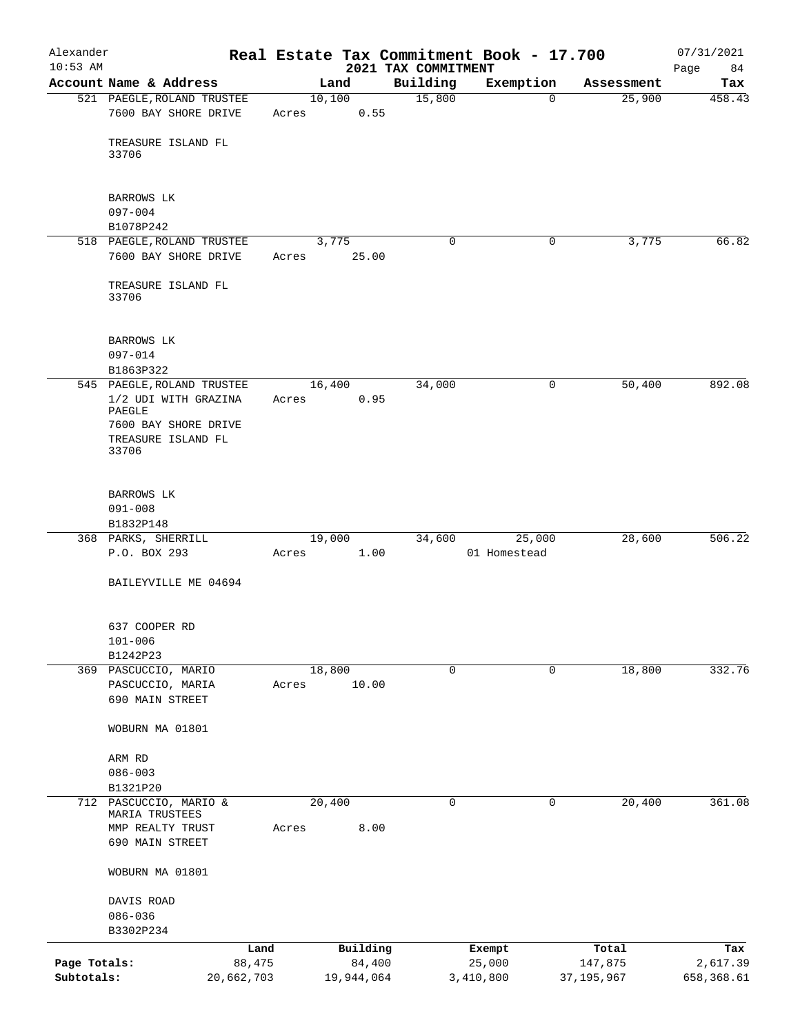Alexander — Real Estate Tax Commitment Book - 17.700 — 07/31/2021
10:53 AM — 2021 TAX COMMITMENT

| Account Name & Address | Land | Building | Exemption | Assessment | Tax |
|---|---|---|---|---|---|
| 521 PAEGLE, ROLAND TRUSTEE | 10,100 | 15,800 | 0 | 25,900 | 458.43 |
| 7600 BAY SHORE DRIVE | Acres 0.55 | | | | |
| TREASURE ISLAND FL 33706 | | | | | |
| BARROWS LK | | | | | |
| 097-004 | | | | | |
| B1078P242 | | | | | |
| 518 PAEGLE, ROLAND TRUSTEE | 3,775 | 0 | 0 | 3,775 | 66.82 |
| 7600 BAY SHORE DRIVE | Acres 25.00 | | | | |
| TREASURE ISLAND FL 33706 | | | | | |
| BARROWS LK | | | | | |
| 097-014 | | | | | |
| B1863P322 | | | | | |
| 545 PAEGLE, ROLAND TRUSTEE | 16,400 | 34,000 | 0 | 50,400 | 892.08 |
| 1/2 UDI WITH GRAZINA PAEGLE | Acres 0.95 | | | | |
| 7600 BAY SHORE DRIVE | | | | | |
| TREASURE ISLAND FL 33706 | | | | | |
| BARROWS LK | | | | | |
| 091-008 | | | | | |
| B1832P148 | | | | | |
| 368 PARKS, SHERRILL | 19,000 | 34,600 | 25,000 | 28,600 | 506.22 |
| P.O. BOX 293 | Acres 1.00 | | 01 Homestead | | |
| BAILEYVILLE ME 04694 | | | | | |
| 637 COOPER RD | | | | | |
| 101-006 | | | | | |
| B1242P23 | | | | | |
| 369 PASCUCCIO, MARIO | 18,800 | 0 | 0 | 18,800 | 332.76 |
| PASCUCCIO, MARIA | Acres 10.00 | | | | |
| 690 MAIN STREET | | | | | |
| WOBURN MA 01801 | | | | | |
| ARM RD | | | | | |
| 086-003 | | | | | |
| B1321P20 | | | | | |
| 712 PASCUCCIO, MARIO & MARIA TRUSTEES | 20,400 | 0 | 0 | 20,400 | 361.08 |
| MMP REALTY TRUST | Acres 8.00 | | | | |
| 690 MAIN STREET | | | | | |
| WOBURN MA 01801 | | | | | |
| DAVIS ROAD | | | | | |
| 086-036 | | | | | |
| B3302P234 | | | | | |

| | Land | Building | Exempt | Total | Tax |
|---|---|---|---|---|---|
| Page Totals: | 88,475 | 84,400 | 25,000 | 147,875 | 2,617.39 |
| Subtotals: | 20,662,703 | 19,944,064 | 3,410,800 | 37,195,967 | 658,368.61 |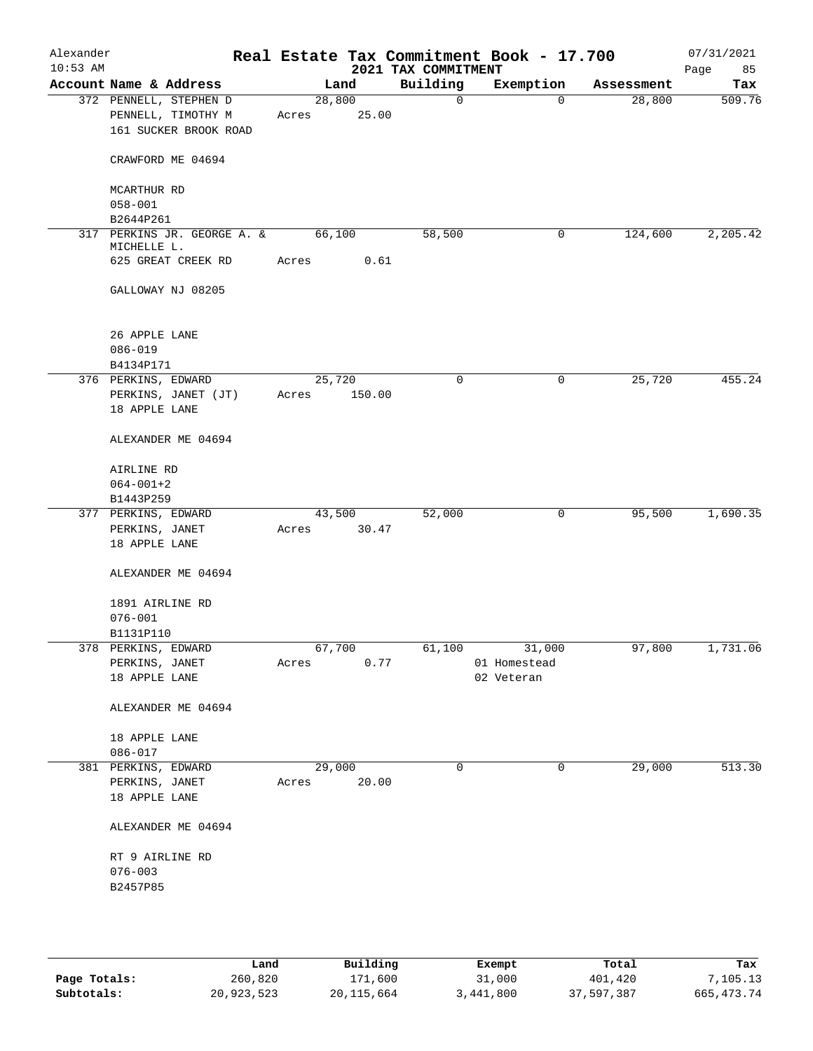Alexander 10:53 AM

# Real Estate Tax Commitment Book - 17.700

## 2021 TAX COMMITMENT

07/31/2021

| Account Name & Address | Land | Building | Exemption | Assessment | Tax |
|---|---|---|---|---|---|
| 372 PENNELL, STEPHEN D<br>PENNELL, TIMOTHY M<br>161 SUCKER BROOK ROAD<br><br>CRAWFORD ME 04694<br><br>MCARTHUR RD<br>058-001<br>B2644P261 | 28,800<br>Acres 25.00 | 0 | 0 | 28,800 | 509.76 |
| 317 PERKINS JR. GEORGE A. & MICHELLE L.<br>625 GREAT CREEK RD<br><br>GALLOWAY NJ 08205<br><br>26 APPLE LANE<br>086-019<br>B4134P171 | 66,100<br>Acres 0.61 | 58,500 | 0 | 124,600 | 2,205.42 |
| 376 PERKINS, EDWARD<br>PERKINS, JANET (JT)<br>18 APPLE LANE<br><br>ALEXANDER ME 04694<br><br>AIRLINE RD<br>064-001+2<br>B1443P259 | 25,720<br>Acres 150.00 | 0 | 0 | 25,720 | 455.24 |
| 377 PERKINS, EDWARD<br>PERKINS, JANET<br>18 APPLE LANE<br><br>ALEXANDER ME 04694<br><br>1891 AIRLINE RD<br>076-001<br>B1131P110 | 43,500<br>Acres 30.47 | 52,000 | 0 | 95,500 | 1,690.35 |
| 378 PERKINS, EDWARD<br>PERKINS, JANET<br>18 APPLE LANE<br><br>ALEXANDER ME 04694<br><br>18 APPLE LANE<br>086-017 | 67,700<br>Acres 0.77 | 61,100 | 31,000<br>01 Homestead<br>02 Veteran | 97,800 | 1,731.06 |
| 381 PERKINS, EDWARD<br>PERKINS, JANET<br>18 APPLE LANE<br><br>ALEXANDER ME 04694<br><br>RT 9 AIRLINE RD<br>076-003<br>B2457P85 | 29,000<br>Acres 20.00 | 0 | 0 | 29,000 | 513.30 |

| | Land | Building | Exempt | Total | Tax |
|---|---|---|---|---|---|
| **Page Totals:** | 260,820 | 171,600 | 31,000 | 401,420 | 7,105.13 |
| **Subtotals:** | 20,923,523 | 20,115,664 | 3,441,800 | 37,597,387 | 665,473.74 |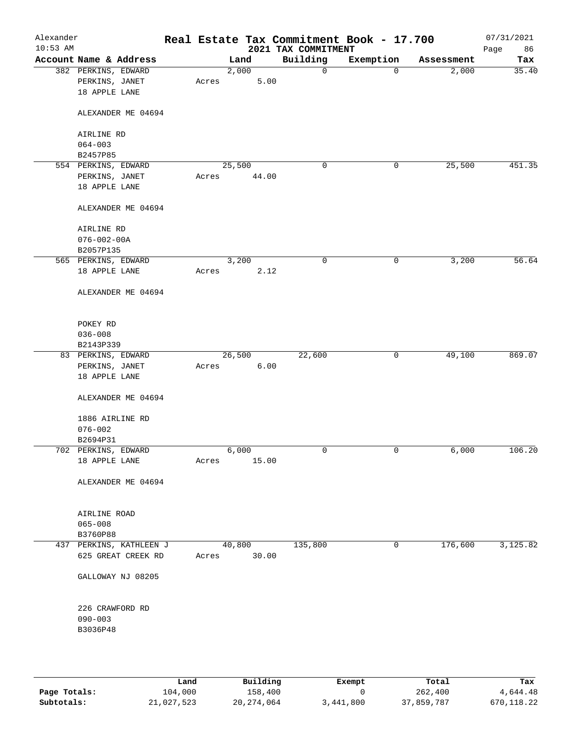# Real Estate Tax Commitment Book - 17.700

## 2021 TAX COMMITMENT

Alexander
10:53 AM

07/31/2021

| Account Name & Address | Land | Building | Exemption | Assessment | Tax |
|---|---|---|---|---|---|
| 382 PERKINS, EDWARD<br>PERKINS, JANET<br>18 APPLE LANE<br><br>ALEXANDER ME 04694<br><br>AIRLINE RD<br>064-003<br>B2457P85 | 2,000<br>Acres 5.00 | 0 | 0 | 2,000 | 35.40 |
| 554 PERKINS, EDWARD<br>PERKINS, JANET<br>18 APPLE LANE<br><br>ALEXANDER ME 04694<br><br>AIRLINE RD<br>076-002-00A<br>B2057P135 | 25,500<br>Acres 44.00 | 0 | 0 | 25,500 | 451.35 |
| 565 PERKINS, EDWARD<br>18 APPLE LANE<br><br>ALEXANDER ME 04694<br><br>POKEY RD<br>036-008<br>B2143P339 | 3,200<br>Acres 2.12 | 0 | 0 | 3,200 | 56.64 |
| 83 PERKINS, EDWARD<br>PERKINS, JANET<br>18 APPLE LANE<br><br>ALEXANDER ME 04694<br><br>1886 AIRLINE RD<br>076-002<br>B2694P31 | 26,500<br>Acres 6.00 | 22,600 | 0 | 49,100 | 869.07 |
| 702 PERKINS, EDWARD<br>18 APPLE LANE<br><br>ALEXANDER ME 04694<br><br>AIRLINE ROAD<br>065-008<br>B3760P88 | 6,000<br>Acres 15.00 | 0 | 0 | 6,000 | 106.20 |
| 437 PERKINS, KATHLEEN J<br>625 GREAT CREEK RD<br><br>GALLOWAY NJ 08205<br><br>226 CRAWFORD RD<br>090-003<br>B3036P48 | 40,800<br>Acres 30.00 | 135,800 | 0 | 176,600 | 3,125.82 |

| | Land | Building | Exempt | Total | Tax |
|---|---|---|---|---|---|
| **Page Totals:** | 104,000 | 158,400 | 0 | 262,400 | 4,644.48 |
| **Subtotals:** | 21,027,523 | 20,274,064 | 3,441,800 | 37,859,787 | 670,118.22 |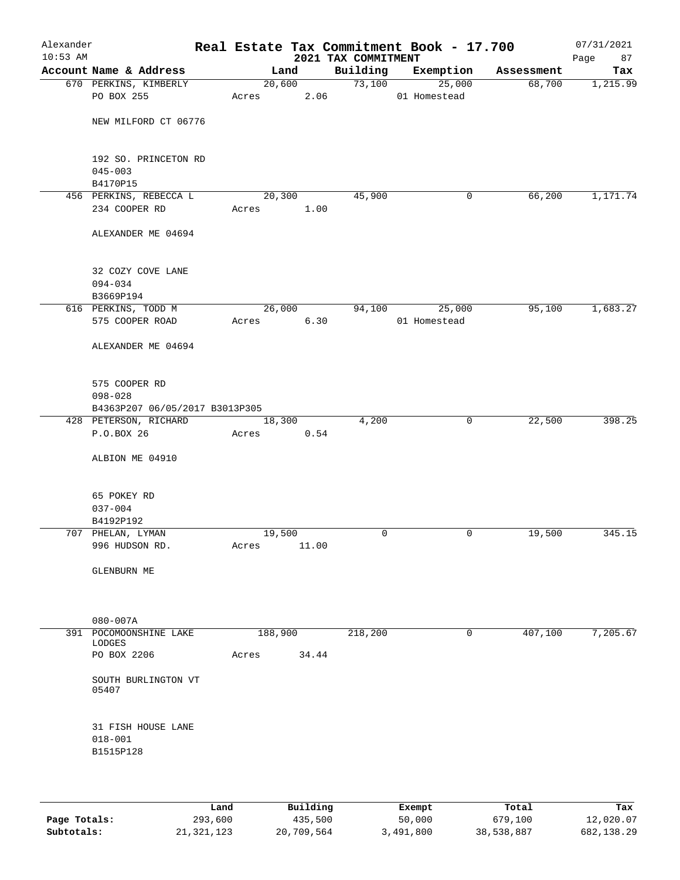Alexander 10:53 AM

# Real Estate Tax Commitment Book - 17.700
## 2021 TAX COMMITMENT

07/31/2021

| Account Name & Address | Land | Building | Exemption | Assessment | Tax |
|---|---|---|---|---|---|
| 670 PERKINS, KIMBERLY | 20,600 | 73,100 | 25,000 | 68,700 | 1,215.99 |
| PO BOX 255 | Acres 2.06 | | 01 Homestead | | |
| NEW MILFORD CT 06776 | | | | | |
| 192 SO. PRINCETON RD | | | | | |
| 045-003 | | | | | |
| B4170P15 | | | | | |
| 456 PERKINS, REBECCA L | 20,300 | 45,900 | 0 | 66,200 | 1,171.74 |
| 234 COOPER RD | Acres 1.00 | | | | |
| ALEXANDER ME 04694 | | | | | |
| 32 COZY COVE LANE | | | | | |
| 094-034 | | | | | |
| B3669P194 | | | | | |
| 616 PERKINS, TODD M | 26,000 | 94,100 | 25,000 | 95,100 | 1,683.27 |
| 575 COOPER ROAD | Acres 6.30 | | 01 Homestead | | |
| ALEXANDER ME 04694 | | | | | |
| 575 COOPER RD | | | | | |
| 098-028 | | | | | |
| B4363P207 06/05/2017 B3013P305 | | | | | |
| 428 PETERSON, RICHARD | 18,300 | 4,200 | 0 | 22,500 | 398.25 |
| P.O.BOX 26 | Acres 0.54 | | | | |
| ALBION ME 04910 | | | | | |
| 65 POKEY RD | | | | | |
| 037-004 | | | | | |
| B4192P192 | | | | | |
| 707 PHELAN, LYMAN | 19,500 | 0 | 0 | 19,500 | 345.15 |
| 996 HUDSON RD. | Acres 11.00 | | | | |
| GLENBURN ME | | | | | |
| 080-007A | | | | | |
| 391 POCOMOONSHINE LAKE LODGES | 188,900 | 218,200 | 0 | 407,100 | 7,205.67 |
| PO BOX 2206 | Acres 34.44 | | | | |
| SOUTH BURLINGTON VT 05407 | | | | | |
| 31 FISH HOUSE LANE | | | | | |
| 018-001 | | | | | |
| B1515P128 | | | | | |

| | Land | Building | Exempt | Total | Tax |
|---|---|---|---|---|---|
| Page Totals: | 293,600 | 435,500 | 50,000 | 679,100 | 12,020.07 |
| Subtotals: | 21,321,123 | 20,709,564 | 3,491,800 | 38,538,887 | 682,138.29 |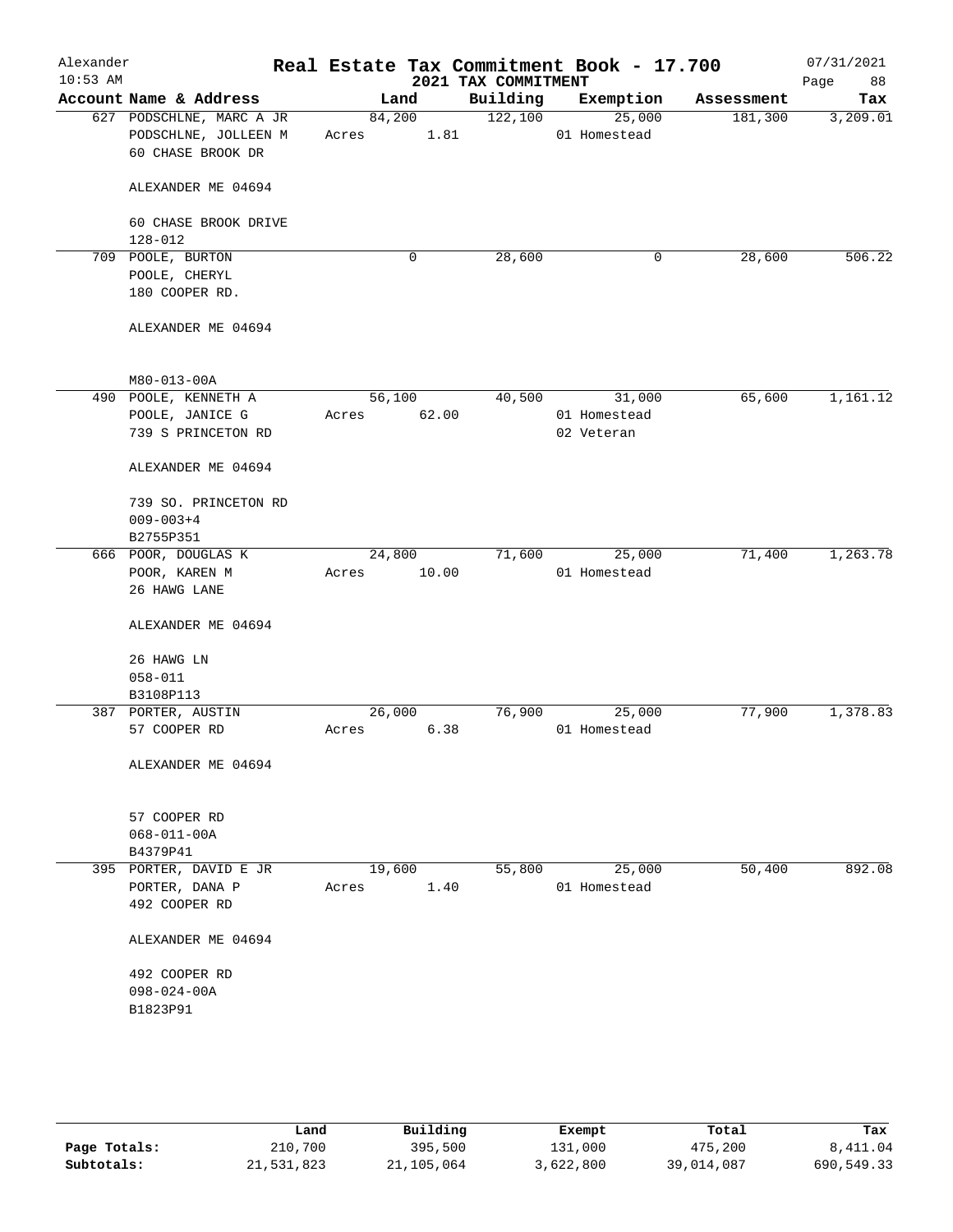Alexander — Real Estate Tax Commitment Book - 17.700 — 07/31/2021
10:53 AM — 2021 TAX COMMITMENT — Page 88

| Account Name & Address | Land | Building | Exemption | Assessment | Tax |
|---|---|---|---|---|---|
| 627 PODSCHLNE, MARC A JR<br>PODSCHLNE, JOLLEEN M<br>60 CHASE BROOK DR<br><br>ALEXANDER ME 04694<br><br>60 CHASE BROOK DRIVE<br>128-012 | 84,200<br>Acres 1.81 | 122,100 | 25,000<br>01 Homestead | 181,300 | 3,209.01 |
| 709 POOLE, BURTON<br>POOLE, CHERYL<br>180 COOPER RD.<br><br>ALEXANDER ME 04694<br><br>M80-013-00A | 0 | 28,600 | 0 | 28,600 | 506.22 |
| 490 POOLE, KENNETH A<br>POOLE, JANICE G<br>739 S PRINCETON RD<br><br>ALEXANDER ME 04694<br><br>739 SO. PRINCETON RD<br>009-003+4<br>B2755P351 | 56,100<br>Acres 62.00 | 40,500 | 31,000<br>01 Homestead<br>02 Veteran | 65,600 | 1,161.12 |
| 666 POOR, DOUGLAS K<br>POOR, KAREN M<br>26 HAWG LANE<br><br>ALEXANDER ME 04694<br><br>26 HAWG LN<br>058-011<br>B3108P113 | 24,800<br>Acres 10.00 | 71,600 | 25,000<br>01 Homestead | 71,400 | 1,263.78 |
| 387 PORTER, AUSTIN<br>57 COOPER RD<br><br>ALEXANDER ME 04694<br><br>57 COOPER RD<br>068-011-00A<br>B4379P41 | 26,000<br>Acres 6.38 | 76,900 | 25,000<br>01 Homestead | 77,900 | 1,378.83 |
| 395 PORTER, DAVID E JR<br>PORTER, DANA P<br>492 COOPER RD<br><br>ALEXANDER ME 04694<br><br>492 COOPER RD<br>098-024-00A<br>B1823P91 | 19,600<br>Acres 1.40 | 55,800 | 25,000<br>01 Homestead | 50,400 | 892.08 |

| | Land | Building | Exempt | Total | Tax |
|---|---|---|---|---|---|
| **Page Totals:** | 210,700 | 395,500 | 131,000 | 475,200 | 8,411.04 |
| **Subtotals:** | 21,531,823 | 21,105,064 | 3,622,800 | 39,014,087 | 690,549.33 |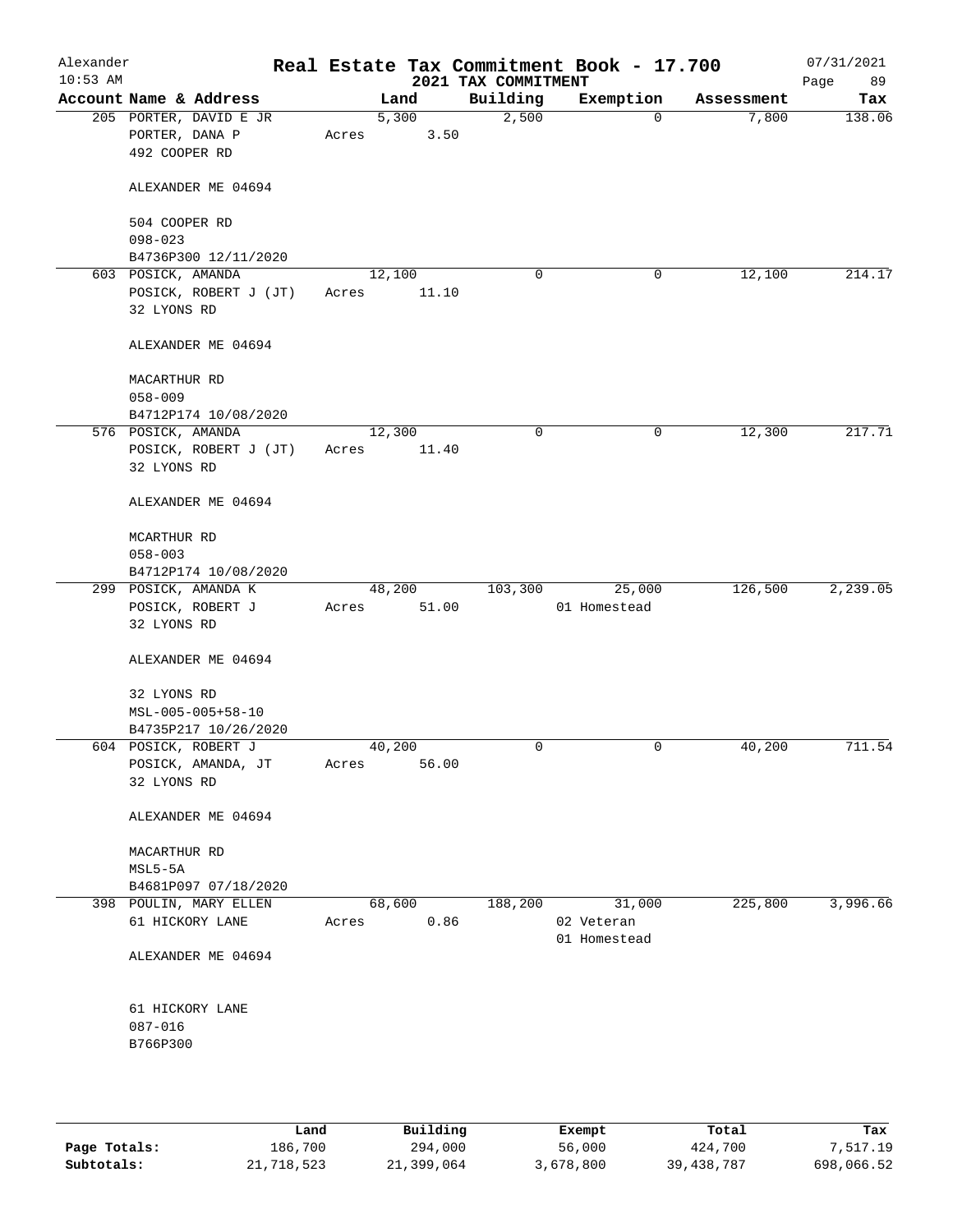Alexander — Real Estate Tax Commitment Book - 17.700 — 07/31/2021
10:53 AM — 2021 TAX COMMITMENT — Page 89

| Account Name & Address | Land | Building | Exemption | Assessment | Tax |
|---|---|---|---|---|---|
| 205 PORTER, DAVID E JR<br>PORTER, DANA P<br>492 COOPER RD<br><br>ALEXANDER ME 04694<br><br>504 COOPER RD<br>098-023<br>B4736P300 12/11/2020 | 5,300<br>Acres 3.50 | 2,500 | 0 | 7,800 | 138.06 |
| 603 POSICK, AMANDA<br>POSICK, ROBERT J (JT)<br>32 LYONS RD<br><br>ALEXANDER ME 04694<br><br>MACARTHUR RD<br>058-009<br>B4712P174 10/08/2020 | 12,100<br>Acres 11.10 | 0 | 0 | 12,100 | 214.17 |
| 576 POSICK, AMANDA<br>POSICK, ROBERT J (JT)<br>32 LYONS RD<br><br>ALEXANDER ME 04694<br><br>MCARTHUR RD<br>058-003<br>B4712P174 10/08/2020 | 12,300<br>Acres 11.40 | 0 | 0 | 12,300 | 217.71 |
| 299 POSICK, AMANDA K<br>POSICK, ROBERT J<br>32 LYONS RD<br><br>ALEXANDER ME 04694<br><br>32 LYONS RD<br>MSL-005-005+58-10<br>B4735P217 10/26/2020 | 48,200<br>Acres 51.00 | 103,300 | 25,000<br>01 Homestead | 126,500 | 2,239.05 |
| 604 POSICK, ROBERT J<br>POSICK, AMANDA, JT<br>32 LYONS RD<br><br>ALEXANDER ME 04694<br><br>MACARTHUR RD<br>MSL5-5A<br>B4681P097 07/18/2020 | 40,200<br>Acres 56.00 | 0 | 0 | 40,200 | 711.54 |
| 398 POULIN, MARY ELLEN<br>61 HICKORY LANE<br><br>ALEXANDER ME 04694<br><br>61 HICKORY LANE<br>087-016<br>B766P300 | 68,600<br>Acres 0.86 | 188,200 | 31,000<br>02 Veteran<br>01 Homestead | 225,800 | 3,996.66 |

| | Land | Building | Exempt | Total | Tax |
|---|---|---|---|---|---|
| Page Totals: | 186,700 | 294,000 | 56,000 | 424,700 | 7,517.19 |
| Subtotals: | 21,718,523 | 21,399,064 | 3,678,800 | 39,438,787 | 698,066.52 |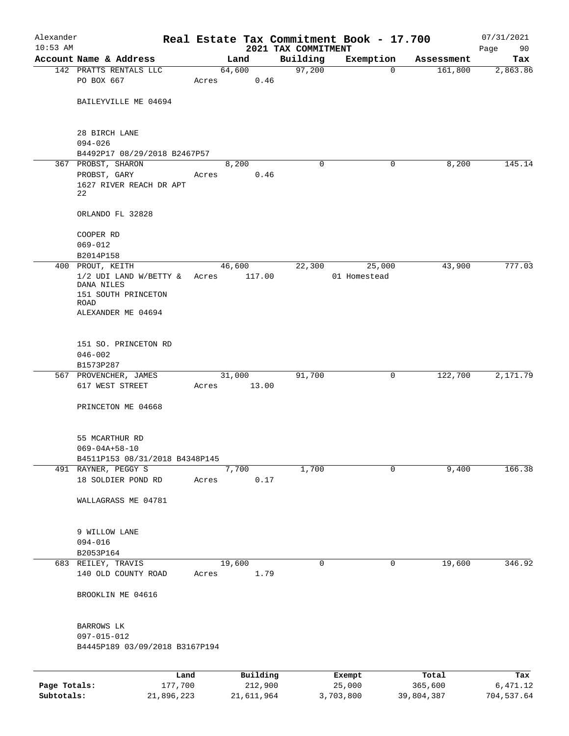Alexander 10:53 AM

# Real Estate Tax Commitment Book - 17.700

## 2021 TAX COMMITMENT

07/31/2021

| Account Name & Address | Land | Building | Exemption | Assessment | Tax |
|---|---|---|---|---|---|
| 142 PRATTS RENTALS LLC<br>PO BOX 667<br><br>BAILEYVILLE ME 04694<br><br>28 BIRCH LANE<br>094-026<br>B4492P17 08/29/2018 B2467P57 | 64,600<br>Acres 0.46 | 97,200 | 0 | 161,800 | 2,863.86 |
| 367 PROBST, SHARON<br>PROBST, GARY<br>1627 RIVER REACH DR APT 22<br><br>ORLANDO FL 32828<br><br>COOPER RD<br>069-012<br>B2014P158 | 8,200<br>Acres 0.46 | 0 | 0 | 8,200 | 145.14 |
| 400 PROUT, KEITH<br>1/2 UDI LAND W/BETTY & DANA NILES<br>151 SOUTH PRINCETON ROAD<br>ALEXANDER ME 04694<br><br>151 SO. PRINCETON RD<br>046-002<br>B1573P287 | 46,600<br>Acres 117.00 | 22,300 | 25,000<br>01 Homestead | 43,900 | 777.03 |
| 567 PROVENCHER, JAMES<br>617 WEST STREET<br><br>PRINCETON ME 04668<br><br>55 MCARTHUR RD<br>069-04A+58-10<br>B4511P153 08/31/2018 B4348P145 | 31,000<br>Acres 13.00 | 91,700 | 0 | 122,700 | 2,171.79 |
| 491 RAYNER, PEGGY S<br>18 SOLDIER POND RD<br><br>WALLAGRASS ME 04781<br><br>9 WILLOW LANE<br>094-016<br>B2053P164 | 7,700<br>Acres 0.17 | 1,700 | 0 | 9,400 | 166.38 |
| 683 REILEY, TRAVIS<br>140 OLD COUNTY ROAD<br><br>BROOKLIN ME 04616<br><br>BARROWS LK<br>097-015-012<br>B4445P189 03/09/2018 B3167P194 | 19,600<br>Acres 1.79 | 0 | 0 | 19,600 | 346.92 |

| | Land | Building | Exempt | Total | Tax |
|---|---|---|---|---|---|
| **Page Totals:** | 177,700 | 212,900 | 25,000 | 365,600 | 6,471.12 |
| **Subtotals:** | 21,896,223 | 21,611,964 | 3,703,800 | 39,804,387 | 704,537.64 |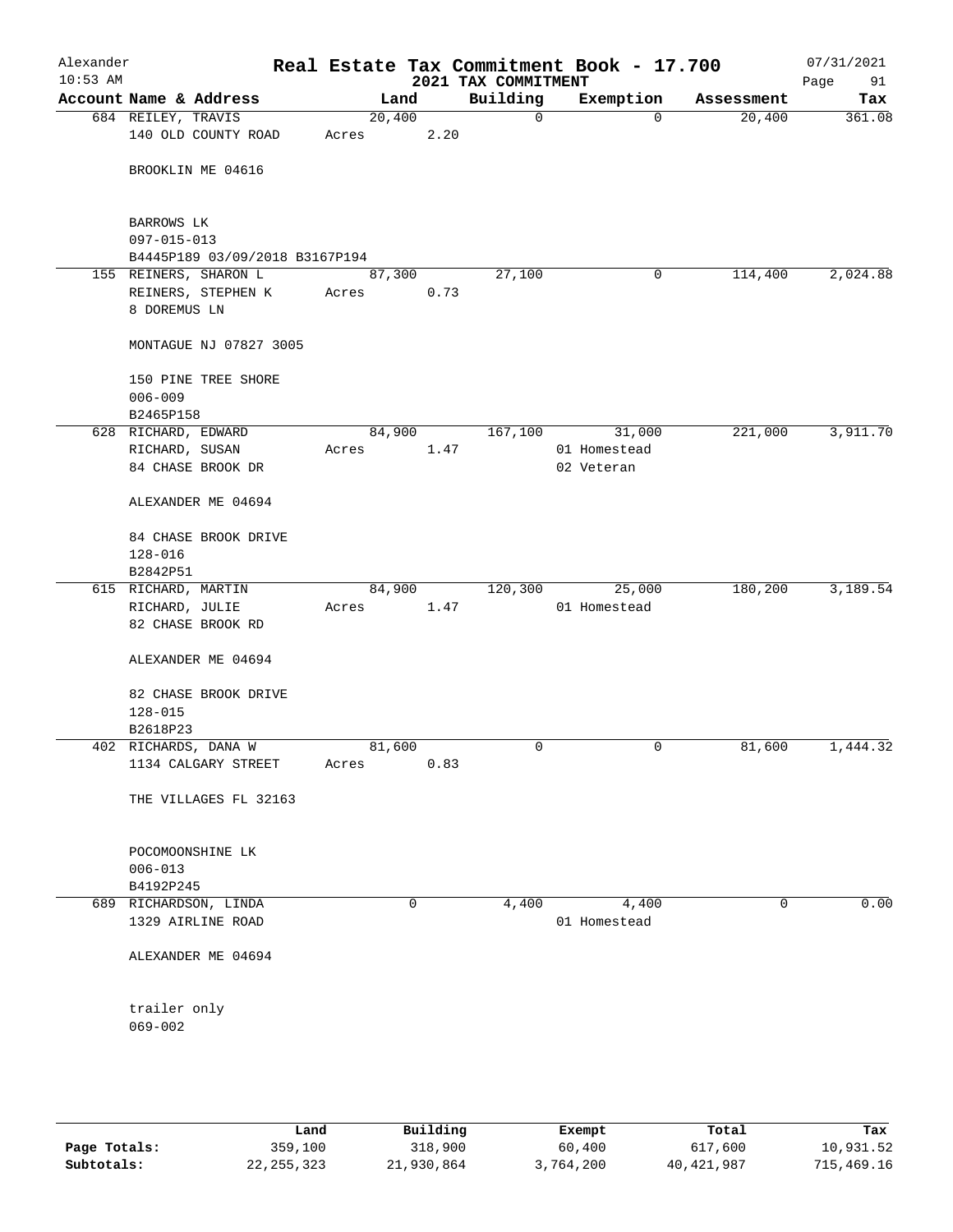# Real Estate Tax Commitment Book - 17.700

Alexander
10:53 AM

2021 TAX COMMITMENT

07/31/2021

| Account Name & Address | Land | Building | Exemption | Assessment | Tax |
|---|---|---|---|---|---|
| 684 REILEY, TRAVIS<br>140 OLD COUNTY ROAD<br><br>BROOKLIN ME 04616<br><br>BARROWS LK<br>097-015-013<br>B4445P189 03/09/2018 B3167P194 | 20,400<br>Acres 2.20 | 0 | 0 | 20,400 | 361.08 |
| 155 REINERS, SHARON L<br>REINERS, STEPHEN K<br>8 DOREMUS LN<br><br>MONTAGUE NJ 07827 3005<br><br>150 PINE TREE SHORE<br>006-009<br>B2465P158 | 87,300<br>Acres 0.73 | 27,100 | 0 | 114,400 | 2,024.88 |
| 628 RICHARD, EDWARD<br>RICHARD, SUSAN<br>84 CHASE BROOK DR<br><br>ALEXANDER ME 04694<br><br>84 CHASE BROOK DRIVE<br>128-016<br>B2842P51 | 84,900<br>Acres 1.47 | 167,100 | 31,000<br>01 Homestead<br>02 Veteran | 221,000 | 3,911.70 |
| 615 RICHARD, MARTIN<br>RICHARD, JULIE<br>82 CHASE BROOK RD<br><br>ALEXANDER ME 04694<br><br>82 CHASE BROOK DRIVE<br>128-015<br>B2618P23 | 84,900<br>Acres 1.47 | 120,300 | 25,000<br>01 Homestead | 180,200 | 3,189.54 |
| 402 RICHARDS, DANA W<br>1134 CALGARY STREET<br><br>THE VILLAGES FL 32163<br><br>POCOMOONSHINE LK<br>006-013<br>B4192P245 | 81,600<br>Acres 0.83 | 0 | 0 | 81,600 | 1,444.32 |
| 689 RICHARDSON, LINDA<br>1329 AIRLINE ROAD<br><br>ALEXANDER ME 04694<br><br>trailer only<br>069-002 | 0 | 4,400 | 4,400<br>01 Homestead | 0 | 0.00 |

| | Land | Building | Exempt | Total | Tax |
|---|---|---|---|---|---|
| **Page Totals:** | 359,100 | 318,900 | 60,400 | 617,600 | 10,931.52 |
| **Subtotals:** | 22,255,323 | 21,930,864 | 3,764,200 | 40,421,987 | 715,469.16 |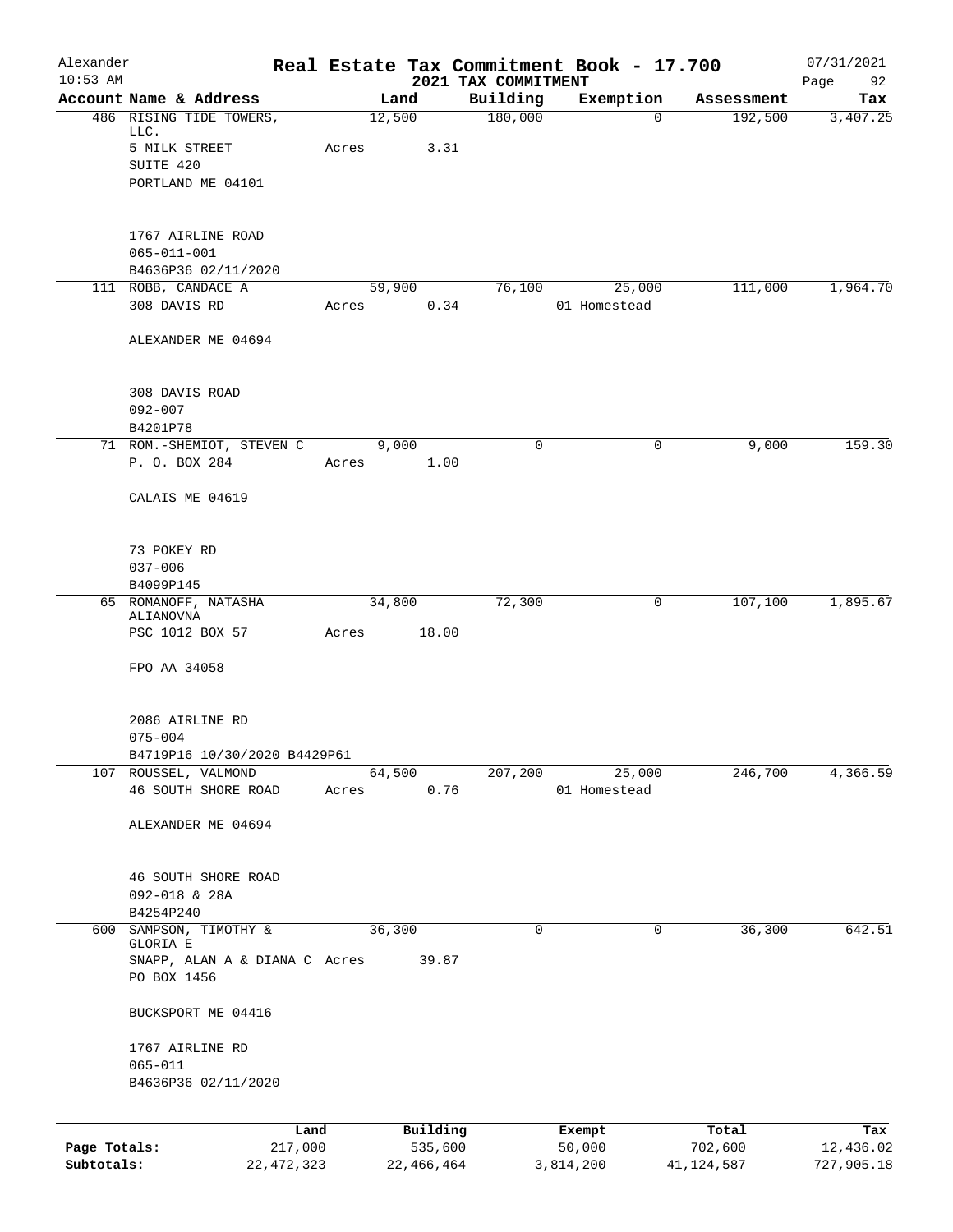# Real Estate Tax Commitment Book - 17.700

Alexander
10:53 AM

2021 TAX COMMITMENT

07/31/2021

| Account Name & Address | Land | Building | Exemption | Assessment | Tax |
|---|---|---|---|---|---|
| 486 RISING TIDE TOWERS, LLC.<br>5 MILK STREET<br>SUITE 420<br>PORTLAND ME 04101<br><br>1767 AIRLINE ROAD<br>065-011-001<br>B4636P36 02/11/2020 | 12,500<br>Acres 3.31 | 180,000 | 0 | 192,500 | 3,407.25 |
| 111 ROBB, CANDACE A<br>308 DAVIS RD<br><br>ALEXANDER ME 04694<br><br>308 DAVIS ROAD<br>092-007<br>B4201P78 | 59,900<br>Acres 0.34 | 76,100 | 25,000<br>01 Homestead | 111,000 | 1,964.70 |
| 71 ROM.-SHEMIOT, STEVEN C<br>P. O. BOX 284<br><br>CALAIS ME 04619<br><br>73 POKEY RD<br>037-006<br>B4099P145 | 9,000<br>Acres 1.00 | 0 | 0 | 9,000 | 159.30 |
| 65 ROMANOFF, NATASHA ALIANOVNA<br>PSC 1012 BOX 57<br><br>FPO AA 34058<br><br>2086 AIRLINE RD<br>075-004<br>B4719P16 10/30/2020 B4429P61 | 34,800<br>Acres 18.00 | 72,300 | 0 | 107,100 | 1,895.67 |
| 107 ROUSSEL, VALMOND<br>46 SOUTH SHORE ROAD<br><br>ALEXANDER ME 04694<br><br>46 SOUTH SHORE ROAD<br>092-018 & 28A<br>B4254P240 | 64,500<br>Acres 0.76 | 207,200 | 25,000<br>01 Homestead | 246,700 | 4,366.59 |
| 600 SAMPSON, TIMOTHY & GLORIA E<br>SNAPP, ALAN A & DIANA C<br>PO BOX 1456<br><br>BUCKSPORT ME 04416<br><br>1767 AIRLINE RD<br>065-011<br>B4636P36 02/11/2020 | 36,300<br>Acres 39.87 | 0 | 0 | 36,300 | 642.51 |

| | Land | Building | Exempt | Total | Tax |
|---|---|---|---|---|---|
| Page Totals: | 217,000 | 535,600 | 50,000 | 702,600 | 12,436.02 |
| Subtotals: | 22,472,323 | 22,466,464 | 3,814,200 | 41,124,587 | 727,905.18 |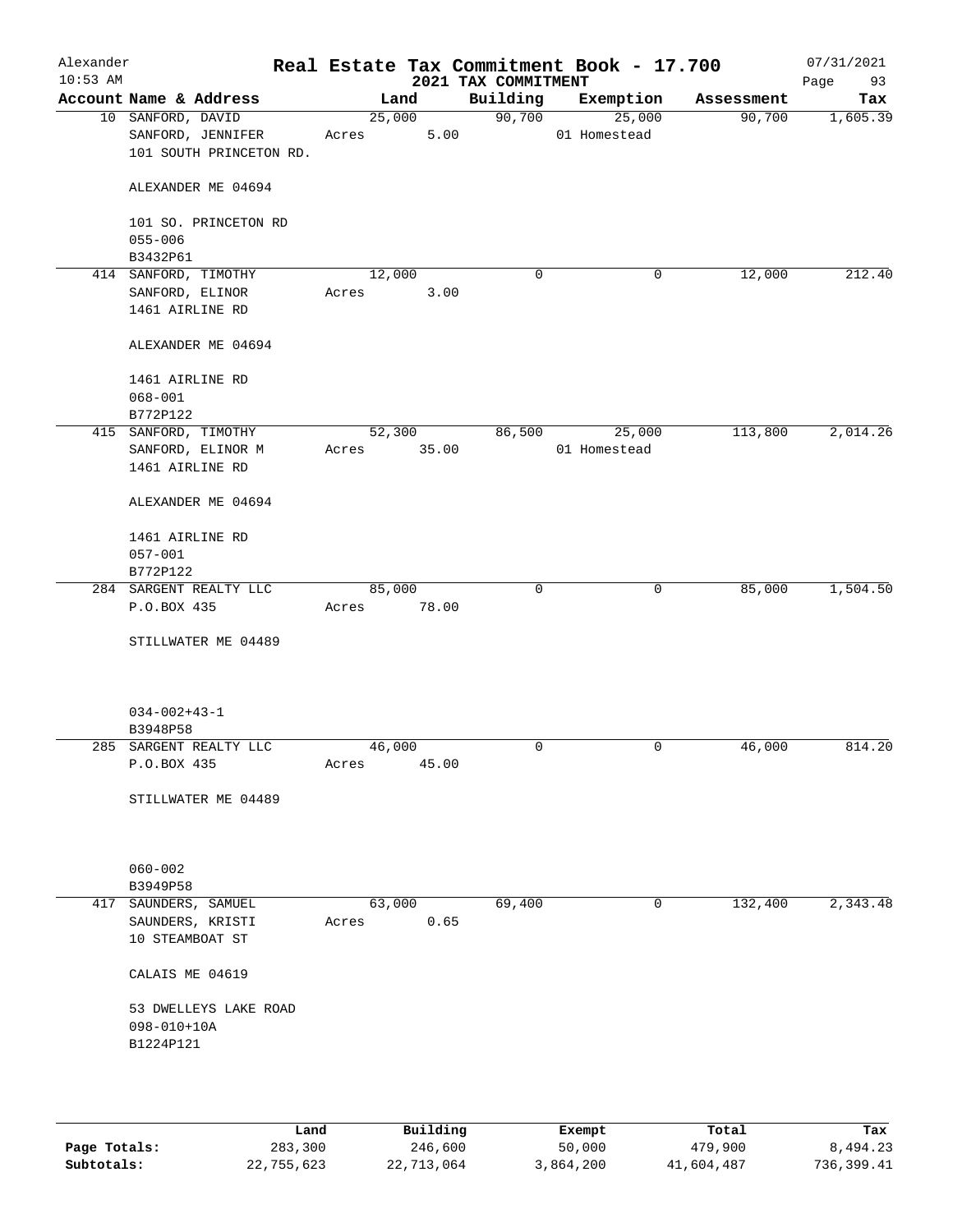# Real Estate Tax Commitment Book - 17.700

Alexander
10:53 AM

2021 TAX COMMITMENT

07/31/2021

| Account | Name & Address | Land | Building | Exemption | Assessment | Tax |
|---|---|---|---|---|---|---|
| 10 | SANFORD, DAVID<br>SANFORD, JENNIFER<br>101 SOUTH PRINCETON RD.<br><br>ALEXANDER ME 04694<br><br>101 SO. PRINCETON RD<br>055-006<br>B3432P61 | 25,000<br>Acres 5.00 | 90,700 | 25,000<br>01 Homestead | 90,700 | 1,605.39 |
| 414 | SANFORD, TIMOTHY<br>SANFORD, ELINOR<br>1461 AIRLINE RD<br><br>ALEXANDER ME 04694<br><br>1461 AIRLINE RD<br>068-001<br>B772P122 | 12,000<br>Acres 3.00 | 0 | 0 | 12,000 | 212.40 |
| 415 | SANFORD, TIMOTHY<br>SANFORD, ELINOR M<br>1461 AIRLINE RD<br><br>ALEXANDER ME 04694<br><br>1461 AIRLINE RD<br>057-001<br>B772P122 | 52,300<br>Acres 35.00 | 86,500 | 25,000<br>01 Homestead | 113,800 | 2,014.26 |
| 284 | SARGENT REALTY LLC<br>P.O.BOX 435<br><br>STILLWATER ME 04489<br><br>034-002+43-1<br>B3948P58 | 85,000<br>Acres 78.00 | 0 | 0 | 85,000 | 1,504.50 |
| 285 | SARGENT REALTY LLC<br>P.O.BOX 435<br><br>STILLWATER ME 04489<br><br>060-002<br>B3949P58 | 46,000<br>Acres 45.00 | 0 | 0 | 46,000 | 814.20 |
| 417 | SAUNDERS, SAMUEL<br>SAUNDERS, KRISTI<br>10 STEAMBOAT ST<br><br>CALAIS ME 04619<br><br>53 DWELLEYS LAKE ROAD<br>098-010+10A<br>B1224P121 | 63,000<br>Acres 0.65 | 69,400 | 0 | 132,400 | 2,343.48 |

| | Land | Building | Exempt | Total | Tax |
|---|---|---|---|---|---|
| Page Totals: | 283,300 | 246,600 | 50,000 | 479,900 | 8,494.23 |
| Subtotals: | 22,755,623 | 22,713,064 | 3,864,200 | 41,604,487 | 736,399.41 |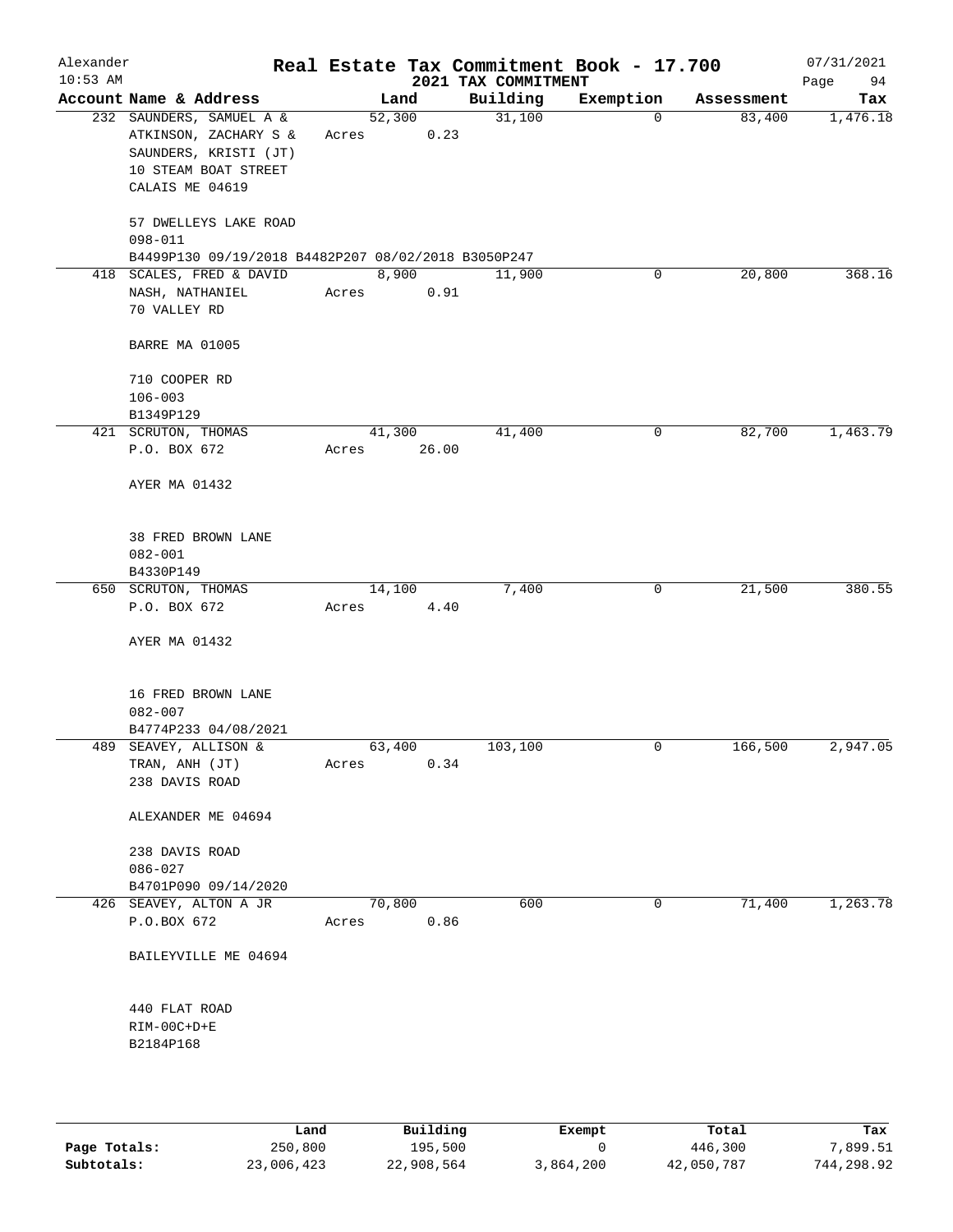Alexander
10:53 AM

# Real Estate Tax Commitment Book - 17.700

## 2021 TAX COMMITMENT

07/31/2021

| Account Name & Address | Land | Building | Exemption | Assessment | Tax |
|---|---|---|---|---|---|
| 232 SAUNDERS, SAMUEL A & ATKINSON, ZACHARY S & SAUNDERS, KRISTI (JT) 10 STEAM BOAT STREET CALAIS ME 04619<br>57 DWELLEYS LAKE ROAD<br>098-011<br>B4499P130 09/19/2018 B4482P207 08/02/2018 B3050P247 | 52,300<br>Acres 0.23 | 31,100 | 0 | 83,400 | 1,476.18 |
| 418 SCALES, FRED & DAVID NASH, NATHANIEL 70 VALLEY RD<br>BARRE MA 01005<br>710 COOPER RD<br>106-003<br>B1349P129 | 8,900<br>Acres 0.91 | 11,900 | 0 | 20,800 | 368.16 |
| 421 SCRUTON, THOMAS P.O. BOX 672<br>AYER MA 01432<br>38 FRED BROWN LANE<br>082-001<br>B4330P149 | 41,300<br>Acres 26.00 | 41,400 | 0 | 82,700 | 1,463.79 |
| 650 SCRUTON, THOMAS P.O. BOX 672<br>AYER MA 01432<br>16 FRED BROWN LANE<br>082-007<br>B4774P233 04/08/2021 | 14,100<br>Acres 4.40 | 7,400 | 0 | 21,500 | 380.55 |
| 489 SEAVEY, ALLISON & TRAN, ANH (JT) 238 DAVIS ROAD<br>ALEXANDER ME 04694<br>238 DAVIS ROAD<br>086-027<br>B4701P090 09/14/2020 | 63,400<br>Acres 0.34 | 103,100 | 0 | 166,500 | 2,947.05 |
| 426 SEAVEY, ALTON A JR P.O.BOX 672<br>BAILEYVILLE ME 04694<br>440 FLAT ROAD<br>RIM-00C+D+E<br>B2184P168 | 70,800<br>Acres 0.86 | 600 | 0 | 71,400 | 1,263.78 |

| | Land | Building | Exempt | Total | Tax |
|---|---|---|---|---|---|
| **Page Totals:** | 250,800 | 195,500 | 0 | 446,300 | 7,899.51 |
| **Subtotals:** | 23,006,423 | 22,908,564 | 3,864,200 | 42,050,787 | 744,298.92 |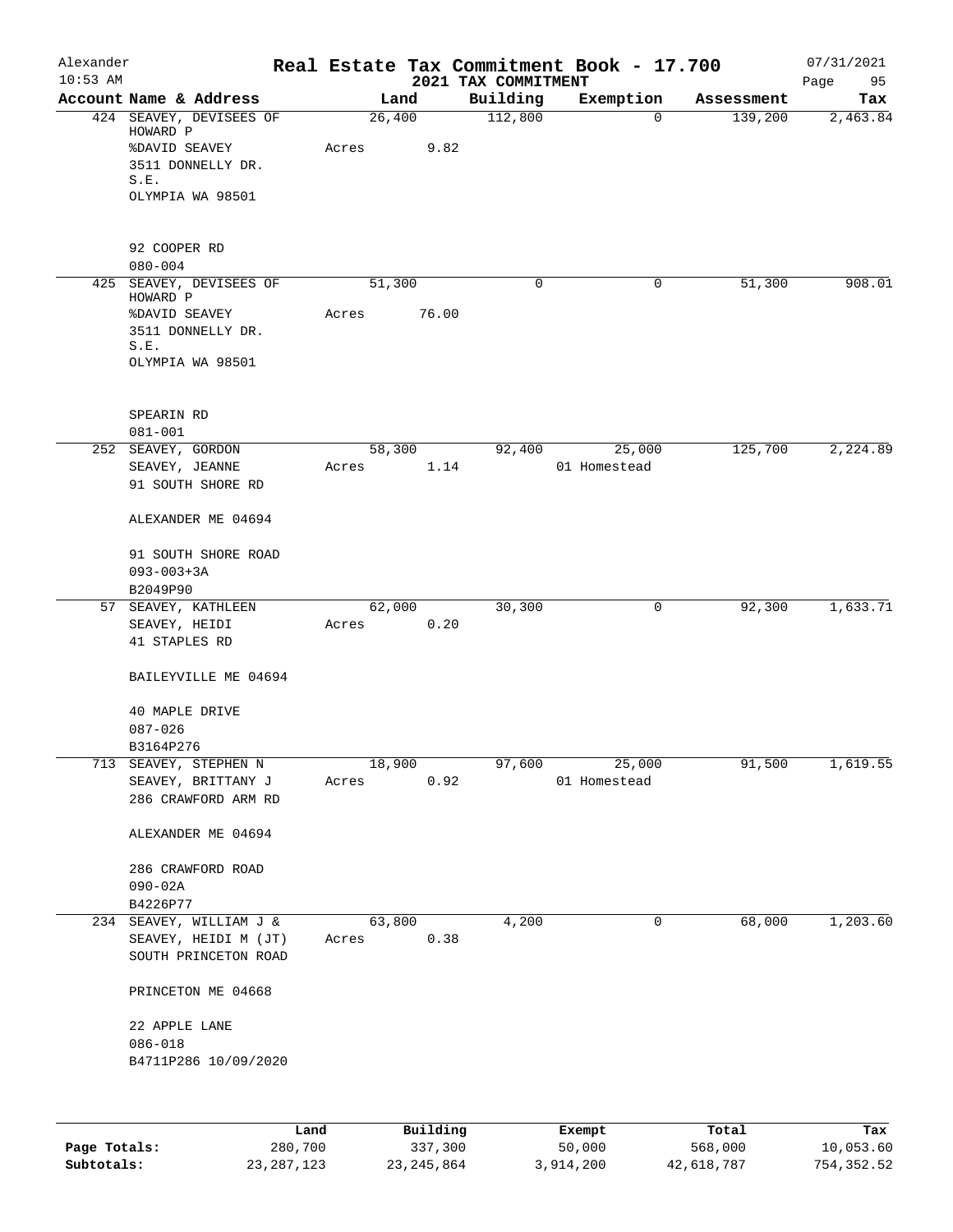# Real Estate Tax Commitment Book - 17.700

Alexander
10:53 AM

2021 TAX COMMITMENT

07/31/2021

| Account Name & Address | Land | Building | Exemption | Assessment | Tax |
|---|---|---|---|---|---|
| 424 SEAVEY, DEVISEES OF HOWARD P<br>%DAVID SEAVEY<br>3511 DONNELLY DR. S.E.<br>OLYMPIA WA 98501<br><br>92 COOPER RD<br>080-004 | 26,400<br>Acres 9.82 | 112,800 | 0 | 139,200 | 2,463.84 |
| 425 SEAVEY, DEVISEES OF HOWARD P<br>%DAVID SEAVEY<br>3511 DONNELLY DR. S.E.<br>OLYMPIA WA 98501<br><br>SPEARIN RD<br>081-001 | 51,300<br>Acres 76.00 | 0 | 0 | 51,300 | 908.01 |
| 252 SEAVEY, GORDON<br>SEAVEY, JEANNE<br>91 SOUTH SHORE RD<br><br>ALEXANDER ME 04694<br><br>91 SOUTH SHORE ROAD<br>093-003+3A<br>B2049P90 | 58,300<br>Acres 1.14 | 92,400 | 25,000<br>01 Homestead | 125,700 | 2,224.89 |
| 57 SEAVEY, KATHLEEN<br>SEAVEY, HEIDI<br>41 STAPLES RD<br><br>BAILEYVILLE ME 04694<br><br>40 MAPLE DRIVE<br>087-026<br>B3164P276 | 62,000<br>Acres 0.20 | 30,300 | 0 | 92,300 | 1,633.71 |
| 713 SEAVEY, STEPHEN N<br>SEAVEY, BRITTANY J<br>286 CRAWFORD ARM RD<br><br>ALEXANDER ME 04694<br><br>286 CRAWFORD ROAD<br>090-02A<br>B4226P77 | 18,900<br>Acres 0.92 | 97,600 | 25,000<br>01 Homestead | 91,500 | 1,619.55 |
| 234 SEAVEY, WILLIAM J &<br>SEAVEY, HEIDI M (JT)<br>SOUTH PRINCETON ROAD<br><br>PRINCETON ME 04668<br><br>22 APPLE LANE<br>086-018<br>B4711P286 10/09/2020 | 63,800<br>Acres 0.38 | 4,200 | 0 | 68,000 | 1,203.60 |

| | Land | Building | Exempt | Total | Tax |
|---|---|---|---|---|---|
| Page Totals: | 280,700 | 337,300 | 50,000 | 568,000 | 10,053.60 |
| Subtotals: | 23,287,123 | 23,245,864 | 3,914,200 | 42,618,787 | 754,352.52 |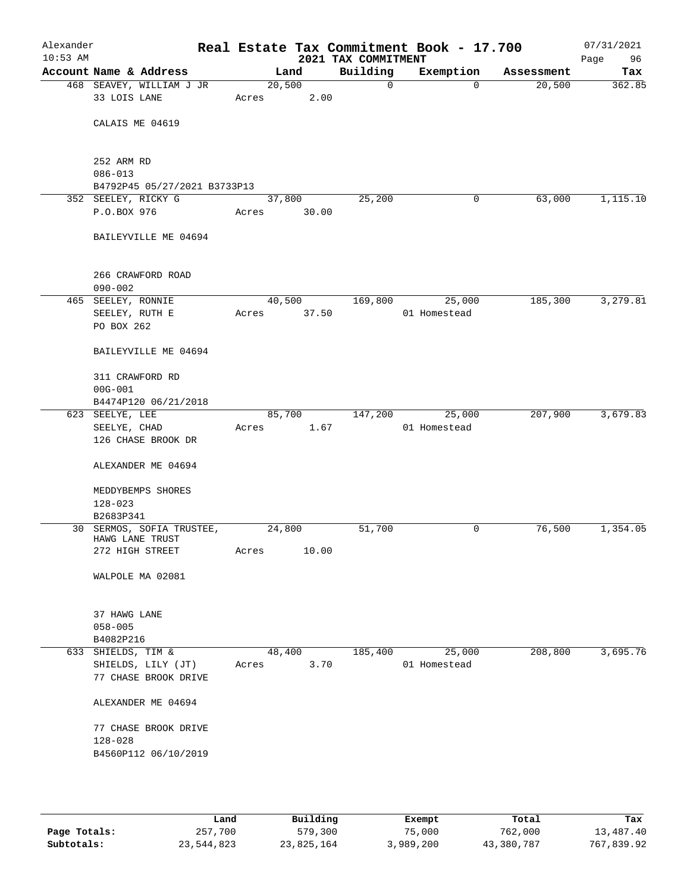# Real Estate Tax Commitment Book - 17.700

Alexander
10:53 AM

2021 TAX COMMITMENT

07/31/2021

| Account Name & Address | Land | Building | Exemption | Assessment | Tax |
|---|---|---|---|---|---|
| 468 SEAVEY, WILLIAM J JR<br>33 LOIS LANE<br><br>CALAIS ME 04619<br><br>252 ARM RD<br>086-013<br>B4792P45 05/27/2021 B3733P13 | 20,500<br>Acres 2.00 | 0 | 0 | 20,500 | 362.85 |
| 352 SEELEY, RICKY G<br>P.O.BOX 976<br><br>BAILEYVILLE ME 04694<br><br>266 CRAWFORD ROAD<br>090-002 | 37,800<br>Acres 30.00 | 25,200 | 0 | 63,000 | 1,115.10 |
| 465 SEELEY, RONNIE<br>SEELEY, RUTH E<br>PO BOX 262<br><br>BAILEYVILLE ME 04694<br><br>311 CRAWFORD RD<br>00G-001<br>B4474P120 06/21/2018 | 40,500<br>Acres 37.50 | 169,800 | 25,000<br>01 Homestead | 185,300 | 3,279.81 |
| 623 SEELYE, LEE<br>SEELYE, CHAD<br>126 CHASE BROOK DR<br><br>ALEXANDER ME 04694<br><br>MEDDYBEMPS SHORES<br>128-023<br>B2683P341 | 85,700<br>Acres 1.67 | 147,200 | 25,000<br>01 Homestead | 207,900 | 3,679.83 |
| 30 SERMOS, SOFIA TRUSTEE,<br>HAWG LANE TRUST<br>272 HIGH STREET<br><br>WALPOLE MA 02081<br><br>37 HAWG LANE<br>058-005<br>B4082P216 | 24,800<br>Acres 10.00 | 51,700 | 0 | 76,500 | 1,354.05 |
| 633 SHIELDS, TIM &<br>SHIELDS, LILY (JT)<br>77 CHASE BROOK DRIVE<br><br>ALEXANDER ME 04694<br><br>77 CHASE BROOK DRIVE<br>128-028<br>B4560P112 06/10/2019 | 48,400<br>Acres 3.70 | 185,400 | 25,000<br>01 Homestead | 208,800 | 3,695.76 |

| | Land | Building | Exempt | Total | Tax |
|---|---|---|---|---|---|
| **Page Totals:** | 257,700 | 579,300 | 75,000 | 762,000 | 13,487.40 |
| **Subtotals:** | 23,544,823 | 23,825,164 | 3,989,200 | 43,380,787 | 767,839.92 |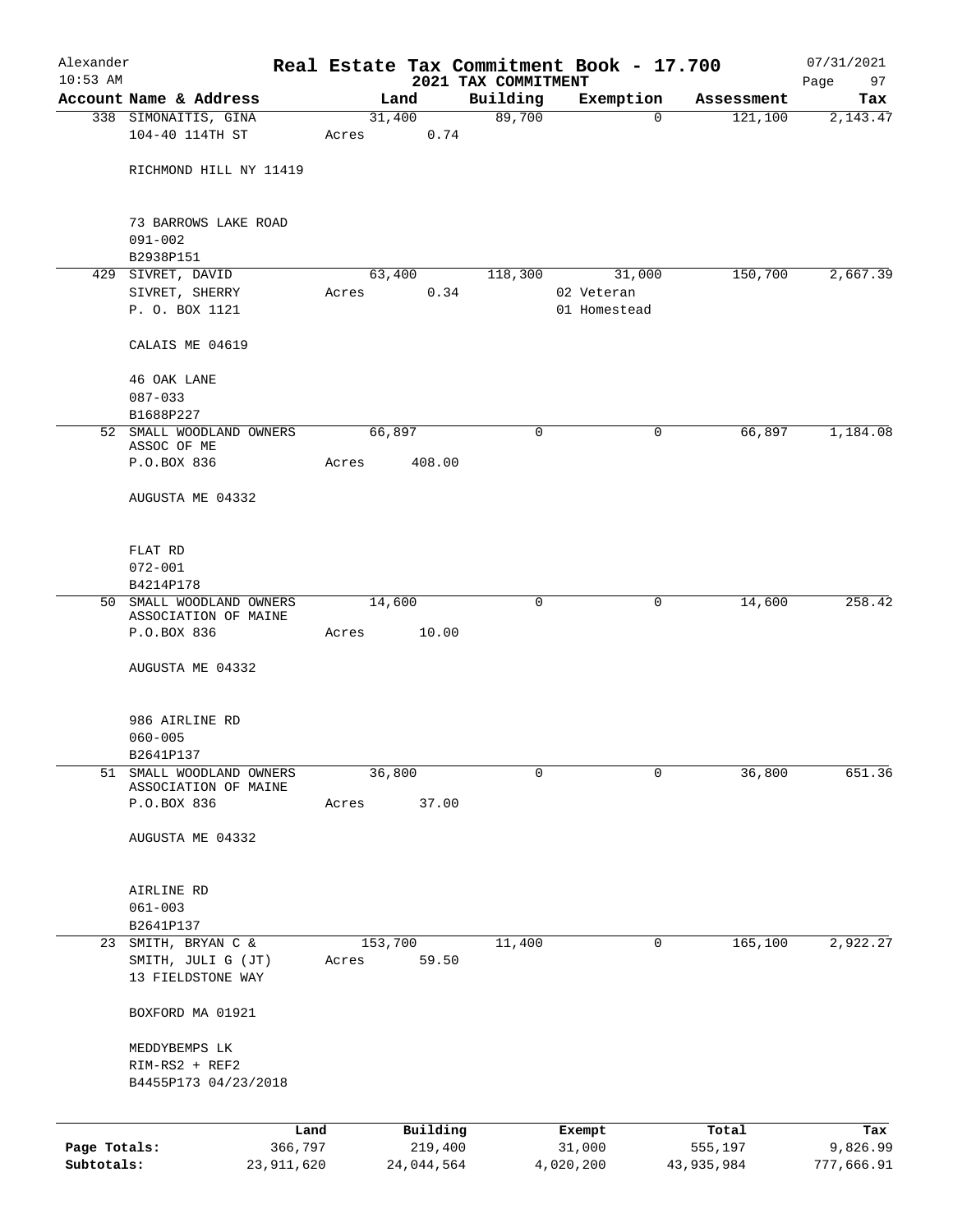# Real Estate Tax Commitment Book - 17.700

Alexander
10:53 AM

2021 TAX COMMITMENT

07/31/2021

| Account Name & Address | Land | Building | Exemption | Assessment | Tax |
|---|---|---|---|---|---|
| 338 SIMONAITIS, GINA<br>104-40 114TH ST<br><br>RICHMOND HILL NY 11419<br><br>73 BARROWS LAKE ROAD<br>091-002<br>B2938P151 | 31,400<br>Acres 0.74 | 89,700 | 0 | 121,100 | 2,143.47 |
| 429 SIVRET, DAVID<br>SIVRET, SHERRY<br>P. O. BOX 1121<br><br>CALAIS ME 04619<br><br>46 OAK LANE<br>087-033<br>B1688P227 | 63,400<br>Acres 0.34 | 118,300 | 31,000<br>02 Veteran<br>01 Homestead | 150,700 | 2,667.39 |
| 52 SMALL WOODLAND OWNERS ASSOC OF ME<br>P.O.BOX 836<br><br>AUGUSTA ME 04332<br><br>FLAT RD<br>072-001<br>B4214P178 | 66,897<br>Acres 408.00 | 0 | 0 | 66,897 | 1,184.08 |
| 50 SMALL WOODLAND OWNERS ASSOCIATION OF MAINE<br>P.O.BOX 836<br><br>AUGUSTA ME 04332<br><br>986 AIRLINE RD<br>060-005<br>B2641P137 | 14,600<br>Acres 10.00 | 0 | 0 | 14,600 | 258.42 |
| 51 SMALL WOODLAND OWNERS ASSOCIATION OF MAINE<br>P.O.BOX 836<br><br>AUGUSTA ME 04332<br><br>AIRLINE RD<br>061-003<br>B2641P137 | 36,800<br>Acres 37.00 | 0 | 0 | 36,800 | 651.36 |
| 23 SMITH, BRYAN C &<br>SMITH, JULI G (JT)<br>13 FIELDSTONE WAY<br><br>BOXFORD MA 01921<br><br>MEDDYBEMPS LK<br>RIM-RS2 + REF2<br>B4455P173 04/23/2018 | 153,700<br>Acres 59.50 | 11,400 | 0 | 165,100 | 2,922.27 |

| | Land | Building | Exempt | Total | Tax |
|---|---|---|---|---|---|
| Page Totals: | 366,797 | 219,400 | 31,000 | 555,197 | 9,826.99 |
| Subtotals: | 23,911,620 | 24,044,564 | 4,020,200 | 43,935,984 | 777,666.91 |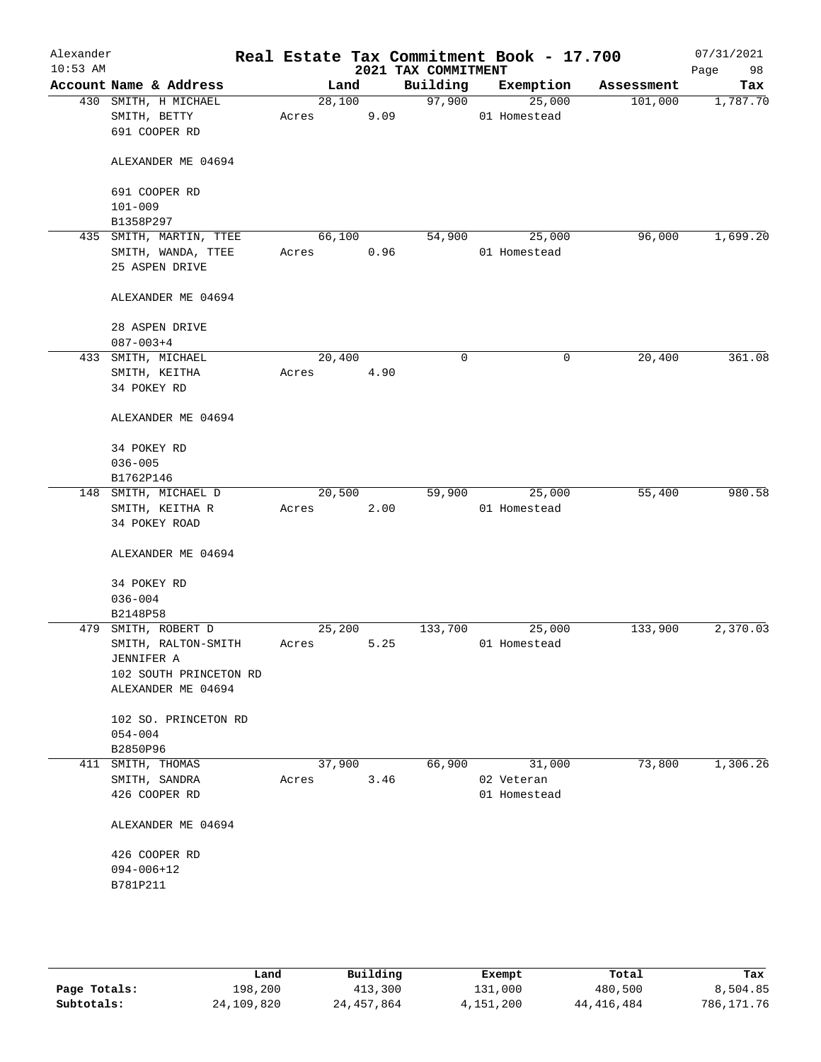Alexander
10:53 AM

# Real Estate Tax Commitment Book - 17.700

2021 TAX COMMITMENT

07/31/2021

| Account Name & Address | Land | Building | Exemption | Assessment | Tax |
|---|---|---|---|---|---|
| 430 SMITH, H MICHAEL<br>SMITH, BETTY<br>691 COOPER RD<br><br>ALEXANDER ME 04694<br><br>691 COOPER RD<br>101-009<br>B1358P297 | 28,100<br>Acres 9.09 | 97,900 | 25,000<br>01 Homestead | 101,000 | 1,787.70 |
| 435 SMITH, MARTIN, TTEE<br>SMITH, WANDA, TTEE<br>25 ASPEN DRIVE<br><br>ALEXANDER ME 04694<br><br>28 ASPEN DRIVE<br>087-003+4 | 66,100<br>Acres 0.96 | 54,900 | 25,000<br>01 Homestead | 96,000 | 1,699.20 |
| 433 SMITH, MICHAEL<br>SMITH, KEITHA<br>34 POKEY RD<br><br>ALEXANDER ME 04694<br><br>34 POKEY RD<br>036-005<br>B1762P146 | 20,400<br>Acres 4.90 | 0 | 0 | 20,400 | 361.08 |
| 148 SMITH, MICHAEL D<br>SMITH, KEITHA R<br>34 POKEY ROAD<br><br>ALEXANDER ME 04694<br><br>34 POKEY RD<br>036-004<br>B2148P58 | 20,500<br>Acres 2.00 | 59,900 | 25,000<br>01 Homestead | 55,400 | 980.58 |
| 479 SMITH, ROBERT D<br>SMITH, RALTON-SMITH<br>JENNIFER A<br>102 SOUTH PRINCETON RD<br>ALEXANDER ME 04694<br><br>102 SO. PRINCETON RD<br>054-004<br>B2850P96 | 25,200<br>Acres 5.25 | 133,700 | 25,000<br>01 Homestead | 133,900 | 2,370.03 |
| 411 SMITH, THOMAS<br>SMITH, SANDRA<br>426 COOPER RD<br><br>ALEXANDER ME 04694<br><br>426 COOPER RD<br>094-006+12<br>B781P211 | 37,900<br>Acres 3.46 | 66,900 | 31,000<br>02 Veteran<br>01 Homestead | 73,800 | 1,306.26 |

| | Land | Building | Exempt | Total | Tax |
|---|---|---|---|---|---|
| Page Totals: | 198,200 | 413,300 | 131,000 | 480,500 | 8,504.85 |
| Subtotals: | 24,109,820 | 24,457,864 | 4,151,200 | 44,416,484 | 786,171.76 |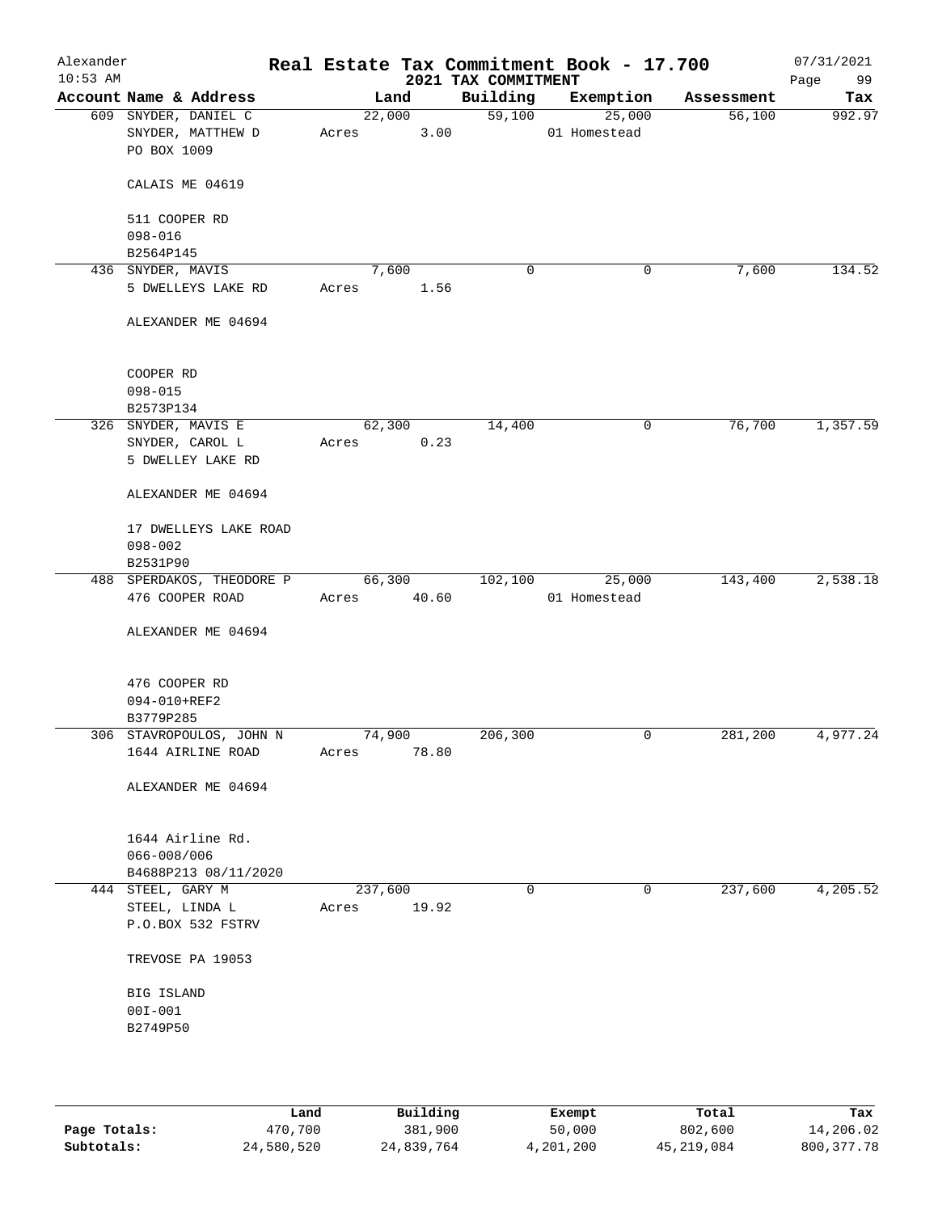Alexander 10:53 AM

# Real Estate Tax Commitment Book - 17.700

## 2021 TAX COMMITMENT

07/31/2021

| Account Name & Address | Land | Building | Exemption | Assessment | Tax |
|---|---|---|---|---|---|
| 609 SNYDER, DANIEL C<br>SNYDER, MATTHEW D<br>PO BOX 1009<br><br>CALAIS ME 04619<br><br>511 COOPER RD<br>098-016<br>B2564P145 | 22,000<br>Acres 3.00 | 59,100 | 25,000<br>01 Homestead | 56,100 | 992.97 |
| 436 SNYDER, MAVIS<br>5 DWELLEYS LAKE RD<br><br>ALEXANDER ME 04694<br><br>COOPER RD<br>098-015<br>B2573P134 | 7,600<br>Acres 1.56 | 0 | 0 | 7,600 | 134.52 |
| 326 SNYDER, MAVIS E<br>SNYDER, CAROL L<br>5 DWELLEY LAKE RD<br><br>ALEXANDER ME 04694<br><br>17 DWELLEYS LAKE ROAD<br>098-002<br>B2531P90 | 62,300<br>Acres 0.23 | 14,400 | 0 | 76,700 | 1,357.59 |
| 488 SPERDAKOS, THEODORE P<br>476 COOPER ROAD<br><br>ALEXANDER ME 04694<br><br>476 COOPER RD<br>094-010+REF2<br>B3779P285 | 66,300<br>Acres 40.60 | 102,100 | 25,000<br>01 Homestead | 143,400 | 2,538.18 |
| 306 STAVROPOULOS, JOHN N<br>1644 AIRLINE ROAD<br><br>ALEXANDER ME 04694<br><br>1644 Airline Rd.<br>066-008/006<br>B4688P213 08/11/2020 | 74,900<br>Acres 78.80 | 206,300 | 0 | 281,200 | 4,977.24 |
| 444 STEEL, GARY M<br>STEEL, LINDA L<br>P.O.BOX 532 FSTRV<br><br>TREVOSE PA 19053<br><br>BIG ISLAND<br>00I-001<br>B2749P50 | 237,600<br>Acres 19.92 | 0 | 0 | 237,600 | 4,205.52 |

| | Land | Building | Exempt | Total | Tax |
|---|---|---|---|---|---|
| Page Totals: | 470,700 | 381,900 | 50,000 | 802,600 | 14,206.02 |
| Subtotals: | 24,580,520 | 24,839,764 | 4,201,200 | 45,219,084 | 800,377.78 |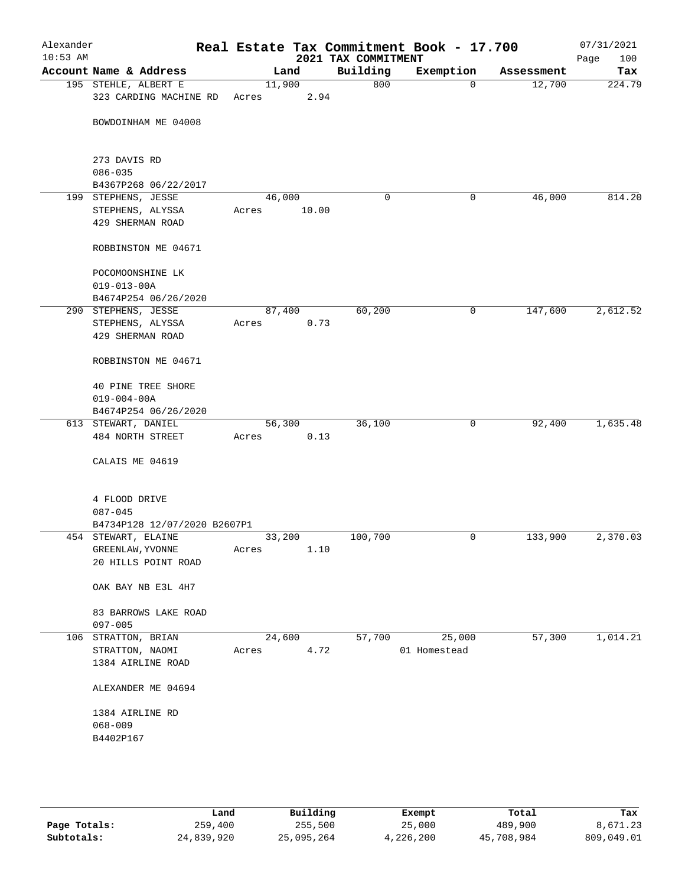Alexander 10:53 AM

# Real Estate Tax Commitment Book - 17.700

## 2021 TAX COMMITMENT

07/31/2021

| Account Name & Address | Land | Building | Exemption | Assessment | Tax |
|---|---|---|---|---|---|
| 195 STEHLE, ALBERT E<br>323 CARDING MACHINE RD<br><br>BOWDOINHAM ME 04008<br><br>273 DAVIS RD<br>086-035<br>B4367P268 06/22/2017 | 11,900<br>Acres 2.94 | 800 | 0 | 12,700 | 224.79 |
| 199 STEPHENS, JESSE<br>STEPHENS, ALYSSA<br>429 SHERMAN ROAD<br><br>ROBBINSTON ME 04671<br><br>POCOMOONSHINE LK<br>019-013-00A<br>B4674P254 06/26/2020 | 46,000<br>Acres 10.00 | 0 | 0 | 46,000 | 814.20 |
| 290 STEPHENS, JESSE<br>STEPHENS, ALYSSA<br>429 SHERMAN ROAD<br><br>ROBBINSTON ME 04671<br><br>40 PINE TREE SHORE<br>019-004-00A<br>B4674P254 06/26/2020 | 87,400<br>Acres 0.73 | 60,200 | 0 | 147,600 | 2,612.52 |
| 613 STEWART, DANIEL<br>484 NORTH STREET<br><br>CALAIS ME 04619<br><br>4 FLOOD DRIVE<br>087-045<br>B4734P128 12/07/2020 B2607P1 | 56,300<br>Acres 0.13 | 36,100 | 0 | 92,400 | 1,635.48 |
| 454 STEWART, ELAINE<br>GREENLAW, YVONNE<br>20 HILLS POINT ROAD<br><br>OAK BAY NB E3L 4H7<br><br>83 BARROWS LAKE ROAD<br>097-005 | 33,200<br>Acres 1.10 | 100,700 | 0 | 133,900 | 2,370.03 |
| 106 STRATTON, BRIAN<br>STRATTON, NAOMI<br>1384 AIRLINE ROAD<br><br>ALEXANDER ME 04694<br><br>1384 AIRLINE RD<br>068-009<br>B4402P167 | 24,600<br>Acres 4.72 | 57,700 | 25,000<br>01 Homestead | 57,300 | 1,014.21 |

| | Land | Building | Exempt | Total | Tax |
|---|---|---|---|---|---|
| Page Totals: | 259,400 | 255,500 | 25,000 | 489,900 | 8,671.23 |
| Subtotals: | 24,839,920 | 25,095,264 | 4,226,200 | 45,708,984 | 809,049.01 |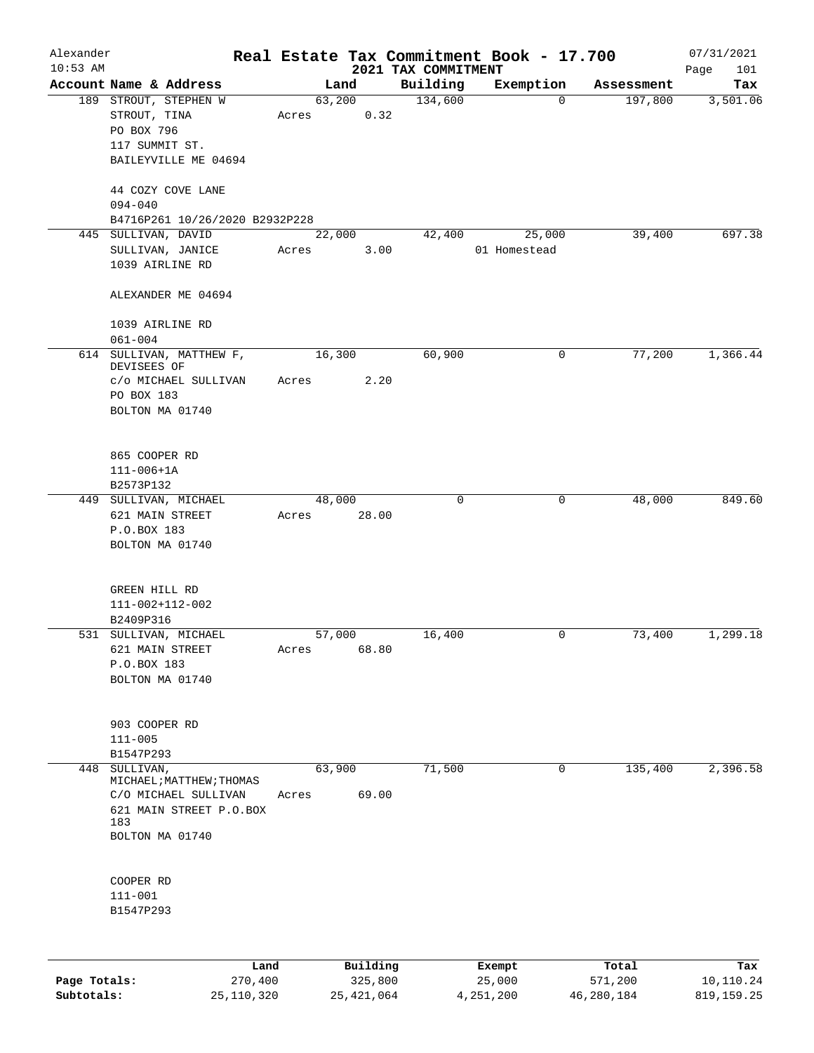# Real Estate Tax Commitment Book - 17.700

Alexander
10:53 AM

2021 TAX COMMITMENT

07/31/2021

| Account Name & Address | Land | Building | Exemption | Assessment | Tax |
|---|---|---|---|---|---|
| 189 STROUT, STEPHEN W<br>STROUT, TINA<br>PO BOX 796<br>117 SUMMIT ST.<br>BAILEYVILLE ME 04694<br><br>44 COZY COVE LANE<br>094-040<br>B4716P261 10/26/2020 B2932P228 | 63,200<br>Acres 0.32 | 134,600 | 0 | 197,800 | 3,501.06 |
| 445 SULLIVAN, DAVID<br>SULLIVAN, JANICE<br>1039 AIRLINE RD<br><br>ALEXANDER ME 04694<br><br>1039 AIRLINE RD<br>061-004 | 22,000<br>Acres 3.00 | 42,400 | 25,000<br>01 Homestead | 39,400 | 697.38 |
| 614 SULLIVAN, MATTHEW F, DEVISEES OF<br>c/o MICHAEL SULLIVAN<br>PO BOX 183<br>BOLTON MA 01740<br><br>865 COOPER RD<br>111-006+1A<br>B2573P132 | 16,300<br>Acres 2.20 | 60,900 | 0 | 77,200 | 1,366.44 |
| 449 SULLIVAN, MICHAEL<br>621 MAIN STREET<br>P.O.BOX 183<br>BOLTON MA 01740<br><br>GREEN HILL RD<br>111-002+112-002<br>B2409P316 | 48,000<br>Acres 28.00 | 0 | 0 | 48,000 | 849.60 |
| 531 SULLIVAN, MICHAEL<br>621 MAIN STREET<br>P.O.BOX 183<br>BOLTON MA 01740<br><br>903 COOPER RD<br>111-005<br>B1547P293 | 57,000<br>Acres 68.80 | 16,400 | 0 | 73,400 | 1,299.18 |
| 448 SULLIVAN, MICHAEL;MATTHEW;THOMAS<br>C/O MICHAEL SULLIVAN<br>621 MAIN STREET P.O.BOX 183<br>BOLTON MA 01740<br><br>COOPER RD<br>111-001<br>B1547P293 | 63,900<br>Acres 69.00 | 71,500 | 0 | 135,400 | 2,396.58 |

| | Land | Building | Exempt | Total | Tax |
|---|---|---|---|---|---|
| **Page Totals:** | 270,400 | 325,800 | 25,000 | 571,200 | 10,110.24 |
| **Subtotals:** | 25,110,320 | 25,421,064 | 4,251,200 | 46,280,184 | 819,159.25 |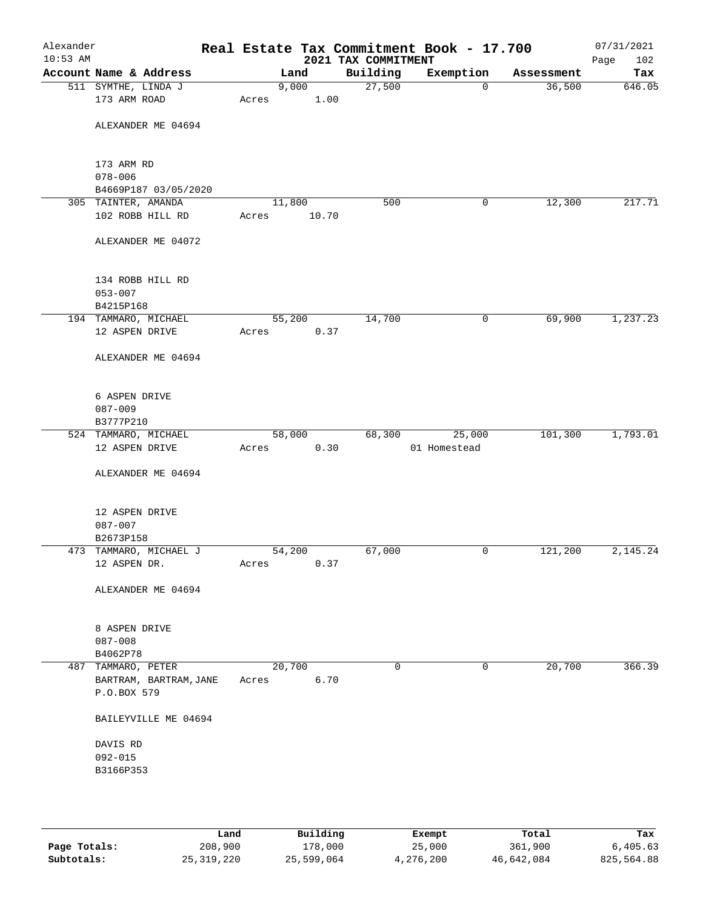Alexander 10:53 AM

# Real Estate Tax Commitment Book - 17.700

2021 TAX COMMITMENT

07/31/2021

| Account Name & Address | Land | Building | Exemption | Assessment | Tax |
|---|---|---|---|---|---|
| 511 SYMTHE, LINDA J<br>173 ARM ROAD<br><br>ALEXANDER ME 04694<br><br>173 ARM RD<br>078-006<br>B4669P187 03/05/2020 | 9,000<br>Acres 1.00 | 27,500 | 0 | 36,500 | 646.05 |
| 305 TAINTER, AMANDA<br>102 ROBB HILL RD<br><br>ALEXANDER ME 04072<br><br>134 ROBB HILL RD<br>053-007<br>B4215P168 | 11,800<br>Acres 10.70 | 500 | 0 | 12,300 | 217.71 |
| 194 TAMMARO, MICHAEL<br>12 ASPEN DRIVE<br><br>ALEXANDER ME 04694<br><br>6 ASPEN DRIVE<br>087-009<br>B3777P210 | 55,200<br>Acres 0.37 | 14,700 | 0 | 69,900 | 1,237.23 |
| 524 TAMMARO, MICHAEL<br>12 ASPEN DRIVE<br><br>ALEXANDER ME 04694<br><br>12 ASPEN DRIVE<br>087-007<br>B2673P158 | 58,000<br>Acres 0.30 | 68,300 | 25,000<br>01 Homestead | 101,300 | 1,793.01 |
| 473 TAMMARO, MICHAEL J<br>12 ASPEN DR.<br><br>ALEXANDER ME 04694<br><br>8 ASPEN DRIVE<br>087-008<br>B4062P78 | 54,200<br>Acres 0.37 | 67,000 | 0 | 121,200 | 2,145.24 |
| 487 TAMMARO, PETER<br>BARTRAM, BARTRAM, JANE<br>P.O.BOX 579<br><br>BAILEYVILLE ME 04694<br><br>DAVIS RD<br>092-015<br>B3166P353 | 20,700<br>Acres 6.70 | 0 | 0 | 20,700 | 366.39 |

| | Land | Building | Exempt | Total | Tax |
|---|---|---|---|---|---|
| **Page Totals:** | 208,900 | 178,000 | 25,000 | 361,900 | 6,405.63 |
| **Subtotals:** | 25,319,220 | 25,599,064 | 4,276,200 | 46,642,084 | 825,564.88 |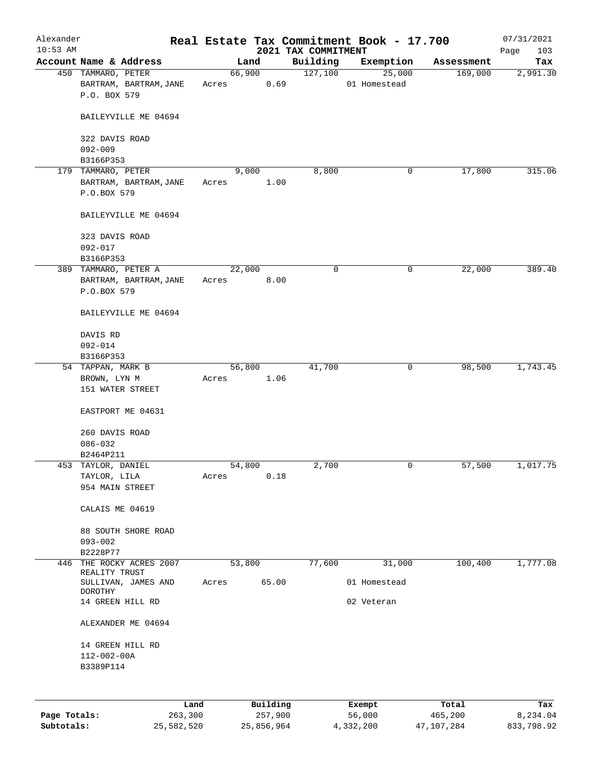# Real Estate Tax Commitment Book - 17.700

Alexander
10:53 AM

2021 TAX COMMITMENT

07/31/2021

| Account Name & Address | Land | Building | Exemption | Assessment | Tax |
|---|---|---|---|---|---|
| 450 TAMMARO, PETER<br>BARTRAM, BARTRAM,JANE<br>P.O. BOX 579<br><br>BAILEYVILLE ME 04694<br><br>322 DAVIS ROAD<br>092-009<br>B3166P353 | 66,900<br>Acres 0.69 | 127,100 | 25,000<br>01 Homestead | 169,000 | 2,991.30 |
| 179 TAMMARO, PETER<br>BARTRAM, BARTRAM,JANE<br>P.O.BOX 579<br><br>BAILEYVILLE ME 04694<br><br>323 DAVIS ROAD<br>092-017<br>B3166P353 | 9,000<br>Acres 1.00 | 8,800 | 0 | 17,800 | 315.06 |
| 389 TAMMARO, PETER A<br>BARTRAM, BARTRAM,JANE<br>P.O.BOX 579<br><br>BAILEYVILLE ME 04694<br><br>DAVIS RD<br>092-014<br>B3166P353 | 22,000<br>Acres 8.00 | 0 | 0 | 22,000 | 389.40 |
| 54 TAPPAN, MARK B<br>BROWN, LYN M<br>151 WATER STREET<br><br>EASTPORT ME 04631<br><br>260 DAVIS ROAD<br>086-032<br>B2464P211 | 56,800<br>Acres 1.06 | 41,700 | 0 | 98,500 | 1,743.45 |
| 453 TAYLOR, DANIEL<br>TAYLOR, LILA<br>954 MAIN STREET<br><br>CALAIS ME 04619<br><br>88 SOUTH SHORE ROAD<br>093-002<br>B2228P77 | 54,800<br>Acres 0.18 | 2,700 | 0 | 57,500 | 1,017.75 |
| 446 THE ROCKY ACRES 2007 REALITY TRUST<br>SULLIVAN, JAMES AND DOROTHY<br>14 GREEN HILL RD<br><br>ALEXANDER ME 04694<br><br>14 GREEN HILL RD<br>112-002-00A<br>B3389P114 | 53,800<br>Acres 65.00 | 77,600 | 31,000<br>01 Homestead<br>02 Veteran | 100,400 | 1,777.08 |

| | Land | Building | Exempt | Total | Tax |
|---|---|---|---|---|---|
| Page Totals: | 263,300 | 257,900 | 56,000 | 465,200 | 8,234.04 |
| Subtotals: | 25,582,520 | 25,856,964 | 4,332,200 | 47,107,284 | 833,798.92 |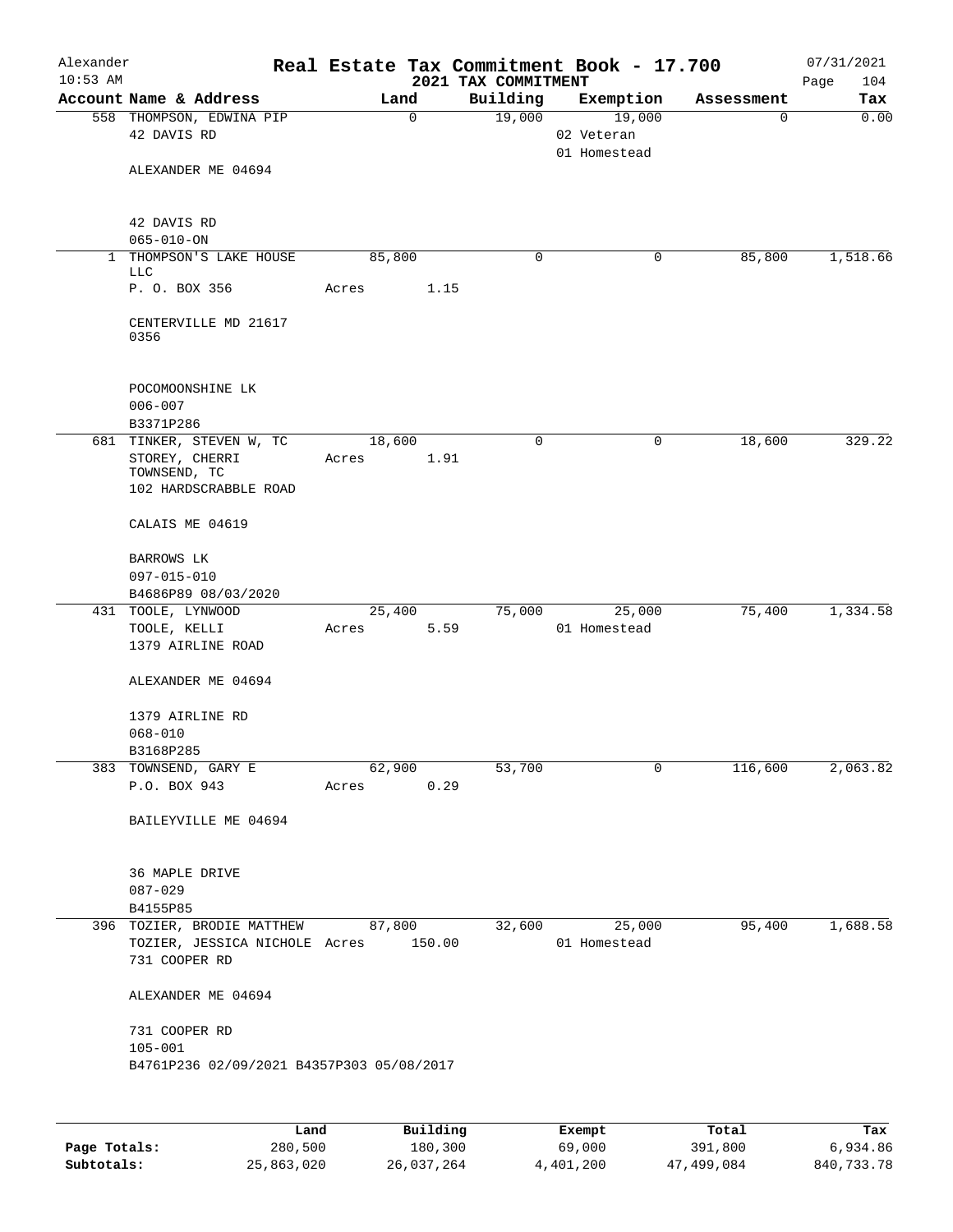# Real Estate Tax Commitment Book - 17.700

Alexander
10:53 AM

2021 TAX COMMITMENT

07/31/2021
Page 104

| Account Name & Address | Land | Building | Exemption | Assessment | Tax |
|---|---|---|---|---|---|
| 558 THOMPSON, EDWINA PIP<br>42 DAVIS RD<br><br>ALEXANDER ME 04694<br><br>42 DAVIS RD<br>065-010-ON | 0 | 19,000 | 19,000<br>02 Veteran<br>01 Homestead | 0 | 0.00 |
| 1 THOMPSON'S LAKE HOUSE LLC<br>P. O. BOX 356<br><br>CENTERVILLE MD 21617 0356<br><br>POCOMOONSHINE LK<br>006-007<br>B3371P286 | 85,800<br>Acres 1.15 | 0 | 0 | 85,800 | 1,518.66 |
| 681 TINKER, STEVEN W, TC<br>STOREY, CHERRI<br>TOWNSEND, TC<br>102 HARDSCRABBLE ROAD<br><br>CALAIS ME 04619<br><br>BARROWS LK<br>097-015-010<br>B4686P89 08/03/2020 | 18,600<br>Acres 1.91 | 0 | 0 | 18,600 | 329.22 |
| 431 TOOLE, LYNWOOD<br>TOOLE, KELLI<br>1379 AIRLINE ROAD<br><br>ALEXANDER ME 04694<br><br>1379 AIRLINE RD<br>068-010<br>B3168P285 | 25,400<br>Acres 5.59 | 75,000 | 25,000<br>01 Homestead | 75,400 | 1,334.58 |
| 383 TOWNSEND, GARY E<br>P.O. BOX 943<br><br>BAILEYVILLE ME 04694<br><br>36 MAPLE DRIVE<br>087-029<br>B4155P85 | 62,900<br>Acres 0.29 | 53,700 | 0 | 116,600 | 2,063.82 |
| 396 TOZIER, BRODIE MATTHEW<br>TOZIER, JESSICA NICHOLE<br>731 COOPER RD<br><br>ALEXANDER ME 04694<br><br>731 COOPER RD<br>105-001<br>B4761P236 02/09/2021 B4357P303 05/08/2017 | 87,800<br>Acres 150.00 | 32,600 | 25,000<br>01 Homestead | 95,400 | 1,688.58 |

| | Land | Building | Exempt | Total | Tax |
|---|---|---|---|---|---|
| Page Totals: | 280,500 | 180,300 | 69,000 | 391,800 | 6,934.86 |
| Subtotals: | 25,863,020 | 26,037,264 | 4,401,200 | 47,499,084 | 840,733.78 |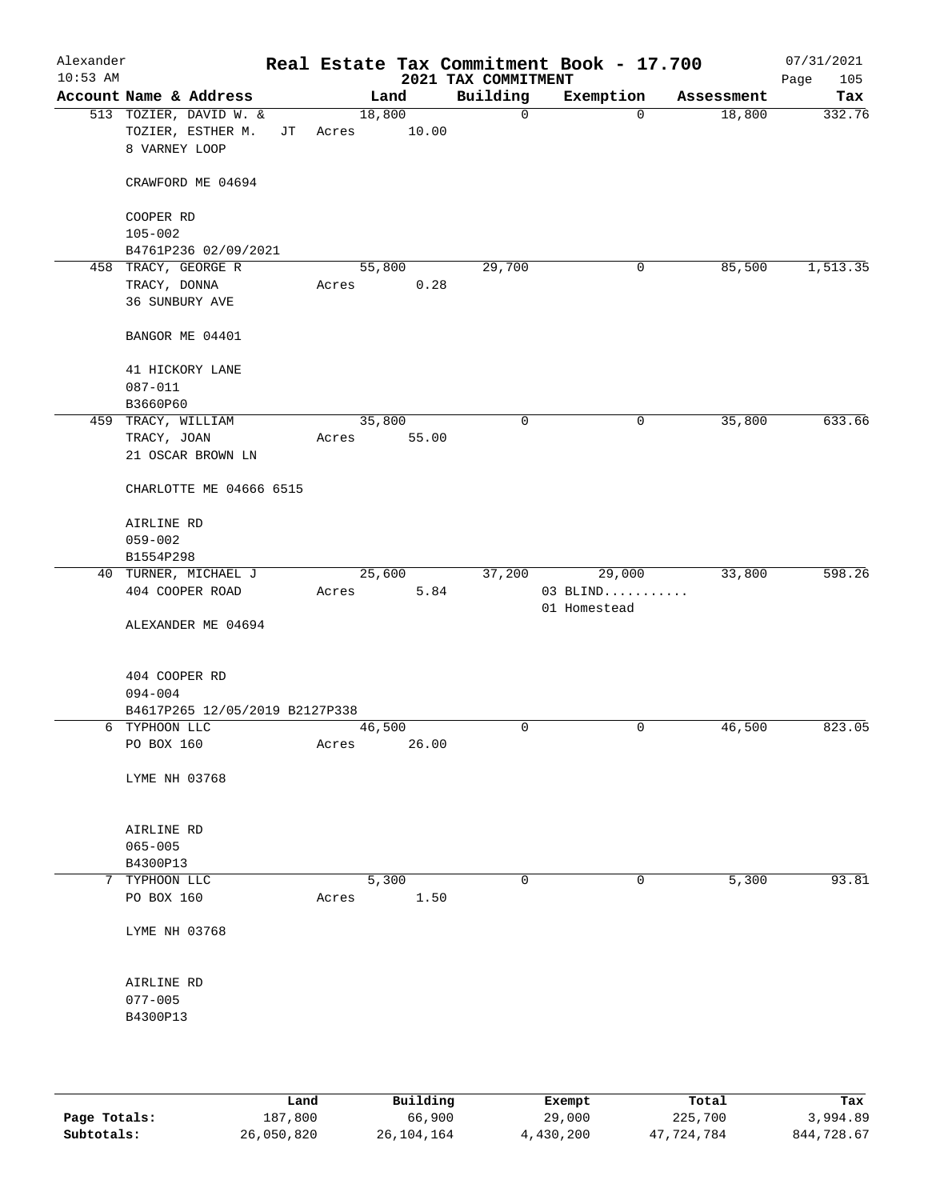Alexander 10:53 AM

# Real Estate Tax Commitment Book - 17.700

## 2021 TAX COMMITMENT

07/31/2021 Page 105

| Account Name & Address | Land | Building | Exemption | Assessment | Tax |
|---|---|---|---|---|---|
| 513 TOZIER, DAVID W. & TOZIER, ESTHER M. JT 8 VARNEY LOOP CRAWFORD ME 04694 COOPER RD 105-002 B4761P236 02/09/2021 | 18,800 Acres 10.00 | 0 | 0 | 18,800 | 332.76 |
| 458 TRACY, GEORGE R TRACY, DONNA 36 SUNBURY AVE BANGOR ME 04401 41 HICKORY LANE 087-011 B3660P60 | 55,800 Acres 0.28 | 29,700 | 0 | 85,500 | 1,513.35 |
| 459 TRACY, WILLIAM TRACY, JOAN 21 OSCAR BROWN LN CHARLOTTE ME 04666 6515 AIRLINE RD 059-002 B1554P298 | 35,800 Acres 55.00 | 0 | 0 | 35,800 | 633.66 |
| 40 TURNER, MICHAEL J 404 COOPER ROAD ALEXANDER ME 04694 404 COOPER RD 094-004 B4617P265 12/05/2019 B2127P338 | 25,600 Acres 5.84 | 37,200 | 29,000 03 BLIND........... 01 Homestead | 33,800 | 598.26 |
| 6 TYPHOON LLC PO BOX 160 LYME NH 03768 AIRLINE RD 065-005 B4300P13 | 46,500 Acres 26.00 | 0 | 0 | 46,500 | 823.05 |
| 7 TYPHOON LLC PO BOX 160 LYME NH 03768 AIRLINE RD 077-005 B4300P13 | 5,300 Acres 1.50 | 0 | 0 | 5,300 | 93.81 |

| | Land | Building | Exempt | Total | Tax |
|---|---|---|---|---|---|
| Page Totals: | 187,800 | 66,900 | 29,000 | 225,700 | 3,994.89 |
| Subtotals: | 26,050,820 | 26,104,164 | 4,430,200 | 47,724,784 | 844,728.67 |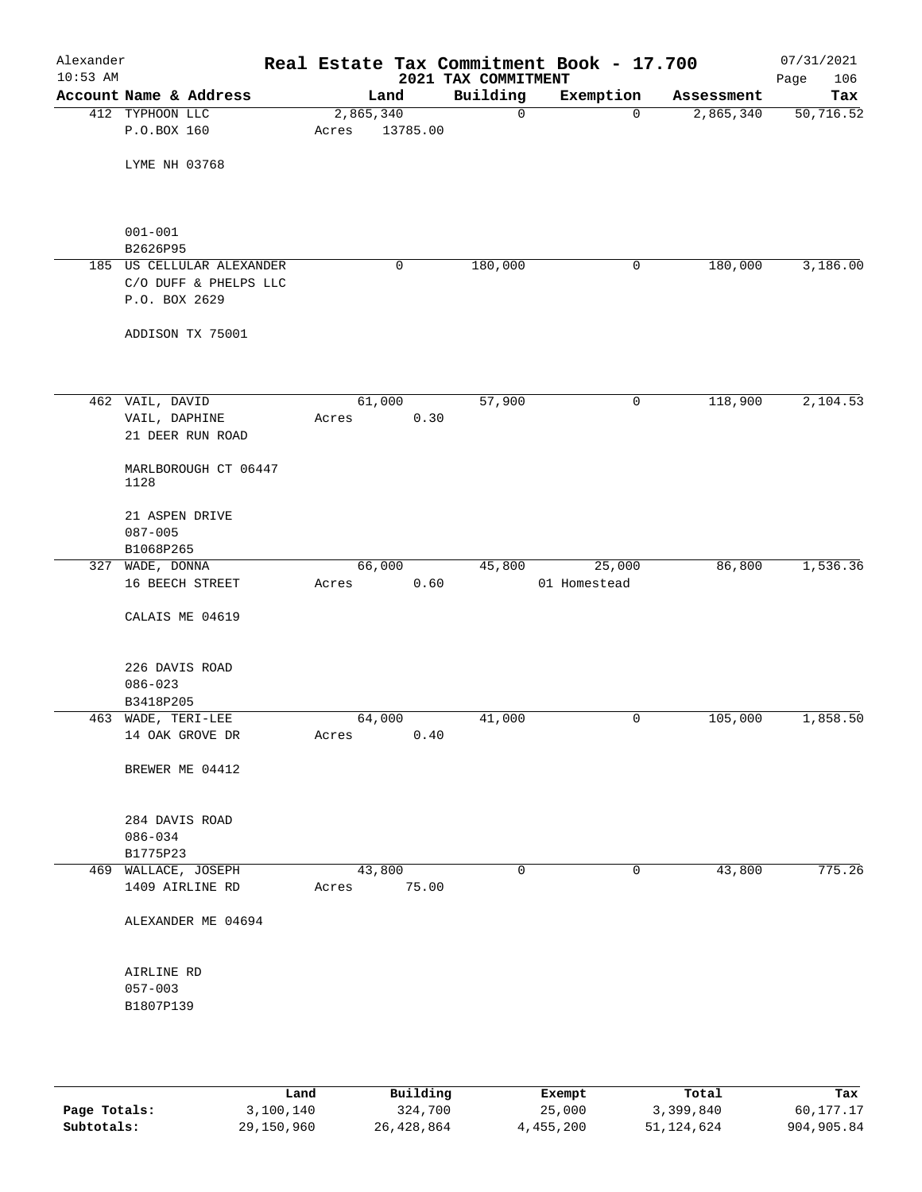Alexander 10:53 AM

# Real Estate Tax Commitment Book - 17.700

## 2021 TAX COMMITMENT

07/31/2021

| Account | Name & Address | Land | Building | Exemption | Assessment | Tax |
|---|---|---|---|---|---|---|
| 412 | TYPHOON LLC<br>P.O.BOX 160<br><br>LYME NH 03768<br><br>001-001<br>B2626P95 | 2,865,340<br>Acres 13785.00 | 0 | 0 | 2,865,340 | 50,716.52 |
| 185 | US CELLULAR ALEXANDER<br>C/O DUFF & PHELPS LLC<br>P.O. BOX 2629<br><br>ADDISON TX 75001 | 0 | 180,000 | 0 | 180,000 | 3,186.00 |
| 462 | VAIL, DAVID<br>VAIL, DAPHINE<br>21 DEER RUN ROAD<br><br>MARLBOROUGH CT 06447 1128<br><br>21 ASPEN DRIVE<br>087-005<br>B1068P265 | 61,000<br>Acres 0.30 | 57,900 | 0 | 118,900 | 2,104.53 |
| 327 | WADE, DONNA<br>16 BEECH STREET<br><br>CALAIS ME 04619<br><br>226 DAVIS ROAD<br>086-023<br>B3418P205 | 66,000<br>Acres 0.60 | 45,800 | 25,000<br>01 Homestead | 86,800 | 1,536.36 |
| 463 | WADE, TERI-LEE<br>14 OAK GROVE DR<br><br>BREWER ME 04412<br><br>284 DAVIS ROAD<br>086-034<br>B1775P23 | 64,000<br>Acres 0.40 | 41,000 | 0 | 105,000 | 1,858.50 |
| 469 | WALLACE, JOSEPH<br>1409 AIRLINE RD<br><br>ALEXANDER ME 04694<br><br>AIRLINE RD<br>057-003<br>B1807P139 | 43,800<br>Acres 75.00 | 0 | 0 | 43,800 | 775.26 |

| | Land | Building | Exempt | Total | Tax |
|---|---|---|---|---|---|
| **Page Totals:** | 3,100,140 | 324,700 | 25,000 | 3,399,840 | 60,177.17 |
| **Subtotals:** | 29,150,960 | 26,428,864 | 4,455,200 | 51,124,624 | 904,905.84 |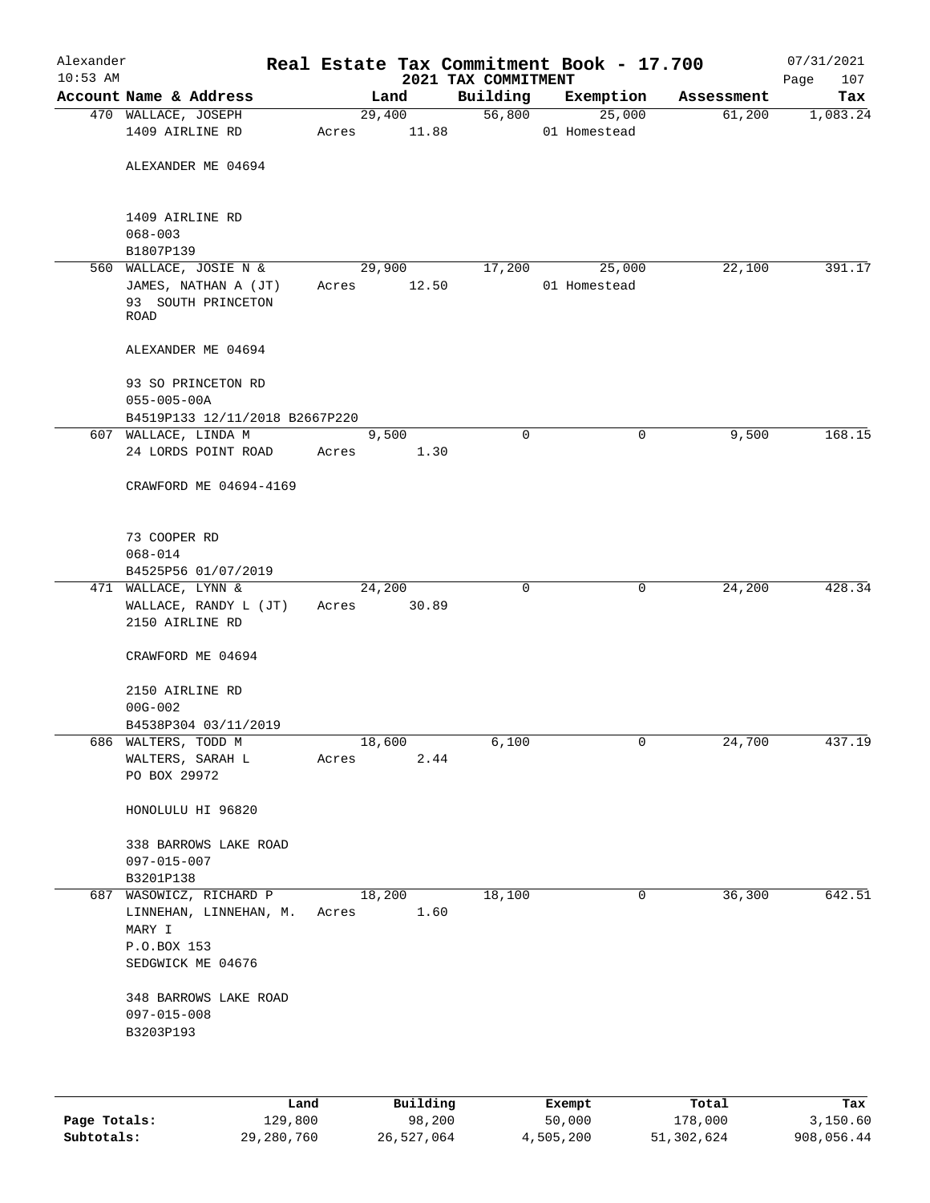# Real Estate Tax Commitment Book - 17.700

Alexander
10:53 AM

2021 TAX COMMITMENT

07/31/2021

| Account Name & Address | Land | Building | Exemption | Assessment | Tax |
|---|---|---|---|---|---|
| 470 WALLACE, JOSEPH<br>1409 AIRLINE RD<br><br>ALEXANDER ME 04694<br><br>1409 AIRLINE RD<br>068-003<br>B1807P139 | 29,400<br>Acres 11.88 | 56,800 | 25,000<br>01 Homestead | 61,200 | 1,083.24 |
| 560 WALLACE, JOSIE N &<br>JAMES, NATHAN A (JT)<br>93 SOUTH PRINCETON ROAD<br><br>ALEXANDER ME 04694<br><br>93 SO PRINCETON RD<br>055-005-00A<br>B4519P133 12/11/2018 B2667P220 | 29,900<br>Acres 12.50 | 17,200 | 25,000<br>01 Homestead | 22,100 | 391.17 |
| 607 WALLACE, LINDA M<br>24 LORDS POINT ROAD<br><br>CRAWFORD ME 04694-4169<br><br>73 COOPER RD<br>068-014<br>B4525P56 01/07/2019 | 9,500<br>Acres 1.30 | 0 | 0 | 9,500 | 168.15 |
| 471 WALLACE, LYNN &<br>WALLACE, RANDY L (JT)<br>2150 AIRLINE RD<br><br>CRAWFORD ME 04694<br><br>2150 AIRLINE RD<br>00G-002<br>B4538P304 03/11/2019 | 24,200<br>Acres 30.89 | 0 | 0 | 24,200 | 428.34 |
| 686 WALTERS, TODD M<br>WALTERS, SARAH L<br>PO BOX 29972<br><br>HONOLULU HI 96820<br><br>338 BARROWS LAKE ROAD<br>097-015-007<br>B3201P138 | 18,600<br>Acres 2.44 | 6,100 | 0 | 24,700 | 437.19 |
| 687 WASOWICZ, RICHARD P<br>LINNEHAN, LINNEHAN, M. MARY I<br>P.O.BOX 153<br>SEDGWICK ME 04676<br><br>348 BARROWS LAKE ROAD<br>097-015-008<br>B3203P193 | 18,200<br>Acres 1.60 | 18,100 | 0 | 36,300 | 642.51 |

| | Land | Building | Exempt | Total | Tax |
|---|---|---|---|---|---|
| Page Totals: | 129,800 | 98,200 | 50,000 | 178,000 | 3,150.60 |
| Subtotals: | 29,280,760 | 26,527,064 | 4,505,200 | 51,302,624 | 908,056.44 |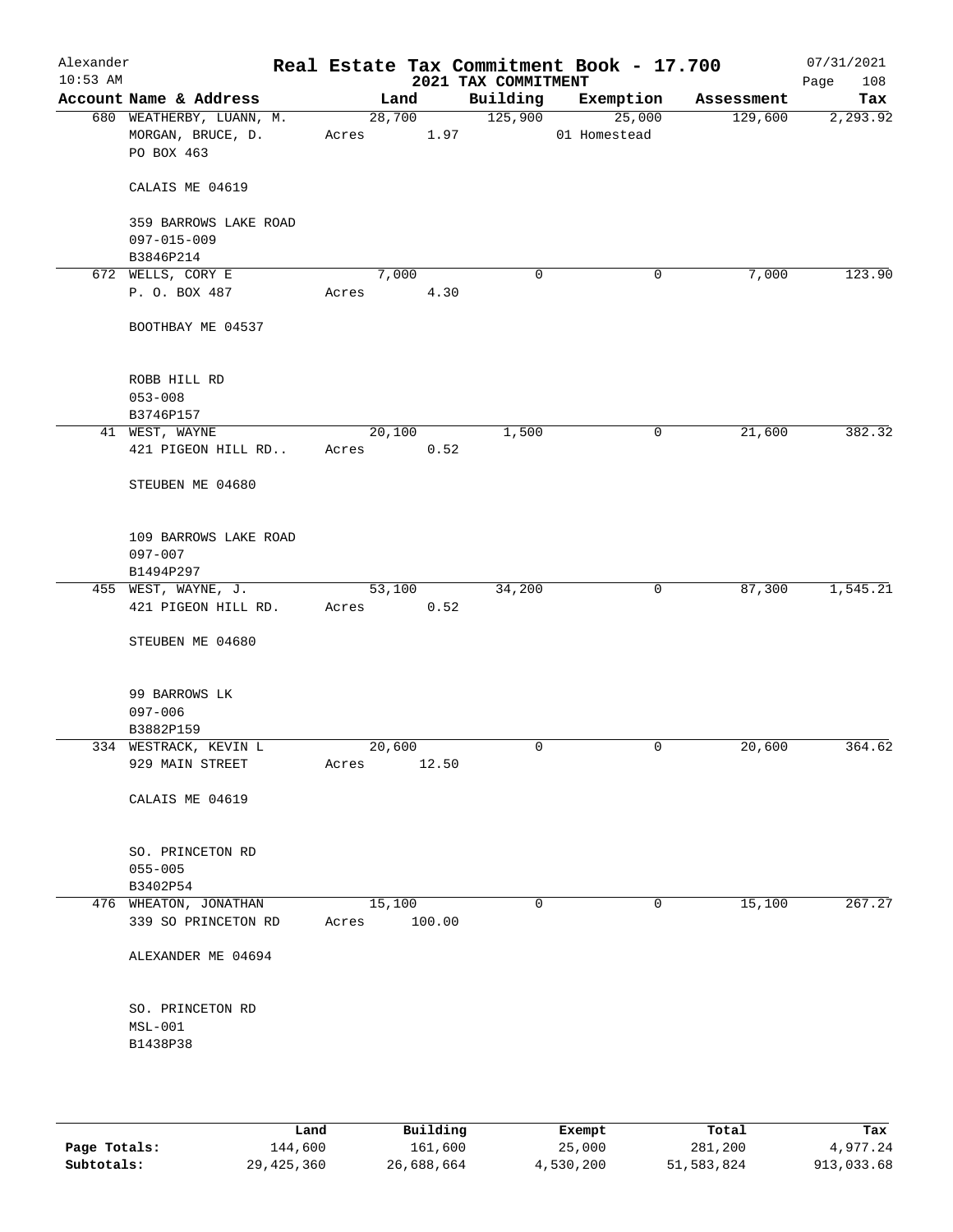# Real Estate Tax Commitment Book - 17.700

Alexander 10:53 AM — 2021 TAX COMMITMENT — 07/31/2021 Page 108

| Account Name & Address | Land | Building | Exemption | Assessment | Tax |
|---|---|---|---|---|---|
| 680 WEATHERBY, LUANN, M.<br>MORGAN, BRUCE, D.<br>PO BOX 463<br><br>CALAIS ME 04619<br><br>359 BARROWS LAKE ROAD<br>097-015-009<br>B3846P214 | 28,700<br>Acres 1.97 | 125,900 | 25,000<br>01 Homestead | 129,600 | 2,293.92 |
| 672 WELLS, CORY E<br>P. O. BOX 487<br><br>BOOTHBAY ME 04537<br><br>ROBB HILL RD<br>053-008<br>B3746P157 | 7,000<br>Acres 4.30 | 0 | 0 | 7,000 | 123.90 |
| 41 WEST, WAYNE<br>421 PIGEON HILL RD..<br><br>STEUBEN ME 04680<br><br>109 BARROWS LAKE ROAD<br>097-007<br>B1494P297 | 20,100<br>Acres 0.52 | 1,500 | 0 | 21,600 | 382.32 |
| 455 WEST, WAYNE, J.<br>421 PIGEON HILL RD.<br><br>STEUBEN ME 04680<br><br>99 BARROWS LK<br>097-006<br>B3882P159 | 53,100<br>Acres 0.52 | 34,200 | 0 | 87,300 | 1,545.21 |
| 334 WESTRACK, KEVIN L<br>929 MAIN STREET<br><br>CALAIS ME 04619<br><br>SO. PRINCETON RD<br>055-005<br>B3402P54 | 20,600<br>Acres 12.50 | 0 | 0 | 20,600 | 364.62 |
| 476 WHEATON, JONATHAN<br>339 SO PRINCETON RD<br><br>ALEXANDER ME 04694<br><br>SO. PRINCETON RD<br>MSL-001<br>B1438P38 | 15,100<br>Acres 100.00 | 0 | 0 | 15,100 | 267.27 |

| | Land | Building | Exempt | Total | Tax |
|---|---|---|---|---|---|
| Page Totals: | 144,600 | 161,600 | 25,000 | 281,200 | 4,977.24 |
| Subtotals: | 29,425,360 | 26,688,664 | 4,530,200 | 51,583,824 | 913,033.68 |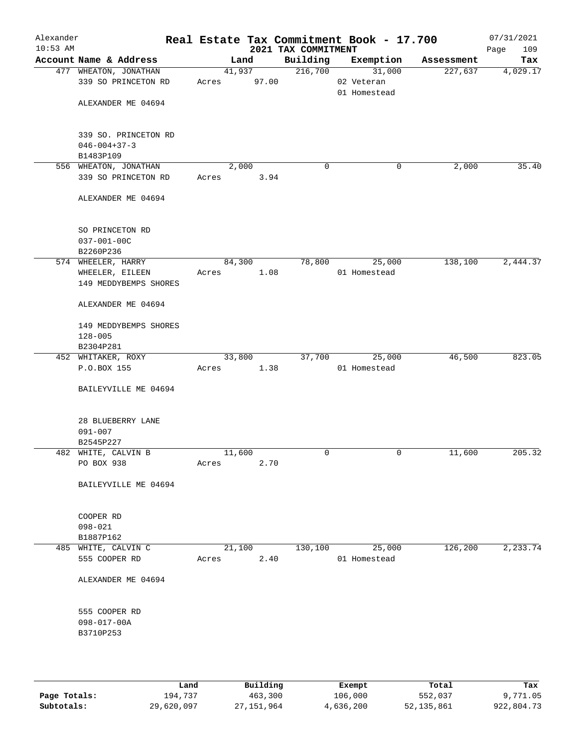# Real Estate Tax Commitment Book - 17.700

## 2021 TAX COMMITMENT

Alexander
10:53 AM

07/31/2021

| Account Name & Address | Land | Building | Exemption | Assessment | Tax |
|---|---|---|---|---|---|
| 477 WHEATON, JONATHAN<br>339 SO PRINCETON RD<br><br>ALEXANDER ME 04694<br><br>339 SO. PRINCETON RD<br>046-004+37-3<br>B1483P109 | 41,937<br>Acres 97.00 | 216,700 | 31,000<br>02 Veteran<br>01 Homestead | 227,637 | 4,029.17 |
| 556 WHEATON, JONATHAN<br>339 SO PRINCETON RD<br><br>ALEXANDER ME 04694<br><br>SO PRINCETON RD<br>037-001-00C<br>B2260P236 | 2,000<br>Acres 3.94 | 0 | 0 | 2,000 | 35.40 |
| 574 WHEELER, HARRY<br>WHEELER, EILEEN<br>149 MEDDYBEMPS SHORES<br><br>ALEXANDER ME 04694<br><br>149 MEDDYBEMPS SHORES<br>128-005<br>B2304P281 | 84,300<br>Acres 1.08 | 78,800 | 25,000<br>01 Homestead | 138,100 | 2,444.37 |
| 452 WHITAKER, ROXY<br>P.O.BOX 155<br><br>BAILEYVILLE ME 04694<br><br>28 BLUEBERRY LANE<br>091-007<br>B2545P227 | 33,800<br>Acres 1.38 | 37,700 | 25,000<br>01 Homestead | 46,500 | 823.05 |
| 482 WHITE, CALVIN B<br>PO BOX 938<br><br>BAILEYVILLE ME 04694<br><br>COOPER RD<br>098-021<br>B1887P162 | 11,600<br>Acres 2.70 | 0 | 0 | 11,600 | 205.32 |
| 485 WHITE, CALVIN C<br>555 COOPER RD<br><br>ALEXANDER ME 04694<br><br>555 COOPER RD<br>098-017-00A<br>B3710P253 | 21,100<br>Acres 2.40 | 130,100 | 25,000<br>01 Homestead | 126,200 | 2,233.74 |

| | Land | Building | Exempt | Total | Tax |
|---|---|---|---|---|---|
| Page Totals: | 194,737 | 463,300 | 106,000 | 552,037 | 9,771.05 |
| Subtotals: | 29,620,097 | 27,151,964 | 4,636,200 | 52,135,861 | 922,804.73 |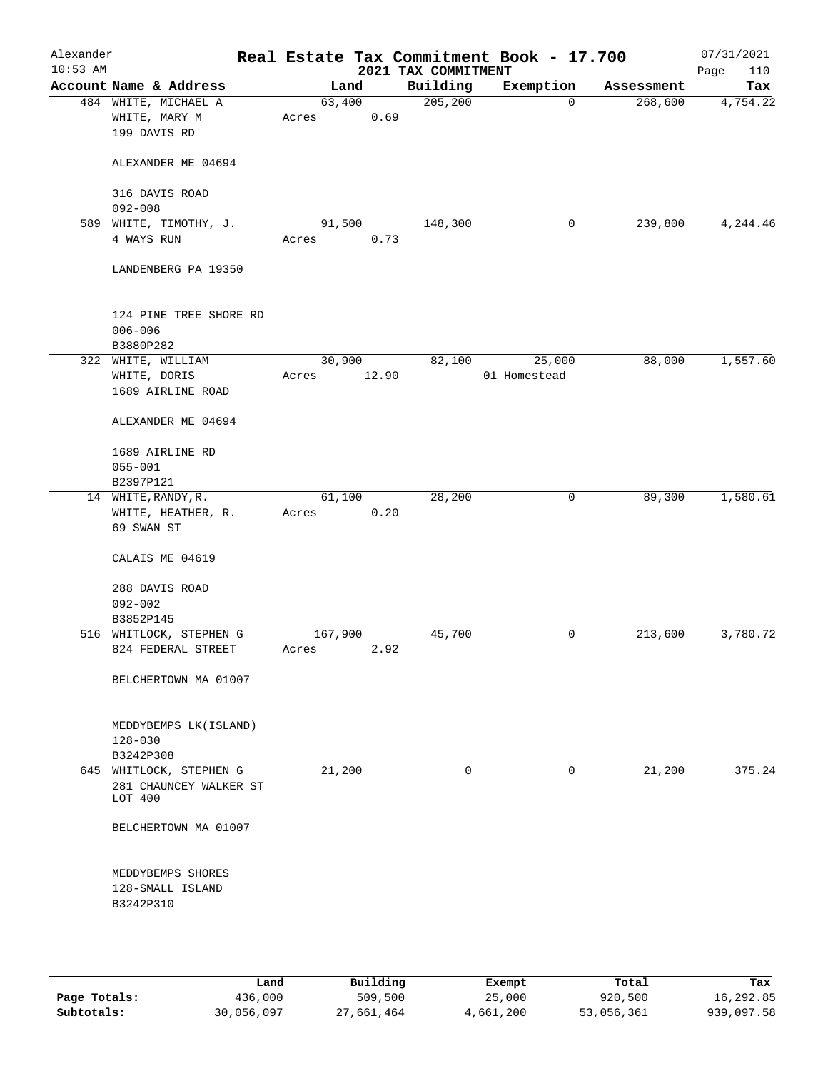Alexander 10:53 AM

# Real Estate Tax Commitment Book - 17.700

## 2021 TAX COMMITMENT

07/31/2021 Page 110

| Account Name & Address | Land | Building | Exemption | Assessment | Tax |
|---|---|---|---|---|---|
| 484 WHITE, MICHAEL A<br>WHITE, MARY M<br>199 DAVIS RD<br><br>ALEXANDER ME 04694<br><br>316 DAVIS ROAD<br>092-008 | 63,400<br>Acres 0.69 | 205,200 | 0 | 268,600 | 4,754.22 |
| 589 WHITE, TIMOTHY, J.<br>4 WAYS RUN<br><br>LANDENBERG PA 19350<br><br>124 PINE TREE SHORE RD<br>006-006<br>B3880P282 | 91,500<br>Acres 0.73 | 148,300 | 0 | 239,800 | 4,244.46 |
| 322 WHITE, WILLIAM<br>WHITE, DORIS<br>1689 AIRLINE ROAD<br><br>ALEXANDER ME 04694<br><br>1689 AIRLINE RD<br>055-001<br>B2397P121 | 30,900<br>Acres 12.90 | 82,100 | 25,000<br>01 Homestead | 88,000 | 1,557.60 |
| 14 WHITE, RANDY, R.<br>WHITE, HEATHER, R.<br>69 SWAN ST<br><br>CALAIS ME 04619<br><br>288 DAVIS ROAD<br>092-002<br>B3852P145 | 61,100<br>Acres 0.20 | 28,200 | 0 | 89,300 | 1,580.61 |
| 516 WHITLOCK, STEPHEN G<br>824 FEDERAL STREET<br><br>BELCHERTOWN MA 01007<br><br>MEDDYBEMPS LK(ISLAND)<br>128-030<br>B3242P308 | 167,900<br>Acres 2.92 | 45,700 | 0 | 213,600 | 3,780.72 |
| 645 WHITLOCK, STEPHEN G<br>281 CHAUNCEY WALKER ST<br>LOT 400<br><br>BELCHERTOWN MA 01007<br><br>MEDDYBEMPS SHORES<br>128-SMALL ISLAND<br>B3242P310 | 21,200 | 0 | 0 | 21,200 | 375.24 |

| | Land | Building | Exempt | Total | Tax |
|---|---|---|---|---|---|
| **Page Totals:** | 436,000 | 509,500 | 25,000 | 920,500 | 16,292.85 |
| **Subtotals:** | 30,056,097 | 27,661,464 | 4,661,200 | 53,056,361 | 939,097.58 |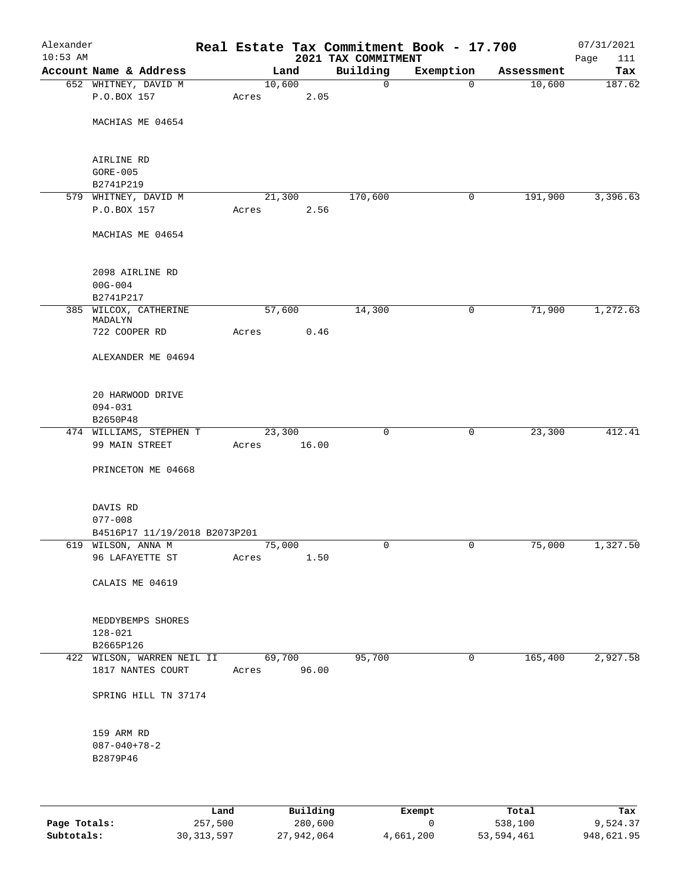Alexander 10:53 AM

# Real Estate Tax Commitment Book - 17.700

## 2021 TAX COMMITMENT

07/31/2021

| Account Name & Address | Land | Building | Exemption | Assessment | Tax |
|---|---|---|---|---|---|
| 652 WHITNEY, DAVID M<br>P.O.BOX 157<br><br>MACHIAS ME 04654<br><br>AIRLINE RD<br>GORE-005<br>B2741P219 | 10,600<br>Acres 2.05 | 0 | 0 | 10,600 | 187.62 |
| 579 WHITNEY, DAVID M<br>P.O.BOX 157<br><br>MACHIAS ME 04654<br><br>2098 AIRLINE RD<br>00G-004<br>B2741P217 | 21,300<br>Acres 2.56 | 170,600 | 0 | 191,900 | 3,396.63 |
| 385 WILCOX, CATHERINE MADALYN<br>722 COOPER RD<br><br>ALEXANDER ME 04694<br><br>20 HARWOOD DRIVE<br>094-031<br>B2650P48 | 57,600<br>Acres 0.46 | 14,300 | 0 | 71,900 | 1,272.63 |
| 474 WILLIAMS, STEPHEN T<br>99 MAIN STREET<br><br>PRINCETON ME 04668<br><br>DAVIS RD<br>077-008<br>B4516P17 11/19/2018 B2073P201 | 23,300<br>Acres 16.00 | 0 | 0 | 23,300 | 412.41 |
| 619 WILSON, ANNA M<br>96 LAFAYETTE ST<br><br>CALAIS ME 04619<br><br>MEDDYBEMPS SHORES<br>128-021<br>B2665P126 | 75,000<br>Acres 1.50 | 0 | 0 | 75,000 | 1,327.50 |
| 422 WILSON, WARREN NEIL II<br>1817 NANTES COURT<br><br>SPRING HILL TN 37174<br><br>159 ARM RD<br>087-040+78-2<br>B2879P46 | 69,700<br>Acres 96.00 | 95,700 | 0 | 165,400 | 2,927.58 |

| | Land | Building | Exempt | Total | Tax |
|---|---|---|---|---|---|
| Page Totals: | 257,500 | 280,600 | 0 | 538,100 | 9,524.37 |
| Subtotals: | 30,313,597 | 27,942,064 | 4,661,200 | 53,594,461 | 948,621.95 |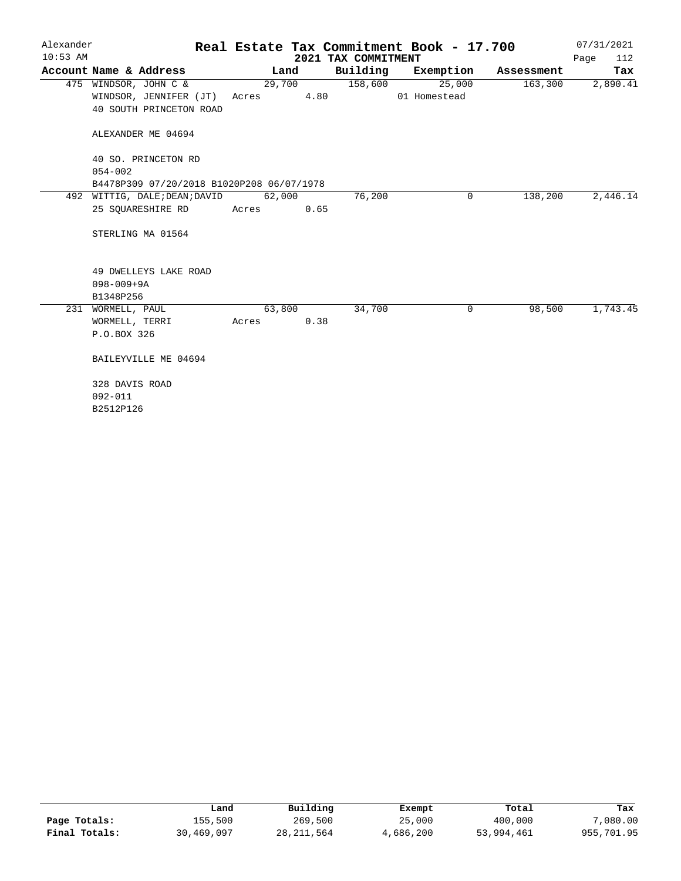# Real Estate Tax Commitment Book - 17.700

Alexander 10:53 AM — 2021 TAX COMMITMENT — 07/31/2021

| Account Name & Address | Land | Building | Exemption | Assessment | Tax |
|---|---|---|---|---|---|
| 475 WINDSOR, JOHN C & | 29,700 | 158,600 | 25,000 | 163,300 | 2,890.41 |
| WINDSOR, JENNIFER (JT) | Acres 4.80 | | 01 Homestead | | |
| 40 SOUTH PRINCETON ROAD | | | | | |
| ALEXANDER ME 04694 | | | | | |
| 40 SO. PRINCETON RD | | | | | |
| 054-002 | | | | | |
| B4478P309 07/20/2018 B1020P208 06/07/1978 | | | | | |
| 492 WITTIG, DALE;DEAN;DAVID | 62,000 | 76,200 | 0 | 138,200 | 2,446.14 |
| 25 SQUARESHIRE RD | Acres 0.65 | | | | |
| STERLING MA 01564 | | | | | |
| 49 DWELLEYS LAKE ROAD | | | | | |
| 098-009+9A | | | | | |
| B1348P256 | | | | | |
| 231 WORMELL, PAUL | 63,800 | 34,700 | 0 | 98,500 | 1,743.45 |
| WORMELL, TERRI | Acres 0.38 | | | | |
| P.O.BOX 326 | | | | | |
| BAILEYVILLE ME 04694 | | | | | |
| 328 DAVIS ROAD | | | | | |
| 092-011 | | | | | |
| B2512P126 | | | | | |

| | Land | Building | Exempt | Total | Tax |
|---|---|---|---|---|---|
| Page Totals: | 155,500 | 269,500 | 25,000 | 400,000 | 7,080.00 |
| Final Totals: | 30,469,097 | 28,211,564 | 4,686,200 | 53,994,461 | 955,701.95 |